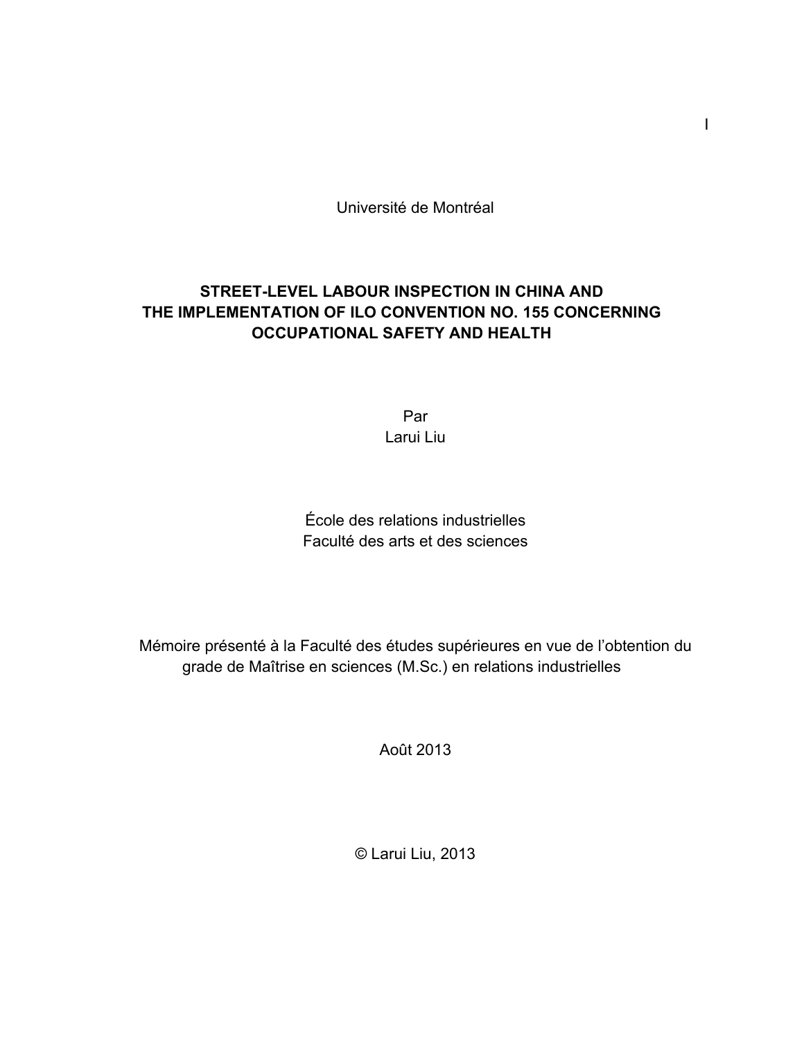Université de Montréal

# STREET-LEVEL LABOUR INSPECTION IN CHINA AND THE IMPLEMENTATION OF ILO CONVENTION NO. 155 CONCERNING OCCUPATIONAL SAFETY AND HEALTH

Par
Larui Liu

École des relations industrielles
Faculté des arts et des sciences

Mémoire présenté à la Faculté des études supérieures en vue de l'obtention du grade de Maîtrise en sciences (M.Sc.) en relations industrielles

Août 2013

© Larui Liu, 2013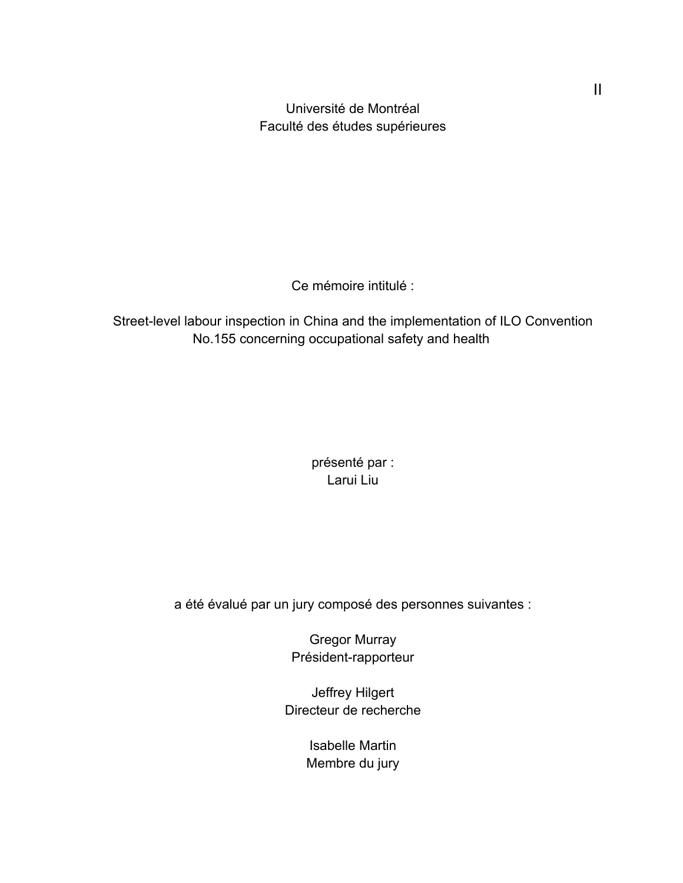Université de Montréal
Faculté des études supérieures

Ce mémoire intitulé :

Street-level labour inspection in China and the implementation of ILO Convention No.155 concerning occupational safety and health

présenté par :
Larui Liu

a été évalué par un jury composé des personnes suivantes :

Gregor Murray
Président-rapporteur

Jeffrey Hilgert
Directeur de recherche

Isabelle Martin
Membre du jury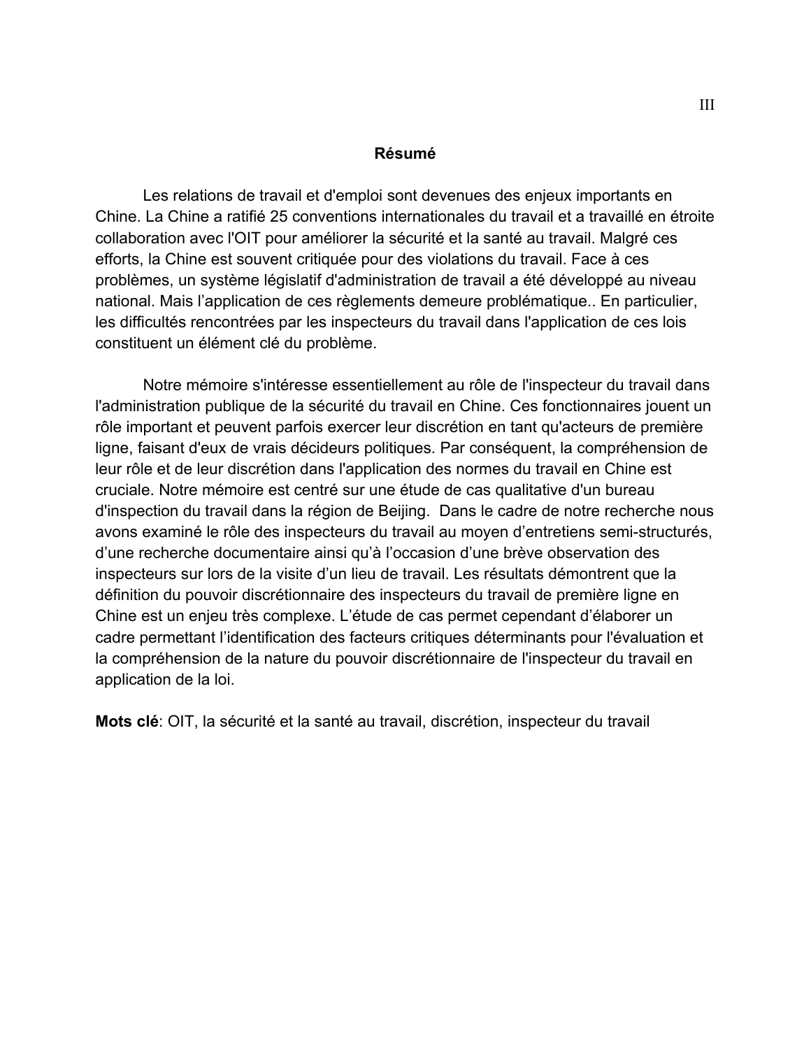# Résumé

Les relations de travail et d'emploi sont devenues des enjeux importants en Chine. La Chine a ratifié 25 conventions internationales du travail et a travaillé en étroite collaboration avec l'OIT pour améliorer la sécurité et la santé au travail. Malgré ces efforts, la Chine est souvent critiquée pour des violations du travail. Face à ces problèmes, un système législatif d'administration de travail a été développé au niveau national. Mais l'application de ces règlements demeure problématique.. En particulier, les difficultés rencontrées par les inspecteurs du travail dans l'application de ces lois constituent un élément clé du problème.

Notre mémoire s'intéresse essentiellement au rôle de l'inspecteur du travail dans l'administration publique de la sécurité du travail en Chine. Ces fonctionnaires jouent un rôle important et peuvent parfois exercer leur discrétion en tant qu'acteurs de première ligne, faisant d'eux de vrais décideurs politiques. Par conséquent, la compréhension de leur rôle et de leur discrétion dans l'application des normes du travail en Chine est cruciale. Notre mémoire est centré sur une étude de cas qualitative d'un bureau d'inspection du travail dans la région de Beijing. Dans le cadre de notre recherche nous avons examiné le rôle des inspecteurs du travail au moyen d'entretiens semi-structurés, d'une recherche documentaire ainsi qu'à l'occasion d'une brève observation des inspecteurs sur lors de la visite d'un lieu de travail. Les résultats démontrent que la définition du pouvoir discrétionnaire des inspecteurs du travail de première ligne en Chine est un enjeu très complexe. L'étude de cas permet cependant d'élaborer un cadre permettant l'identification des facteurs critiques déterminants pour l'évaluation et la compréhension de la nature du pouvoir discrétionnaire de l'inspecteur du travail en application de la loi.

**Mots clé**: OIT, la sécurité et la santé au travail, discrétion, inspecteur du travail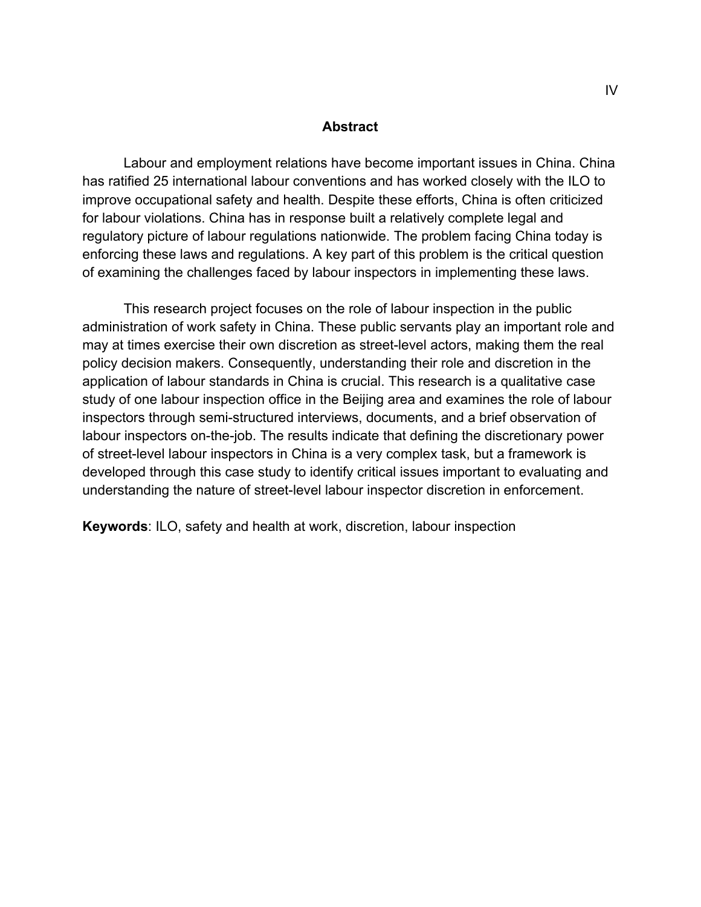## Abstract

Labour and employment relations have become important issues in China. China has ratified 25 international labour conventions and has worked closely with the ILO to improve occupational safety and health. Despite these efforts, China is often criticized for labour violations. China has in response built a relatively complete legal and regulatory picture of labour regulations nationwide. The problem facing China today is enforcing these laws and regulations. A key part of this problem is the critical question of examining the challenges faced by labour inspectors in implementing these laws.

This research project focuses on the role of labour inspection in the public administration of work safety in China. These public servants play an important role and may at times exercise their own discretion as street-level actors, making them the real policy decision makers. Consequently, understanding their role and discretion in the application of labour standards in China is crucial. This research is a qualitative case study of one labour inspection office in the Beijing area and examines the role of labour inspectors through semi-structured interviews, documents, and a brief observation of labour inspectors on-the-job. The results indicate that defining the discretionary power of street-level labour inspectors in China is a very complex task, but a framework is developed through this case study to identify critical issues important to evaluating and understanding the nature of street-level labour inspector discretion in enforcement.

**Keywords**: ILO, safety and health at work, discretion, labour inspection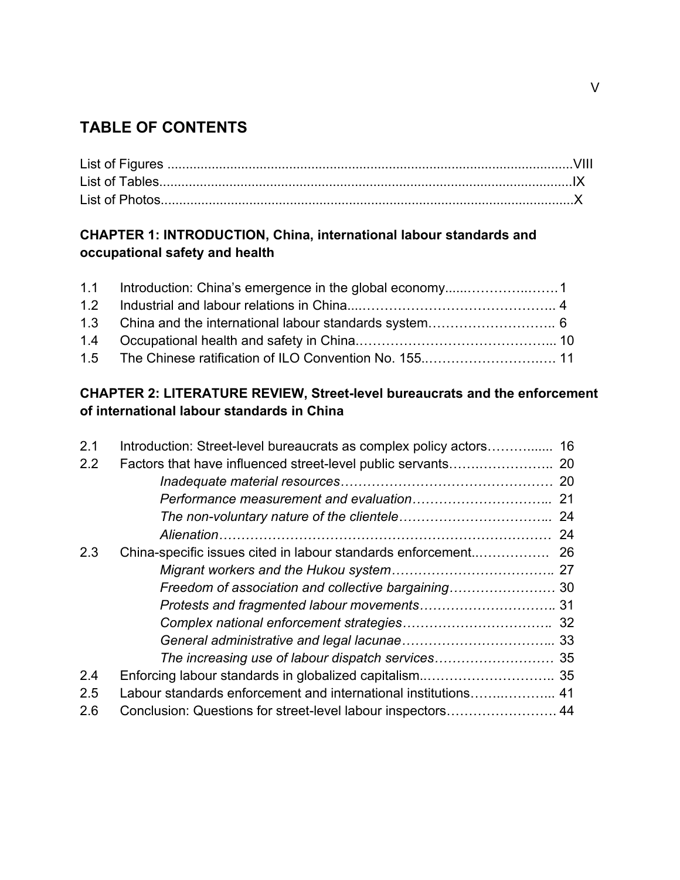# TABLE OF CONTENTS

List of Figures ............................................................................................................VIII
List of Tables...............................................................................................................IX
List of Photos..............................................................................................................X

**CHAPTER 1: INTRODUCTION, China, international labour standards and occupational safety and health**

1.1 Introduction: China's emergence in the global economy......……………..……1
1.2 Industrial and labour relations in China....…………………………………….. 4
1.3 China and the international labour standards system……………………….. 6
1.4 Occupational health and safety in China.……………………………………... 10
1.5 The Chinese ratification of ILO Convention No. 155..………………….…… 11

**CHAPTER 2: LITERATURE REVIEW, Street-level bureaucrats and the enforcement of international labour standards in China**

2.1 Introduction: Street-level bureaucrats as complex policy actors…………...... 16
2.2 Factors that have influenced street-level public servants…….…………….. 20
*Inadequate material resources*……………………………………………… 20
*Performance measurement and evaluation*………………………….…….. 21
*The non-voluntary nature of the clientele*…………………………….. 24
*Alienation*………………………………………………………………… 24
2.3 China-specific issues cited in labour standards enforcement..……………. 26
*Migrant workers and the Hukou system*…………………………………. 27
*Freedom of association and collective bargaining*…………………… 30
*Protests and fragmented labour movements*………………………….. 31
*Complex national enforcement strategies*…………………………….. 32
*General administrative and legal lacunae*……………………………... 33
*The increasing use of labour dispatch services*……………………… 35
2.4 Enforcing labour standards in globalized capitalism..……………………….. 35
2.5 Labour standards enforcement and international institutions……..………... 41
2.6 Conclusion: Questions for street-level labour inspectors……………………. 44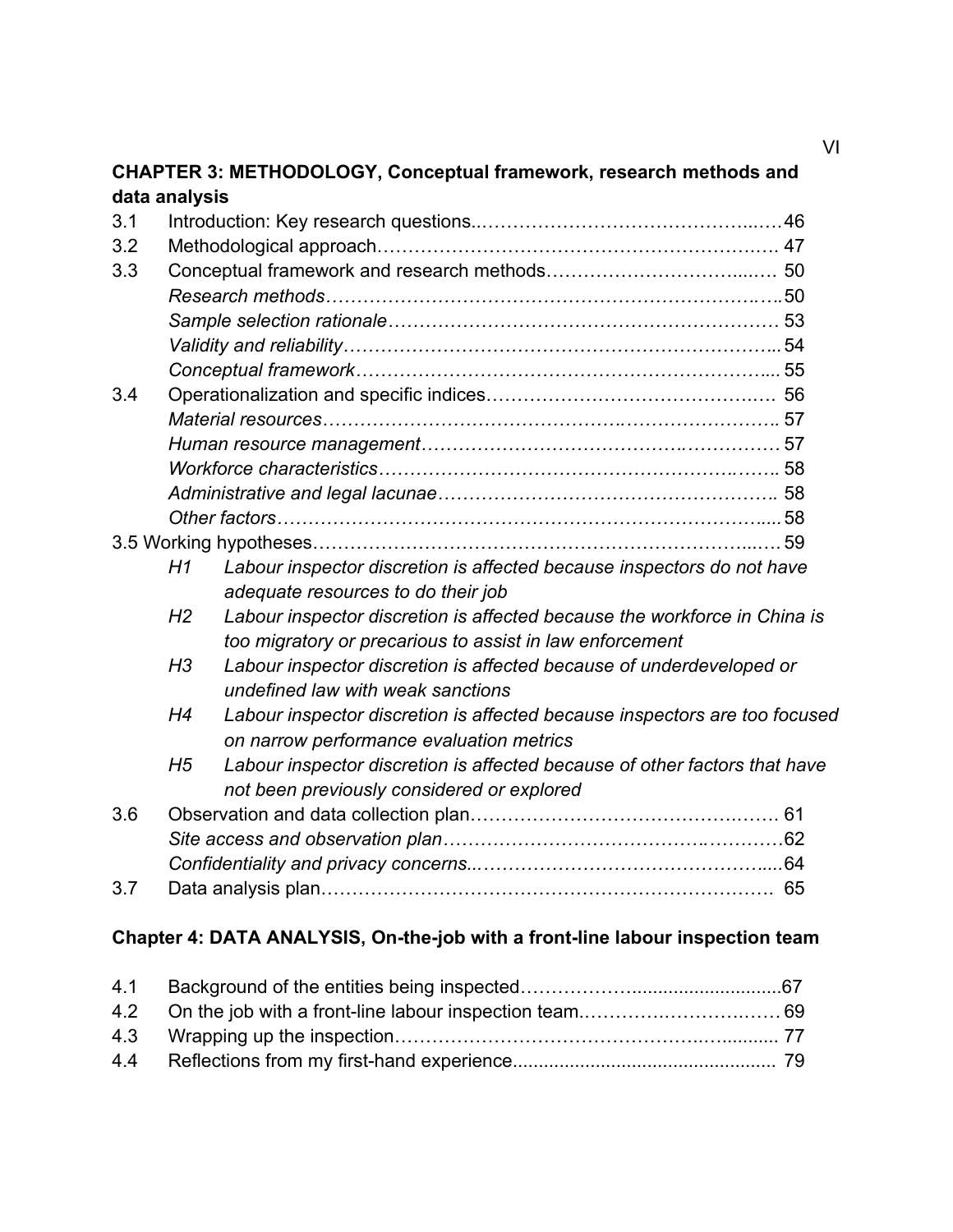**CHAPTER 3: METHODOLOGY, Conceptual framework, research methods and data analysis**

3.1 Introduction: Key research questions....................................................46

3.2 Methodological approach.................................................................... 47

3.3 Conceptual framework and research methods...................................... 50

*Research methods*.....................................................................50

*Sample selection rationale*............................................................ 53

*Validity and reliability*.................................................................54

*Conceptual framework*.................................................................. 55

3.4 Operationalization and specific indices.............................................. 56

*Material resources*..................................................................... 57

*Human resource management*........................................................ 57

*Workforce characteristics*............................................................. 58

*Administrative and legal lacunae*.................................................... 58

*Other factors*............................................................................. 58

3.5 Working hypotheses.......................................................................... 59

- *H1 Labour inspector discretion is affected because inspectors do not have adequate resources to do their job*
- *H2 Labour inspector discretion is affected because the workforce in China is too migratory or precarious to assist in law enforcement*
- *H3 Labour inspector discretion is affected because of underdeveloped or undefined law with weak sanctions*
- *H4 Labour inspector discretion is affected because inspectors are too focused on narrow performance evaluation metrics*
- *H5 Labour inspector discretion is affected because of other factors that have not been previously considered or explored*

3.6 Observation and data collection plan.................................................. 61

*Site access and observation plan*.....................................................62

*Confidentiality and privacy concerns*................................................64

3.7 Data analysis plan............................................................................ 65

**Chapter 4: DATA ANALYSIS, On-the-job with a front-line labour inspection team**

4.1 Background of the entities being inspected..........................................67

4.2 On the job with a front-line labour inspection team............................... 69

4.3 Wrapping up the inspection.............................................................. 77

4.4 Reflections from my first-hand experience........................................... 79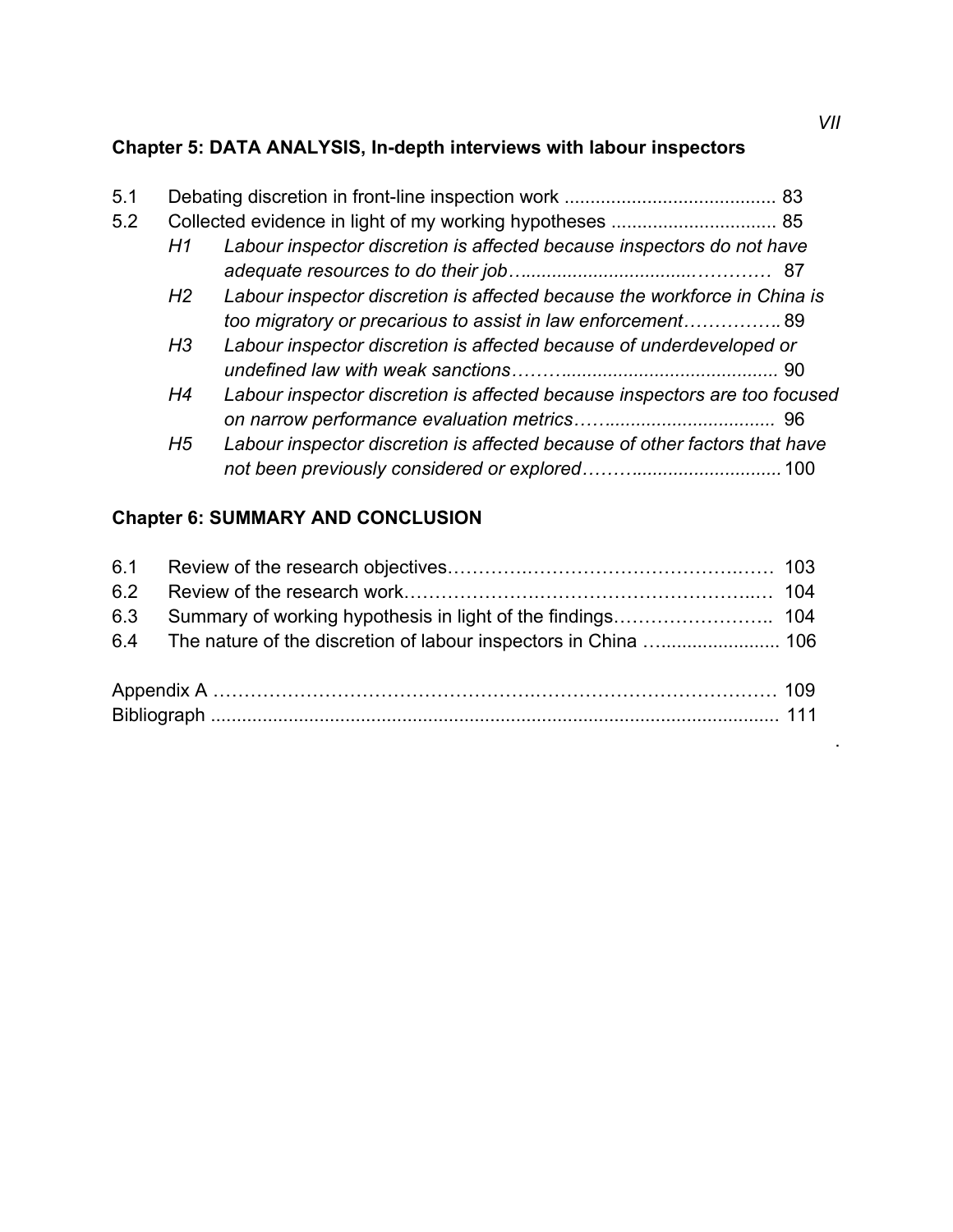**Chapter 5: DATA ANALYSIS, In-depth interviews with labour inspectors**

5.1 Debating discretion in front-line inspection work ........................................ 83

5.2 Collected evidence in light of my working hypotheses ................................ 85

*H1 Labour inspector discretion is affected because inspectors do not have adequate resources to do their job*…...............................………… 87

*H2 Labour inspector discretion is affected because the workforce in China is too migratory or precarious to assist in law enforcement*……………..89

*H3 Labour inspector discretion is affected because of underdeveloped or undefined law with weak sanctions*……….......................................... 90

*H4 Labour inspector discretion is affected because inspectors are too focused on narrow performance evaluation metrics*……................................ 96

*H5 Labour inspector discretion is affected because of other factors that have not been previously considered or explored*………............................100

**Chapter 6: SUMMARY AND CONCLUSION**

6.1 Review of the research objectives……………………………………………… 103

6.2 Review of the research work…………………………………………………… 104

6.3 Summary of working hypothesis in light of the findings…………………….. 104

6.4 The nature of the discretion of labour inspectors in China …...................... 106

Appendix A ……………………………………………………………………………… 109

Bibliograph ................................................................................................................ 111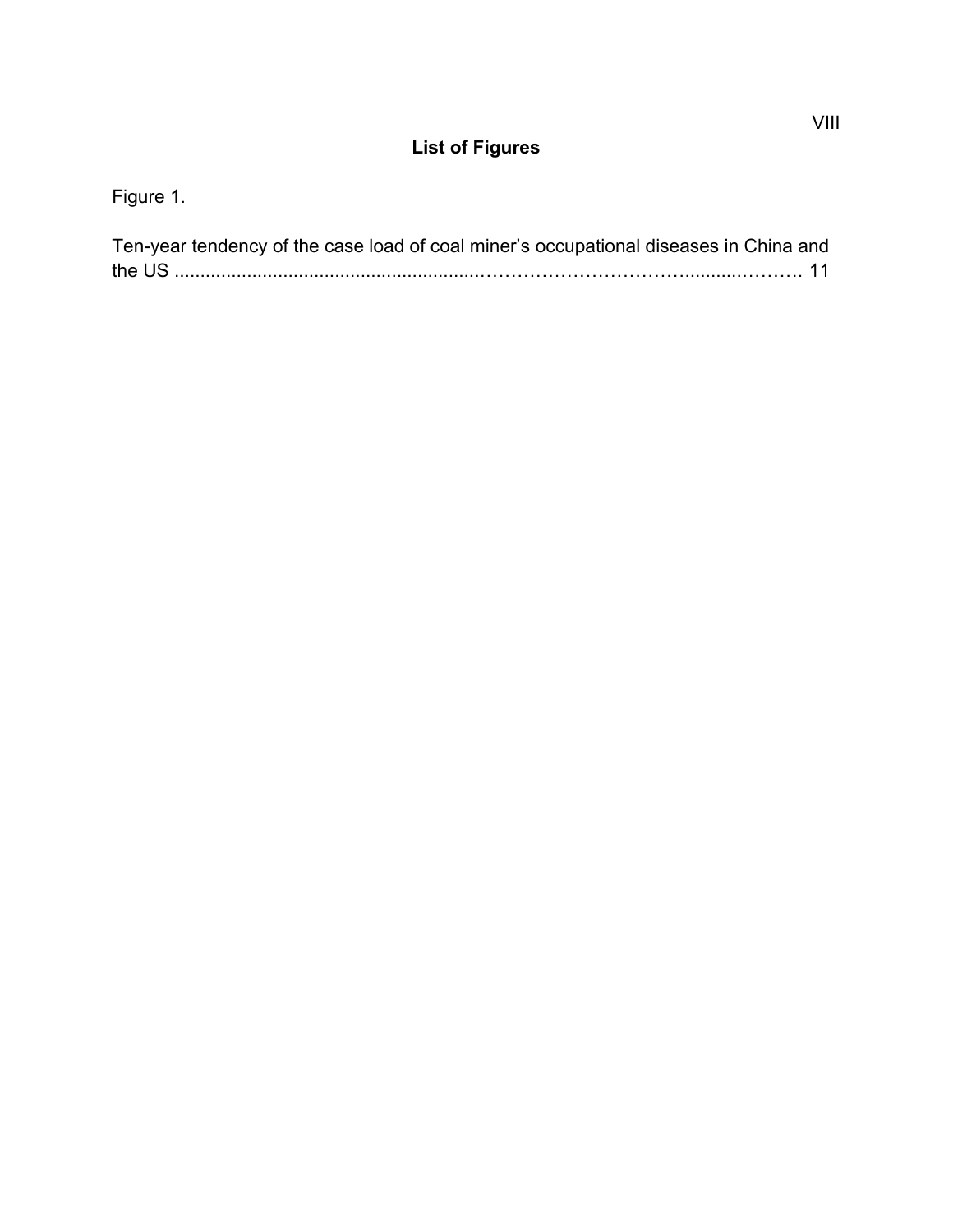# List of Figures

Figure 1.

Ten-year tendency of the case load of coal miner’s occupational diseases in China and the US ........................................................................................................ 11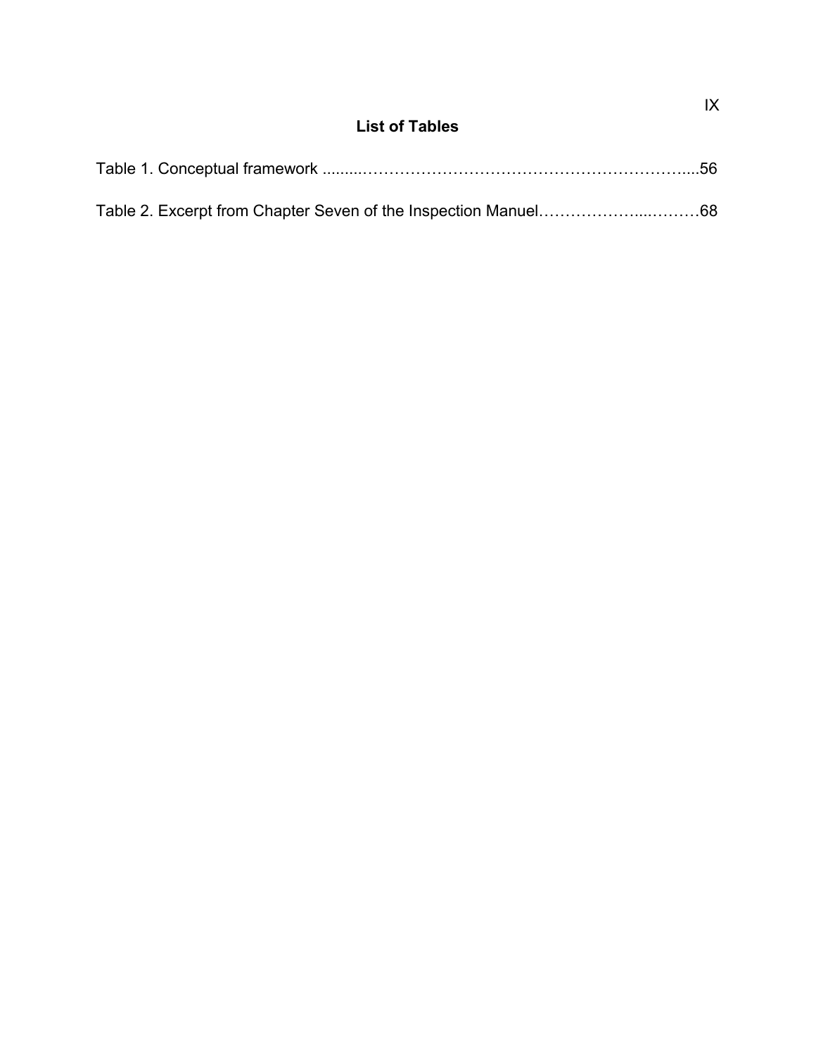## List of Tables

Table 1. Conceptual framework .........…………………………………………………….....56

Table 2. Excerpt from Chapter Seven of the Inspection Manuel………………...………68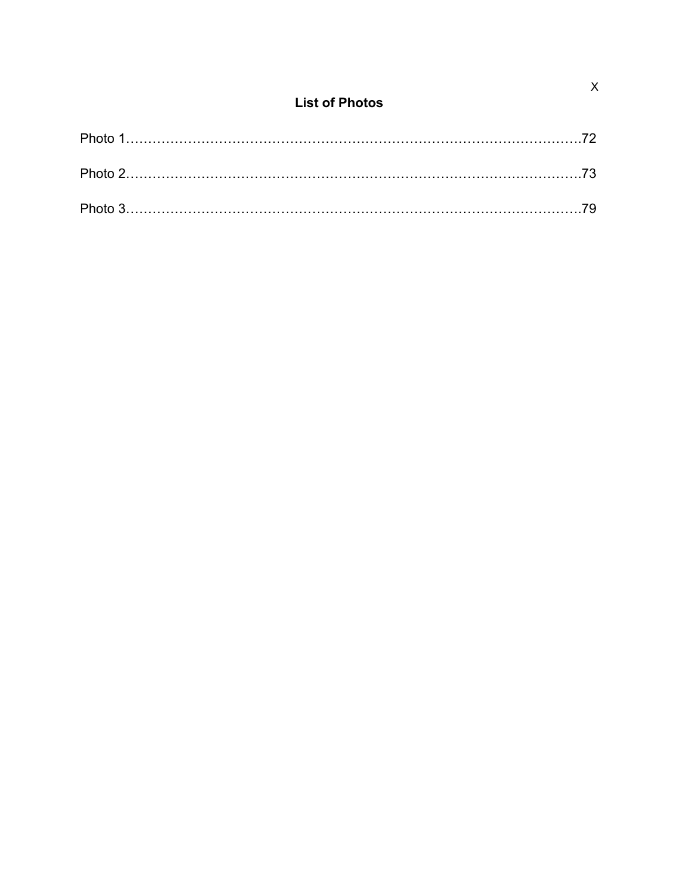## List of Photos

Photo 1……………………………………………………………………………………….72

Photo 2……………………………………………………………………………………….73

Photo 3……………………………………………………………………………………….79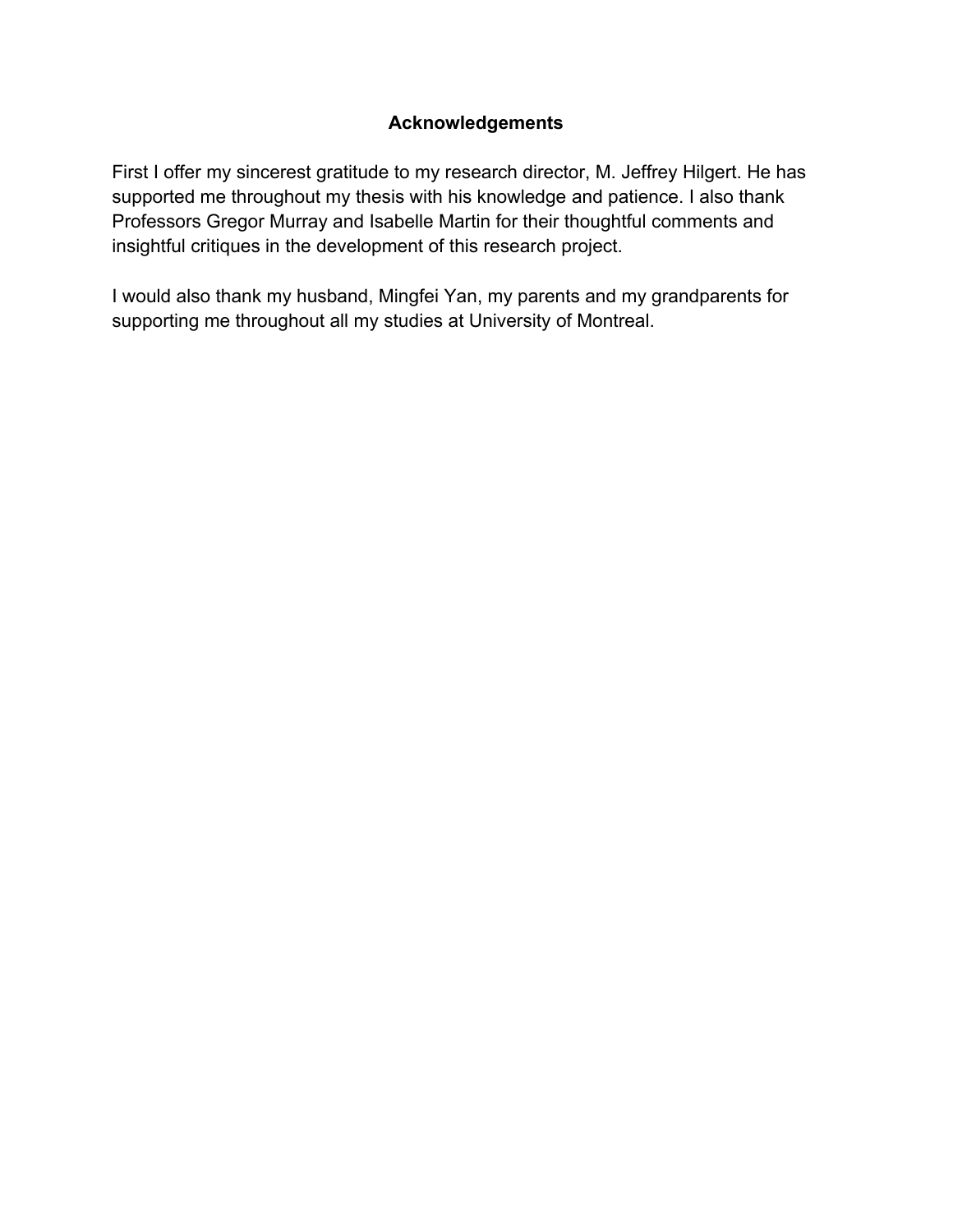# Acknowledgements

First I offer my sincerest gratitude to my research director, M. Jeffrey Hilgert. He has supported me throughout my thesis with his knowledge and patience. I also thank Professors Gregor Murray and Isabelle Martin for their thoughtful comments and insightful critiques in the development of this research project.

I would also thank my husband, Mingfei Yan, my parents and my grandparents for supporting me throughout all my studies at University of Montreal.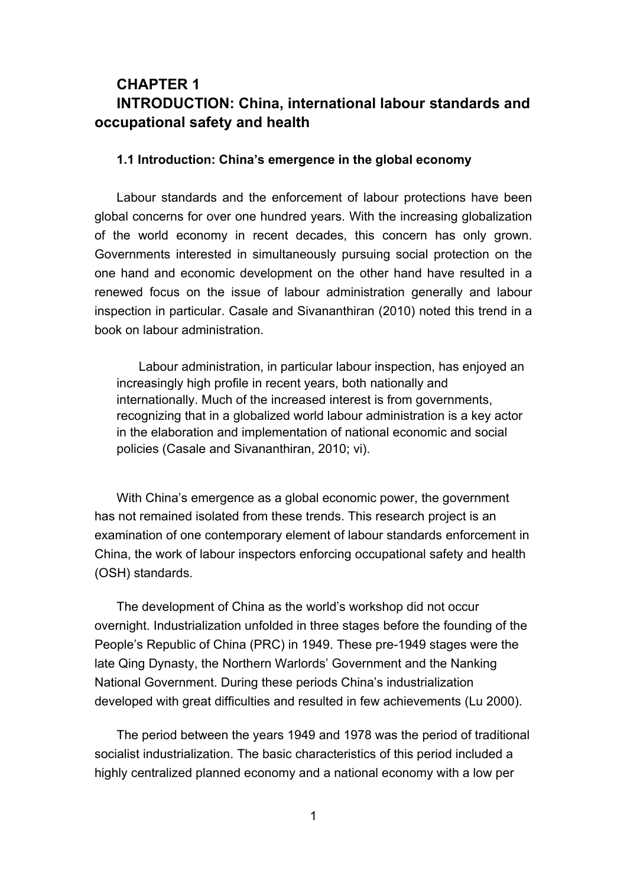# CHAPTER 1
# INTRODUCTION: China, international labour standards and occupational safety and health

## 1.1 Introduction: China's emergence in the global economy

Labour standards and the enforcement of labour protections have been global concerns for over one hundred years. With the increasing globalization of the world economy in recent decades, this concern has only grown. Governments interested in simultaneously pursuing social protection on the one hand and economic development on the other hand have resulted in a renewed focus on the issue of labour administration generally and labour inspection in particular. Casale and Sivananthiran (2010) noted this trend in a book on labour administration.

> Labour administration, in particular labour inspection, has enjoyed an increasingly high profile in recent years, both nationally and internationally. Much of the increased interest is from governments, recognizing that in a globalized world labour administration is a key actor in the elaboration and implementation of national economic and social policies (Casale and Sivananthiran, 2010; vi).

With China's emergence as a global economic power, the government has not remained isolated from these trends. This research project is an examination of one contemporary element of labour standards enforcement in China, the work of labour inspectors enforcing occupational safety and health (OSH) standards.

The development of China as the world's workshop did not occur overnight. Industrialization unfolded in three stages before the founding of the People's Republic of China (PRC) in 1949. These pre-1949 stages were the late Qing Dynasty, the Northern Warlords' Government and the Nanking National Government. During these periods China's industrialization developed with great difficulties and resulted in few achievements (Lu 2000).

The period between the years 1949 and 1978 was the period of traditional socialist industrialization. The basic characteristics of this period included a highly centralized planned economy and a national economy with a low per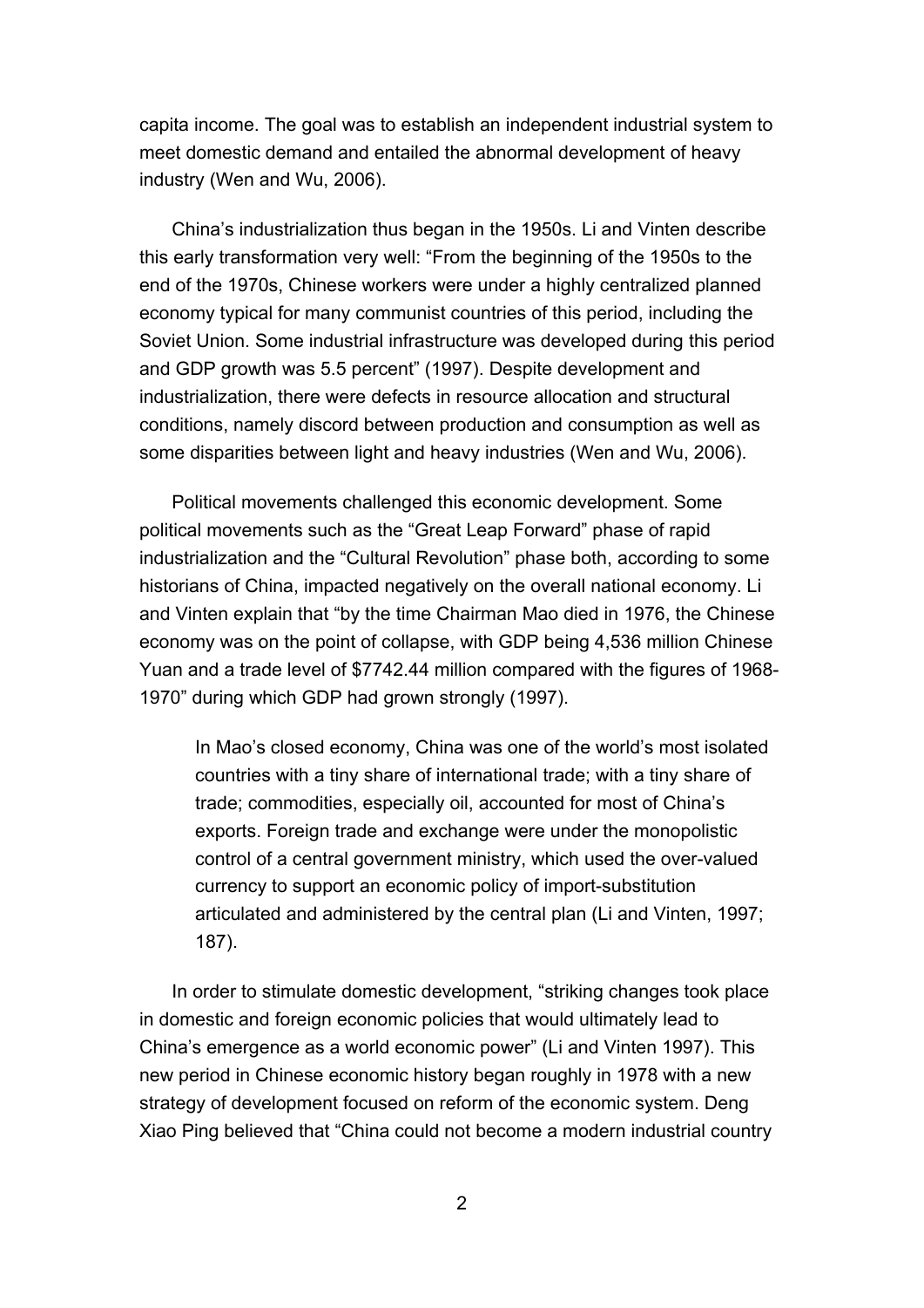capita income. The goal was to establish an independent industrial system to meet domestic demand and entailed the abnormal development of heavy industry (Wen and Wu, 2006).

China's industrialization thus began in the 1950s. Li and Vinten describe this early transformation very well: "From the beginning of the 1950s to the end of the 1970s, Chinese workers were under a highly centralized planned economy typical for many communist countries of this period, including the Soviet Union. Some industrial infrastructure was developed during this period and GDP growth was 5.5 percent" (1997). Despite development and industrialization, there were defects in resource allocation and structural conditions, namely discord between production and consumption as well as some disparities between light and heavy industries (Wen and Wu, 2006).

Political movements challenged this economic development. Some political movements such as the "Great Leap Forward" phase of rapid industrialization and the "Cultural Revolution" phase both, according to some historians of China, impacted negatively on the overall national economy. Li and Vinten explain that "by the time Chairman Mao died in 1976, the Chinese economy was on the point of collapse, with GDP being 4,536 million Chinese Yuan and a trade level of $7742.44 million compared with the figures of 1968-1970" during which GDP had grown strongly (1997).

> In Mao's closed economy, China was one of the world's most isolated countries with a tiny share of international trade; with a tiny share of trade; commodities, especially oil, accounted for most of China's exports. Foreign trade and exchange were under the monopolistic control of a central government ministry, which used the over-valued currency to support an economic policy of import-substitution articulated and administered by the central plan (Li and Vinten, 1997; 187).

In order to stimulate domestic development, "striking changes took place in domestic and foreign economic policies that would ultimately lead to China's emergence as a world economic power" (Li and Vinten 1997). This new period in Chinese economic history began roughly in 1978 with a new strategy of development focused on reform of the economic system. Deng Xiao Ping believed that "China could not become a modern industrial country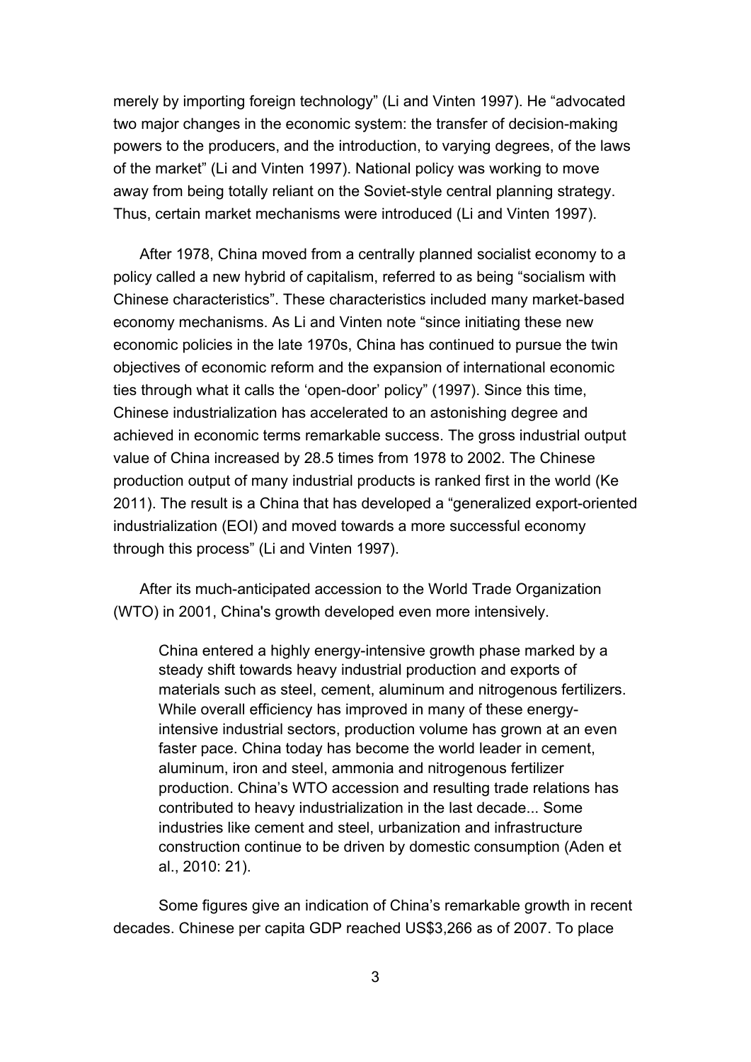merely by importing foreign technology" (Li and Vinten 1997). He "advocated two major changes in the economic system: the transfer of decision-making powers to the producers, and the introduction, to varying degrees, of the laws of the market" (Li and Vinten 1997). National policy was working to move away from being totally reliant on the Soviet-style central planning strategy. Thus, certain market mechanisms were introduced (Li and Vinten 1997).

After 1978, China moved from a centrally planned socialist economy to a policy called a new hybrid of capitalism, referred to as being "socialism with Chinese characteristics". These characteristics included many market-based economy mechanisms. As Li and Vinten note "since initiating these new economic policies in the late 1970s, China has continued to pursue the twin objectives of economic reform and the expansion of international economic ties through what it calls the 'open-door' policy" (1997). Since this time, Chinese industrialization has accelerated to an astonishing degree and achieved in economic terms remarkable success. The gross industrial output value of China increased by 28.5 times from 1978 to 2002. The Chinese production output of many industrial products is ranked first in the world (Ke 2011). The result is a China that has developed a "generalized export-oriented industrialization (EOI) and moved towards a more successful economy through this process" (Li and Vinten 1997).

After its much-anticipated accession to the World Trade Organization (WTO) in 2001, China's growth developed even more intensively.

> China entered a highly energy-intensive growth phase marked by a steady shift towards heavy industrial production and exports of materials such as steel, cement, aluminum and nitrogenous fertilizers. While overall efficiency has improved in many of these energy-intensive industrial sectors, production volume has grown at an even faster pace. China today has become the world leader in cement, aluminum, iron and steel, ammonia and nitrogenous fertilizer production. China's WTO accession and resulting trade relations has contributed to heavy industrialization in the last decade... Some industries like cement and steel, urbanization and infrastructure construction continue to be driven by domestic consumption (Aden et al., 2010: 21).

Some figures give an indication of China's remarkable growth in recent decades. Chinese per capita GDP reached US$3,266 as of 2007. To place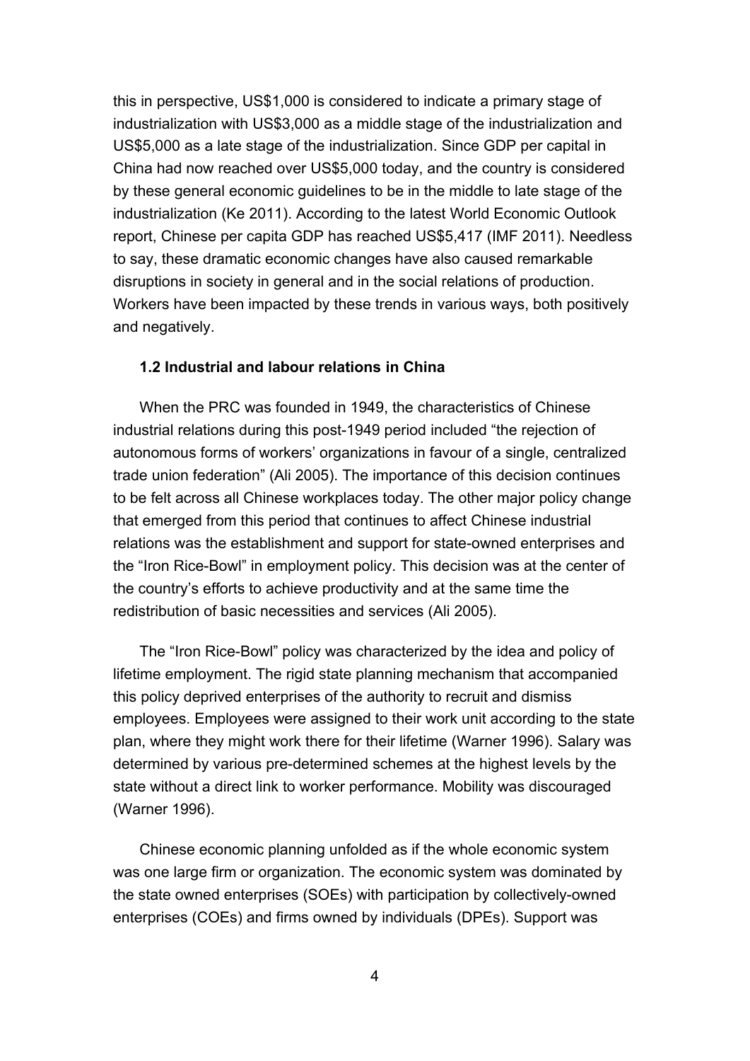this in perspective, US$1,000 is considered to indicate a primary stage of industrialization with US$3,000 as a middle stage of the industrialization and US$5,000 as a late stage of the industrialization. Since GDP per capital in China had now reached over US$5,000 today, and the country is considered by these general economic guidelines to be in the middle to late stage of the industrialization (Ke 2011). According to the latest World Economic Outlook report, Chinese per capita GDP has reached US$5,417 (IMF 2011). Needless to say, these dramatic economic changes have also caused remarkable disruptions in society in general and in the social relations of production. Workers have been impacted by these trends in various ways, both positively and negatively.

### 1.2 Industrial and labour relations in China

When the PRC was founded in 1949, the characteristics of Chinese industrial relations during this post-1949 period included "the rejection of autonomous forms of workers' organizations in favour of a single, centralized trade union federation" (Ali 2005). The importance of this decision continues to be felt across all Chinese workplaces today. The other major policy change that emerged from this period that continues to affect Chinese industrial relations was the establishment and support for state-owned enterprises and the "Iron Rice-Bowl" in employment policy. This decision was at the center of the country's efforts to achieve productivity and at the same time the redistribution of basic necessities and services (Ali 2005).

The "Iron Rice-Bowl" policy was characterized by the idea and policy of lifetime employment. The rigid state planning mechanism that accompanied this policy deprived enterprises of the authority to recruit and dismiss employees. Employees were assigned to their work unit according to the state plan, where they might work there for their lifetime (Warner 1996). Salary was determined by various pre-determined schemes at the highest levels by the state without a direct link to worker performance. Mobility was discouraged (Warner 1996).

Chinese economic planning unfolded as if the whole economic system was one large firm or organization. The economic system was dominated by the state owned enterprises (SOEs) with participation by collectively-owned enterprises (COEs) and firms owned by individuals (DPEs). Support was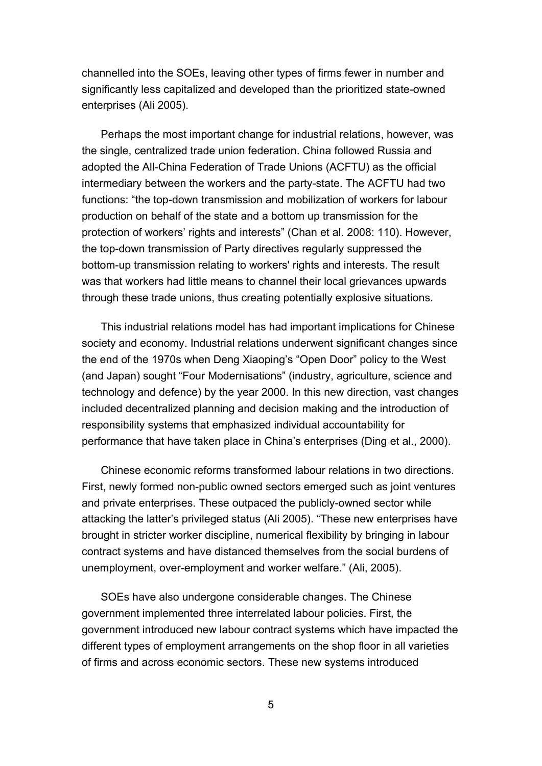channelled into the SOEs, leaving other types of firms fewer in number and significantly less capitalized and developed than the prioritized state-owned enterprises (Ali 2005).

Perhaps the most important change for industrial relations, however, was the single, centralized trade union federation. China followed Russia and adopted the All-China Federation of Trade Unions (ACFTU) as the official intermediary between the workers and the party-state. The ACFTU had two functions: "the top-down transmission and mobilization of workers for labour production on behalf of the state and a bottom up transmission for the protection of workers' rights and interests" (Chan et al. 2008: 110). However, the top-down transmission of Party directives regularly suppressed the bottom-up transmission relating to workers' rights and interests. The result was that workers had little means to channel their local grievances upwards through these trade unions, thus creating potentially explosive situations.

This industrial relations model has had important implications for Chinese society and economy. Industrial relations underwent significant changes since the end of the 1970s when Deng Xiaoping's "Open Door" policy to the West (and Japan) sought "Four Modernisations" (industry, agriculture, science and technology and defence) by the year 2000. In this new direction, vast changes included decentralized planning and decision making and the introduction of responsibility systems that emphasized individual accountability for performance that have taken place in China's enterprises (Ding et al., 2000).

Chinese economic reforms transformed labour relations in two directions. First, newly formed non-public owned sectors emerged such as joint ventures and private enterprises. These outpaced the publicly-owned sector while attacking the latter's privileged status (Ali 2005). "These new enterprises have brought in stricter worker discipline, numerical flexibility by bringing in labour contract systems and have distanced themselves from the social burdens of unemployment, over-employment and worker welfare." (Ali, 2005).

SOEs have also undergone considerable changes. The Chinese government implemented three interrelated labour policies. First, the government introduced new labour contract systems which have impacted the different types of employment arrangements on the shop floor in all varieties of firms and across economic sectors. These new systems introduced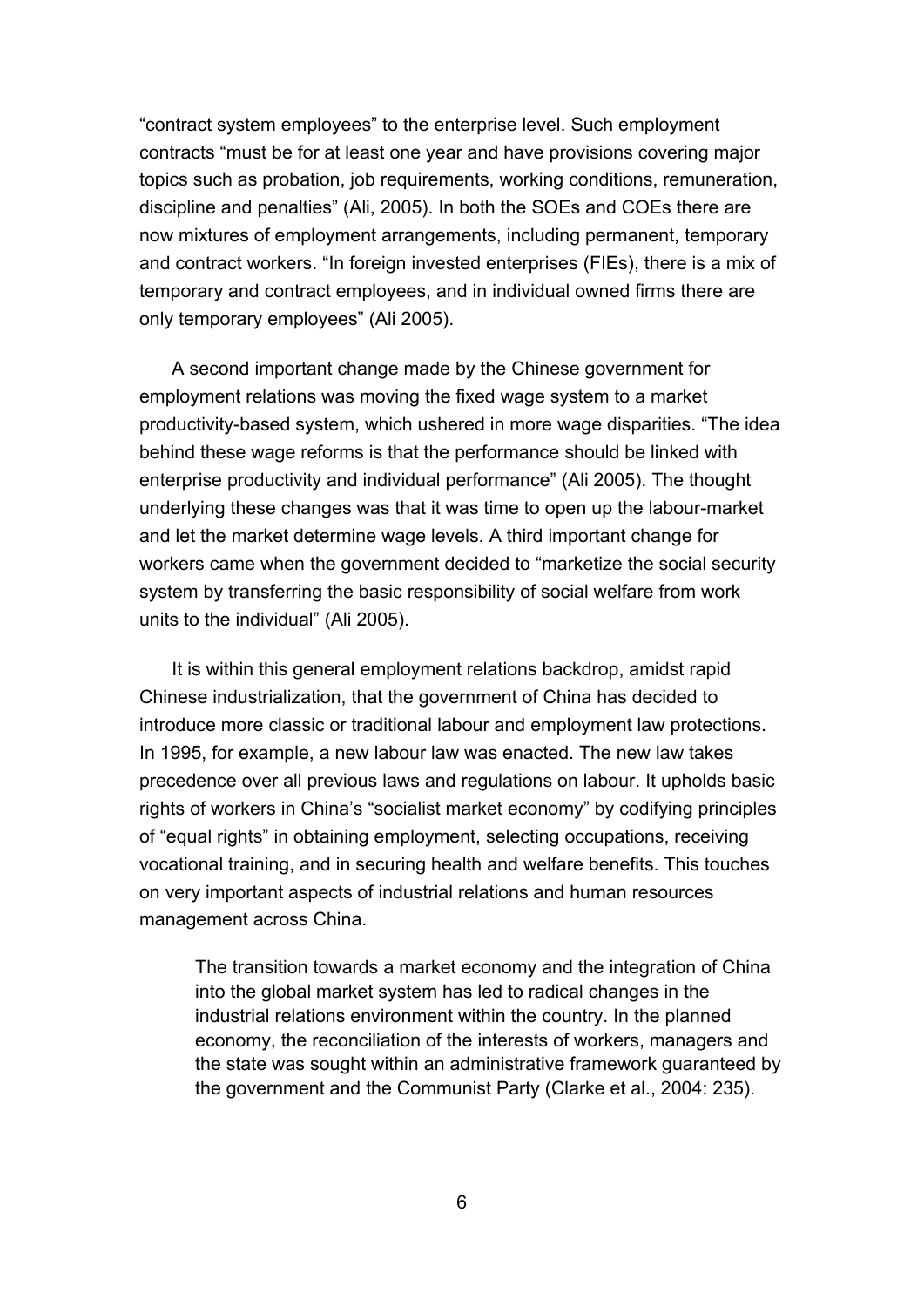"contract system employees" to the enterprise level. Such employment contracts "must be for at least one year and have provisions covering major topics such as probation, job requirements, working conditions, remuneration, discipline and penalties" (Ali, 2005). In both the SOEs and COEs there are now mixtures of employment arrangements, including permanent, temporary and contract workers. "In foreign invested enterprises (FIEs), there is a mix of temporary and contract employees, and in individual owned firms there are only temporary employees" (Ali 2005).

A second important change made by the Chinese government for employment relations was moving the fixed wage system to a market productivity-based system, which ushered in more wage disparities. "The idea behind these wage reforms is that the performance should be linked with enterprise productivity and individual performance" (Ali 2005). The thought underlying these changes was that it was time to open up the labour-market and let the market determine wage levels. A third important change for workers came when the government decided to "marketize the social security system by transferring the basic responsibility of social welfare from work units to the individual" (Ali 2005).

It is within this general employment relations backdrop, amidst rapid Chinese industrialization, that the government of China has decided to introduce more classic or traditional labour and employment law protections. In 1995, for example, a new labour law was enacted. The new law takes precedence over all previous laws and regulations on labour. It upholds basic rights of workers in China's "socialist market economy" by codifying principles of "equal rights" in obtaining employment, selecting occupations, receiving vocational training, and in securing health and welfare benefits. This touches on very important aspects of industrial relations and human resources management across China.

> The transition towards a market economy and the integration of China into the global market system has led to radical changes in the industrial relations environment within the country. In the planned economy, the reconciliation of the interests of workers, managers and the state was sought within an administrative framework guaranteed by the government and the Communist Party (Clarke et al., 2004: 235).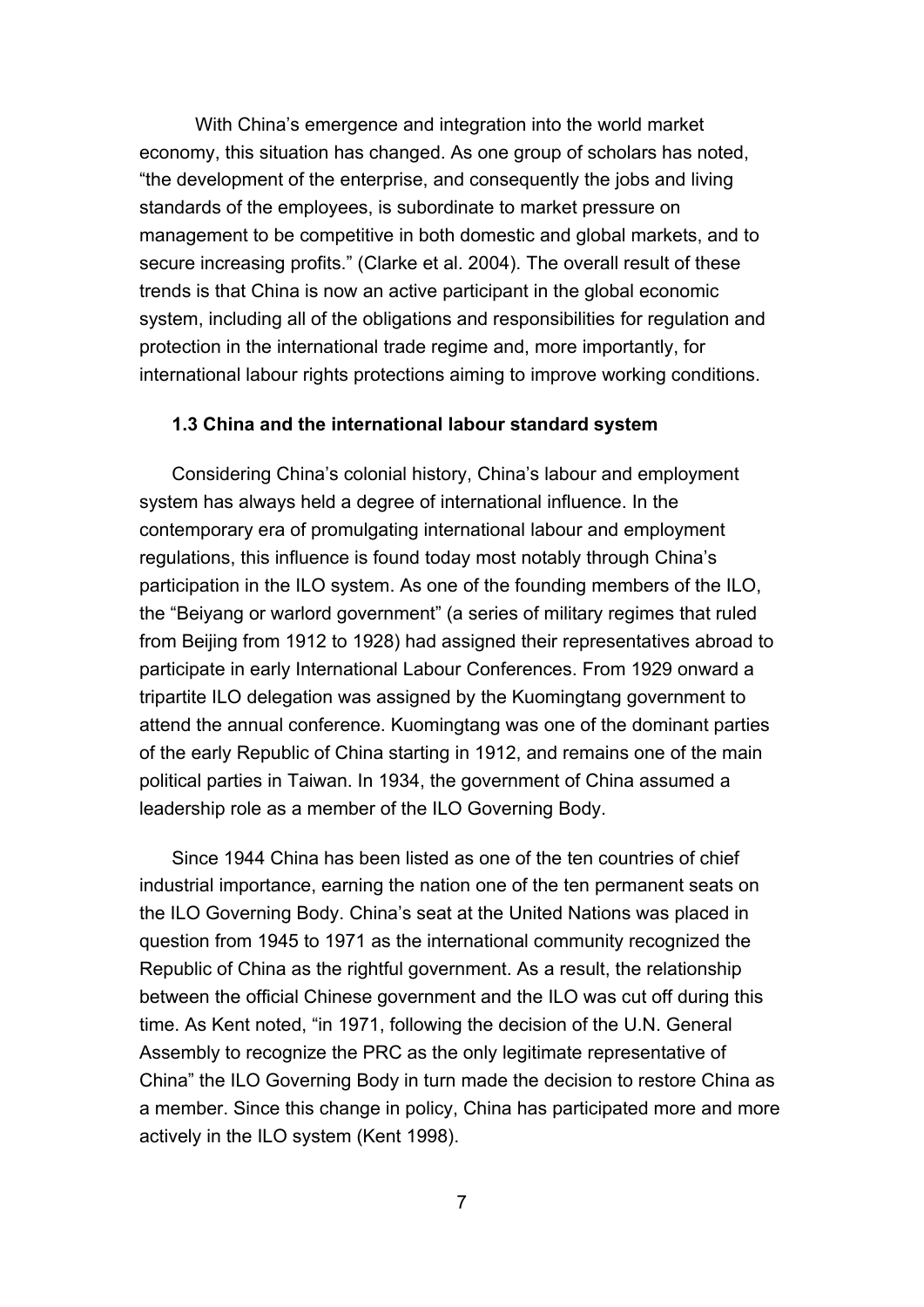With China's emergence and integration into the world market economy, this situation has changed. As one group of scholars has noted, "the development of the enterprise, and consequently the jobs and living standards of the employees, is subordinate to market pressure on management to be competitive in both domestic and global markets, and to secure increasing profits." (Clarke et al. 2004). The overall result of these trends is that China is now an active participant in the global economic system, including all of the obligations and responsibilities for regulation and protection in the international trade regime and, more importantly, for international labour rights protections aiming to improve working conditions.

### 1.3 China and the international labour standard system

Considering China's colonial history, China's labour and employment system has always held a degree of international influence. In the contemporary era of promulgating international labour and employment regulations, this influence is found today most notably through China's participation in the ILO system. As one of the founding members of the ILO, the "Beiyang or warlord government" (a series of military regimes that ruled from Beijing from 1912 to 1928) had assigned their representatives abroad to participate in early International Labour Conferences. From 1929 onward a tripartite ILO delegation was assigned by the Kuomingtang government to attend the annual conference. Kuomingtang was one of the dominant parties of the early Republic of China starting in 1912, and remains one of the main political parties in Taiwan. In 1934, the government of China assumed a leadership role as a member of the ILO Governing Body.

Since 1944 China has been listed as one of the ten countries of chief industrial importance, earning the nation one of the ten permanent seats on the ILO Governing Body. China's seat at the United Nations was placed in question from 1945 to 1971 as the international community recognized the Republic of China as the rightful government. As a result, the relationship between the official Chinese government and the ILO was cut off during this time. As Kent noted, "in 1971, following the decision of the U.N. General Assembly to recognize the PRC as the only legitimate representative of China" the ILO Governing Body in turn made the decision to restore China as a member. Since this change in policy, China has participated more and more actively in the ILO system (Kent 1998).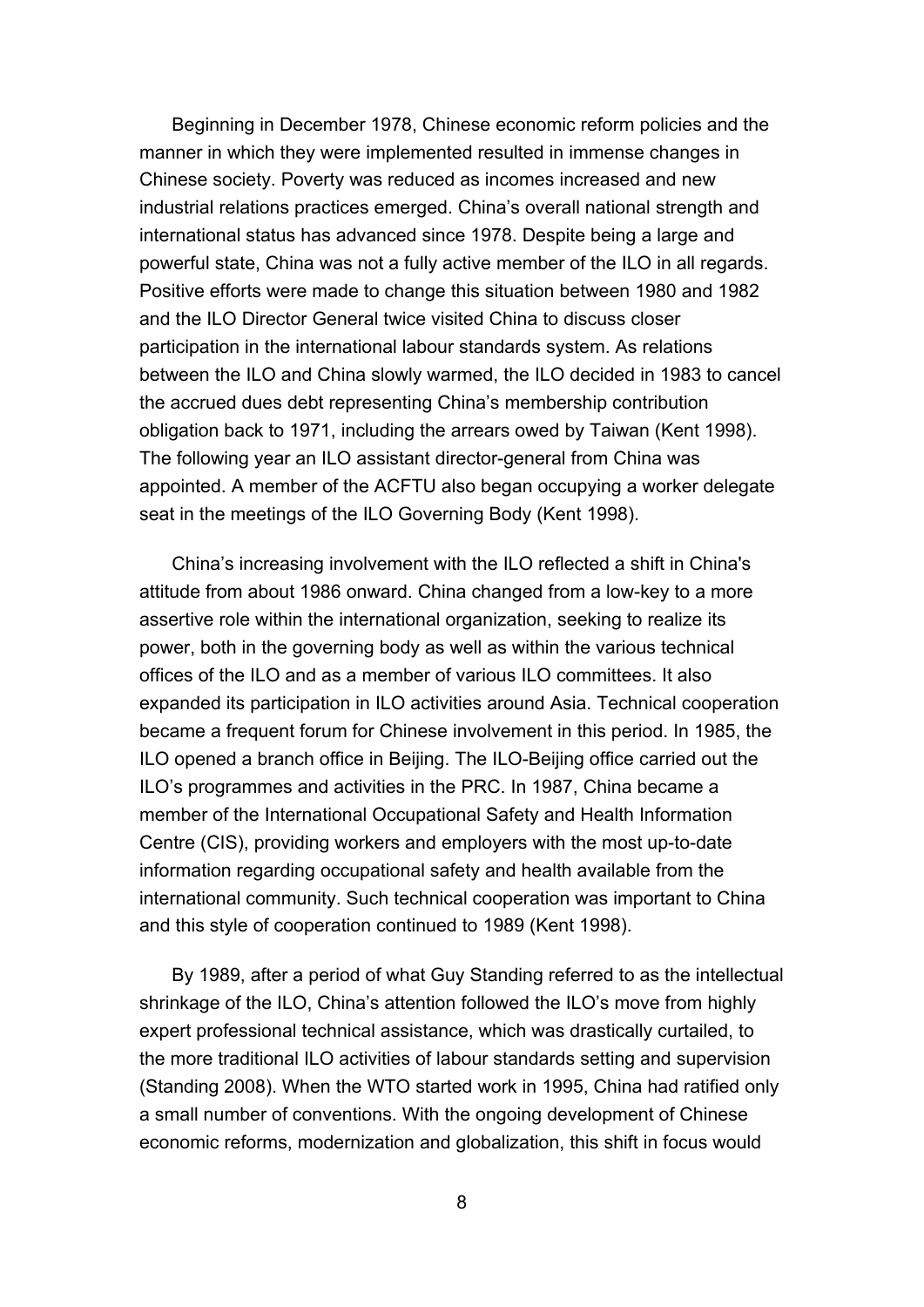Beginning in December 1978, Chinese economic reform policies and the manner in which they were implemented resulted in immense changes in Chinese society. Poverty was reduced as incomes increased and new industrial relations practices emerged. China's overall national strength and international status has advanced since 1978. Despite being a large and powerful state, China was not a fully active member of the ILO in all regards. Positive efforts were made to change this situation between 1980 and 1982 and the ILO Director General twice visited China to discuss closer participation in the international labour standards system. As relations between the ILO and China slowly warmed, the ILO decided in 1983 to cancel the accrued dues debt representing China's membership contribution obligation back to 1971, including the arrears owed by Taiwan (Kent 1998). The following year an ILO assistant director-general from China was appointed. A member of the ACFTU also began occupying a worker delegate seat in the meetings of the ILO Governing Body (Kent 1998).

China's increasing involvement with the ILO reflected a shift in China's attitude from about 1986 onward. China changed from a low-key to a more assertive role within the international organization, seeking to realize its power, both in the governing body as well as within the various technical offices of the ILO and as a member of various ILO committees. It also expanded its participation in ILO activities around Asia. Technical cooperation became a frequent forum for Chinese involvement in this period. In 1985, the ILO opened a branch office in Beijing. The ILO-Beijing office carried out the ILO's programmes and activities in the PRC. In 1987, China became a member of the International Occupational Safety and Health Information Centre (CIS), providing workers and employers with the most up-to-date information regarding occupational safety and health available from the international community. Such technical cooperation was important to China and this style of cooperation continued to 1989 (Kent 1998).

By 1989, after a period of what Guy Standing referred to as the intellectual shrinkage of the ILO, China's attention followed the ILO's move from highly expert professional technical assistance, which was drastically curtailed, to the more traditional ILO activities of labour standards setting and supervision (Standing 2008). When the WTO started work in 1995, China had ratified only a small number of conventions. With the ongoing development of Chinese economic reforms, modernization and globalization, this shift in focus would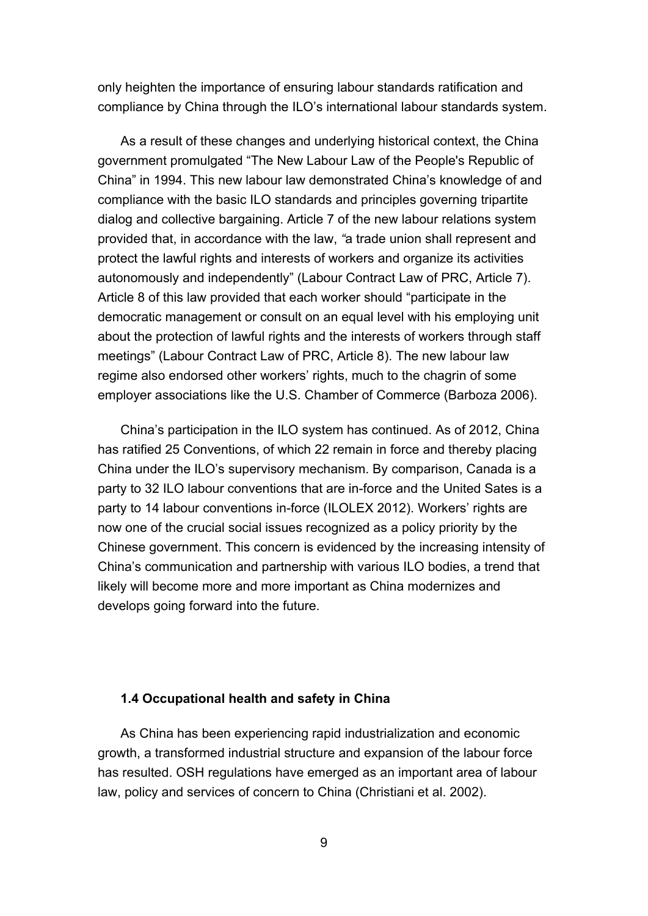only heighten the importance of ensuring labour standards ratification and compliance by China through the ILO's international labour standards system.

As a result of these changes and underlying historical context, the China government promulgated "The New Labour Law of the People's Republic of China" in 1994. This new labour law demonstrated China's knowledge of and compliance with the basic ILO standards and principles governing tripartite dialog and collective bargaining. Article 7 of the new labour relations system provided that, in accordance with the law, *"*a trade union shall represent and protect the lawful rights and interests of workers and organize its activities autonomously and independently" (Labour Contract Law of PRC, Article 7). Article 8 of this law provided that each worker should "participate in the democratic management or consult on an equal level with his employing unit about the protection of lawful rights and the interests of workers through staff meetings" (Labour Contract Law of PRC, Article 8). The new labour law regime also endorsed other workers' rights, much to the chagrin of some employer associations like the U.S. Chamber of Commerce (Barboza 2006).

China's participation in the ILO system has continued. As of 2012, China has ratified 25 Conventions, of which 22 remain in force and thereby placing China under the ILO's supervisory mechanism. By comparison, Canada is a party to 32 ILO labour conventions that are in-force and the United Sates is a party to 14 labour conventions in-force (ILOLEX 2012). Workers' rights are now one of the crucial social issues recognized as a policy priority by the Chinese government. This concern is evidenced by the increasing intensity of China's communication and partnership with various ILO bodies, a trend that likely will become more and more important as China modernizes and develops going forward into the future.

### 1.4 Occupational health and safety in China

As China has been experiencing rapid industrialization and economic growth, a transformed industrial structure and expansion of the labour force has resulted. OSH regulations have emerged as an important area of labour law, policy and services of concern to China (Christiani et al. 2002).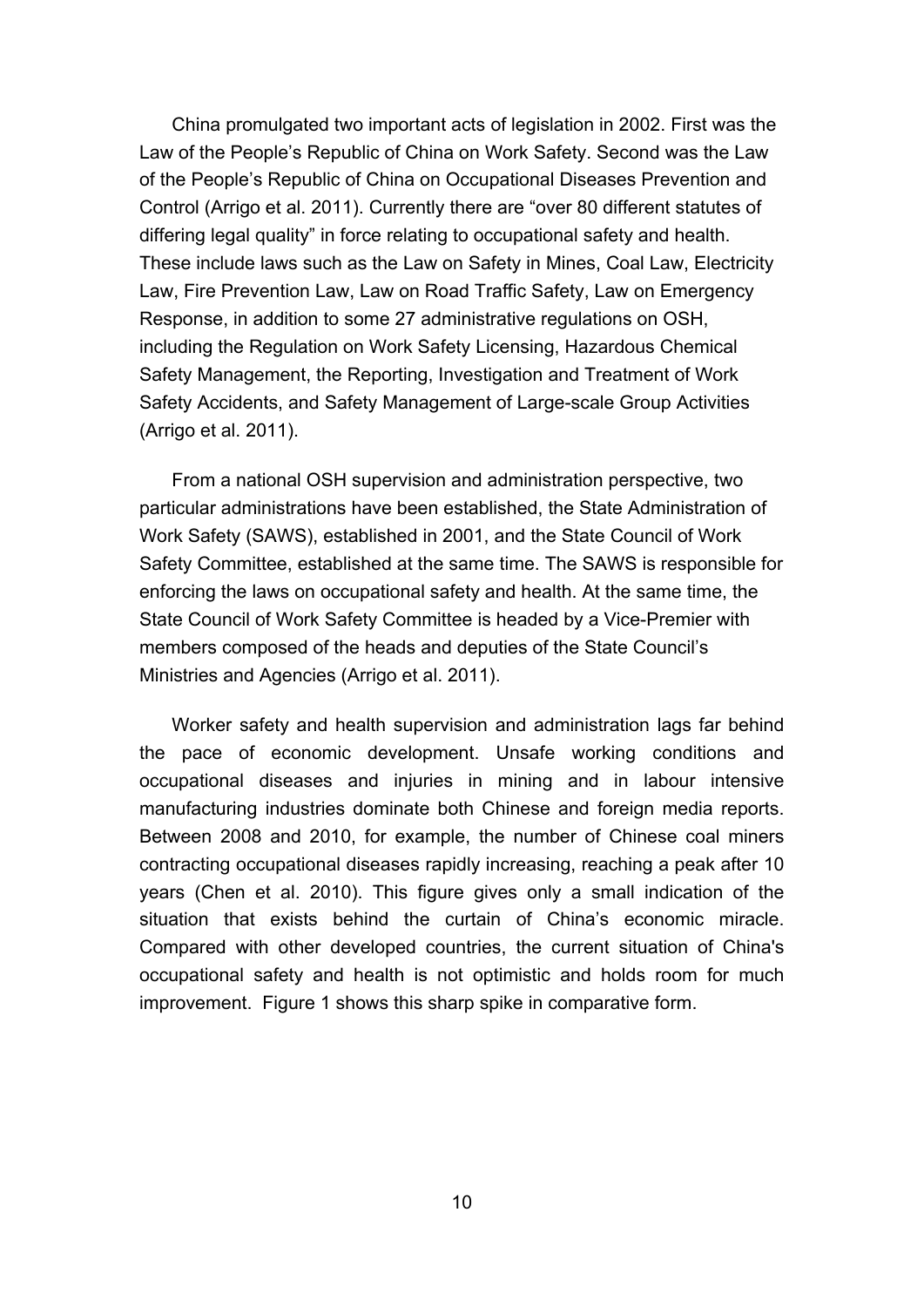China promulgated two important acts of legislation in 2002. First was the Law of the People's Republic of China on Work Safety. Second was the Law of the People's Republic of China on Occupational Diseases Prevention and Control (Arrigo et al. 2011). Currently there are "over 80 different statutes of differing legal quality" in force relating to occupational safety and health. These include laws such as the Law on Safety in Mines, Coal Law, Electricity Law, Fire Prevention Law, Law on Road Traffic Safety, Law on Emergency Response, in addition to some 27 administrative regulations on OSH, including the Regulation on Work Safety Licensing, Hazardous Chemical Safety Management, the Reporting, Investigation and Treatment of Work Safety Accidents, and Safety Management of Large-scale Group Activities (Arrigo et al. 2011).

From a national OSH supervision and administration perspective, two particular administrations have been established, the State Administration of Work Safety (SAWS), established in 2001, and the State Council of Work Safety Committee, established at the same time. The SAWS is responsible for enforcing the laws on occupational safety and health. At the same time, the State Council of Work Safety Committee is headed by a Vice-Premier with members composed of the heads and deputies of the State Council's Ministries and Agencies (Arrigo et al. 2011).

Worker safety and health supervision and administration lags far behind the pace of economic development. Unsafe working conditions and occupational diseases and injuries in mining and in labour intensive manufacturing industries dominate both Chinese and foreign media reports. Between 2008 and 2010, for example, the number of Chinese coal miners contracting occupational diseases rapidly increasing, reaching a peak after 10 years (Chen et al. 2010). This figure gives only a small indication of the situation that exists behind the curtain of China's economic miracle. Compared with other developed countries, the current situation of China's occupational safety and health is not optimistic and holds room for much improvement. Figure 1 shows this sharp spike in comparative form.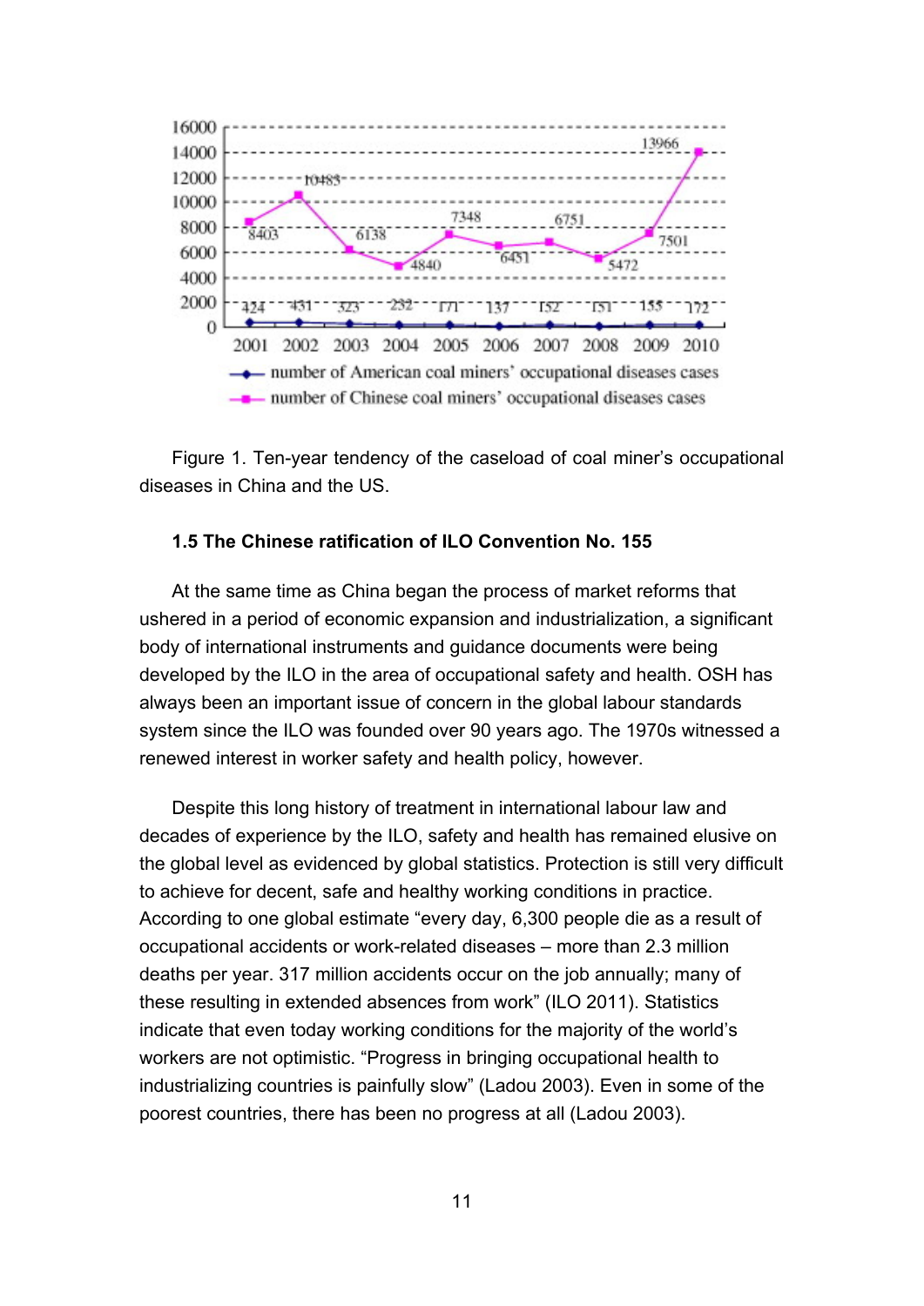Figure 1. Ten-year tendency of the caseload of coal miner's occupational diseases in China and the US.

### 1.5 The Chinese ratification of ILO Convention No. 155

At the same time as China began the process of market reforms that ushered in a period of economic expansion and industrialization, a significant body of international instruments and guidance documents were being developed by the ILO in the area of occupational safety and health. OSH has always been an important issue of concern in the global labour standards system since the ILO was founded over 90 years ago. The 1970s witnessed a renewed interest in worker safety and health policy, however.

Despite this long history of treatment in international labour law and decades of experience by the ILO, safety and health has remained elusive on the global level as evidenced by global statistics. Protection is still very difficult to achieve for decent, safe and healthy working conditions in practice. According to one global estimate "every day, 6,300 people die as a result of occupational accidents or work-related diseases – more than 2.3 million deaths per year. 317 million accidents occur on the job annually; many of these resulting in extended absences from work" (ILO 2011). Statistics indicate that even today working conditions for the majority of the world's workers are not optimistic. "Progress in bringing occupational health to industrializing countries is painfully slow" (Ladou 2003). Even in some of the poorest countries, there has been no progress at all (Ladou 2003).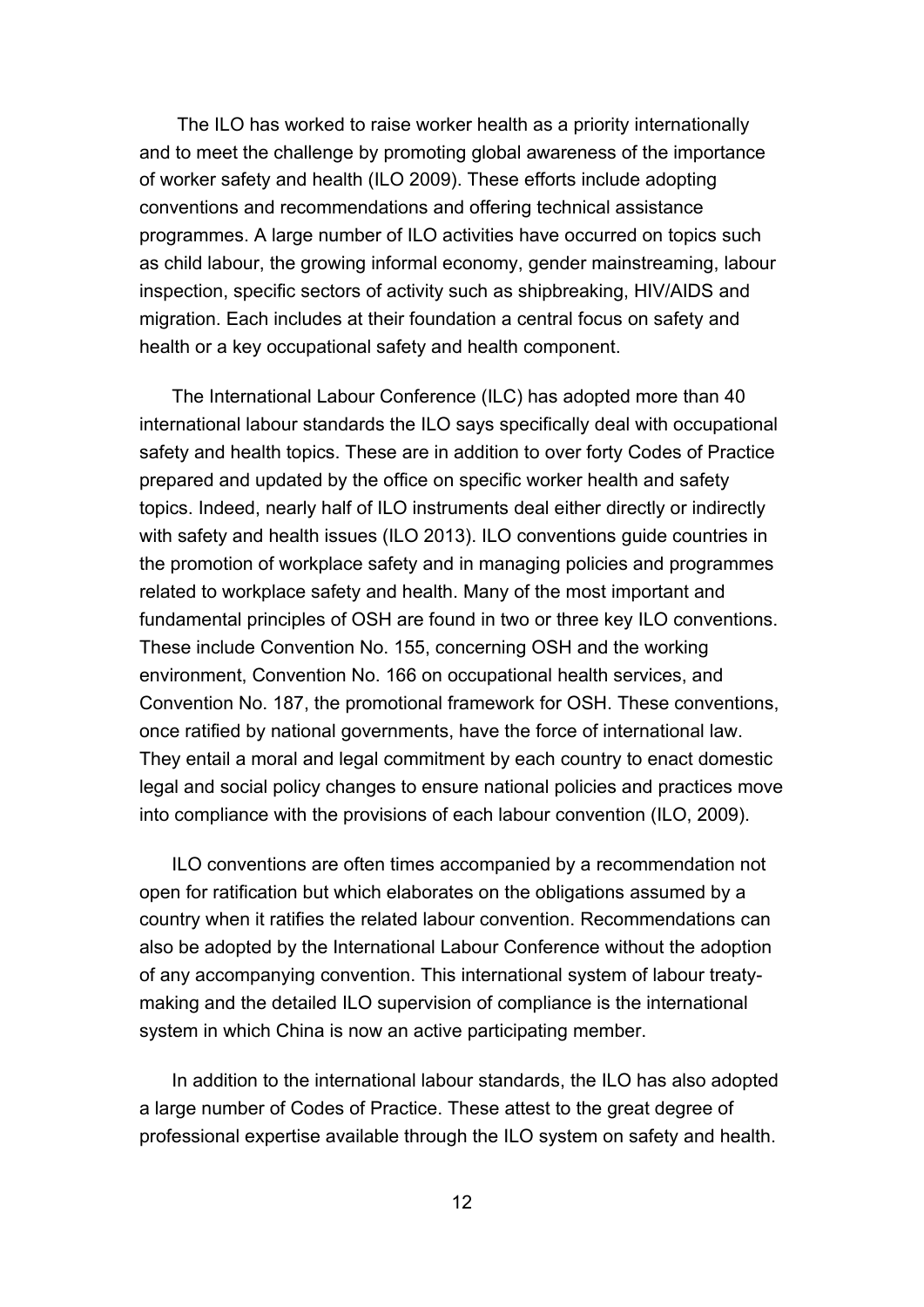The ILO has worked to raise worker health as a priority internationally and to meet the challenge by promoting global awareness of the importance of worker safety and health (ILO 2009). These efforts include adopting conventions and recommendations and offering technical assistance programmes. A large number of ILO activities have occurred on topics such as child labour, the growing informal economy, gender mainstreaming, labour inspection, specific sectors of activity such as shipbreaking, HIV/AIDS and migration. Each includes at their foundation a central focus on safety and health or a key occupational safety and health component.

The International Labour Conference (ILC) has adopted more than 40 international labour standards the ILO says specifically deal with occupational safety and health topics. These are in addition to over forty Codes of Practice prepared and updated by the office on specific worker health and safety topics. Indeed, nearly half of ILO instruments deal either directly or indirectly with safety and health issues (ILO 2013). ILO conventions guide countries in the promotion of workplace safety and in managing policies and programmes related to workplace safety and health. Many of the most important and fundamental principles of OSH are found in two or three key ILO conventions. These include Convention No. 155, concerning OSH and the working environment, Convention No. 166 on occupational health services, and Convention No. 187, the promotional framework for OSH. These conventions, once ratified by national governments, have the force of international law. They entail a moral and legal commitment by each country to enact domestic legal and social policy changes to ensure national policies and practices move into compliance with the provisions of each labour convention (ILO, 2009).

ILO conventions are often times accompanied by a recommendation not open for ratification but which elaborates on the obligations assumed by a country when it ratifies the related labour convention. Recommendations can also be adopted by the International Labour Conference without the adoption of any accompanying convention. This international system of labour treaty-making and the detailed ILO supervision of compliance is the international system in which China is now an active participating member.

In addition to the international labour standards, the ILO has also adopted a large number of Codes of Practice. These attest to the great degree of professional expertise available through the ILO system on safety and health.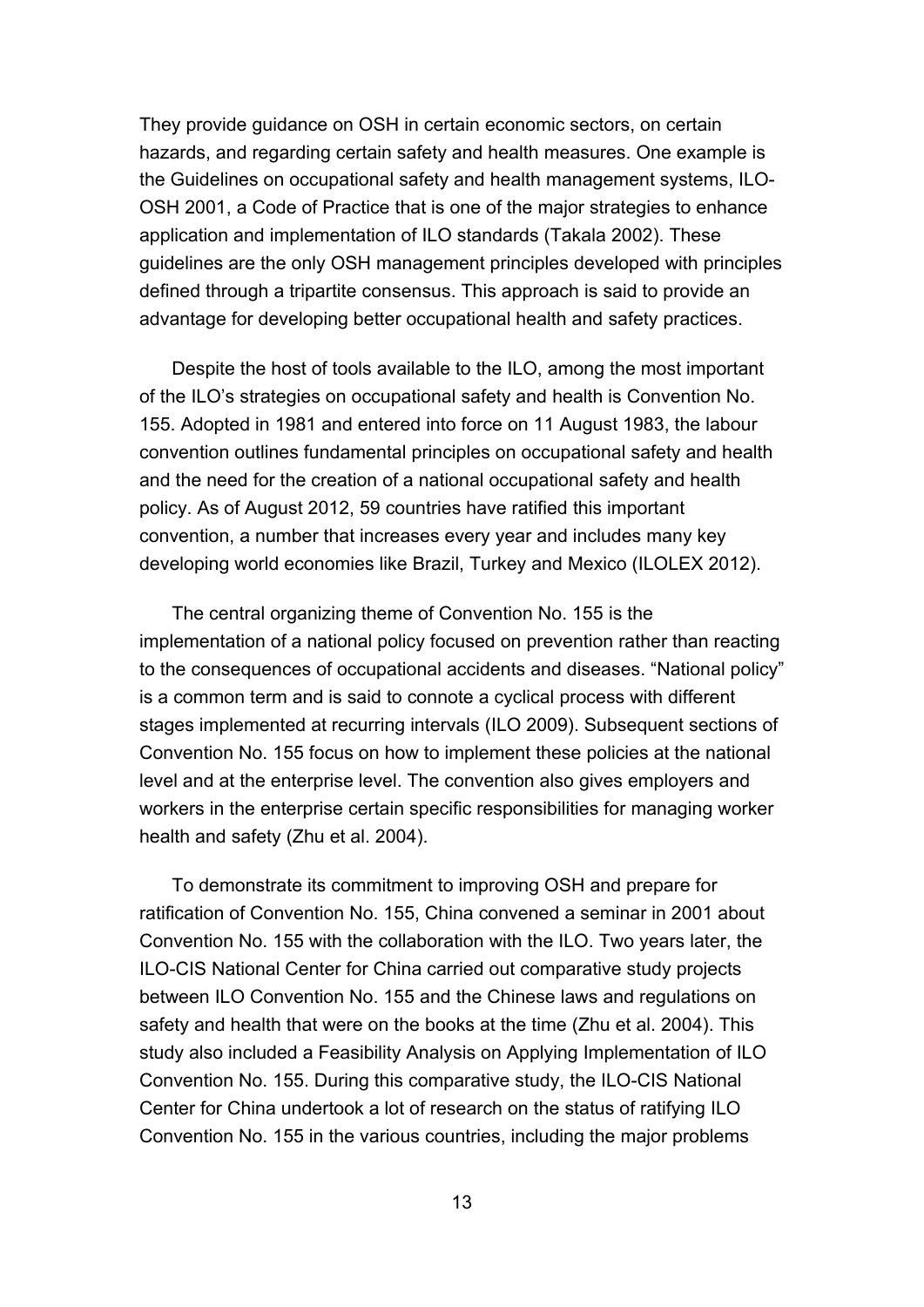They provide guidance on OSH in certain economic sectors, on certain hazards, and regarding certain safety and health measures. One example is the Guidelines on occupational safety and health management systems, ILO-OSH 2001, a Code of Practice that is one of the major strategies to enhance application and implementation of ILO standards (Takala 2002). These guidelines are the only OSH management principles developed with principles defined through a tripartite consensus. This approach is said to provide an advantage for developing better occupational health and safety practices.

Despite the host of tools available to the ILO, among the most important of the ILO's strategies on occupational safety and health is Convention No. 155. Adopted in 1981 and entered into force on 11 August 1983, the labour convention outlines fundamental principles on occupational safety and health and the need for the creation of a national occupational safety and health policy. As of August 2012, 59 countries have ratified this important convention, a number that increases every year and includes many key developing world economies like Brazil, Turkey and Mexico (ILOLEX 2012).

The central organizing theme of Convention No. 155 is the implementation of a national policy focused on prevention rather than reacting to the consequences of occupational accidents and diseases. "National policy" is a common term and is said to connote a cyclical process with different stages implemented at recurring intervals (ILO 2009). Subsequent sections of Convention No. 155 focus on how to implement these policies at the national level and at the enterprise level. The convention also gives employers and workers in the enterprise certain specific responsibilities for managing worker health and safety (Zhu et al. 2004).

To demonstrate its commitment to improving OSH and prepare for ratification of Convention No. 155, China convened a seminar in 2001 about Convention No. 155 with the collaboration with the ILO. Two years later, the ILO-CIS National Center for China carried out comparative study projects between ILO Convention No. 155 and the Chinese laws and regulations on safety and health that were on the books at the time (Zhu et al. 2004). This study also included a Feasibility Analysis on Applying Implementation of ILO Convention No. 155. During this comparative study, the ILO-CIS National Center for China undertook a lot of research on the status of ratifying ILO Convention No. 155 in the various countries, including the major problems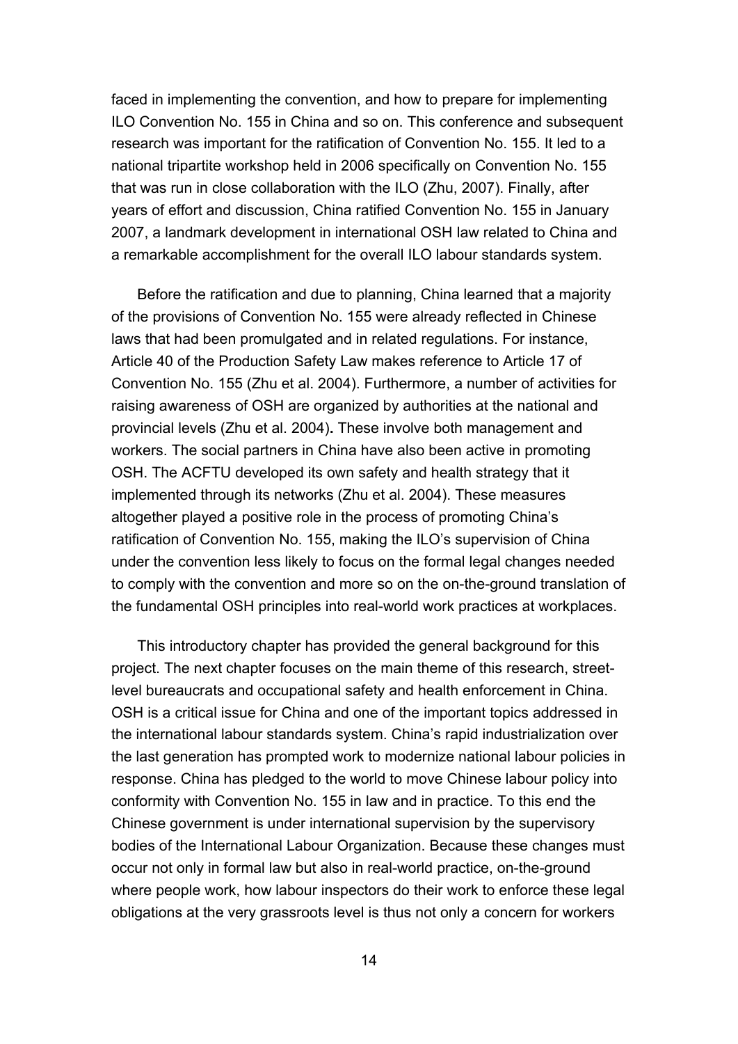faced in implementing the convention, and how to prepare for implementing ILO Convention No. 155 in China and so on. This conference and subsequent research was important for the ratification of Convention No. 155. It led to a national tripartite workshop held in 2006 specifically on Convention No. 155 that was run in close collaboration with the ILO (Zhu, 2007). Finally, after years of effort and discussion, China ratified Convention No. 155 in January 2007, a landmark development in international OSH law related to China and a remarkable accomplishment for the overall ILO labour standards system.

Before the ratification and due to planning, China learned that a majority of the provisions of Convention No. 155 were already reflected in Chinese laws that had been promulgated and in related regulations. For instance, Article 40 of the Production Safety Law makes reference to Article 17 of Convention No. 155 (Zhu et al. 2004). Furthermore, a number of activities for raising awareness of OSH are organized by authorities at the national and provincial levels (Zhu et al. 2004)**.** These involve both management and workers. The social partners in China have also been active in promoting OSH. The ACFTU developed its own safety and health strategy that it implemented through its networks (Zhu et al. 2004). These measures altogether played a positive role in the process of promoting China's ratification of Convention No. 155, making the ILO's supervision of China under the convention less likely to focus on the formal legal changes needed to comply with the convention and more so on the on-the-ground translation of the fundamental OSH principles into real-world work practices at workplaces.

This introductory chapter has provided the general background for this project. The next chapter focuses on the main theme of this research, street-level bureaucrats and occupational safety and health enforcement in China. OSH is a critical issue for China and one of the important topics addressed in the international labour standards system. China's rapid industrialization over the last generation has prompted work to modernize national labour policies in response. China has pledged to the world to move Chinese labour policy into conformity with Convention No. 155 in law and in practice. To this end the Chinese government is under international supervision by the supervisory bodies of the International Labour Organization. Because these changes must occur not only in formal law but also in real-world practice, on-the-ground where people work, how labour inspectors do their work to enforce these legal obligations at the very grassroots level is thus not only a concern for workers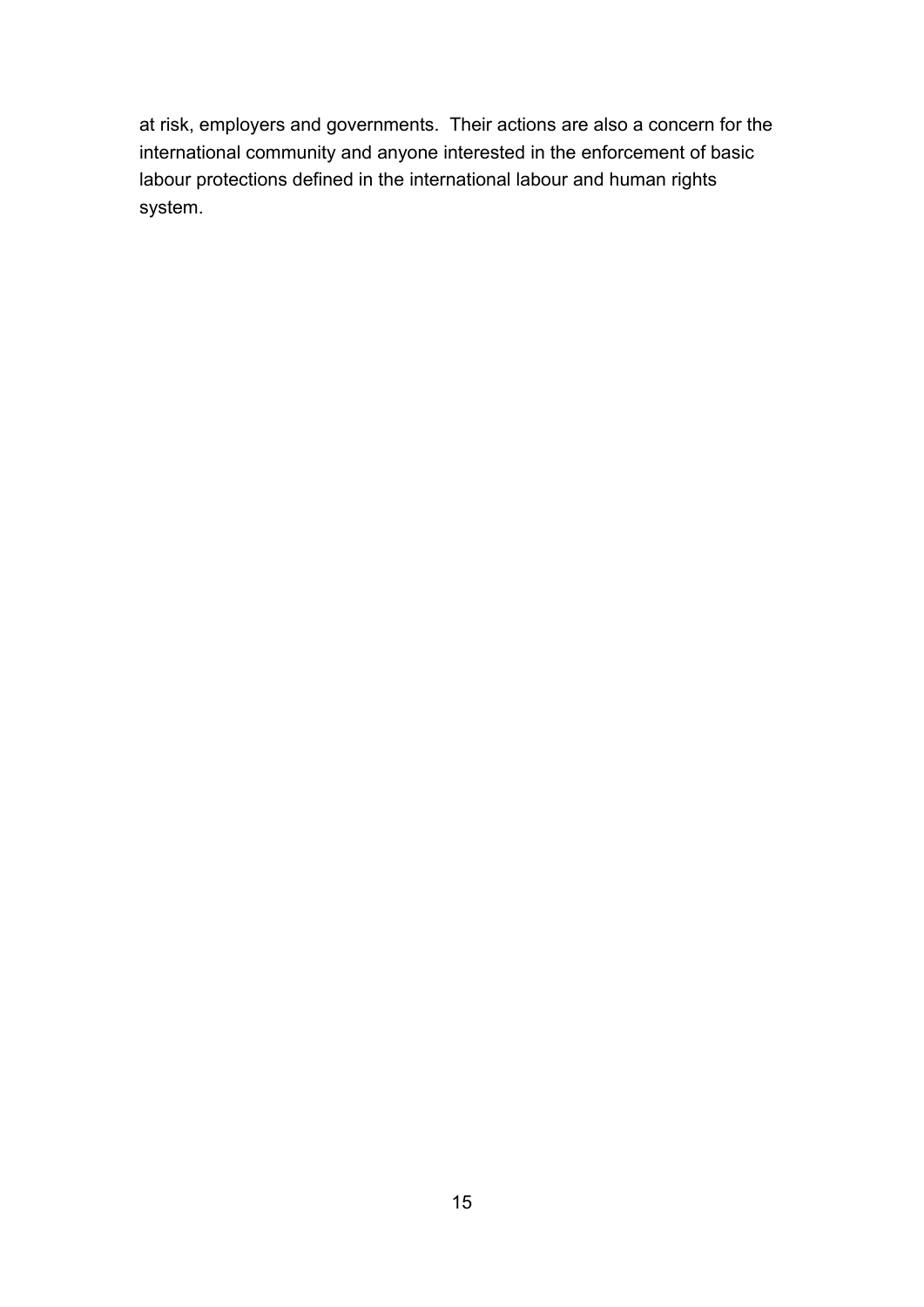at risk, employers and governments. Their actions are also a concern for the international community and anyone interested in the enforcement of basic labour protections defined in the international labour and human rights system.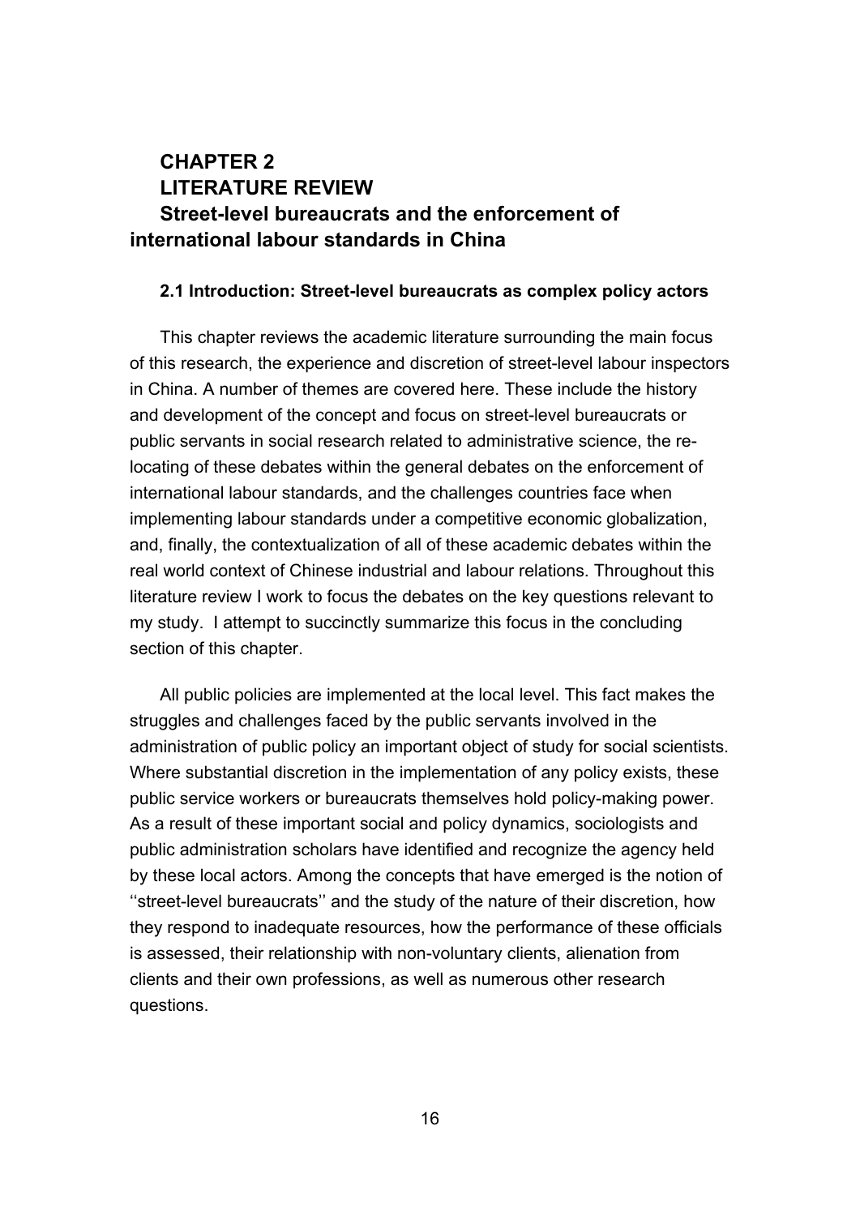# CHAPTER 2
# LITERATURE REVIEW
# Street-level bureaucrats and the enforcement of international labour standards in China

## 2.1 Introduction: Street-level bureaucrats as complex policy actors

This chapter reviews the academic literature surrounding the main focus of this research, the experience and discretion of street-level labour inspectors in China. A number of themes are covered here. These include the history and development of the concept and focus on street-level bureaucrats or public servants in social research related to administrative science, the re-locating of these debates within the general debates on the enforcement of international labour standards, and the challenges countries face when implementing labour standards under a competitive economic globalization, and, finally, the contextualization of all of these academic debates within the real world context of Chinese industrial and labour relations. Throughout this literature review I work to focus the debates on the key questions relevant to my study. I attempt to succinctly summarize this focus in the concluding section of this chapter.

All public policies are implemented at the local level. This fact makes the struggles and challenges faced by the public servants involved in the administration of public policy an important object of study for social scientists. Where substantial discretion in the implementation of any policy exists, these public service workers or bureaucrats themselves hold policy-making power. As a result of these important social and policy dynamics, sociologists and public administration scholars have identified and recognize the agency held by these local actors. Among the concepts that have emerged is the notion of ''street-level bureaucrats'' and the study of the nature of their discretion, how they respond to inadequate resources, how the performance of these officials is assessed, their relationship with non-voluntary clients, alienation from clients and their own professions, as well as numerous other research questions.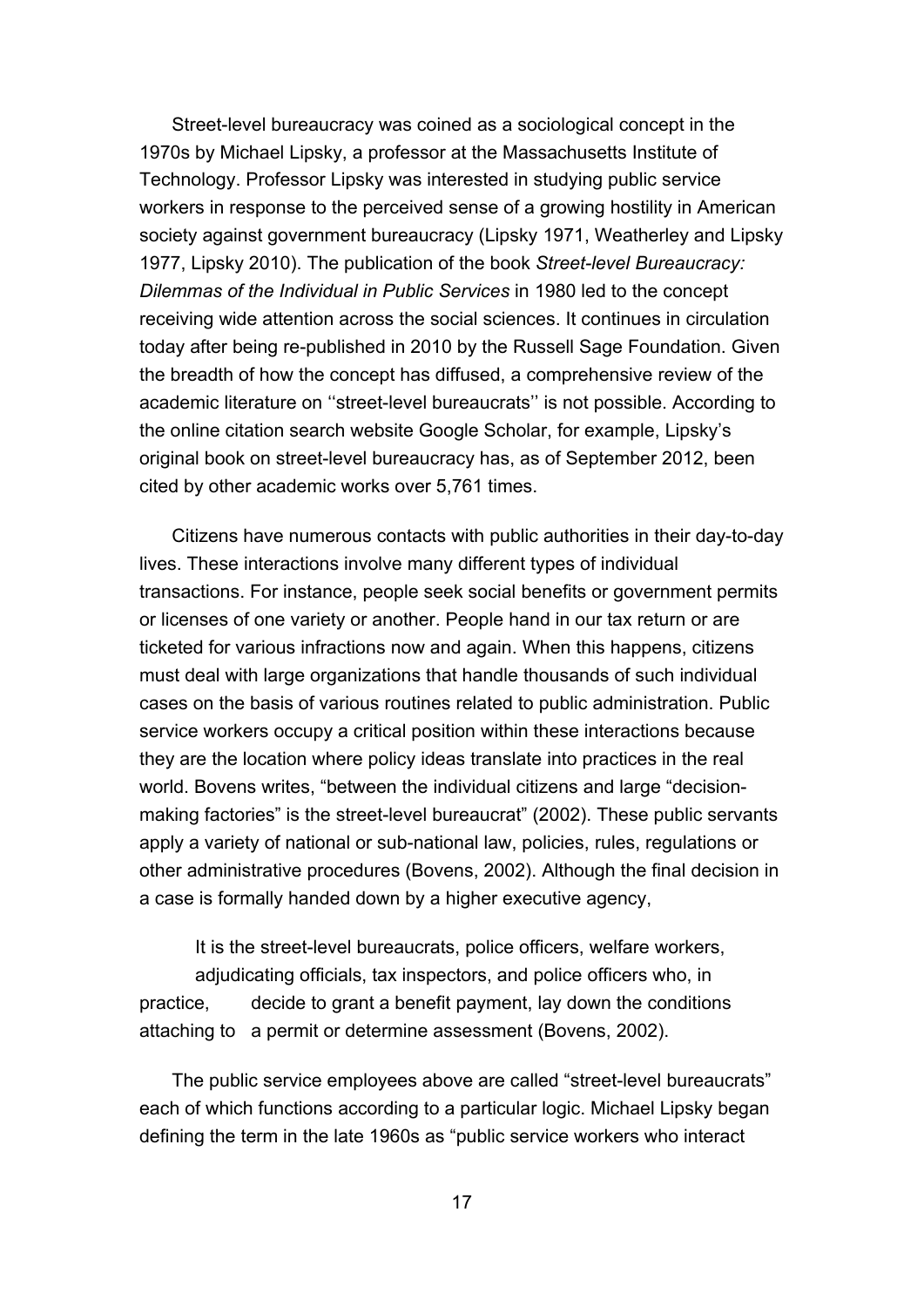Street-level bureaucracy was coined as a sociological concept in the 1970s by Michael Lipsky, a professor at the Massachusetts Institute of Technology. Professor Lipsky was interested in studying public service workers in response to the perceived sense of a growing hostility in American society against government bureaucracy (Lipsky 1971, Weatherley and Lipsky 1977, Lipsky 2010). The publication of the book *Street-level Bureaucracy: Dilemmas of the Individual in Public Services* in 1980 led to the concept receiving wide attention across the social sciences. It continues in circulation today after being re-published in 2010 by the Russell Sage Foundation. Given the breadth of how the concept has diffused, a comprehensive review of the academic literature on ''street-level bureaucrats'' is not possible. According to the online citation search website Google Scholar, for example, Lipsky's original book on street-level bureaucracy has, as of September 2012, been cited by other academic works over 5,761 times.

Citizens have numerous contacts with public authorities in their day-to-day lives. These interactions involve many different types of individual transactions. For instance, people seek social benefits or government permits or licenses of one variety or another. People hand in our tax return or are ticketed for various infractions now and again. When this happens, citizens must deal with large organizations that handle thousands of such individual cases on the basis of various routines related to public administration. Public service workers occupy a critical position within these interactions because they are the location where policy ideas translate into practices in the real world. Bovens writes, "between the individual citizens and large "decision-making factories" is the street-level bureaucrat" (2002). These public servants apply a variety of national or sub-national law, policies, rules, regulations or other administrative procedures (Bovens, 2002). Although the final decision in a case is formally handed down by a higher executive agency,

> It is the street-level bureaucrats, police officers, welfare workers, adjudicating officials, tax inspectors, and police officers who, in practice, decide to grant a benefit payment, lay down the conditions attaching to a permit or determine assessment (Bovens, 2002).

The public service employees above are called "street-level bureaucrats" each of which functions according to a particular logic. Michael Lipsky began defining the term in the late 1960s as "public service workers who interact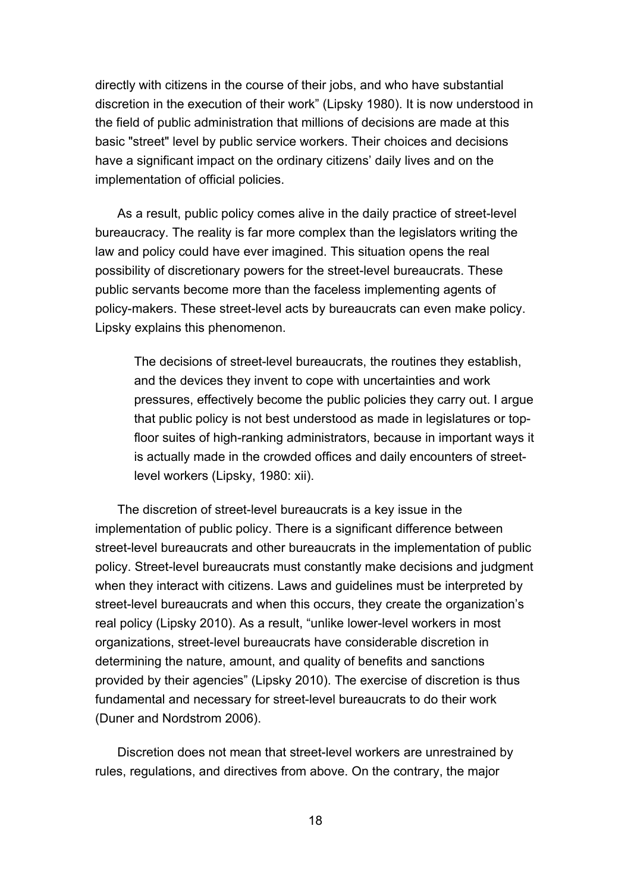directly with citizens in the course of their jobs, and who have substantial discretion in the execution of their work" (Lipsky 1980). It is now understood in the field of public administration that millions of decisions are made at this basic "street" level by public service workers. Their choices and decisions have a significant impact on the ordinary citizens' daily lives and on the implementation of official policies.

As a result, public policy comes alive in the daily practice of street-level bureaucracy. The reality is far more complex than the legislators writing the law and policy could have ever imagined. This situation opens the real possibility of discretionary powers for the street-level bureaucrats. These public servants become more than the faceless implementing agents of policy-makers. These street-level acts by bureaucrats can even make policy. Lipsky explains this phenomenon.

> The decisions of street-level bureaucrats, the routines they establish, and the devices they invent to cope with uncertainties and work pressures, effectively become the public policies they carry out. I argue that public policy is not best understood as made in legislatures or top-floor suites of high-ranking administrators, because in important ways it is actually made in the crowded offices and daily encounters of street-level workers (Lipsky, 1980: xii).

The discretion of street-level bureaucrats is a key issue in the implementation of public policy. There is a significant difference between street-level bureaucrats and other bureaucrats in the implementation of public policy. Street-level bureaucrats must constantly make decisions and judgment when they interact with citizens. Laws and guidelines must be interpreted by street-level bureaucrats and when this occurs, they create the organization's real policy (Lipsky 2010). As a result, "unlike lower-level workers in most organizations, street-level bureaucrats have considerable discretion in determining the nature, amount, and quality of benefits and sanctions provided by their agencies" (Lipsky 2010). The exercise of discretion is thus fundamental and necessary for street-level bureaucrats to do their work (Duner and Nordstrom 2006).

Discretion does not mean that street-level workers are unrestrained by rules, regulations, and directives from above. On the contrary, the major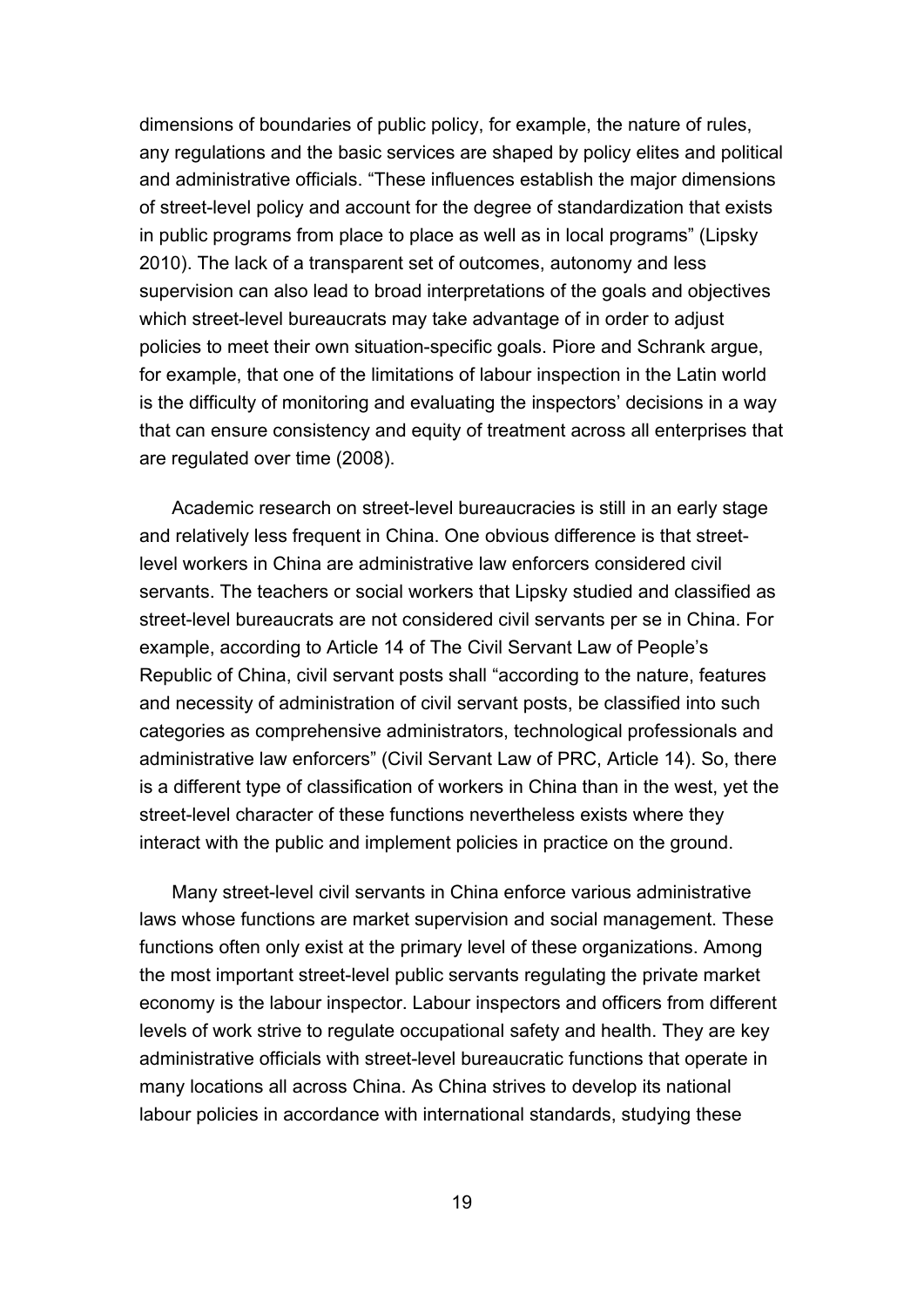dimensions of boundaries of public policy, for example, the nature of rules, any regulations and the basic services are shaped by policy elites and political and administrative officials. "These influences establish the major dimensions of street-level policy and account for the degree of standardization that exists in public programs from place to place as well as in local programs" (Lipsky 2010). The lack of a transparent set of outcomes, autonomy and less supervision can also lead to broad interpretations of the goals and objectives which street-level bureaucrats may take advantage of in order to adjust policies to meet their own situation-specific goals. Piore and Schrank argue, for example, that one of the limitations of labour inspection in the Latin world is the difficulty of monitoring and evaluating the inspectors' decisions in a way that can ensure consistency and equity of treatment across all enterprises that are regulated over time (2008).

Academic research on street-level bureaucracies is still in an early stage and relatively less frequent in China. One obvious difference is that street-level workers in China are administrative law enforcers considered civil servants. The teachers or social workers that Lipsky studied and classified as street-level bureaucrats are not considered civil servants per se in China. For example, according to Article 14 of The Civil Servant Law of People's Republic of China, civil servant posts shall "according to the nature, features and necessity of administration of civil servant posts, be classified into such categories as comprehensive administrators, technological professionals and administrative law enforcers" (Civil Servant Law of PRC, Article 14). So, there is a different type of classification of workers in China than in the west, yet the street-level character of these functions nevertheless exists where they interact with the public and implement policies in practice on the ground.

Many street-level civil servants in China enforce various administrative laws whose functions are market supervision and social management. These functions often only exist at the primary level of these organizations. Among the most important street-level public servants regulating the private market economy is the labour inspector. Labour inspectors and officers from different levels of work strive to regulate occupational safety and health. They are key administrative officials with street-level bureaucratic functions that operate in many locations all across China. As China strives to develop its national labour policies in accordance with international standards, studying these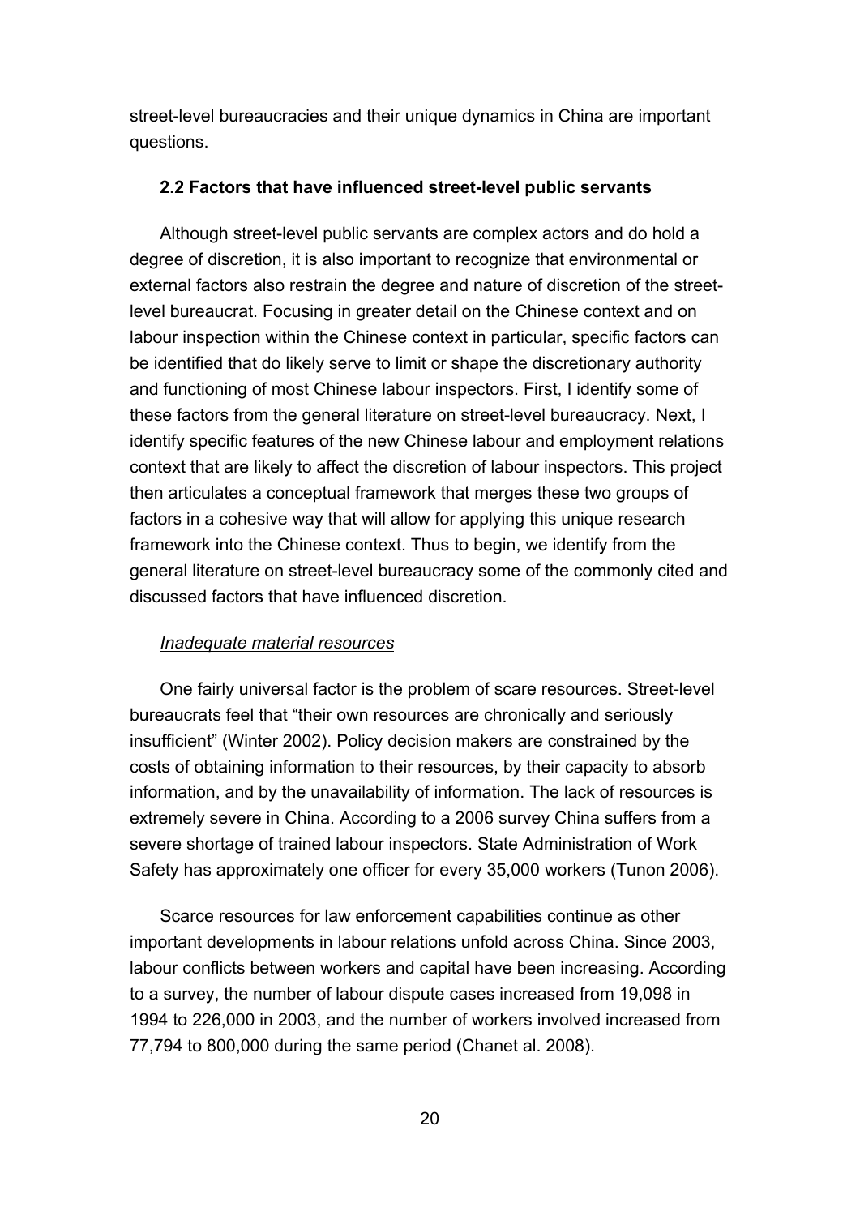street-level bureaucracies and their unique dynamics in China are important questions.

### 2.2 Factors that have influenced street-level public servants

Although street-level public servants are complex actors and do hold a degree of discretion, it is also important to recognize that environmental or external factors also restrain the degree and nature of discretion of the street-level bureaucrat. Focusing in greater detail on the Chinese context and on labour inspection within the Chinese context in particular, specific factors can be identified that do likely serve to limit or shape the discretionary authority and functioning of most Chinese labour inspectors. First, I identify some of these factors from the general literature on street-level bureaucracy. Next, I identify specific features of the new Chinese labour and employment relations context that are likely to affect the discretion of labour inspectors. This project then articulates a conceptual framework that merges these two groups of factors in a cohesive way that will allow for applying this unique research framework into the Chinese context. Thus to begin, we identify from the general literature on street-level bureaucracy some of the commonly cited and discussed factors that have influenced discretion.

*Inadequate material resources*

One fairly universal factor is the problem of scare resources. Street-level bureaucrats feel that "their own resources are chronically and seriously insufficient" (Winter 2002). Policy decision makers are constrained by the costs of obtaining information to their resources, by their capacity to absorb information, and by the unavailability of information. The lack of resources is extremely severe in China. According to a 2006 survey China suffers from a severe shortage of trained labour inspectors. State Administration of Work Safety has approximately one officer for every 35,000 workers (Tunon 2006).

Scarce resources for law enforcement capabilities continue as other important developments in labour relations unfold across China. Since 2003, labour conflicts between workers and capital have been increasing. According to a survey, the number of labour dispute cases increased from 19,098 in 1994 to 226,000 in 2003, and the number of workers involved increased from 77,794 to 800,000 during the same period (Chanet al. 2008).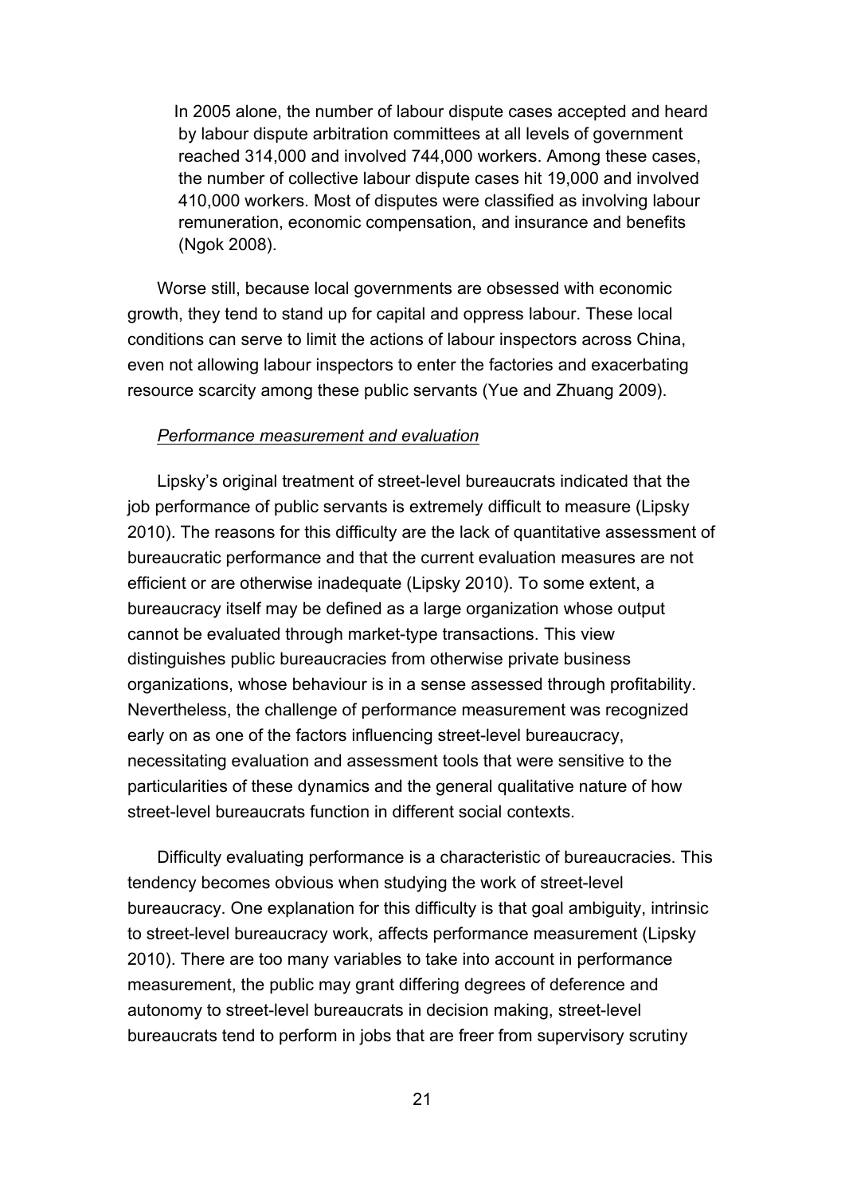> In 2005 alone, the number of labour dispute cases accepted and heard by labour dispute arbitration committees at all levels of government reached 314,000 and involved 744,000 workers. Among these cases, the number of collective labour dispute cases hit 19,000 and involved 410,000 workers. Most of disputes were classified as involving labour remuneration, economic compensation, and insurance and benefits (Ngok 2008).

Worse still, because local governments are obsessed with economic growth, they tend to stand up for capital and oppress labour. These local conditions can serve to limit the actions of labour inspectors across China, even not allowing labour inspectors to enter the factories and exacerbating resource scarcity among these public servants (Yue and Zhuang 2009).

*Performance measurement and evaluation*

Lipsky's original treatment of street-level bureaucrats indicated that the job performance of public servants is extremely difficult to measure (Lipsky 2010). The reasons for this difficulty are the lack of quantitative assessment of bureaucratic performance and that the current evaluation measures are not efficient or are otherwise inadequate (Lipsky 2010). To some extent, a bureaucracy itself may be defined as a large organization whose output cannot be evaluated through market-type transactions. This view distinguishes public bureaucracies from otherwise private business organizations, whose behaviour is in a sense assessed through profitability. Nevertheless, the challenge of performance measurement was recognized early on as one of the factors influencing street-level bureaucracy, necessitating evaluation and assessment tools that were sensitive to the particularities of these dynamics and the general qualitative nature of how street-level bureaucrats function in different social contexts.

Difficulty evaluating performance is a characteristic of bureaucracies. This tendency becomes obvious when studying the work of street-level bureaucracy. One explanation for this difficulty is that goal ambiguity, intrinsic to street-level bureaucracy work, affects performance measurement (Lipsky 2010). There are too many variables to take into account in performance measurement, the public may grant differing degrees of deference and autonomy to street-level bureaucrats in decision making, street-level bureaucrats tend to perform in jobs that are freer from supervisory scrutiny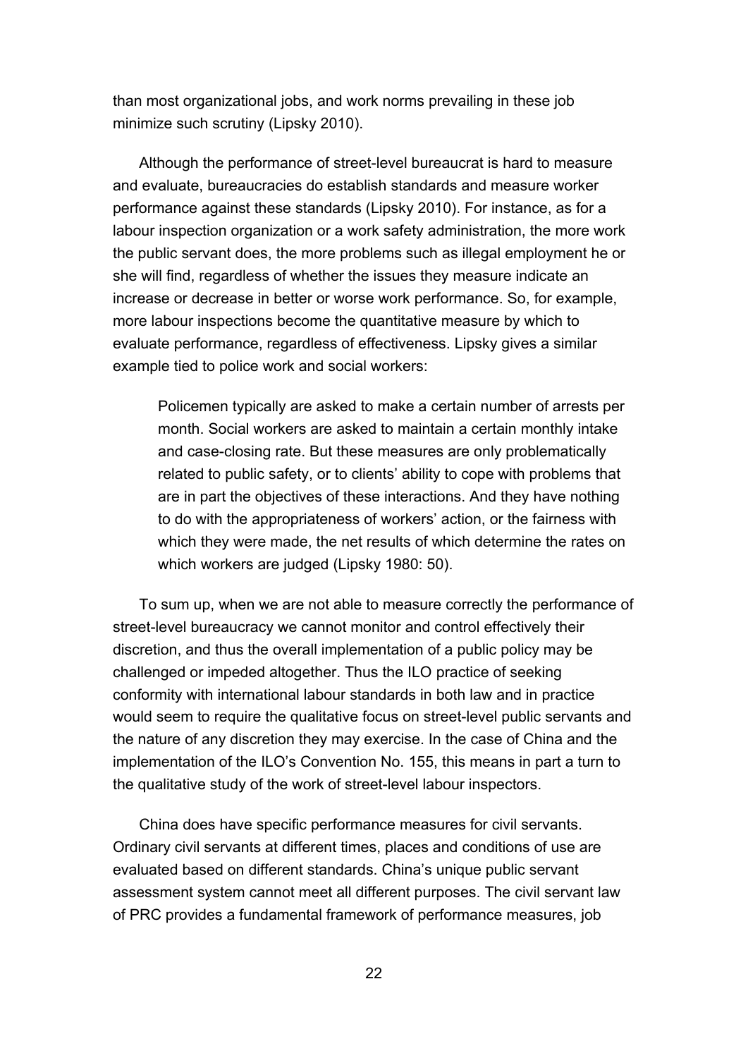than most organizational jobs, and work norms prevailing in these job minimize such scrutiny (Lipsky 2010).

Although the performance of street-level bureaucrat is hard to measure and evaluate, bureaucracies do establish standards and measure worker performance against these standards (Lipsky 2010). For instance, as for a labour inspection organization or a work safety administration, the more work the public servant does, the more problems such as illegal employment he or she will find, regardless of whether the issues they measure indicate an increase or decrease in better or worse work performance. So, for example, more labour inspections become the quantitative measure by which to evaluate performance, regardless of effectiveness. Lipsky gives a similar example tied to police work and social workers:

> Policemen typically are asked to make a certain number of arrests per month. Social workers are asked to maintain a certain monthly intake and case-closing rate. But these measures are only problematically related to public safety, or to clients' ability to cope with problems that are in part the objectives of these interactions. And they have nothing to do with the appropriateness of workers' action, or the fairness with which they were made, the net results of which determine the rates on which workers are judged (Lipsky 1980: 50).

To sum up, when we are not able to measure correctly the performance of street-level bureaucracy we cannot monitor and control effectively their discretion, and thus the overall implementation of a public policy may be challenged or impeded altogether. Thus the ILO practice of seeking conformity with international labour standards in both law and in practice would seem to require the qualitative focus on street-level public servants and the nature of any discretion they may exercise. In the case of China and the implementation of the ILO's Convention No. 155, this means in part a turn to the qualitative study of the work of street-level labour inspectors.

China does have specific performance measures for civil servants. Ordinary civil servants at different times, places and conditions of use are evaluated based on different standards. China's unique public servant assessment system cannot meet all different purposes. The civil servant law of PRC provides a fundamental framework of performance measures, job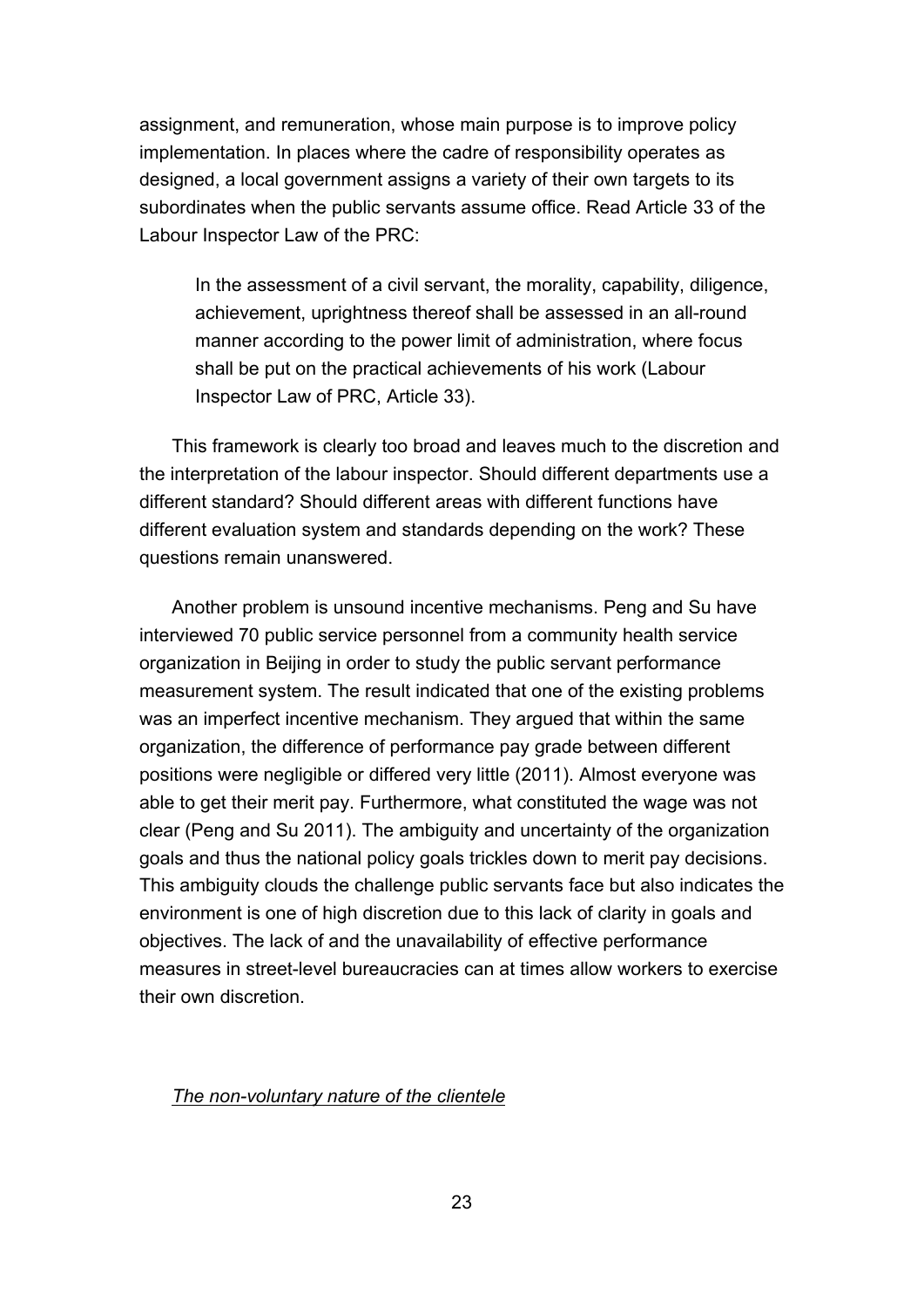assignment, and remuneration, whose main purpose is to improve policy implementation. In places where the cadre of responsibility operates as designed, a local government assigns a variety of their own targets to its subordinates when the public servants assume office. Read Article 33 of the Labour Inspector Law of the PRC:

> In the assessment of a civil servant, the morality, capability, diligence, achievement, uprightness thereof shall be assessed in an all-round manner according to the power limit of administration, where focus shall be put on the practical achievements of his work (Labour Inspector Law of PRC, Article 33).

This framework is clearly too broad and leaves much to the discretion and the interpretation of the labour inspector. Should different departments use a different standard? Should different areas with different functions have different evaluation system and standards depending on the work? These questions remain unanswered.

Another problem is unsound incentive mechanisms. Peng and Su have interviewed 70 public service personnel from a community health service organization in Beijing in order to study the public servant performance measurement system. The result indicated that one of the existing problems was an imperfect incentive mechanism. They argued that within the same organization, the difference of performance pay grade between different positions were negligible or differed very little (2011). Almost everyone was able to get their merit pay. Furthermore, what constituted the wage was not clear (Peng and Su 2011). The ambiguity and uncertainty of the organization goals and thus the national policy goals trickles down to merit pay decisions. This ambiguity clouds the challenge public servants face but also indicates the environment is one of high discretion due to this lack of clarity in goals and objectives. The lack of and the unavailability of effective performance measures in street-level bureaucracies can at times allow workers to exercise their own discretion.

*The non-voluntary nature of the clientele*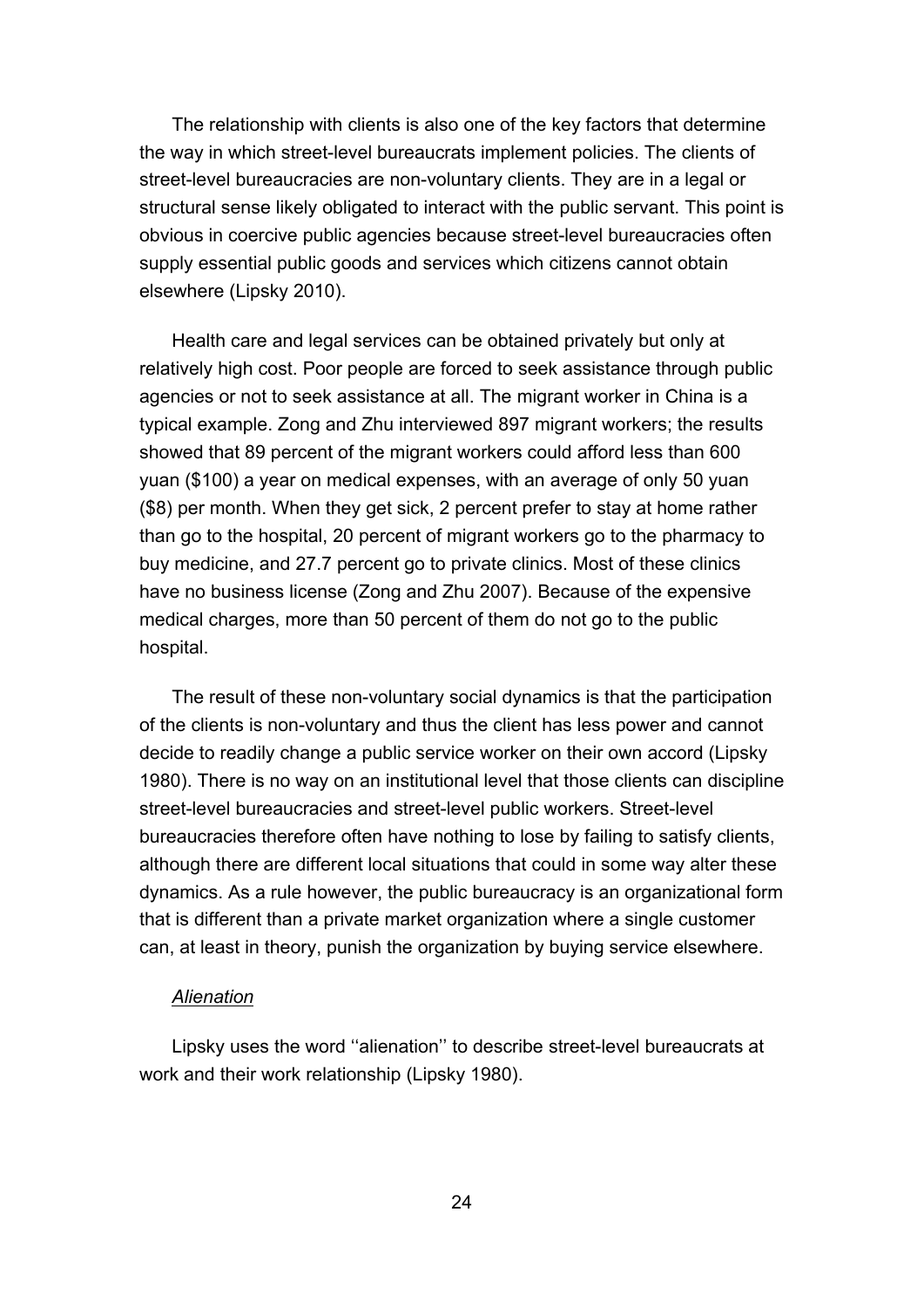The relationship with clients is also one of the key factors that determine the way in which street-level bureaucrats implement policies. The clients of street-level bureaucracies are non-voluntary clients. They are in a legal or structural sense likely obligated to interact with the public servant. This point is obvious in coercive public agencies because street-level bureaucracies often supply essential public goods and services which citizens cannot obtain elsewhere (Lipsky 2010).

Health care and legal services can be obtained privately but only at relatively high cost. Poor people are forced to seek assistance through public agencies or not to seek assistance at all. The migrant worker in China is a typical example. Zong and Zhu interviewed 897 migrant workers; the results showed that 89 percent of the migrant workers could afford less than 600 yuan ($100) a year on medical expenses, with an average of only 50 yuan ($8) per month. When they get sick, 2 percent prefer to stay at home rather than go to the hospital, 20 percent of migrant workers go to the pharmacy to buy medicine, and 27.7 percent go to private clinics. Most of these clinics have no business license (Zong and Zhu 2007). Because of the expensive medical charges, more than 50 percent of them do not go to the public hospital.

The result of these non-voluntary social dynamics is that the participation of the clients is non-voluntary and thus the client has less power and cannot decide to readily change a public service worker on their own accord (Lipsky 1980). There is no way on an institutional level that those clients can discipline street-level bureaucracies and street-level public workers. Street-level bureaucracies therefore often have nothing to lose by failing to satisfy clients, although there are different local situations that could in some way alter these dynamics. As a rule however, the public bureaucracy is an organizational form that is different than a private market organization where a single customer can, at least in theory, punish the organization by buying service elsewhere.

*Alienation*

Lipsky uses the word ''alienation'' to describe street-level bureaucrats at work and their work relationship (Lipsky 1980).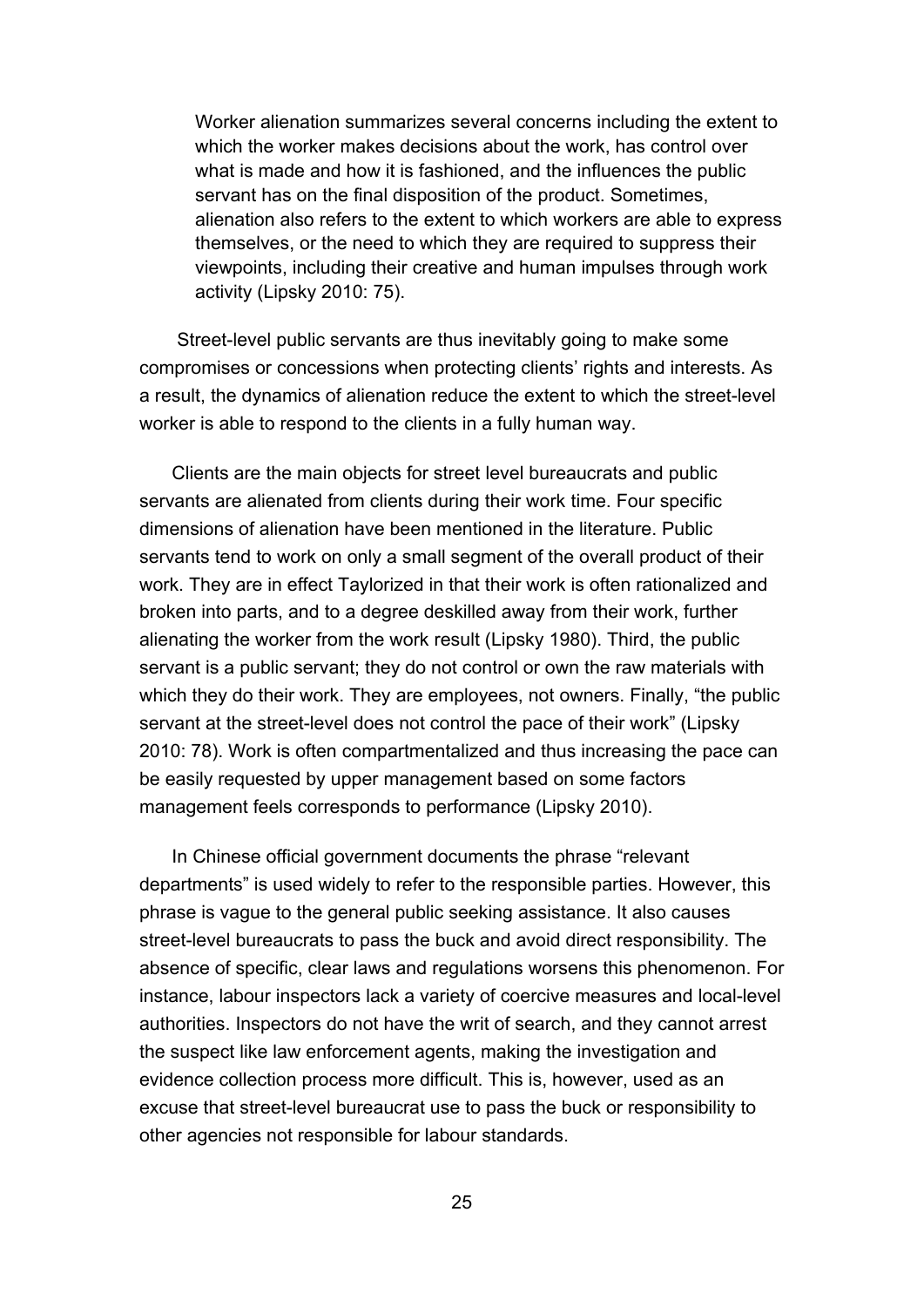> Worker alienation summarizes several concerns including the extent to which the worker makes decisions about the work, has control over what is made and how it is fashioned, and the influences the public servant has on the final disposition of the product. Sometimes, alienation also refers to the extent to which workers are able to express themselves, or the need to which they are required to suppress their viewpoints, including their creative and human impulses through work activity (Lipsky 2010: 75).

Street-level public servants are thus inevitably going to make some compromises or concessions when protecting clients' rights and interests. As a result, the dynamics of alienation reduce the extent to which the street-level worker is able to respond to the clients in a fully human way.

Clients are the main objects for street level bureaucrats and public servants are alienated from clients during their work time. Four specific dimensions of alienation have been mentioned in the literature. Public servants tend to work on only a small segment of the overall product of their work. They are in effect Taylorized in that their work is often rationalized and broken into parts, and to a degree deskilled away from their work, further alienating the worker from the work result (Lipsky 1980). Third, the public servant is a public servant; they do not control or own the raw materials with which they do their work. They are employees, not owners. Finally, "the public servant at the street-level does not control the pace of their work" (Lipsky 2010: 78). Work is often compartmentalized and thus increasing the pace can be easily requested by upper management based on some factors management feels corresponds to performance (Lipsky 2010).

In Chinese official government documents the phrase "relevant departments" is used widely to refer to the responsible parties. However, this phrase is vague to the general public seeking assistance. It also causes street-level bureaucrats to pass the buck and avoid direct responsibility. The absence of specific, clear laws and regulations worsens this phenomenon. For instance, labour inspectors lack a variety of coercive measures and local-level authorities. Inspectors do not have the writ of search, and they cannot arrest the suspect like law enforcement agents, making the investigation and evidence collection process more difficult. This is, however, used as an excuse that street-level bureaucrat use to pass the buck or responsibility to other agencies not responsible for labour standards.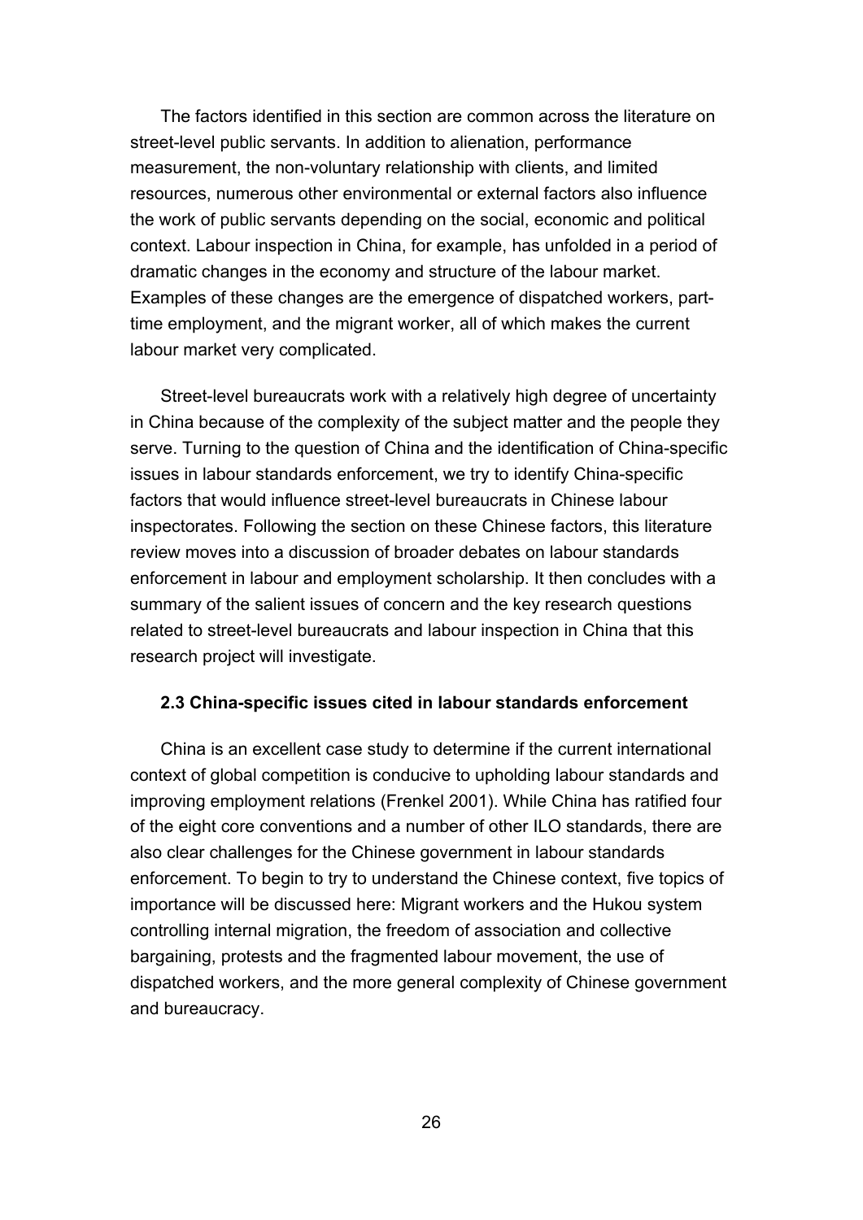The factors identified in this section are common across the literature on street-level public servants. In addition to alienation, performance measurement, the non-voluntary relationship with clients, and limited resources, numerous other environmental or external factors also influence the work of public servants depending on the social, economic and political context. Labour inspection in China, for example, has unfolded in a period of dramatic changes in the economy and structure of the labour market. Examples of these changes are the emergence of dispatched workers, part-time employment, and the migrant worker, all of which makes the current labour market very complicated.

Street-level bureaucrats work with a relatively high degree of uncertainty in China because of the complexity of the subject matter and the people they serve. Turning to the question of China and the identification of China-specific issues in labour standards enforcement, we try to identify China-specific factors that would influence street-level bureaucrats in Chinese labour inspectorates. Following the section on these Chinese factors, this literature review moves into a discussion of broader debates on labour standards enforcement in labour and employment scholarship. It then concludes with a summary of the salient issues of concern and the key research questions related to street-level bureaucrats and labour inspection in China that this research project will investigate.

### 2.3 China-specific issues cited in labour standards enforcement

China is an excellent case study to determine if the current international context of global competition is conducive to upholding labour standards and improving employment relations (Frenkel 2001). While China has ratified four of the eight core conventions and a number of other ILO standards, there are also clear challenges for the Chinese government in labour standards enforcement. To begin to try to understand the Chinese context, five topics of importance will be discussed here: Migrant workers and the Hukou system controlling internal migration, the freedom of association and collective bargaining, protests and the fragmented labour movement, the use of dispatched workers, and the more general complexity of Chinese government and bureaucracy.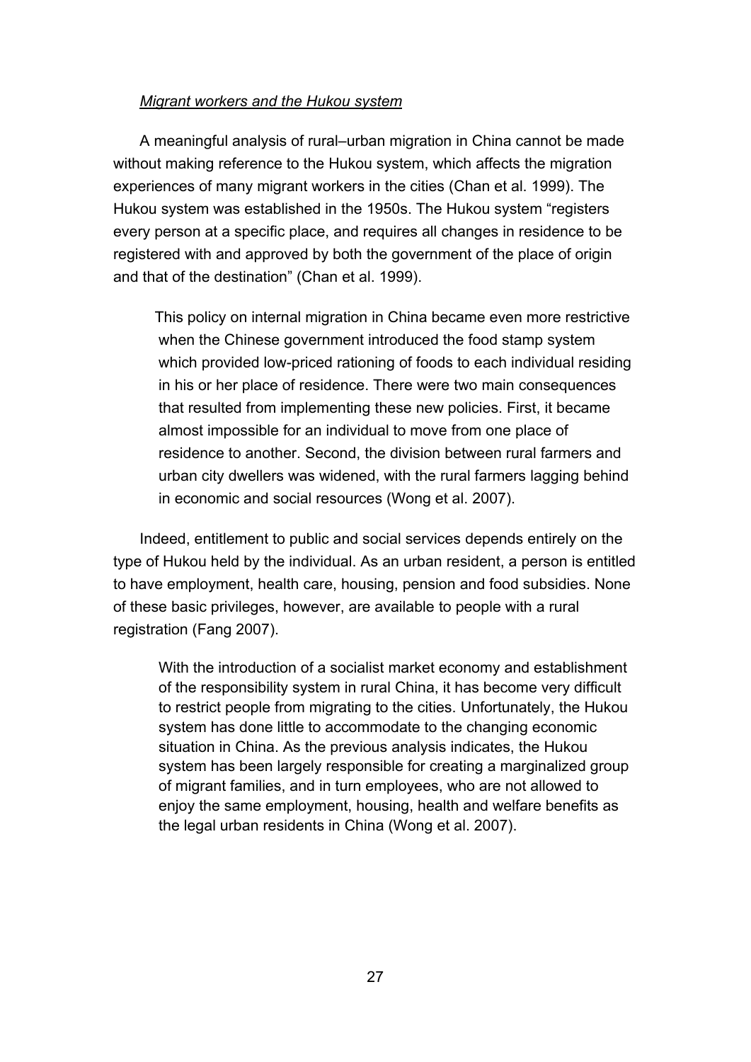*Migrant workers and the Hukou system*

A meaningful analysis of rural–urban migration in China cannot be made without making reference to the Hukou system, which affects the migration experiences of many migrant workers in the cities (Chan et al. 1999). The Hukou system was established in the 1950s. The Hukou system "registers every person at a specific place, and requires all changes in residence to be registered with and approved by both the government of the place of origin and that of the destination" (Chan et al. 1999).

> This policy on internal migration in China became even more restrictive when the Chinese government introduced the food stamp system which provided low-priced rationing of foods to each individual residing in his or her place of residence. There were two main consequences that resulted from implementing these new policies. First, it became almost impossible for an individual to move from one place of residence to another. Second, the division between rural farmers and urban city dwellers was widened, with the rural farmers lagging behind in economic and social resources (Wong et al. 2007).

Indeed, entitlement to public and social services depends entirely on the type of Hukou held by the individual. As an urban resident, a person is entitled to have employment, health care, housing, pension and food subsidies. None of these basic privileges, however, are available to people with a rural registration (Fang 2007).

> With the introduction of a socialist market economy and establishment of the responsibility system in rural China, it has become very difficult to restrict people from migrating to the cities. Unfortunately, the Hukou system has done little to accommodate to the changing economic situation in China. As the previous analysis indicates, the Hukou system has been largely responsible for creating a marginalized group of migrant families, and in turn employees, who are not allowed to enjoy the same employment, housing, health and welfare benefits as the legal urban residents in China (Wong et al. 2007).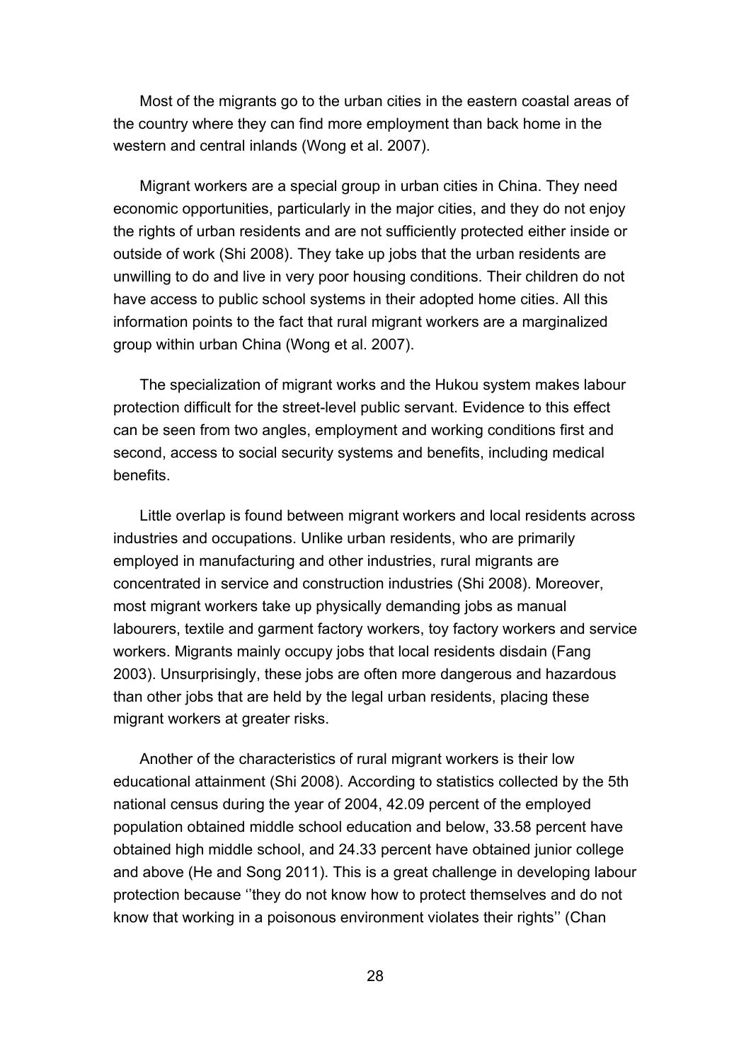Most of the migrants go to the urban cities in the eastern coastal areas of the country where they can find more employment than back home in the western and central inlands (Wong et al. 2007).

Migrant workers are a special group in urban cities in China. They need economic opportunities, particularly in the major cities, and they do not enjoy the rights of urban residents and are not sufficiently protected either inside or outside of work (Shi 2008). They take up jobs that the urban residents are unwilling to do and live in very poor housing conditions. Their children do not have access to public school systems in their adopted home cities. All this information points to the fact that rural migrant workers are a marginalized group within urban China (Wong et al. 2007).

The specialization of migrant works and the Hukou system makes labour protection difficult for the street-level public servant. Evidence to this effect can be seen from two angles, employment and working conditions first and second, access to social security systems and benefits, including medical benefits.

Little overlap is found between migrant workers and local residents across industries and occupations. Unlike urban residents, who are primarily employed in manufacturing and other industries, rural migrants are concentrated in service and construction industries (Shi 2008). Moreover, most migrant workers take up physically demanding jobs as manual labourers, textile and garment factory workers, toy factory workers and service workers. Migrants mainly occupy jobs that local residents disdain (Fang 2003). Unsurprisingly, these jobs are often more dangerous and hazardous than other jobs that are held by the legal urban residents, placing these migrant workers at greater risks.

Another of the characteristics of rural migrant workers is their low educational attainment (Shi 2008). According to statistics collected by the 5th national census during the year of 2004, 42.09 percent of the employed population obtained middle school education and below, 33.58 percent have obtained high middle school, and 24.33 percent have obtained junior college and above (He and Song 2011). This is a great challenge in developing labour protection because ''they do not know how to protect themselves and do not know that working in a poisonous environment violates their rights'' (Chan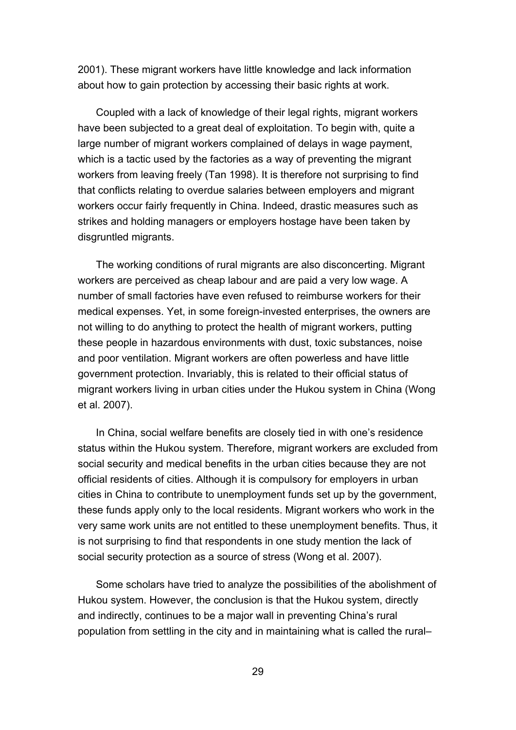2001). These migrant workers have little knowledge and lack information about how to gain protection by accessing their basic rights at work.

Coupled with a lack of knowledge of their legal rights, migrant workers have been subjected to a great deal of exploitation. To begin with, quite a large number of migrant workers complained of delays in wage payment, which is a tactic used by the factories as a way of preventing the migrant workers from leaving freely (Tan 1998). It is therefore not surprising to find that conflicts relating to overdue salaries between employers and migrant workers occur fairly frequently in China. Indeed, drastic measures such as strikes and holding managers or employers hostage have been taken by disgruntled migrants.

The working conditions of rural migrants are also disconcerting. Migrant workers are perceived as cheap labour and are paid a very low wage. A number of small factories have even refused to reimburse workers for their medical expenses. Yet, in some foreign-invested enterprises, the owners are not willing to do anything to protect the health of migrant workers, putting these people in hazardous environments with dust, toxic substances, noise and poor ventilation. Migrant workers are often powerless and have little government protection. Invariably, this is related to their official status of migrant workers living in urban cities under the Hukou system in China (Wong et al. 2007).

In China, social welfare benefits are closely tied in with one's residence status within the Hukou system. Therefore, migrant workers are excluded from social security and medical benefits in the urban cities because they are not official residents of cities. Although it is compulsory for employers in urban cities in China to contribute to unemployment funds set up by the government, these funds apply only to the local residents. Migrant workers who work in the very same work units are not entitled to these unemployment benefits. Thus, it is not surprising to find that respondents in one study mention the lack of social security protection as a source of stress (Wong et al. 2007).

Some scholars have tried to analyze the possibilities of the abolishment of Hukou system. However, the conclusion is that the Hukou system, directly and indirectly, continues to be a major wall in preventing China's rural population from settling in the city and in maintaining what is called the rural–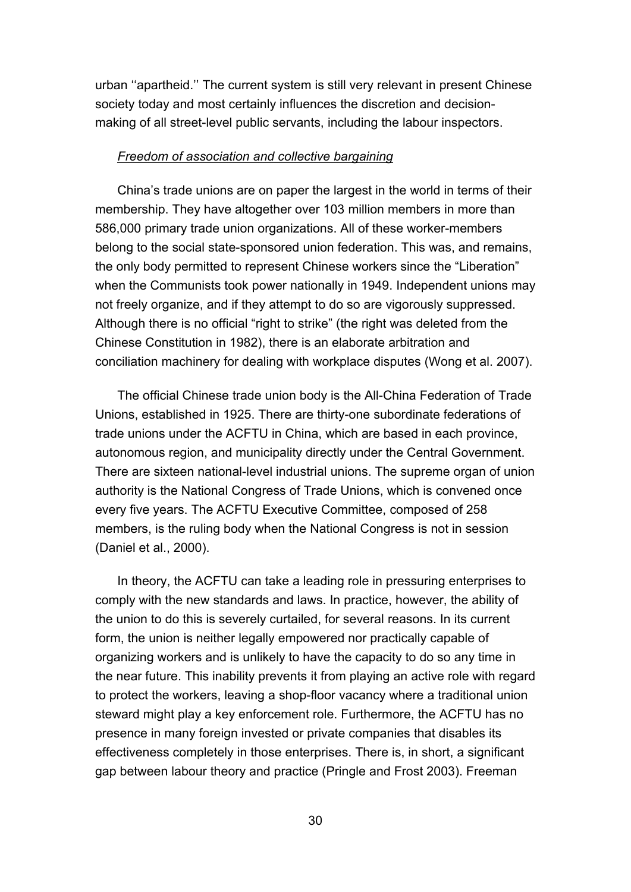urban ‘‘apartheid.’’ The current system is still very relevant in present Chinese society today and most certainly influences the discretion and decision-making of all street-level public servants, including the labour inspectors.

*Freedom of association and collective bargaining*

China’s trade unions are on paper the largest in the world in terms of their membership. They have altogether over 103 million members in more than 586,000 primary trade union organizations. All of these worker-members belong to the social state-sponsored union federation. This was, and remains, the only body permitted to represent Chinese workers since the “Liberation” when the Communists took power nationally in 1949. Independent unions may not freely organize, and if they attempt to do so are vigorously suppressed. Although there is no official “right to strike” (the right was deleted from the Chinese Constitution in 1982), there is an elaborate arbitration and conciliation machinery for dealing with workplace disputes (Wong et al. 2007).

The official Chinese trade union body is the All-China Federation of Trade Unions, established in 1925. There are thirty-one subordinate federations of trade unions under the ACFTU in China, which are based in each province, autonomous region, and municipality directly under the Central Government. There are sixteen national-level industrial unions. The supreme organ of union authority is the National Congress of Trade Unions, which is convened once every five years. The ACFTU Executive Committee, composed of 258 members, is the ruling body when the National Congress is not in session (Daniel et al., 2000).

In theory, the ACFTU can take a leading role in pressuring enterprises to comply with the new standards and laws. In practice, however, the ability of the union to do this is severely curtailed, for several reasons. In its current form, the union is neither legally empowered nor practically capable of organizing workers and is unlikely to have the capacity to do so any time in the near future. This inability prevents it from playing an active role with regard to protect the workers, leaving a shop-floor vacancy where a traditional union steward might play a key enforcement role. Furthermore, the ACFTU has no presence in many foreign invested or private companies that disables its effectiveness completely in those enterprises. There is, in short, a significant gap between labour theory and practice (Pringle and Frost 2003). Freeman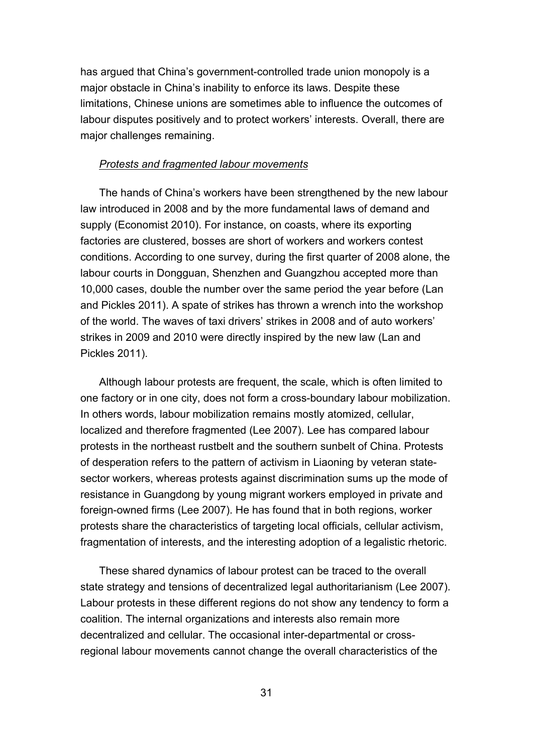has argued that China's government-controlled trade union monopoly is a major obstacle in China's inability to enforce its laws. Despite these limitations, Chinese unions are sometimes able to influence the outcomes of labour disputes positively and to protect workers' interests. Overall, there are major challenges remaining.

*Protests and fragmented labour movements*

The hands of China's workers have been strengthened by the new labour law introduced in 2008 and by the more fundamental laws of demand and supply (Economist 2010). For instance, on coasts, where its exporting factories are clustered, bosses are short of workers and workers contest conditions. According to one survey, during the first quarter of 2008 alone, the labour courts in Dongguan, Shenzhen and Guangzhou accepted more than 10,000 cases, double the number over the same period the year before (Lan and Pickles 2011). A spate of strikes has thrown a wrench into the workshop of the world. The waves of taxi drivers' strikes in 2008 and of auto workers' strikes in 2009 and 2010 were directly inspired by the new law (Lan and Pickles 2011).

Although labour protests are frequent, the scale, which is often limited to one factory or in one city, does not form a cross-boundary labour mobilization. In others words, labour mobilization remains mostly atomized, cellular, localized and therefore fragmented (Lee 2007). Lee has compared labour protests in the northeast rustbelt and the southern sunbelt of China. Protests of desperation refers to the pattern of activism in Liaoning by veteran state-sector workers, whereas protests against discrimination sums up the mode of resistance in Guangdong by young migrant workers employed in private and foreign-owned firms (Lee 2007). He has found that in both regions, worker protests share the characteristics of targeting local officials, cellular activism, fragmentation of interests, and the interesting adoption of a legalistic rhetoric.

These shared dynamics of labour protest can be traced to the overall state strategy and tensions of decentralized legal authoritarianism (Lee 2007). Labour protests in these different regions do not show any tendency to form a coalition. The internal organizations and interests also remain more decentralized and cellular. The occasional inter-departmental or cross-regional labour movements cannot change the overall characteristics of the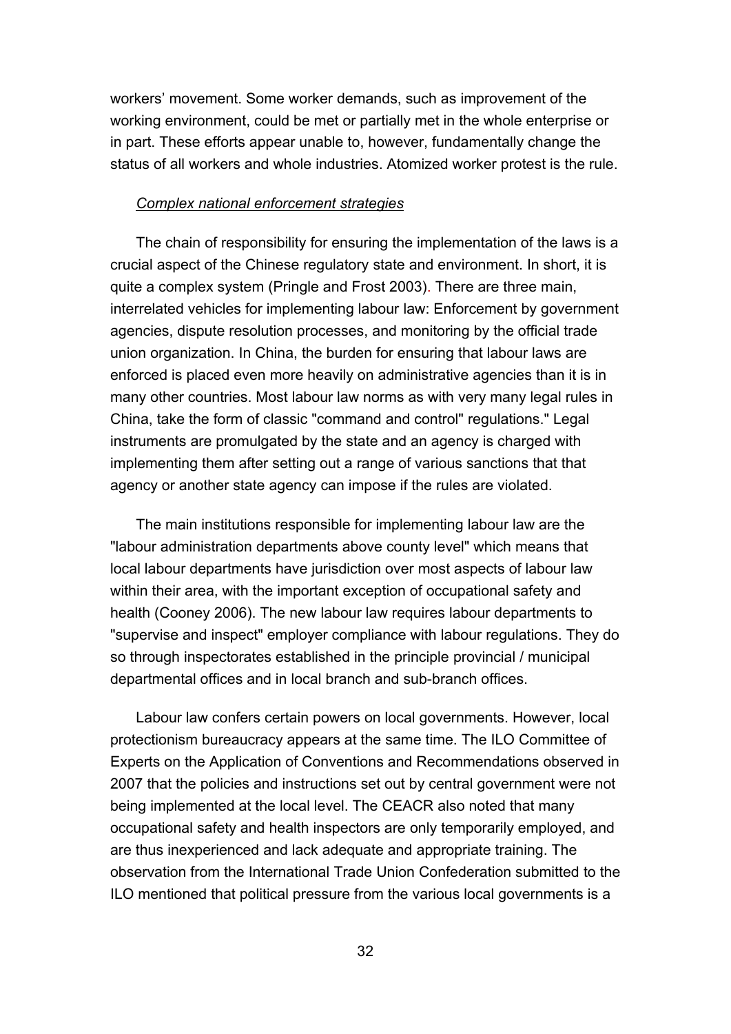workers' movement. Some worker demands, such as improvement of the working environment, could be met or partially met in the whole enterprise or in part. These efforts appear unable to, however, fundamentally change the status of all workers and whole industries. Atomized worker protest is the rule.

*Complex national enforcement strategies*

The chain of responsibility for ensuring the implementation of the laws is a crucial aspect of the Chinese regulatory state and environment. In short, it is quite a complex system (Pringle and Frost 2003). There are three main, interrelated vehicles for implementing labour law: Enforcement by government agencies, dispute resolution processes, and monitoring by the official trade union organization. In China, the burden for ensuring that labour laws are enforced is placed even more heavily on administrative agencies than it is in many other countries. Most labour law norms as with very many legal rules in China, take the form of classic "command and control" regulations." Legal instruments are promulgated by the state and an agency is charged with implementing them after setting out a range of various sanctions that that agency or another state agency can impose if the rules are violated.

The main institutions responsible for implementing labour law are the "labour administration departments above county level" which means that local labour departments have jurisdiction over most aspects of labour law within their area, with the important exception of occupational safety and health (Cooney 2006). The new labour law requires labour departments to "supervise and inspect" employer compliance with labour regulations. They do so through inspectorates established in the principle provincial / municipal departmental offices and in local branch and sub-branch offices.

Labour law confers certain powers on local governments. However, local protectionism bureaucracy appears at the same time. The ILO Committee of Experts on the Application of Conventions and Recommendations observed in 2007 that the policies and instructions set out by central government were not being implemented at the local level. The CEACR also noted that many occupational safety and health inspectors are only temporarily employed, and are thus inexperienced and lack adequate and appropriate training. The observation from the International Trade Union Confederation submitted to the ILO mentioned that political pressure from the various local governments is a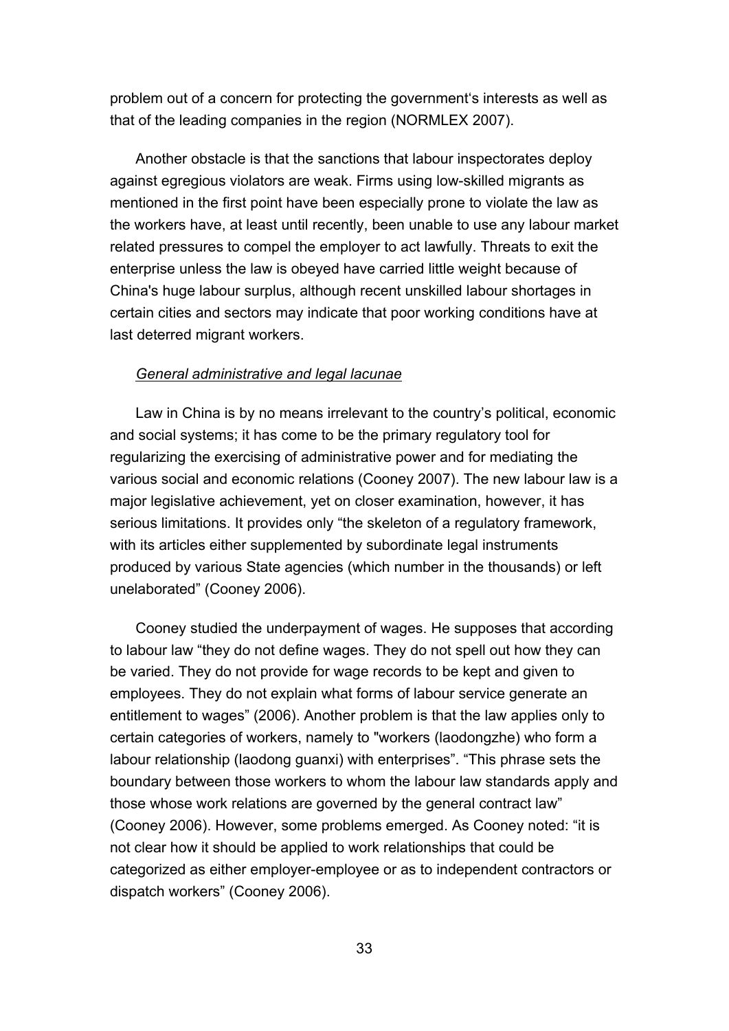problem out of a concern for protecting the government's interests as well as that of the leading companies in the region (NORMLEX 2007).

Another obstacle is that the sanctions that labour inspectorates deploy against egregious violators are weak. Firms using low-skilled migrants as mentioned in the first point have been especially prone to violate the law as the workers have, at least until recently, been unable to use any labour market related pressures to compel the employer to act lawfully. Threats to exit the enterprise unless the law is obeyed have carried little weight because of China's huge labour surplus, although recent unskilled labour shortages in certain cities and sectors may indicate that poor working conditions have at last deterred migrant workers.

*General administrative and legal lacunae*

Law in China is by no means irrelevant to the country's political, economic and social systems; it has come to be the primary regulatory tool for regularizing the exercising of administrative power and for mediating the various social and economic relations (Cooney 2007). The new labour law is a major legislative achievement, yet on closer examination, however, it has serious limitations. It provides only "the skeleton of a regulatory framework, with its articles either supplemented by subordinate legal instruments produced by various State agencies (which number in the thousands) or left unelaborated" (Cooney 2006).

Cooney studied the underpayment of wages. He supposes that according to labour law "they do not define wages. They do not spell out how they can be varied. They do not provide for wage records to be kept and given to employees. They do not explain what forms of labour service generate an entitlement to wages" (2006). Another problem is that the law applies only to certain categories of workers, namely to "workers (laodongzhe) who form a labour relationship (laodong guanxi) with enterprises". "This phrase sets the boundary between those workers to whom the labour law standards apply and those whose work relations are governed by the general contract law" (Cooney 2006). However, some problems emerged. As Cooney noted: "it is not clear how it should be applied to work relationships that could be categorized as either employer-employee or as to independent contractors or dispatch workers" (Cooney 2006).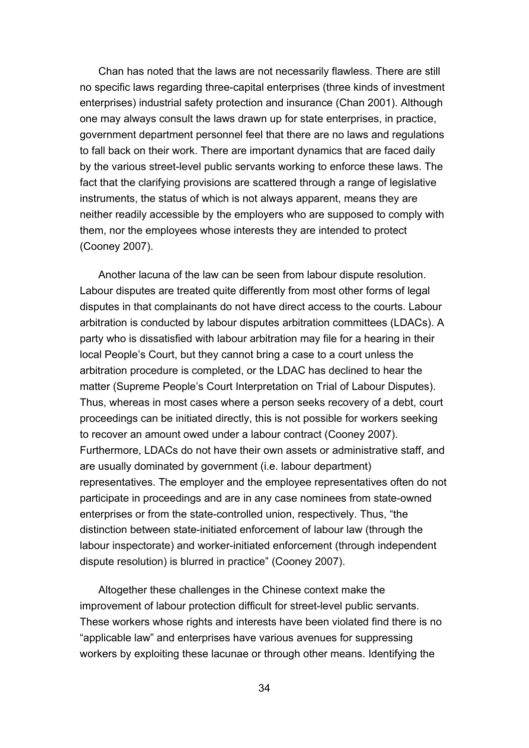Chan has noted that the laws are not necessarily flawless. There are still no specific laws regarding three-capital enterprises (three kinds of investment enterprises) industrial safety protection and insurance (Chan 2001). Although one may always consult the laws drawn up for state enterprises, in practice, government department personnel feel that there are no laws and regulations to fall back on their work. There are important dynamics that are faced daily by the various street-level public servants working to enforce these laws. The fact that the clarifying provisions are scattered through a range of legislative instruments, the status of which is not always apparent, means they are neither readily accessible by the employers who are supposed to comply with them, nor the employees whose interests they are intended to protect (Cooney 2007).

Another lacuna of the law can be seen from labour dispute resolution. Labour disputes are treated quite differently from most other forms of legal disputes in that complainants do not have direct access to the courts. Labour arbitration is conducted by labour disputes arbitration committees (LDACs). A party who is dissatisfied with labour arbitration may file for a hearing in their local People's Court, but they cannot bring a case to a court unless the arbitration procedure is completed, or the LDAC has declined to hear the matter (Supreme People's Court Interpretation on Trial of Labour Disputes). Thus, whereas in most cases where a person seeks recovery of a debt, court proceedings can be initiated directly, this is not possible for workers seeking to recover an amount owed under a labour contract (Cooney 2007). Furthermore, LDACs do not have their own assets or administrative staff, and are usually dominated by government (i.e. labour department) representatives. The employer and the employee representatives often do not participate in proceedings and are in any case nominees from state-owned enterprises or from the state-controlled union, respectively. Thus, "the distinction between state-initiated enforcement of labour law (through the labour inspectorate) and worker-initiated enforcement (through independent dispute resolution) is blurred in practice" (Cooney 2007).

Altogether these challenges in the Chinese context make the improvement of labour protection difficult for street-level public servants. These workers whose rights and interests have been violated find there is no "applicable law" and enterprises have various avenues for suppressing workers by exploiting these lacunae or through other means. Identifying the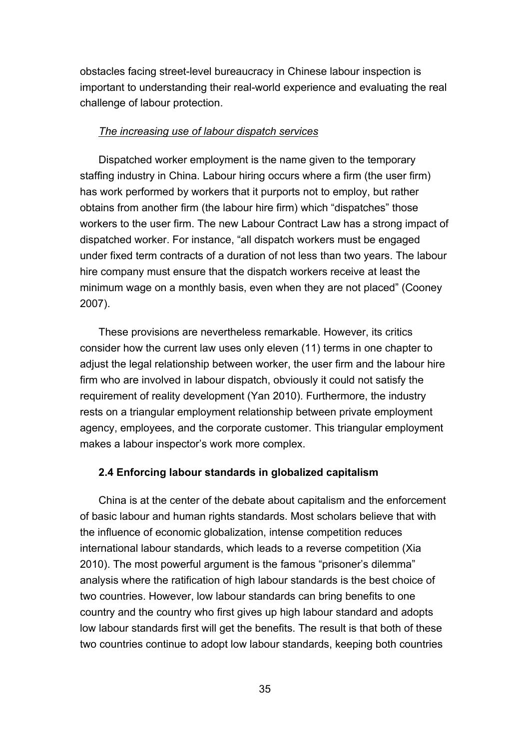obstacles facing street-level bureaucracy in Chinese labour inspection is important to understanding their real-world experience and evaluating the real challenge of labour protection.

*The increasing use of labour dispatch services*

Dispatched worker employment is the name given to the temporary staffing industry in China. Labour hiring occurs where a firm (the user firm) has work performed by workers that it purports not to employ, but rather obtains from another firm (the labour hire firm) which "dispatches" those workers to the user firm. The new Labour Contract Law has a strong impact of dispatched worker. For instance, "all dispatch workers must be engaged under fixed term contracts of a duration of not less than two years. The labour hire company must ensure that the dispatch workers receive at least the minimum wage on a monthly basis, even when they are not placed" (Cooney 2007).

These provisions are nevertheless remarkable. However, its critics consider how the current law uses only eleven (11) terms in one chapter to adjust the legal relationship between worker, the user firm and the labour hire firm who are involved in labour dispatch, obviously it could not satisfy the requirement of reality development (Yan 2010). Furthermore, the industry rests on a triangular employment relationship between private employment agency, employees, and the corporate customer. This triangular employment makes a labour inspector's work more complex.

### 2.4 Enforcing labour standards in globalized capitalism

China is at the center of the debate about capitalism and the enforcement of basic labour and human rights standards. Most scholars believe that with the influence of economic globalization, intense competition reduces international labour standards, which leads to a reverse competition (Xia 2010). The most powerful argument is the famous "prisoner's dilemma" analysis where the ratification of high labour standards is the best choice of two countries. However, low labour standards can bring benefits to one country and the country who first gives up high labour standard and adopts low labour standards first will get the benefits. The result is that both of these two countries continue to adopt low labour standards, keeping both countries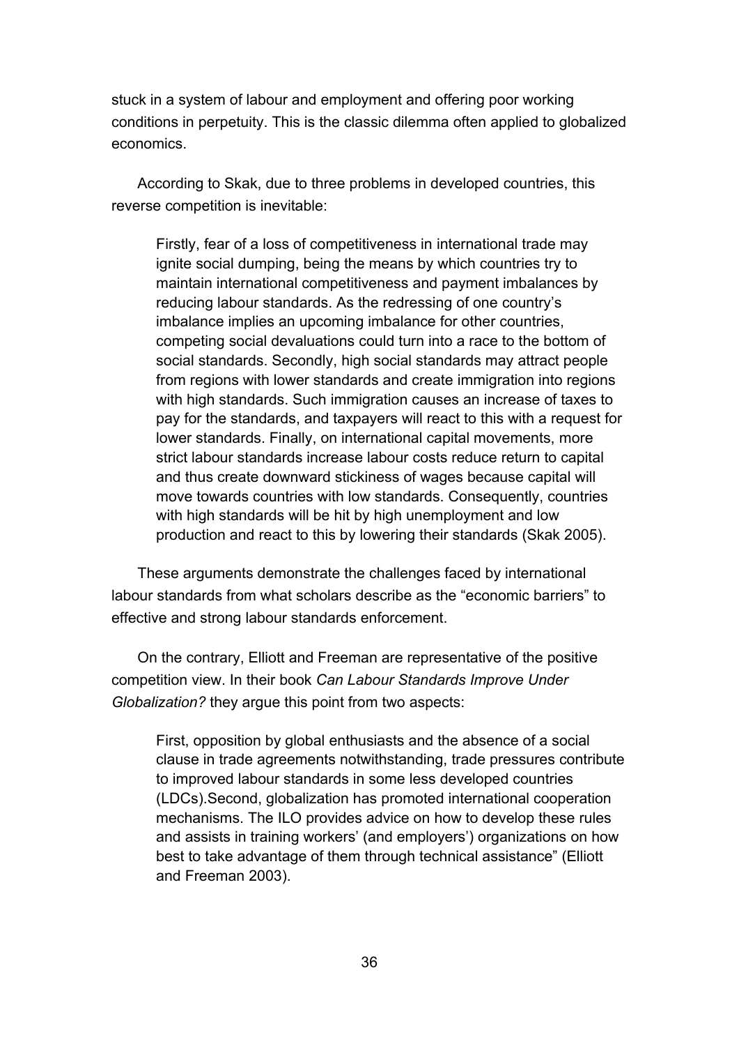stuck in a system of labour and employment and offering poor working conditions in perpetuity. This is the classic dilemma often applied to globalized economics.

According to Skak, due to three problems in developed countries, this reverse competition is inevitable:

> Firstly, fear of a loss of competitiveness in international trade may ignite social dumping, being the means by which countries try to maintain international competitiveness and payment imbalances by reducing labour standards. As the redressing of one country's imbalance implies an upcoming imbalance for other countries, competing social devaluations could turn into a race to the bottom of social standards. Secondly, high social standards may attract people from regions with lower standards and create immigration into regions with high standards. Such immigration causes an increase of taxes to pay for the standards, and taxpayers will react to this with a request for lower standards. Finally, on international capital movements, more strict labour standards increase labour costs reduce return to capital and thus create downward stickiness of wages because capital will move towards countries with low standards. Consequently, countries with high standards will be hit by high unemployment and low production and react to this by lowering their standards (Skak 2005).

These arguments demonstrate the challenges faced by international labour standards from what scholars describe as the "economic barriers" to effective and strong labour standards enforcement.

On the contrary, Elliott and Freeman are representative of the positive competition view. In their book *Can Labour Standards Improve Under Globalization?* they argue this point from two aspects:

> First, opposition by global enthusiasts and the absence of a social clause in trade agreements notwithstanding, trade pressures contribute to improved labour standards in some less developed countries (LDCs).Second, globalization has promoted international cooperation mechanisms. The ILO provides advice on how to develop these rules and assists in training workers' (and employers') organizations on how best to take advantage of them through technical assistance" (Elliott and Freeman 2003).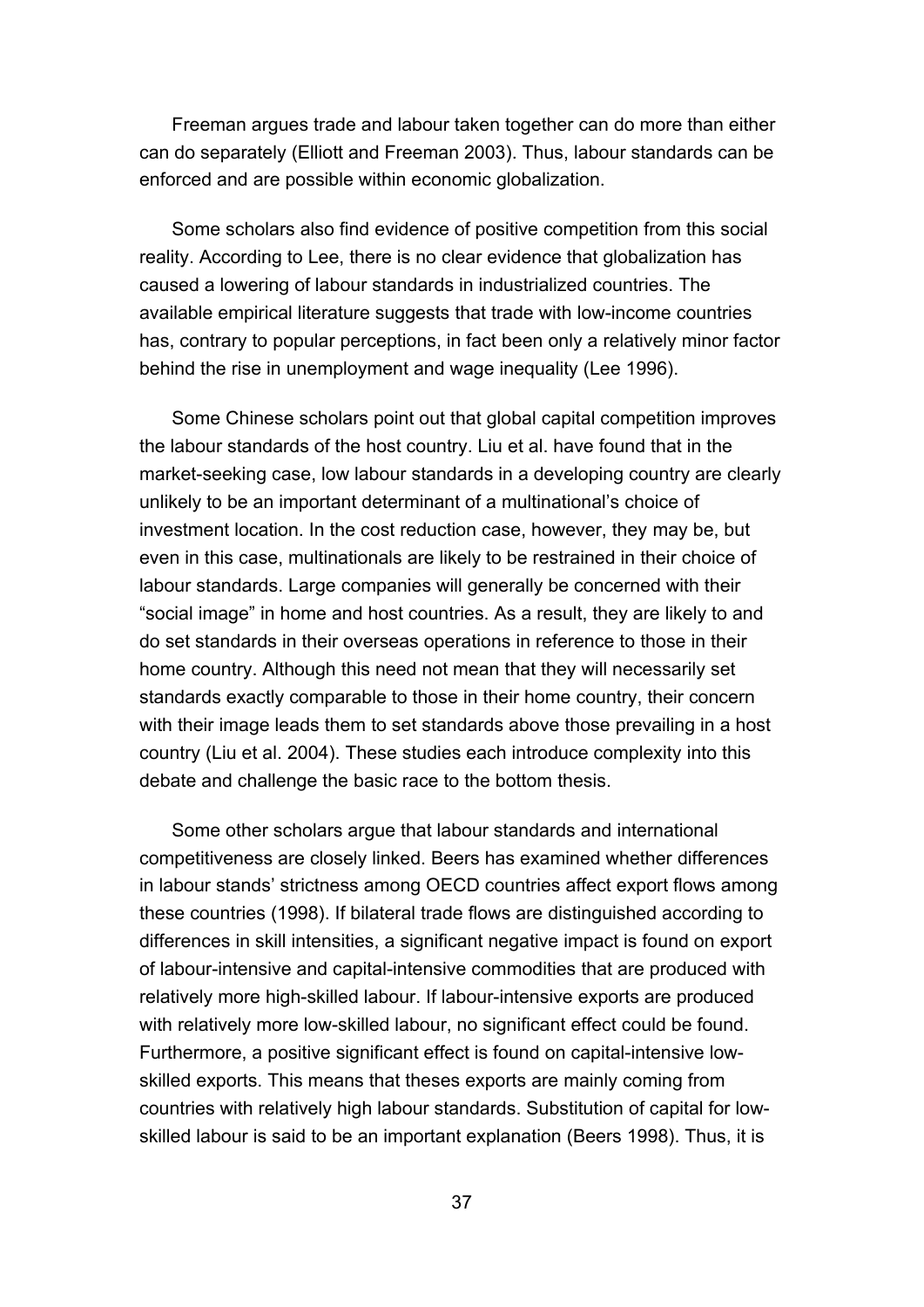Freeman argues trade and labour taken together can do more than either can do separately (Elliott and Freeman 2003). Thus, labour standards can be enforced and are possible within economic globalization.

Some scholars also find evidence of positive competition from this social reality. According to Lee, there is no clear evidence that globalization has caused a lowering of labour standards in industrialized countries. The available empirical literature suggests that trade with low-income countries has, contrary to popular perceptions, in fact been only a relatively minor factor behind the rise in unemployment and wage inequality (Lee 1996).

Some Chinese scholars point out that global capital competition improves the labour standards of the host country. Liu et al. have found that in the market-seeking case, low labour standards in a developing country are clearly unlikely to be an important determinant of a multinational's choice of investment location. In the cost reduction case, however, they may be, but even in this case, multinationals are likely to be restrained in their choice of labour standards. Large companies will generally be concerned with their "social image" in home and host countries. As a result, they are likely to and do set standards in their overseas operations in reference to those in their home country. Although this need not mean that they will necessarily set standards exactly comparable to those in their home country, their concern with their image leads them to set standards above those prevailing in a host country (Liu et al. 2004). These studies each introduce complexity into this debate and challenge the basic race to the bottom thesis.

Some other scholars argue that labour standards and international competitiveness are closely linked. Beers has examined whether differences in labour stands' strictness among OECD countries affect export flows among these countries (1998). If bilateral trade flows are distinguished according to differences in skill intensities, a significant negative impact is found on export of labour-intensive and capital-intensive commodities that are produced with relatively more high-skilled labour. If labour-intensive exports are produced with relatively more low-skilled labour, no significant effect could be found. Furthermore, a positive significant effect is found on capital-intensive low-skilled exports. This means that theses exports are mainly coming from countries with relatively high labour standards. Substitution of capital for low-skilled labour is said to be an important explanation (Beers 1998). Thus, it is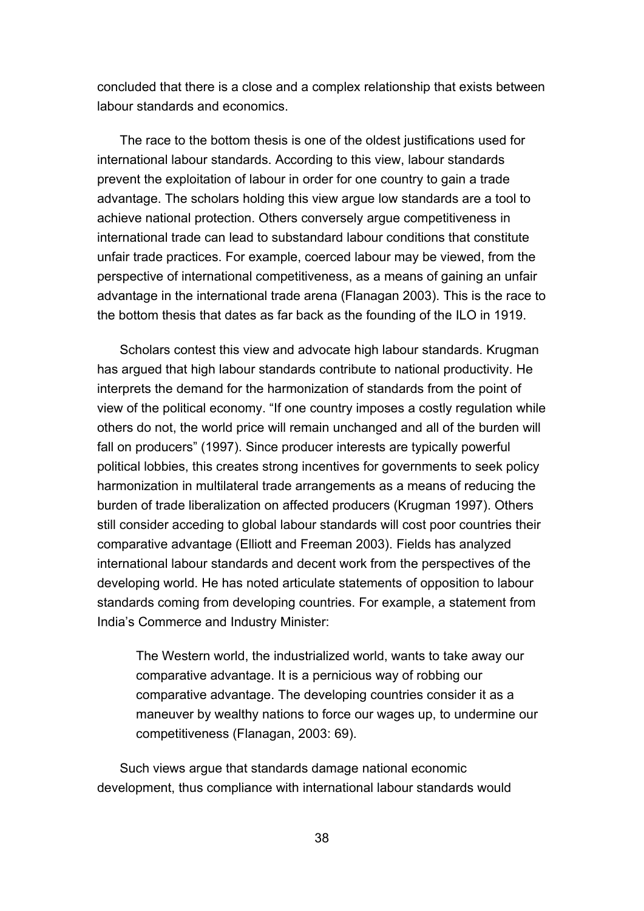concluded that there is a close and a complex relationship that exists between labour standards and economics.

The race to the bottom thesis is one of the oldest justifications used for international labour standards. According to this view, labour standards prevent the exploitation of labour in order for one country to gain a trade advantage. The scholars holding this view argue low standards are a tool to achieve national protection. Others conversely argue competitiveness in international trade can lead to substandard labour conditions that constitute unfair trade practices. For example, coerced labour may be viewed, from the perspective of international competitiveness, as a means of gaining an unfair advantage in the international trade arena (Flanagan 2003). This is the race to the bottom thesis that dates as far back as the founding of the ILO in 1919.

Scholars contest this view and advocate high labour standards. Krugman has argued that high labour standards contribute to national productivity. He interprets the demand for the harmonization of standards from the point of view of the political economy. "If one country imposes a costly regulation while others do not, the world price will remain unchanged and all of the burden will fall on producers" (1997). Since producer interests are typically powerful political lobbies, this creates strong incentives for governments to seek policy harmonization in multilateral trade arrangements as a means of reducing the burden of trade liberalization on affected producers (Krugman 1997). Others still consider acceding to global labour standards will cost poor countries their comparative advantage (Elliott and Freeman 2003). Fields has analyzed international labour standards and decent work from the perspectives of the developing world. He has noted articulate statements of opposition to labour standards coming from developing countries. For example, a statement from India's Commerce and Industry Minister:

> The Western world, the industrialized world, wants to take away our comparative advantage. It is a pernicious way of robbing our comparative advantage. The developing countries consider it as a maneuver by wealthy nations to force our wages up, to undermine our competitiveness (Flanagan, 2003: 69).

Such views argue that standards damage national economic development, thus compliance with international labour standards would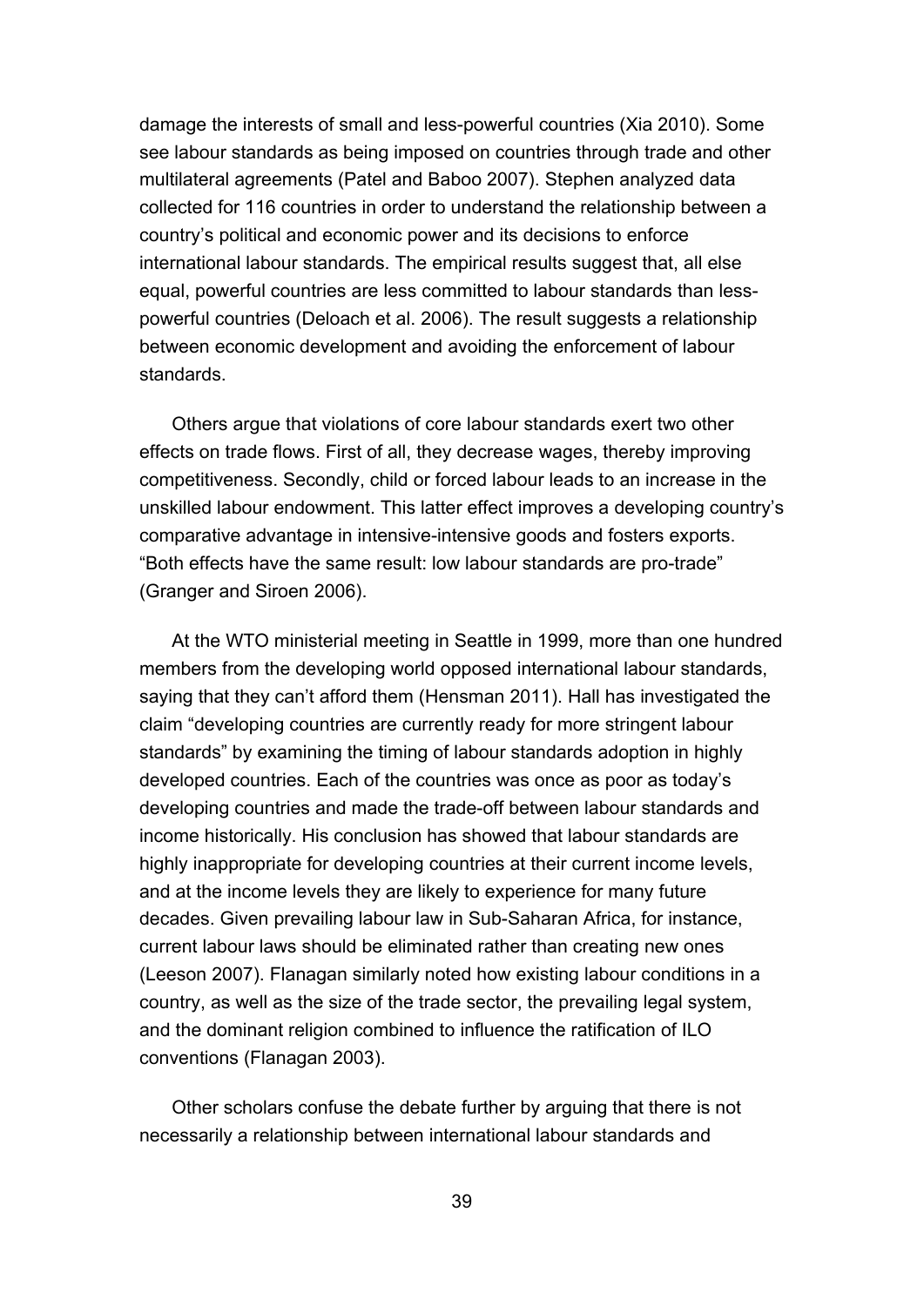damage the interests of small and less-powerful countries (Xia 2010). Some see labour standards as being imposed on countries through trade and other multilateral agreements (Patel and Baboo 2007). Stephen analyzed data collected for 116 countries in order to understand the relationship between a country's political and economic power and its decisions to enforce international labour standards. The empirical results suggest that, all else equal, powerful countries are less committed to labour standards than less-powerful countries (Deloach et al. 2006). The result suggests a relationship between economic development and avoiding the enforcement of labour standards.

Others argue that violations of core labour standards exert two other effects on trade flows. First of all, they decrease wages, thereby improving competitiveness. Secondly, child or forced labour leads to an increase in the unskilled labour endowment. This latter effect improves a developing country's comparative advantage in intensive-intensive goods and fosters exports. "Both effects have the same result: low labour standards are pro-trade" (Granger and Siroen 2006).

At the WTO ministerial meeting in Seattle in 1999, more than one hundred members from the developing world opposed international labour standards, saying that they can't afford them (Hensman 2011). Hall has investigated the claim "developing countries are currently ready for more stringent labour standards" by examining the timing of labour standards adoption in highly developed countries. Each of the countries was once as poor as today's developing countries and made the trade-off between labour standards and income historically. His conclusion has showed that labour standards are highly inappropriate for developing countries at their current income levels, and at the income levels they are likely to experience for many future decades. Given prevailing labour law in Sub-Saharan Africa, for instance, current labour laws should be eliminated rather than creating new ones (Leeson 2007). Flanagan similarly noted how existing labour conditions in a country, as well as the size of the trade sector, the prevailing legal system, and the dominant religion combined to influence the ratification of ILO conventions (Flanagan 2003).

Other scholars confuse the debate further by arguing that there is not necessarily a relationship between international labour standards and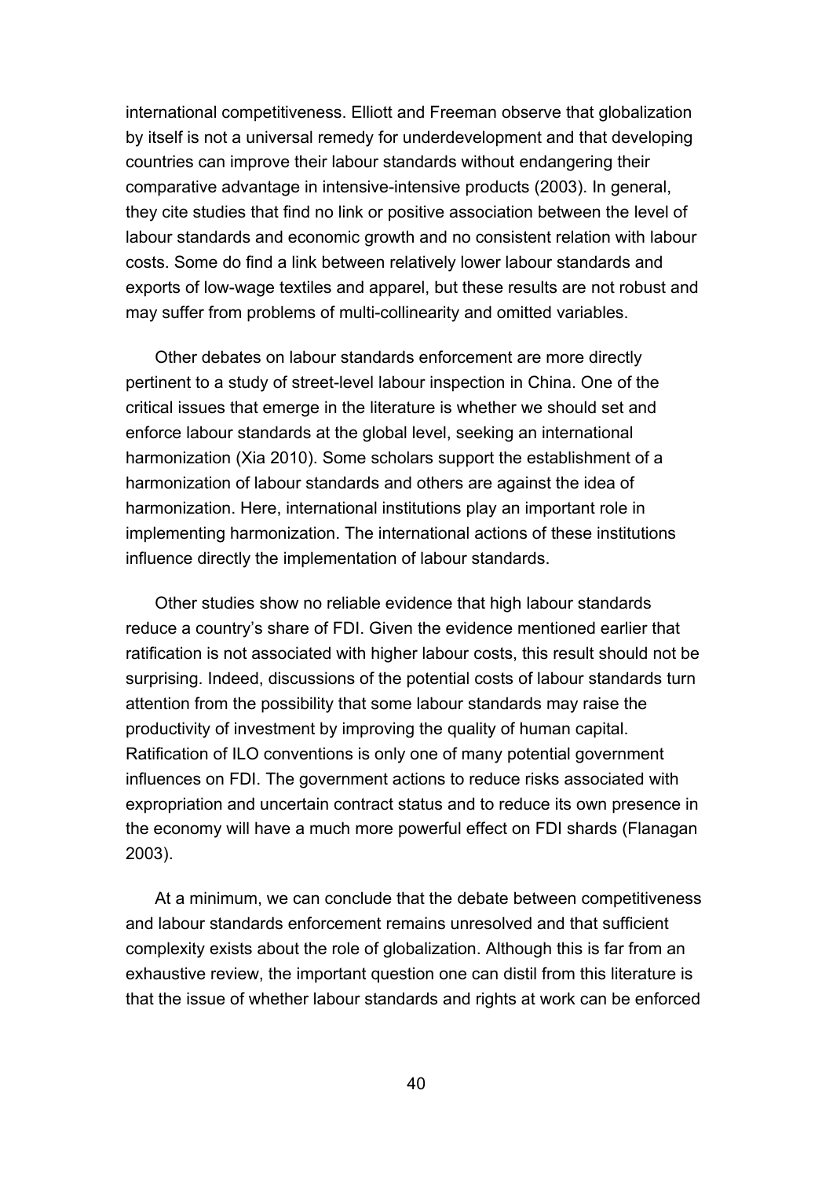international competitiveness. Elliott and Freeman observe that globalization by itself is not a universal remedy for underdevelopment and that developing countries can improve their labour standards without endangering their comparative advantage in intensive-intensive products (2003). In general, they cite studies that find no link or positive association between the level of labour standards and economic growth and no consistent relation with labour costs. Some do find a link between relatively lower labour standards and exports of low-wage textiles and apparel, but these results are not robust and may suffer from problems of multi-collinearity and omitted variables.

Other debates on labour standards enforcement are more directly pertinent to a study of street-level labour inspection in China. One of the critical issues that emerge in the literature is whether we should set and enforce labour standards at the global level, seeking an international harmonization (Xia 2010). Some scholars support the establishment of a harmonization of labour standards and others are against the idea of harmonization. Here, international institutions play an important role in implementing harmonization. The international actions of these institutions influence directly the implementation of labour standards.

Other studies show no reliable evidence that high labour standards reduce a country's share of FDI. Given the evidence mentioned earlier that ratification is not associated with higher labour costs, this result should not be surprising. Indeed, discussions of the potential costs of labour standards turn attention from the possibility that some labour standards may raise the productivity of investment by improving the quality of human capital. Ratification of ILO conventions is only one of many potential government influences on FDI. The government actions to reduce risks associated with expropriation and uncertain contract status and to reduce its own presence in the economy will have a much more powerful effect on FDI shards (Flanagan 2003).

At a minimum, we can conclude that the debate between competitiveness and labour standards enforcement remains unresolved and that sufficient complexity exists about the role of globalization. Although this is far from an exhaustive review, the important question one can distil from this literature is that the issue of whether labour standards and rights at work can be enforced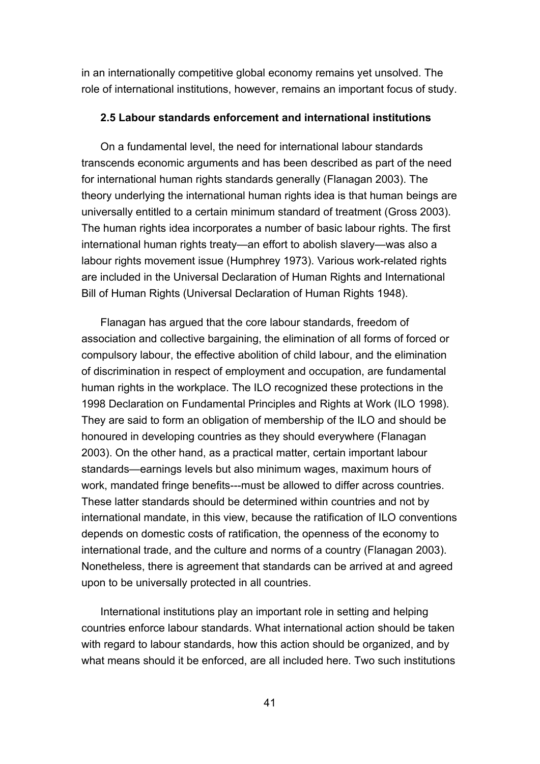in an internationally competitive global economy remains yet unsolved. The role of international institutions, however, remains an important focus of study.

### 2.5 Labour standards enforcement and international institutions

On a fundamental level, the need for international labour standards transcends economic arguments and has been described as part of the need for international human rights standards generally (Flanagan 2003). The theory underlying the international human rights idea is that human beings are universally entitled to a certain minimum standard of treatment (Gross 2003). The human rights idea incorporates a number of basic labour rights. The first international human rights treaty—an effort to abolish slavery—was also a labour rights movement issue (Humphrey 1973). Various work-related rights are included in the Universal Declaration of Human Rights and International Bill of Human Rights (Universal Declaration of Human Rights 1948).

Flanagan has argued that the core labour standards, freedom of association and collective bargaining, the elimination of all forms of forced or compulsory labour, the effective abolition of child labour, and the elimination of discrimination in respect of employment and occupation, are fundamental human rights in the workplace. The ILO recognized these protections in the 1998 Declaration on Fundamental Principles and Rights at Work (ILO 1998). They are said to form an obligation of membership of the ILO and should be honoured in developing countries as they should everywhere (Flanagan 2003). On the other hand, as a practical matter, certain important labour standards—earnings levels but also minimum wages, maximum hours of work, mandated fringe benefits---must be allowed to differ across countries. These latter standards should be determined within countries and not by international mandate, in this view, because the ratification of ILO conventions depends on domestic costs of ratification, the openness of the economy to international trade, and the culture and norms of a country (Flanagan 2003). Nonetheless, there is agreement that standards can be arrived at and agreed upon to be universally protected in all countries.

International institutions play an important role in setting and helping countries enforce labour standards. What international action should be taken with regard to labour standards, how this action should be organized, and by what means should it be enforced, are all included here. Two such institutions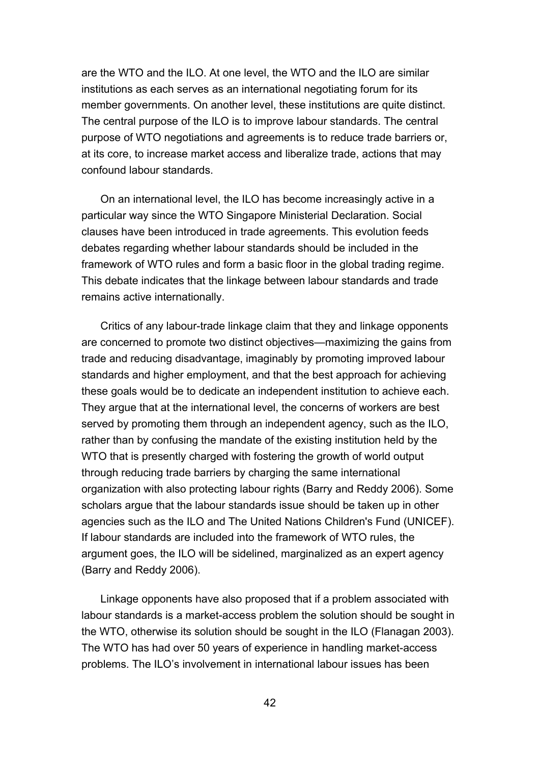are the WTO and the ILO. At one level, the WTO and the ILO are similar institutions as each serves as an international negotiating forum for its member governments. On another level, these institutions are quite distinct. The central purpose of the ILO is to improve labour standards. The central purpose of WTO negotiations and agreements is to reduce trade barriers or, at its core, to increase market access and liberalize trade, actions that may confound labour standards.

On an international level, the ILO has become increasingly active in a particular way since the WTO Singapore Ministerial Declaration. Social clauses have been introduced in trade agreements. This evolution feeds debates regarding whether labour standards should be included in the framework of WTO rules and form a basic floor in the global trading regime. This debate indicates that the linkage between labour standards and trade remains active internationally.

Critics of any labour-trade linkage claim that they and linkage opponents are concerned to promote two distinct objectives—maximizing the gains from trade and reducing disadvantage, imaginably by promoting improved labour standards and higher employment, and that the best approach for achieving these goals would be to dedicate an independent institution to achieve each. They argue that at the international level, the concerns of workers are best served by promoting them through an independent agency, such as the ILO, rather than by confusing the mandate of the existing institution held by the WTO that is presently charged with fostering the growth of world output through reducing trade barriers by charging the same international organization with also protecting labour rights (Barry and Reddy 2006). Some scholars argue that the labour standards issue should be taken up in other agencies such as the ILO and The United Nations Children's Fund (UNICEF). If labour standards are included into the framework of WTO rules, the argument goes, the ILO will be sidelined, marginalized as an expert agency (Barry and Reddy 2006).

Linkage opponents have also proposed that if a problem associated with labour standards is a market-access problem the solution should be sought in the WTO, otherwise its solution should be sought in the ILO (Flanagan 2003). The WTO has had over 50 years of experience in handling market-access problems. The ILO's involvement in international labour issues has been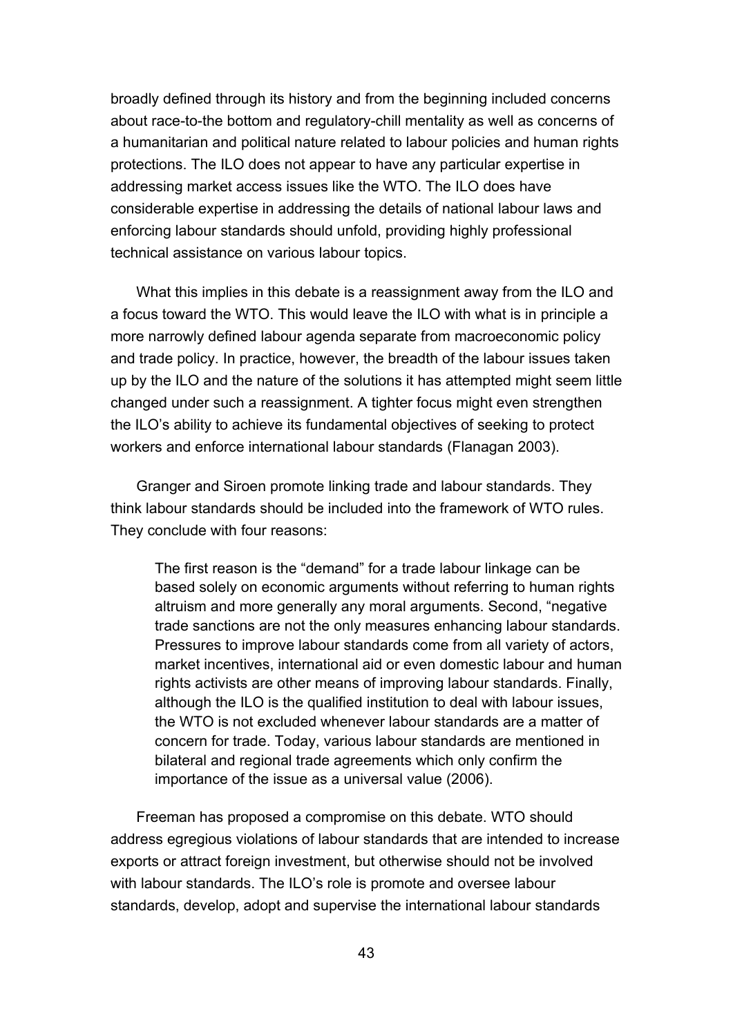broadly defined through its history and from the beginning included concerns about race-to-the bottom and regulatory-chill mentality as well as concerns of a humanitarian and political nature related to labour policies and human rights protections. The ILO does not appear to have any particular expertise in addressing market access issues like the WTO. The ILO does have considerable expertise in addressing the details of national labour laws and enforcing labour standards should unfold, providing highly professional technical assistance on various labour topics.

What this implies in this debate is a reassignment away from the ILO and a focus toward the WTO. This would leave the ILO with what is in principle a more narrowly defined labour agenda separate from macroeconomic policy and trade policy. In practice, however, the breadth of the labour issues taken up by the ILO and the nature of the solutions it has attempted might seem little changed under such a reassignment. A tighter focus might even strengthen the ILO's ability to achieve its fundamental objectives of seeking to protect workers and enforce international labour standards (Flanagan 2003).

Granger and Siroen promote linking trade and labour standards. They think labour standards should be included into the framework of WTO rules. They conclude with four reasons:

> The first reason is the "demand" for a trade labour linkage can be based solely on economic arguments without referring to human rights altruism and more generally any moral arguments. Second, "negative trade sanctions are not the only measures enhancing labour standards. Pressures to improve labour standards come from all variety of actors, market incentives, international aid or even domestic labour and human rights activists are other means of improving labour standards. Finally, although the ILO is the qualified institution to deal with labour issues, the WTO is not excluded whenever labour standards are a matter of concern for trade. Today, various labour standards are mentioned in bilateral and regional trade agreements which only confirm the importance of the issue as a universal value (2006).

Freeman has proposed a compromise on this debate. WTO should address egregious violations of labour standards that are intended to increase exports or attract foreign investment, but otherwise should not be involved with labour standards. The ILO's role is promote and oversee labour standards, develop, adopt and supervise the international labour standards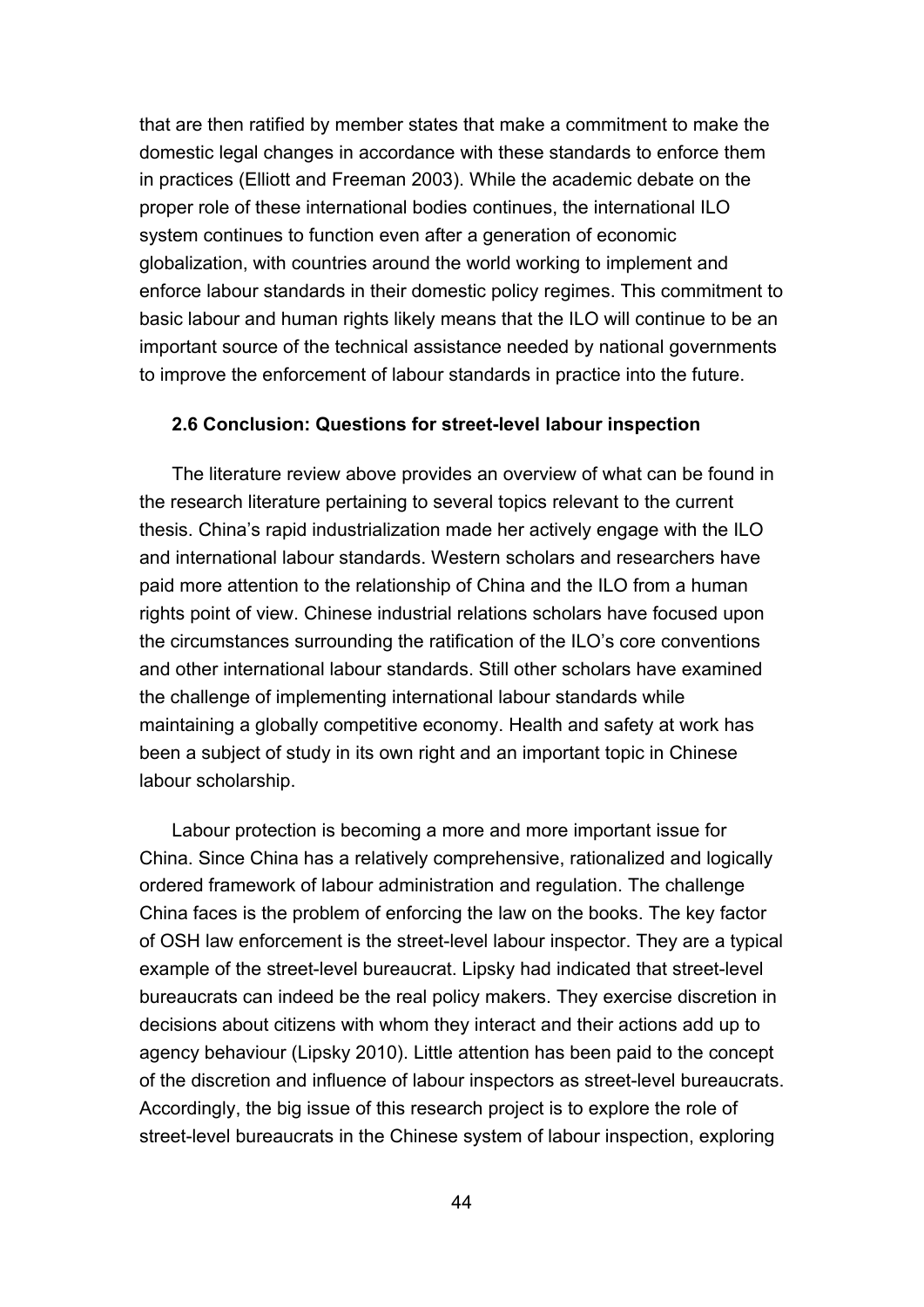that are then ratified by member states that make a commitment to make the domestic legal changes in accordance with these standards to enforce them in practices (Elliott and Freeman 2003). While the academic debate on the proper role of these international bodies continues, the international ILO system continues to function even after a generation of economic globalization, with countries around the world working to implement and enforce labour standards in their domestic policy regimes. This commitment to basic labour and human rights likely means that the ILO will continue to be an important source of the technical assistance needed by national governments to improve the enforcement of labour standards in practice into the future.

### 2.6 Conclusion: Questions for street-level labour inspection

The literature review above provides an overview of what can be found in the research literature pertaining to several topics relevant to the current thesis. China's rapid industrialization made her actively engage with the ILO and international labour standards. Western scholars and researchers have paid more attention to the relationship of China and the ILO from a human rights point of view. Chinese industrial relations scholars have focused upon the circumstances surrounding the ratification of the ILO's core conventions and other international labour standards. Still other scholars have examined the challenge of implementing international labour standards while maintaining a globally competitive economy. Health and safety at work has been a subject of study in its own right and an important topic in Chinese labour scholarship.

Labour protection is becoming a more and more important issue for China. Since China has a relatively comprehensive, rationalized and logically ordered framework of labour administration and regulation. The challenge China faces is the problem of enforcing the law on the books. The key factor of OSH law enforcement is the street-level labour inspector. They are a typical example of the street-level bureaucrat. Lipsky had indicated that street-level bureaucrats can indeed be the real policy makers. They exercise discretion in decisions about citizens with whom they interact and their actions add up to agency behaviour (Lipsky 2010). Little attention has been paid to the concept of the discretion and influence of labour inspectors as street-level bureaucrats. Accordingly, the big issue of this research project is to explore the role of street-level bureaucrats in the Chinese system of labour inspection, exploring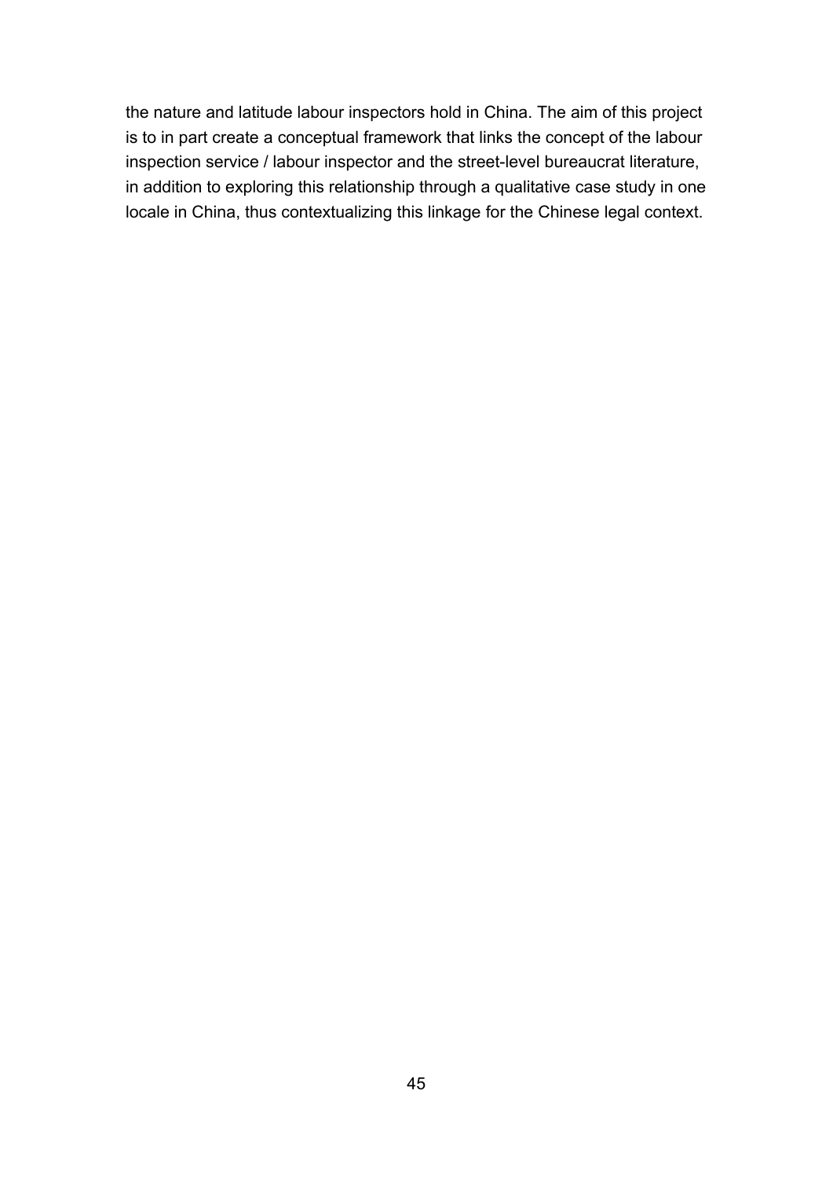the nature and latitude labour inspectors hold in China. The aim of this project is to in part create a conceptual framework that links the concept of the labour inspection service / labour inspector and the street-level bureaucrat literature, in addition to exploring this relationship through a qualitative case study in one locale in China, thus contextualizing this linkage for the Chinese legal context.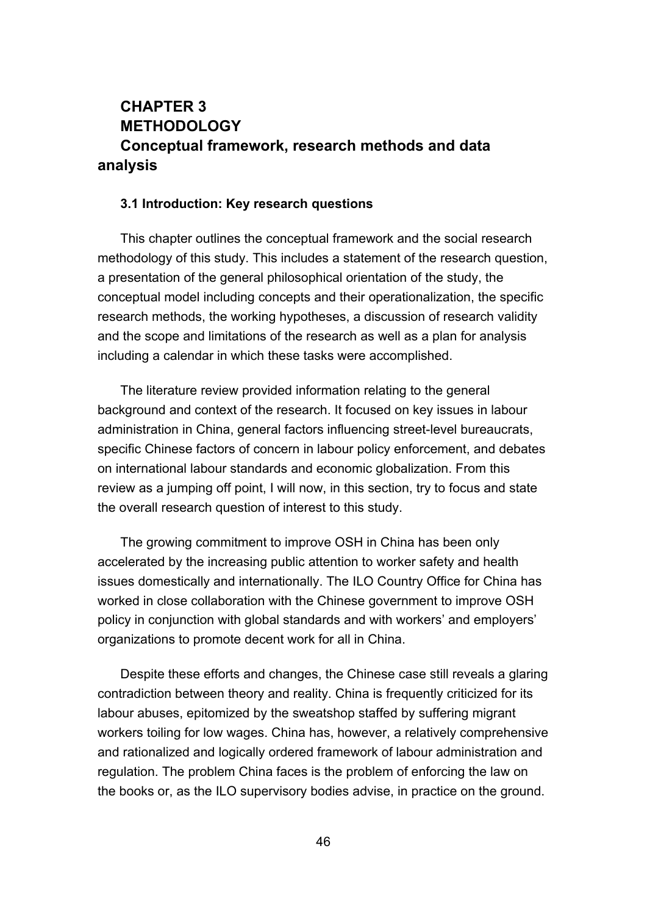# CHAPTER 3
# METHODOLOGY
## Conceptual framework, research methods and data analysis

### 3.1 Introduction: Key research questions

This chapter outlines the conceptual framework and the social research methodology of this study. This includes a statement of the research question, a presentation of the general philosophical orientation of the study, the conceptual model including concepts and their operationalization, the specific research methods, the working hypotheses, a discussion of research validity and the scope and limitations of the research as well as a plan for analysis including a calendar in which these tasks were accomplished.

The literature review provided information relating to the general background and context of the research. It focused on key issues in labour administration in China, general factors influencing street-level bureaucrats, specific Chinese factors of concern in labour policy enforcement, and debates on international labour standards and economic globalization. From this review as a jumping off point, I will now, in this section, try to focus and state the overall research question of interest to this study.

The growing commitment to improve OSH in China has been only accelerated by the increasing public attention to worker safety and health issues domestically and internationally. The ILO Country Office for China has worked in close collaboration with the Chinese government to improve OSH policy in conjunction with global standards and with workers' and employers' organizations to promote decent work for all in China.

Despite these efforts and changes, the Chinese case still reveals a glaring contradiction between theory and reality. China is frequently criticized for its labour abuses, epitomized by the sweatshop staffed by suffering migrant workers toiling for low wages. China has, however, a relatively comprehensive and rationalized and logically ordered framework of labour administration and regulation. The problem China faces is the problem of enforcing the law on the books or, as the ILO supervisory bodies advise, in practice on the ground.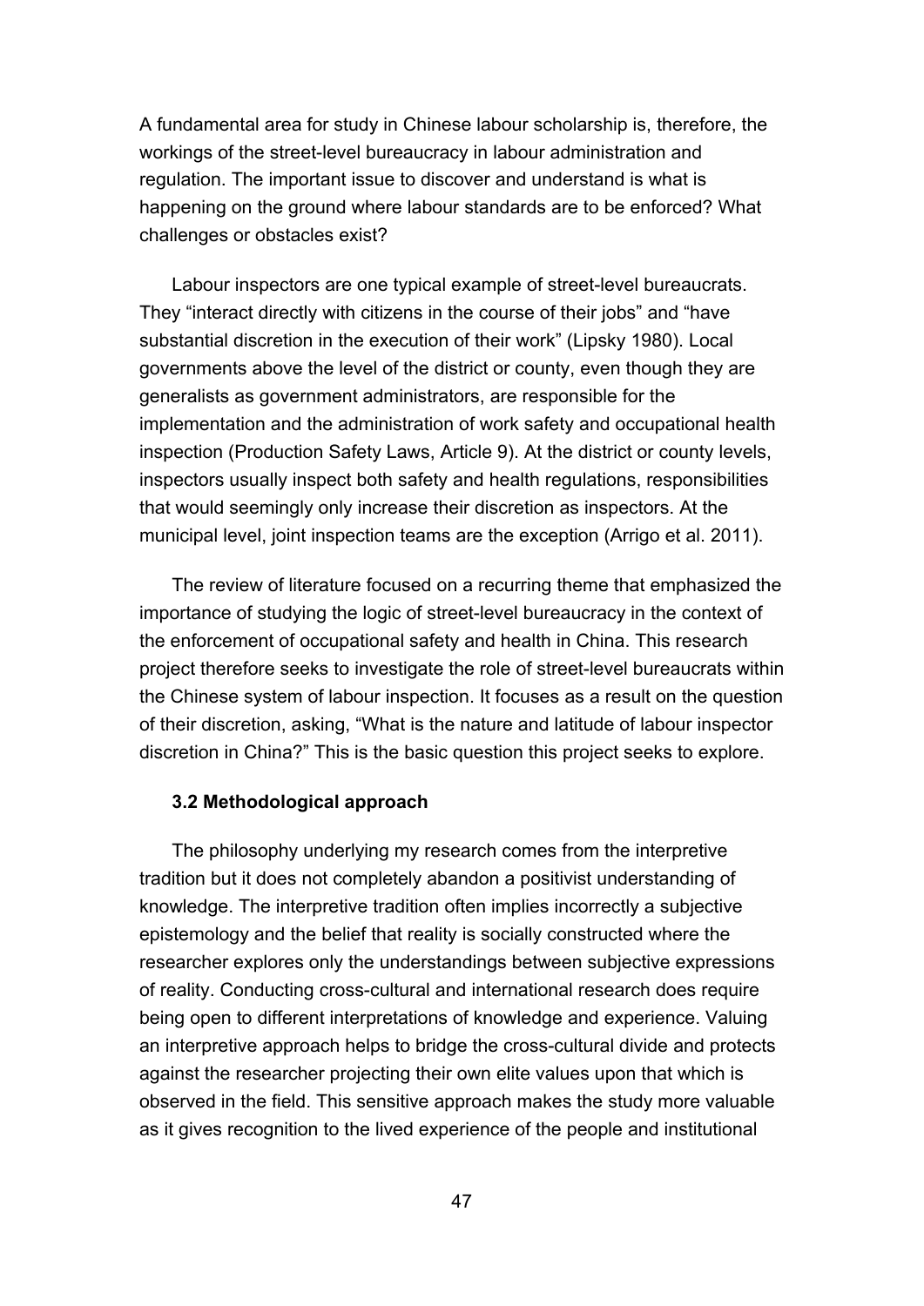A fundamental area for study in Chinese labour scholarship is, therefore, the workings of the street-level bureaucracy in labour administration and regulation. The important issue to discover and understand is what is happening on the ground where labour standards are to be enforced? What challenges or obstacles exist?

Labour inspectors are one typical example of street-level bureaucrats. They "interact directly with citizens in the course of their jobs" and "have substantial discretion in the execution of their work" (Lipsky 1980). Local governments above the level of the district or county, even though they are generalists as government administrators, are responsible for the implementation and the administration of work safety and occupational health inspection (Production Safety Laws, Article 9). At the district or county levels, inspectors usually inspect both safety and health regulations, responsibilities that would seemingly only increase their discretion as inspectors. At the municipal level, joint inspection teams are the exception (Arrigo et al. 2011).

The review of literature focused on a recurring theme that emphasized the importance of studying the logic of street-level bureaucracy in the context of the enforcement of occupational safety and health in China. This research project therefore seeks to investigate the role of street-level bureaucrats within the Chinese system of labour inspection. It focuses as a result on the question of their discretion, asking, "What is the nature and latitude of labour inspector discretion in China?" This is the basic question this project seeks to explore.

### 3.2 Methodological approach

The philosophy underlying my research comes from the interpretive tradition but it does not completely abandon a positivist understanding of knowledge. The interpretive tradition often implies incorrectly a subjective epistemology and the belief that reality is socially constructed where the researcher explores only the understandings between subjective expressions of reality. Conducting cross-cultural and international research does require being open to different interpretations of knowledge and experience. Valuing an interpretive approach helps to bridge the cross-cultural divide and protects against the researcher projecting their own elite values upon that which is observed in the field. This sensitive approach makes the study more valuable as it gives recognition to the lived experience of the people and institutional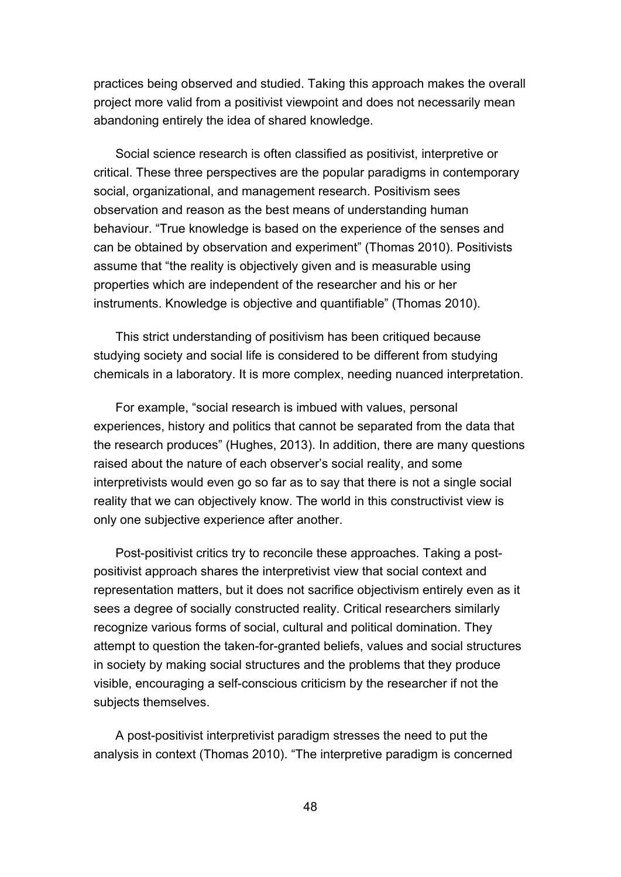practices being observed and studied. Taking this approach makes the overall project more valid from a positivist viewpoint and does not necessarily mean abandoning entirely the idea of shared knowledge.

Social science research is often classified as positivist, interpretive or critical. These three perspectives are the popular paradigms in contemporary social, organizational, and management research. Positivism sees observation and reason as the best means of understanding human behaviour. “True knowledge is based on the experience of the senses and can be obtained by observation and experiment” (Thomas 2010). Positivists assume that “the reality is objectively given and is measurable using properties which are independent of the researcher and his or her instruments. Knowledge is objective and quantifiable” (Thomas 2010).

This strict understanding of positivism has been critiqued because studying society and social life is considered to be different from studying chemicals in a laboratory. It is more complex, needing nuanced interpretation.

For example, “social research is imbued with values, personal experiences, history and politics that cannot be separated from the data that the research produces” (Hughes, 2013). In addition, there are many questions raised about the nature of each observer’s social reality, and some interpretivists would even go so far as to say that there is not a single social reality that we can objectively know. The world in this constructivist view is only one subjective experience after another.

Post-positivist critics try to reconcile these approaches. Taking a post-positivist approach shares the interpretivist view that social context and representation matters, but it does not sacrifice objectivism entirely even as it sees a degree of socially constructed reality. Critical researchers similarly recognize various forms of social, cultural and political domination. They attempt to question the taken-for-granted beliefs, values and social structures in society by making social structures and the problems that they produce visible, encouraging a self-conscious criticism by the researcher if not the subjects themselves.

A post-positivist interpretivist paradigm stresses the need to put the analysis in context (Thomas 2010). “The interpretive paradigm is concerned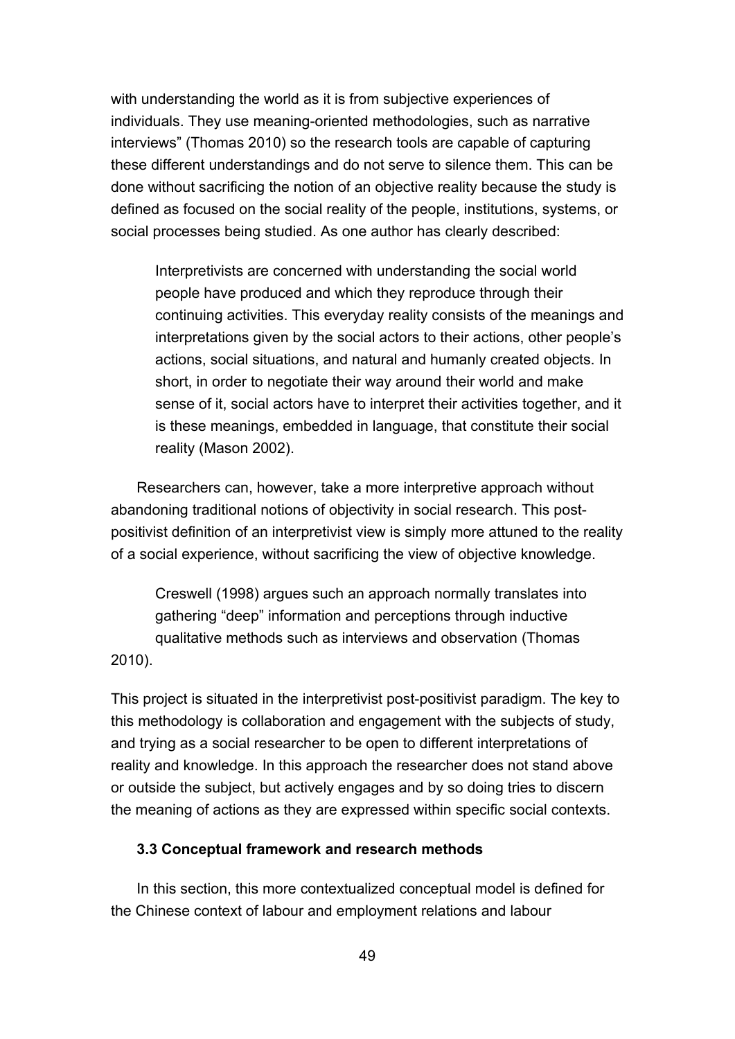with understanding the world as it is from subjective experiences of individuals. They use meaning-oriented methodologies, such as narrative interviews" (Thomas 2010) so the research tools are capable of capturing these different understandings and do not serve to silence them. This can be done without sacrificing the notion of an objective reality because the study is defined as focused on the social reality of the people, institutions, systems, or social processes being studied. As one author has clearly described:

> Interpretivists are concerned with understanding the social world people have produced and which they reproduce through their continuing activities. This everyday reality consists of the meanings and interpretations given by the social actors to their actions, other people's actions, social situations, and natural and humanly created objects. In short, in order to negotiate their way around their world and make sense of it, social actors have to interpret their activities together, and it is these meanings, embedded in language, that constitute their social reality (Mason 2002).

Researchers can, however, take a more interpretive approach without abandoning traditional notions of objectivity in social research. This post-positivist definition of an interpretivist view is simply more attuned to the reality of a social experience, without sacrificing the view of objective knowledge.

> Creswell (1998) argues such an approach normally translates into gathering "deep" information and perceptions through inductive qualitative methods such as interviews and observation (Thomas 2010).

This project is situated in the interpretivist post-positivist paradigm. The key to this methodology is collaboration and engagement with the subjects of study, and trying as a social researcher to be open to different interpretations of reality and knowledge. In this approach the researcher does not stand above or outside the subject, but actively engages and by so doing tries to discern the meaning of actions as they are expressed within specific social contexts.

### 3.3 Conceptual framework and research methods

In this section, this more contextualized conceptual model is defined for the Chinese context of labour and employment relations and labour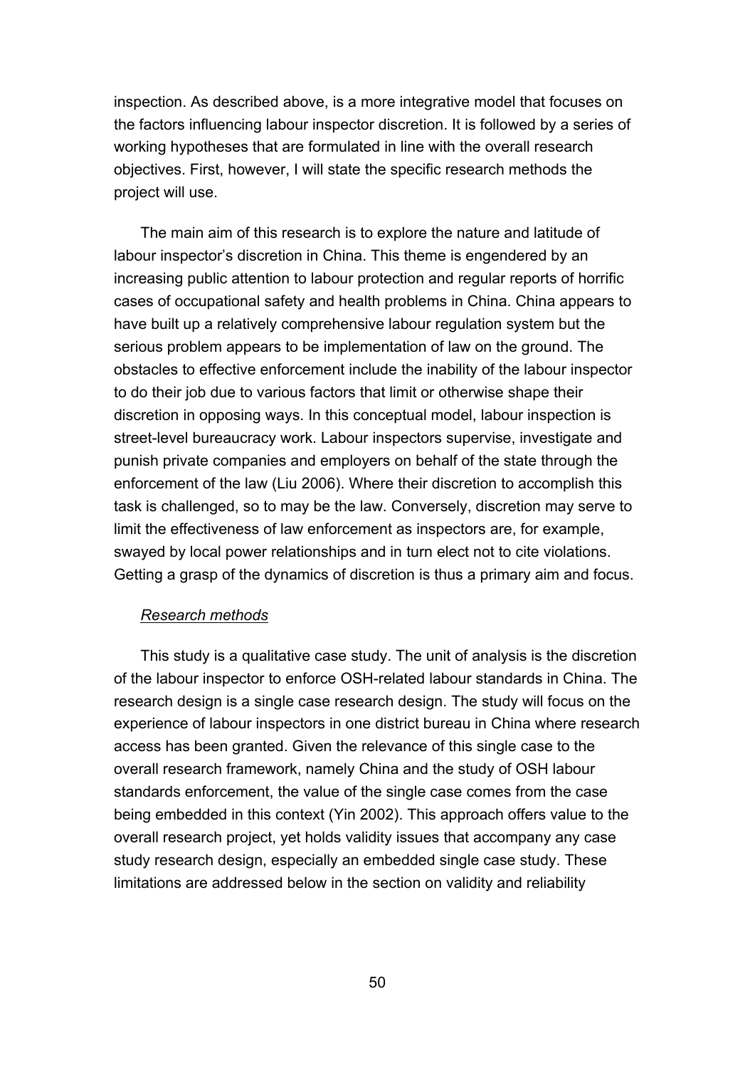inspection. As described above, is a more integrative model that focuses on the factors influencing labour inspector discretion. It is followed by a series of working hypotheses that are formulated in line with the overall research objectives. First, however, I will state the specific research methods the project will use.

The main aim of this research is to explore the nature and latitude of labour inspector's discretion in China. This theme is engendered by an increasing public attention to labour protection and regular reports of horrific cases of occupational safety and health problems in China. China appears to have built up a relatively comprehensive labour regulation system but the serious problem appears to be implementation of law on the ground. The obstacles to effective enforcement include the inability of the labour inspector to do their job due to various factors that limit or otherwise shape their discretion in opposing ways. In this conceptual model, labour inspection is street-level bureaucracy work. Labour inspectors supervise, investigate and punish private companies and employers on behalf of the state through the enforcement of the law (Liu 2006). Where their discretion to accomplish this task is challenged, so to may be the law. Conversely, discretion may serve to limit the effectiveness of law enforcement as inspectors are, for example, swayed by local power relationships and in turn elect not to cite violations. Getting a grasp of the dynamics of discretion is thus a primary aim and focus.

*Research methods*

This study is a qualitative case study. The unit of analysis is the discretion of the labour inspector to enforce OSH-related labour standards in China. The research design is a single case research design. The study will focus on the experience of labour inspectors in one district bureau in China where research access has been granted. Given the relevance of this single case to the overall research framework, namely China and the study of OSH labour standards enforcement, the value of the single case comes from the case being embedded in this context (Yin 2002). This approach offers value to the overall research project, yet holds validity issues that accompany any case study research design, especially an embedded single case study. These limitations are addressed below in the section on validity and reliability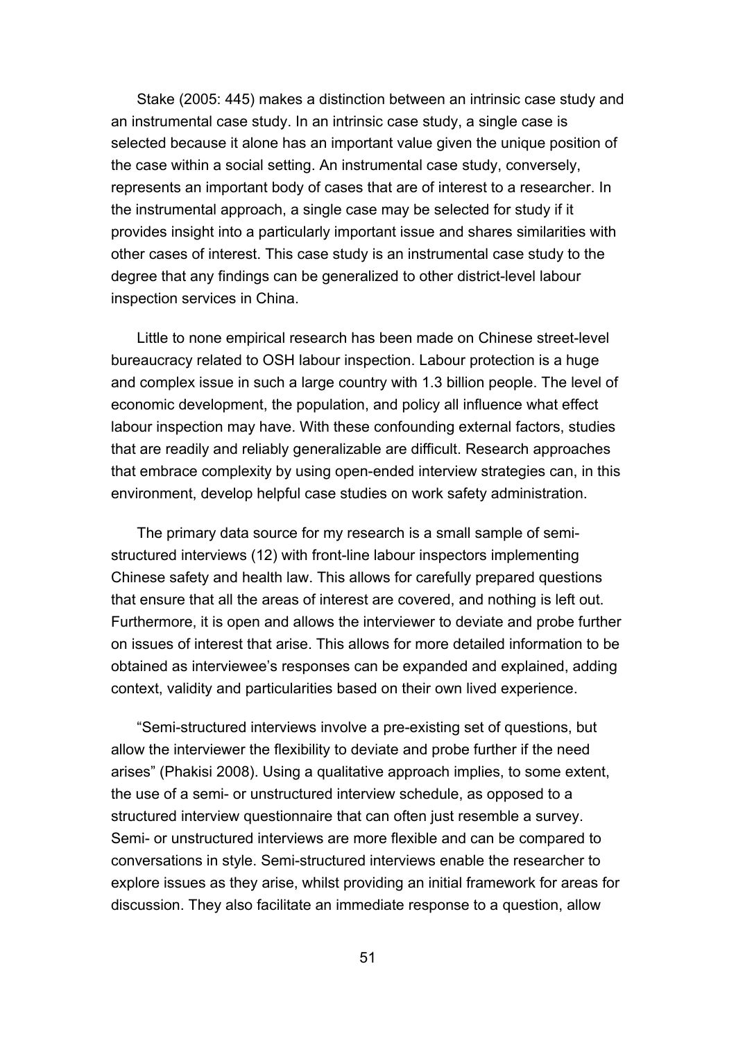Stake (2005: 445) makes a distinction between an intrinsic case study and an instrumental case study. In an intrinsic case study, a single case is selected because it alone has an important value given the unique position of the case within a social setting. An instrumental case study, conversely, represents an important body of cases that are of interest to a researcher. In the instrumental approach, a single case may be selected for study if it provides insight into a particularly important issue and shares similarities with other cases of interest. This case study is an instrumental case study to the degree that any findings can be generalized to other district-level labour inspection services in China.

Little to none empirical research has been made on Chinese street-level bureaucracy related to OSH labour inspection. Labour protection is a huge and complex issue in such a large country with 1.3 billion people. The level of economic development, the population, and policy all influence what effect labour inspection may have. With these confounding external factors, studies that are readily and reliably generalizable are difficult. Research approaches that embrace complexity by using open-ended interview strategies can, in this environment, develop helpful case studies on work safety administration.

The primary data source for my research is a small sample of semi-structured interviews (12) with front-line labour inspectors implementing Chinese safety and health law. This allows for carefully prepared questions that ensure that all the areas of interest are covered, and nothing is left out. Furthermore, it is open and allows the interviewer to deviate and probe further on issues of interest that arise. This allows for more detailed information to be obtained as interviewee's responses can be expanded and explained, adding context, validity and particularities based on their own lived experience.

"Semi-structured interviews involve a pre-existing set of questions, but allow the interviewer the flexibility to deviate and probe further if the need arises" (Phakisi 2008). Using a qualitative approach implies, to some extent, the use of a semi- or unstructured interview schedule, as opposed to a structured interview questionnaire that can often just resemble a survey. Semi- or unstructured interviews are more flexible and can be compared to conversations in style. Semi-structured interviews enable the researcher to explore issues as they arise, whilst providing an initial framework for areas for discussion. They also facilitate an immediate response to a question, allow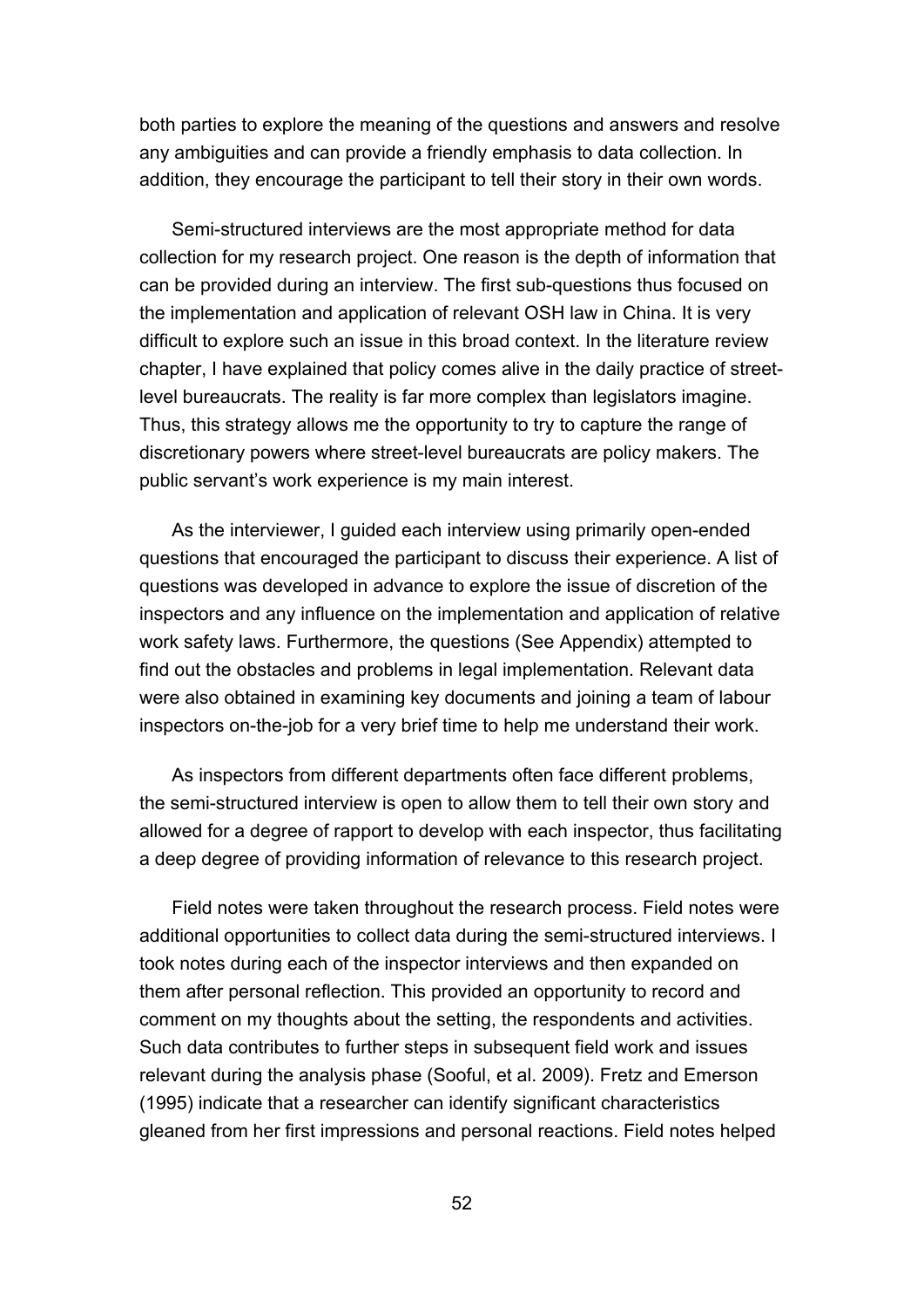both parties to explore the meaning of the questions and answers and resolve any ambiguities and can provide a friendly emphasis to data collection. In addition, they encourage the participant to tell their story in their own words.

Semi-structured interviews are the most appropriate method for data collection for my research project. One reason is the depth of information that can be provided during an interview. The first sub-questions thus focused on the implementation and application of relevant OSH law in China. It is very difficult to explore such an issue in this broad context. In the literature review chapter, I have explained that policy comes alive in the daily practice of street-level bureaucrats. The reality is far more complex than legislators imagine. Thus, this strategy allows me the opportunity to try to capture the range of discretionary powers where street-level bureaucrats are policy makers. The public servant's work experience is my main interest.

As the interviewer, I guided each interview using primarily open-ended questions that encouraged the participant to discuss their experience. A list of questions was developed in advance to explore the issue of discretion of the inspectors and any influence on the implementation and application of relative work safety laws. Furthermore, the questions (See Appendix) attempted to find out the obstacles and problems in legal implementation. Relevant data were also obtained in examining key documents and joining a team of labour inspectors on-the-job for a very brief time to help me understand their work.

As inspectors from different departments often face different problems, the semi-structured interview is open to allow them to tell their own story and allowed for a degree of rapport to develop with each inspector, thus facilitating a deep degree of providing information of relevance to this research project.

Field notes were taken throughout the research process. Field notes were additional opportunities to collect data during the semi-structured interviews. I took notes during each of the inspector interviews and then expanded on them after personal reflection. This provided an opportunity to record and comment on my thoughts about the setting, the respondents and activities. Such data contributes to further steps in subsequent field work and issues relevant during the analysis phase (Sooful, et al. 2009). Fretz and Emerson (1995) indicate that a researcher can identify significant characteristics gleaned from her first impressions and personal reactions. Field notes helped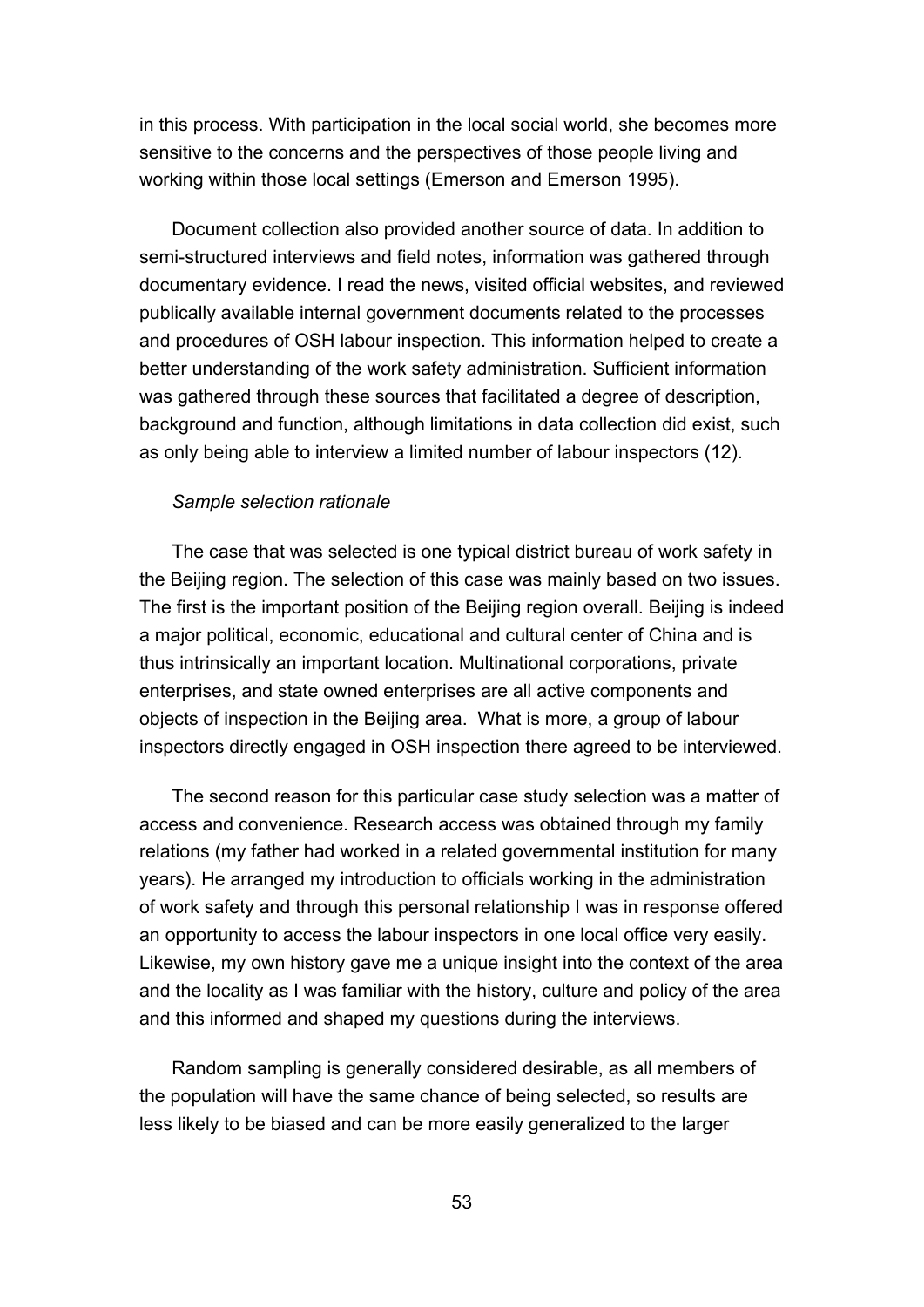in this process. With participation in the local social world, she becomes more sensitive to the concerns and the perspectives of those people living and working within those local settings (Emerson and Emerson 1995).

Document collection also provided another source of data. In addition to semi-structured interviews and field notes, information was gathered through documentary evidence. I read the news, visited official websites, and reviewed publically available internal government documents related to the processes and procedures of OSH labour inspection. This information helped to create a better understanding of the work safety administration. Sufficient information was gathered through these sources that facilitated a degree of description, background and function, although limitations in data collection did exist, such as only being able to interview a limited number of labour inspectors (12).

*Sample selection rationale*

The case that was selected is one typical district bureau of work safety in the Beijing region. The selection of this case was mainly based on two issues. The first is the important position of the Beijing region overall. Beijing is indeed a major political, economic, educational and cultural center of China and is thus intrinsically an important location. Multinational corporations, private enterprises, and state owned enterprises are all active components and objects of inspection in the Beijing area. What is more, a group of labour inspectors directly engaged in OSH inspection there agreed to be interviewed.

The second reason for this particular case study selection was a matter of access and convenience. Research access was obtained through my family relations (my father had worked in a related governmental institution for many years). He arranged my introduction to officials working in the administration of work safety and through this personal relationship I was in response offered an opportunity to access the labour inspectors in one local office very easily. Likewise, my own history gave me a unique insight into the context of the area and the locality as I was familiar with the history, culture and policy of the area and this informed and shaped my questions during the interviews.

Random sampling is generally considered desirable, as all members of the population will have the same chance of being selected, so results are less likely to be biased and can be more easily generalized to the larger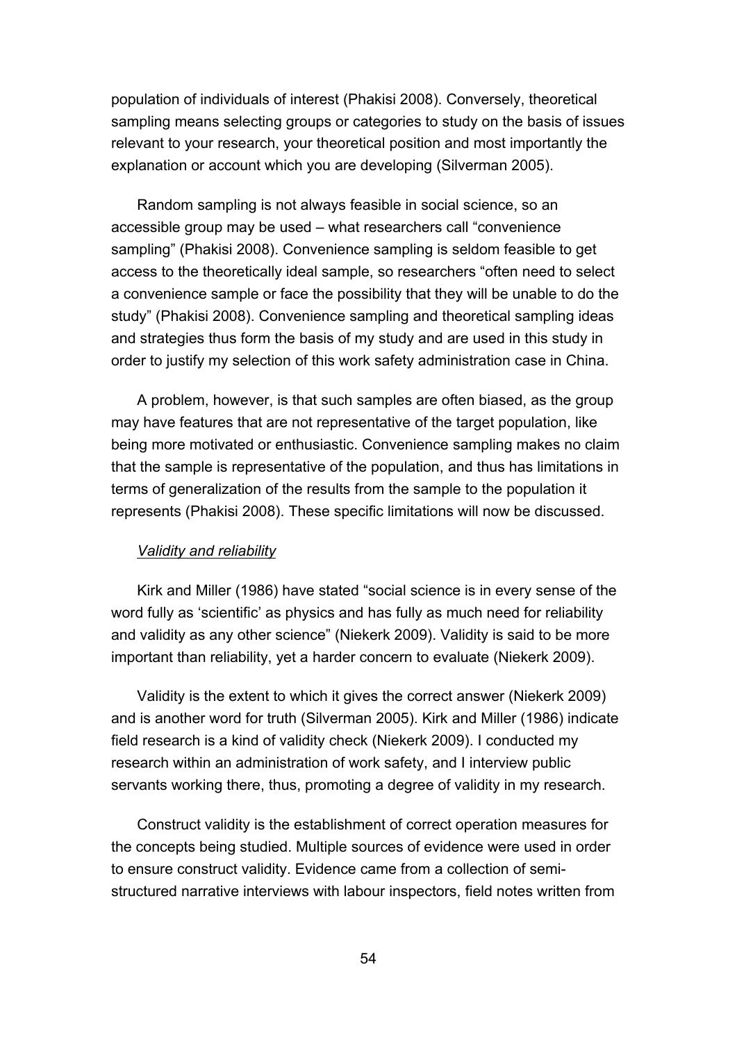population of individuals of interest (Phakisi 2008). Conversely, theoretical sampling means selecting groups or categories to study on the basis of issues relevant to your research, your theoretical position and most importantly the explanation or account which you are developing (Silverman 2005).

Random sampling is not always feasible in social science, so an accessible group may be used – what researchers call "convenience sampling" (Phakisi 2008). Convenience sampling is seldom feasible to get access to the theoretically ideal sample, so researchers "often need to select a convenience sample or face the possibility that they will be unable to do the study" (Phakisi 2008). Convenience sampling and theoretical sampling ideas and strategies thus form the basis of my study and are used in this study in order to justify my selection of this work safety administration case in China.

A problem, however, is that such samples are often biased, as the group may have features that are not representative of the target population, like being more motivated or enthusiastic. Convenience sampling makes no claim that the sample is representative of the population, and thus has limitations in terms of generalization of the results from the sample to the population it represents (Phakisi 2008). These specific limitations will now be discussed.

*Validity and reliability*

Kirk and Miller (1986) have stated "social science is in every sense of the word fully as 'scientific' as physics and has fully as much need for reliability and validity as any other science" (Niekerk 2009). Validity is said to be more important than reliability, yet a harder concern to evaluate (Niekerk 2009).

Validity is the extent to which it gives the correct answer (Niekerk 2009) and is another word for truth (Silverman 2005). Kirk and Miller (1986) indicate field research is a kind of validity check (Niekerk 2009). I conducted my research within an administration of work safety, and I interview public servants working there, thus, promoting a degree of validity in my research.

Construct validity is the establishment of correct operation measures for the concepts being studied. Multiple sources of evidence were used in order to ensure construct validity. Evidence came from a collection of semi-structured narrative interviews with labour inspectors, field notes written from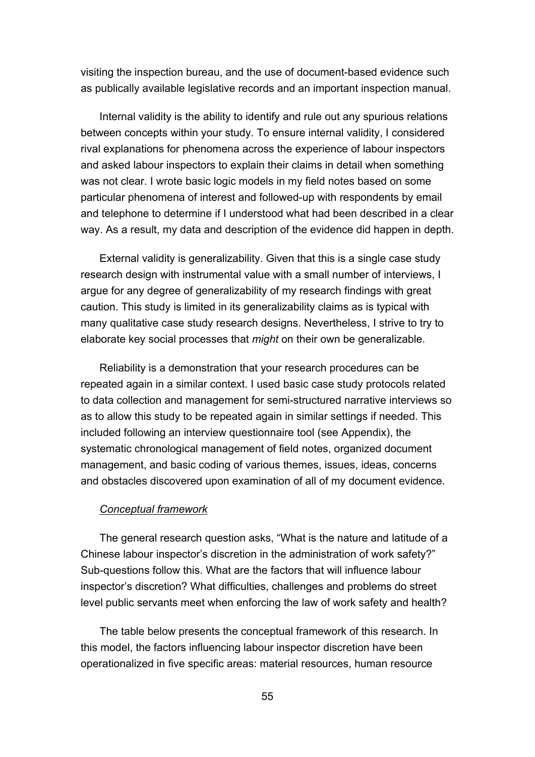visiting the inspection bureau, and the use of document-based evidence such as publically available legislative records and an important inspection manual.

Internal validity is the ability to identify and rule out any spurious relations between concepts within your study. To ensure internal validity, I considered rival explanations for phenomena across the experience of labour inspectors and asked labour inspectors to explain their claims in detail when something was not clear. I wrote basic logic models in my field notes based on some particular phenomena of interest and followed-up with respondents by email and telephone to determine if I understood what had been described in a clear way. As a result, my data and description of the evidence did happen in depth.

External validity is generalizability. Given that this is a single case study research design with instrumental value with a small number of interviews, I argue for any degree of generalizability of my research findings with great caution. This study is limited in its generalizability claims as is typical with many qualitative case study research designs. Nevertheless, I strive to try to elaborate key social processes that *might* on their own be generalizable.

Reliability is a demonstration that your research procedures can be repeated again in a similar context. I used basic case study protocols related to data collection and management for semi-structured narrative interviews so as to allow this study to be repeated again in similar settings if needed. This included following an interview questionnaire tool (see Appendix), the systematic chronological management of field notes, organized document management, and basic coding of various themes, issues, ideas, concerns and obstacles discovered upon examination of all of my document evidence.

### *Conceptual framework*

The general research question asks, "What is the nature and latitude of a Chinese labour inspector's discretion in the administration of work safety?" Sub-questions follow this. What are the factors that will influence labour inspector's discretion? What difficulties, challenges and problems do street level public servants meet when enforcing the law of work safety and health?

The table below presents the conceptual framework of this research. In this model, the factors influencing labour inspector discretion have been operationalized in five specific areas: material resources, human resource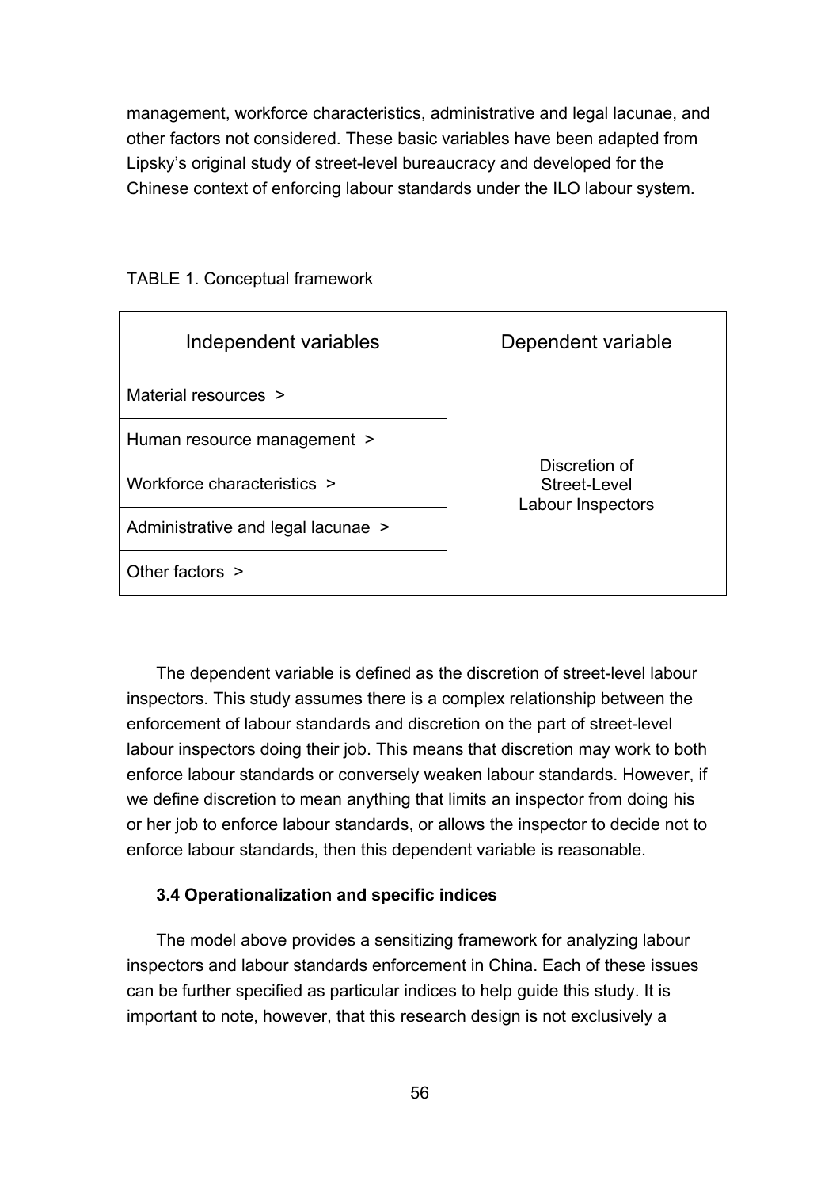management, workforce characteristics, administrative and legal lacunae, and other factors not considered. These basic variables have been adapted from Lipsky's original study of street-level bureaucracy and developed for the Chinese context of enforcing labour standards under the ILO labour system.

TABLE 1. Conceptual framework

| Independent variables | Dependent variable |
|---|---|
| Material resources > | Discretion of Street-Level Labour Inspectors |
| Human resource management > | |
| Workforce characteristics > | |
| Administrative and legal lacunae > | |
| Other factors > | |

The dependent variable is defined as the discretion of street-level labour inspectors. This study assumes there is a complex relationship between the enforcement of labour standards and discretion on the part of street-level labour inspectors doing their job. This means that discretion may work to both enforce labour standards or conversely weaken labour standards. However, if we define discretion to mean anything that limits an inspector from doing his or her job to enforce labour standards, or allows the inspector to decide not to enforce labour standards, then this dependent variable is reasonable.

### 3.4 Operationalization and specific indices

The model above provides a sensitizing framework for analyzing labour inspectors and labour standards enforcement in China. Each of these issues can be further specified as particular indices to help guide this study. It is important to note, however, that this research design is not exclusively a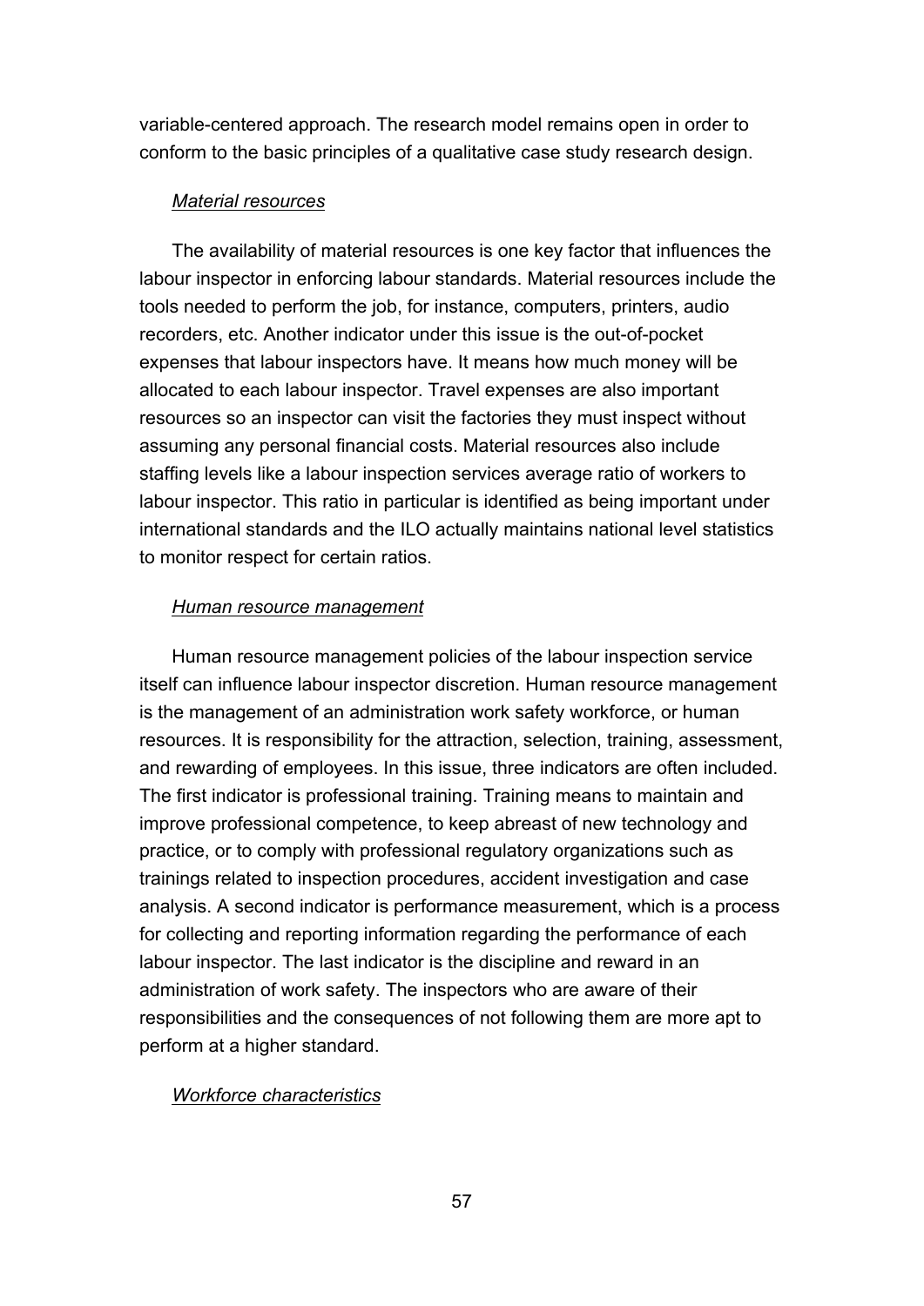variable-centered approach. The research model remains open in order to conform to the basic principles of a qualitative case study research design.

*Material resources*

The availability of material resources is one key factor that influences the labour inspector in enforcing labour standards. Material resources include the tools needed to perform the job, for instance, computers, printers, audio recorders, etc. Another indicator under this issue is the out-of-pocket expenses that labour inspectors have. It means how much money will be allocated to each labour inspector. Travel expenses are also important resources so an inspector can visit the factories they must inspect without assuming any personal financial costs. Material resources also include staffing levels like a labour inspection services average ratio of workers to labour inspector. This ratio in particular is identified as being important under international standards and the ILO actually maintains national level statistics to monitor respect for certain ratios.

*Human resource management*

Human resource management policies of the labour inspection service itself can influence labour inspector discretion. Human resource management is the management of an administration work safety workforce, or human resources. It is responsibility for the attraction, selection, training, assessment, and rewarding of employees. In this issue, three indicators are often included. The first indicator is professional training. Training means to maintain and improve professional competence, to keep abreast of new technology and practice, or to comply with professional regulatory organizations such as trainings related to inspection procedures, accident investigation and case analysis. A second indicator is performance measurement, which is a process for collecting and reporting information regarding the performance of each labour inspector. The last indicator is the discipline and reward in an administration of work safety. The inspectors who are aware of their responsibilities and the consequences of not following them are more apt to perform at a higher standard.

*Workforce characteristics*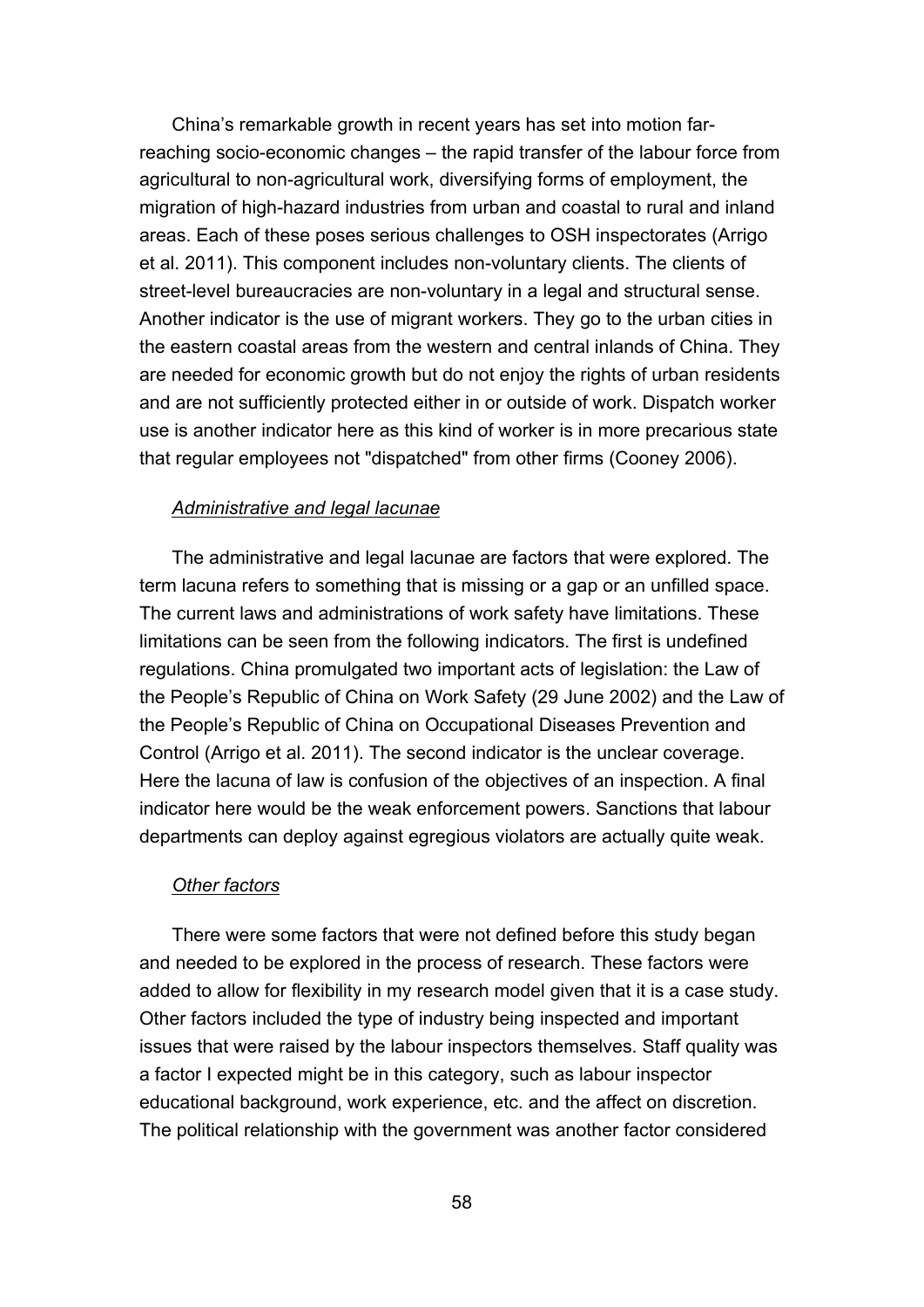China's remarkable growth in recent years has set into motion far-reaching socio-economic changes – the rapid transfer of the labour force from agricultural to non-agricultural work, diversifying forms of employment, the migration of high-hazard industries from urban and coastal to rural and inland areas. Each of these poses serious challenges to OSH inspectorates (Arrigo et al. 2011). This component includes non-voluntary clients. The clients of street-level bureaucracies are non-voluntary in a legal and structural sense. Another indicator is the use of migrant workers. They go to the urban cities in the eastern coastal areas from the western and central inlands of China. They are needed for economic growth but do not enjoy the rights of urban residents and are not sufficiently protected either in or outside of work. Dispatch worker use is another indicator here as this kind of worker is in more precarious state that regular employees not "dispatched" from other firms (Cooney 2006).

*Administrative and legal lacunae*

The administrative and legal lacunae are factors that were explored. The term lacuna refers to something that is missing or a gap or an unfilled space. The current laws and administrations of work safety have limitations. These limitations can be seen from the following indicators. The first is undefined regulations. China promulgated two important acts of legislation: the Law of the People's Republic of China on Work Safety (29 June 2002) and the Law of the People's Republic of China on Occupational Diseases Prevention and Control (Arrigo et al. 2011). The second indicator is the unclear coverage. Here the lacuna of law is confusion of the objectives of an inspection. A final indicator here would be the weak enforcement powers. Sanctions that labour departments can deploy against egregious violators are actually quite weak.

*Other factors*

There were some factors that were not defined before this study began and needed to be explored in the process of research. These factors were added to allow for flexibility in my research model given that it is a case study. Other factors included the type of industry being inspected and important issues that were raised by the labour inspectors themselves. Staff quality was a factor I expected might be in this category, such as labour inspector educational background, work experience, etc. and the affect on discretion. The political relationship with the government was another factor considered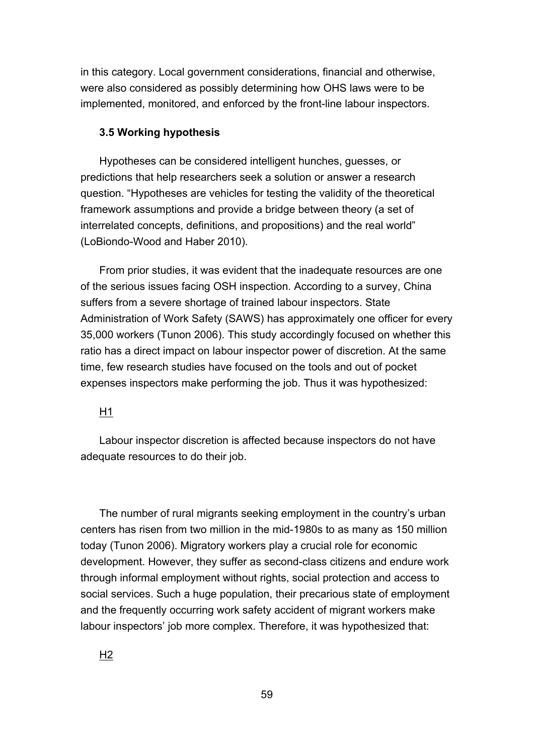in this category. Local government considerations, financial and otherwise, were also considered as possibly determining how OHS laws were to be implemented, monitored, and enforced by the front-line labour inspectors.

### 3.5 Working hypothesis

Hypotheses can be considered intelligent hunches, guesses, or predictions that help researchers seek a solution or answer a research question. “Hypotheses are vehicles for testing the validity of the theoretical framework assumptions and provide a bridge between theory (a set of interrelated concepts, definitions, and propositions) and the real world” (LoBiondo-Wood and Haber 2010).

From prior studies, it was evident that the inadequate resources are one of the serious issues facing OSH inspection. According to a survey, China suffers from a severe shortage of trained labour inspectors. State Administration of Work Safety (SAWS) has approximately one officer for every 35,000 workers (Tunon 2006). This study accordingly focused on whether this ratio has a direct impact on labour inspector power of discretion. At the same time, few research studies have focused on the tools and out of pocket expenses inspectors make performing the job. Thus it was hypothesized:

H1

Labour inspector discretion is affected because inspectors do not have adequate resources to do their job.

The number of rural migrants seeking employment in the country’s urban centers has risen from two million in the mid-1980s to as many as 150 million today (Tunon 2006). Migratory workers play a crucial role for economic development. However, they suffer as second-class citizens and endure work through informal employment without rights, social protection and access to social services. Such a huge population, their precarious state of employment and the frequently occurring work safety accident of migrant workers make labour inspectors’ job more complex. Therefore, it was hypothesized that:

H2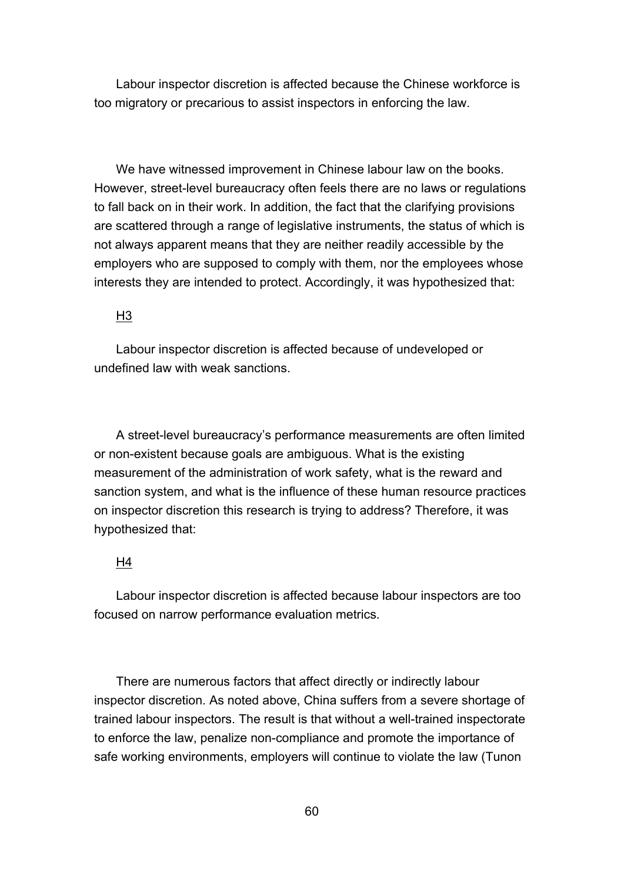Labour inspector discretion is affected because the Chinese workforce is too migratory or precarious to assist inspectors in enforcing the law.

We have witnessed improvement in Chinese labour law on the books. However, street-level bureaucracy often feels there are no laws or regulations to fall back on in their work. In addition, the fact that the clarifying provisions are scattered through a range of legislative instruments, the status of which is not always apparent means that they are neither readily accessible by the employers who are supposed to comply with them, nor the employees whose interests they are intended to protect. Accordingly, it was hypothesized that:

<u>H3</u>

Labour inspector discretion is affected because of undeveloped or undefined law with weak sanctions.

A street-level bureaucracy's performance measurements are often limited or non-existent because goals are ambiguous. What is the existing measurement of the administration of work safety, what is the reward and sanction system, and what is the influence of these human resource practices on inspector discretion this research is trying to address? Therefore, it was hypothesized that:

<u>H4</u>

Labour inspector discretion is affected because labour inspectors are too focused on narrow performance evaluation metrics.

There are numerous factors that affect directly or indirectly labour inspector discretion. As noted above, China suffers from a severe shortage of trained labour inspectors. The result is that without a well-trained inspectorate to enforce the law, penalize non-compliance and promote the importance of safe working environments, employers will continue to violate the law (Tunon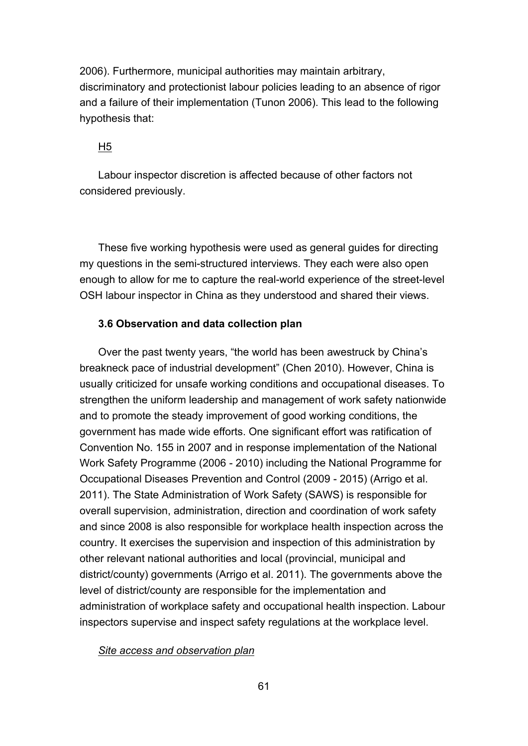2006). Furthermore, municipal authorities may maintain arbitrary, discriminatory and protectionist labour policies leading to an absence of rigor and a failure of their implementation (Tunon 2006). This lead to the following hypothesis that:

<u>H5</u>

Labour inspector discretion is affected because of other factors not considered previously.

These five working hypothesis were used as general guides for directing my questions in the semi-structured interviews. They each were also open enough to allow for me to capture the real-world experience of the street-level OSH labour inspector in China as they understood and shared their views.

### 3.6 Observation and data collection plan

Over the past twenty years, "the world has been awestruck by China's breakneck pace of industrial development" (Chen 2010). However, China is usually criticized for unsafe working conditions and occupational diseases. To strengthen the uniform leadership and management of work safety nationwide and to promote the steady improvement of good working conditions, the government has made wide efforts. One significant effort was ratification of Convention No. 155 in 2007 and in response implementation of the National Work Safety Programme (2006 - 2010) including the National Programme for Occupational Diseases Prevention and Control (2009 - 2015) (Arrigo et al. 2011). The State Administration of Work Safety (SAWS) is responsible for overall supervision, administration, direction and coordination of work safety and since 2008 is also responsible for workplace health inspection across the country. It exercises the supervision and inspection of this administration by other relevant national authorities and local (provincial, municipal and district/county) governments (Arrigo et al. 2011). The governments above the level of district/county are responsible for the implementation and administration of workplace safety and occupational health inspection. Labour inspectors supervise and inspect safety regulations at the workplace level.

*<u>Site access and observation plan</u>*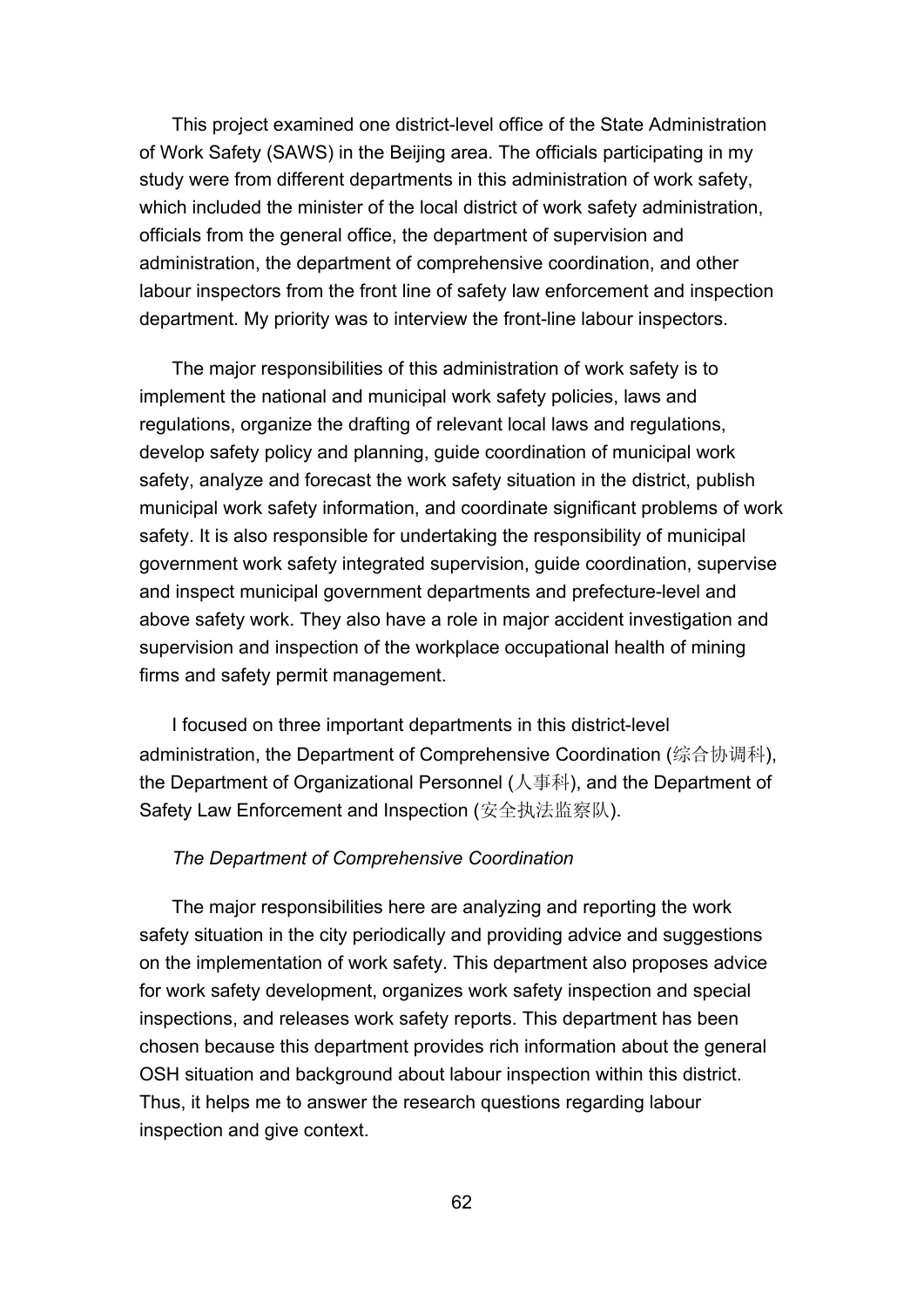This project examined one district-level office of the State Administration of Work Safety (SAWS) in the Beijing area. The officials participating in my study were from different departments in this administration of work safety, which included the minister of the local district of work safety administration, officials from the general office, the department of supervision and administration, the department of comprehensive coordination, and other labour inspectors from the front line of safety law enforcement and inspection department. My priority was to interview the front-line labour inspectors.

The major responsibilities of this administration of work safety is to implement the national and municipal work safety policies, laws and regulations, organize the drafting of relevant local laws and regulations, develop safety policy and planning, guide coordination of municipal work safety, analyze and forecast the work safety situation in the district, publish municipal work safety information, and coordinate significant problems of work safety. It is also responsible for undertaking the responsibility of municipal government work safety integrated supervision, guide coordination, supervise and inspect municipal government departments and prefecture-level and above safety work. They also have a role in major accident investigation and supervision and inspection of the workplace occupational health of mining firms and safety permit management.

I focused on three important departments in this district-level administration, the Department of Comprehensive Coordination (综合协调科), the Department of Organizational Personnel (人事科), and the Department of Safety Law Enforcement and Inspection (安全执法监察队).

*The Department of Comprehensive Coordination*

The major responsibilities here are analyzing and reporting the work safety situation in the city periodically and providing advice and suggestions on the implementation of work safety. This department also proposes advice for work safety development, organizes work safety inspection and special inspections, and releases work safety reports. This department has been chosen because this department provides rich information about the general OSH situation and background about labour inspection within this district. Thus, it helps me to answer the research questions regarding labour inspection and give context.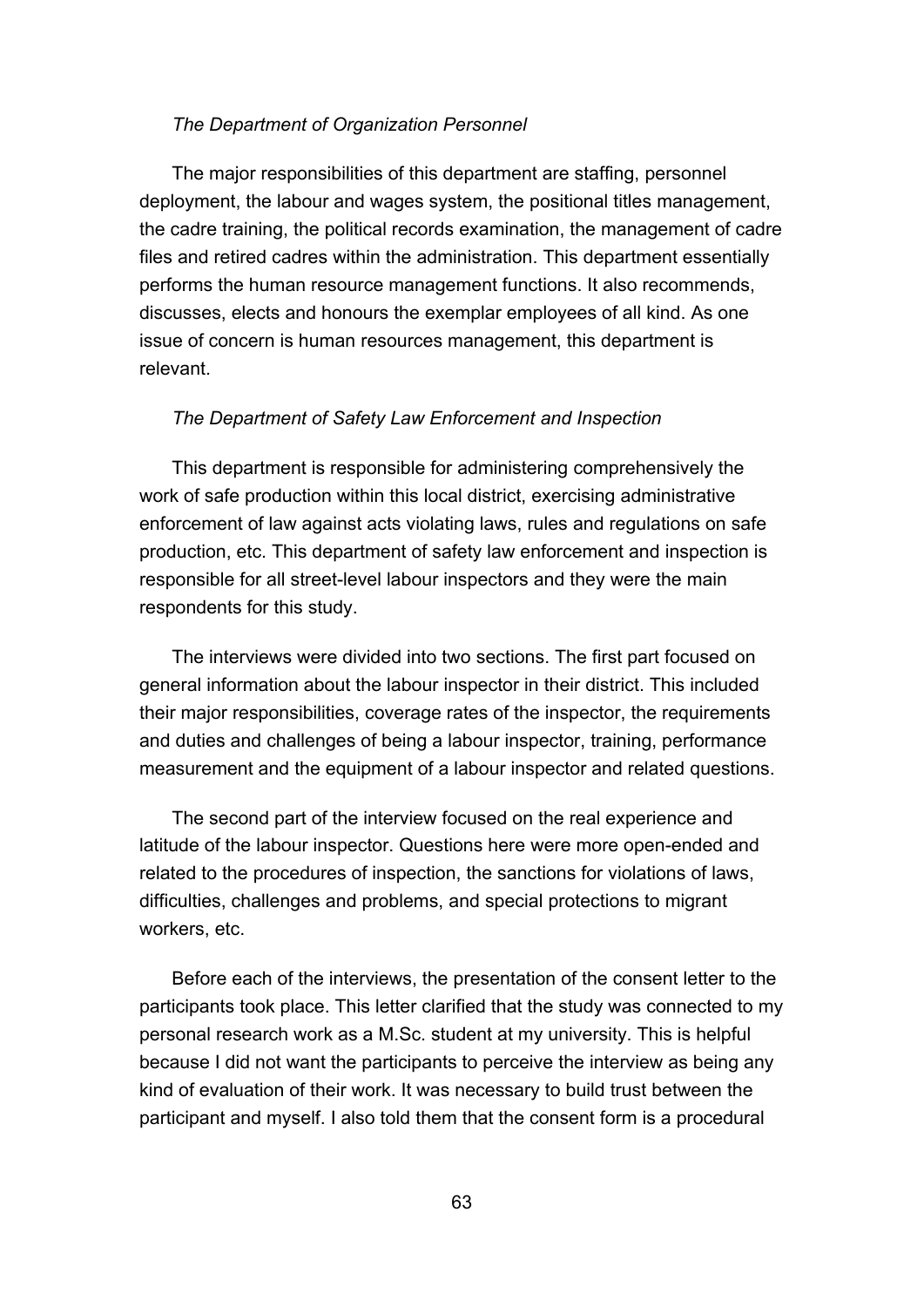*The Department of Organization Personnel*

The major responsibilities of this department are staffing, personnel deployment, the labour and wages system, the positional titles management, the cadre training, the political records examination, the management of cadre files and retired cadres within the administration. This department essentially performs the human resource management functions. It also recommends, discusses, elects and honours the exemplar employees of all kind. As one issue of concern is human resources management, this department is relevant.

*The Department of Safety Law Enforcement and Inspection*

This department is responsible for administering comprehensively the work of safe production within this local district, exercising administrative enforcement of law against acts violating laws, rules and regulations on safe production, etc. This department of safety law enforcement and inspection is responsible for all street-level labour inspectors and they were the main respondents for this study.

The interviews were divided into two sections. The first part focused on general information about the labour inspector in their district. This included their major responsibilities, coverage rates of the inspector, the requirements and duties and challenges of being a labour inspector, training, performance measurement and the equipment of a labour inspector and related questions.

The second part of the interview focused on the real experience and latitude of the labour inspector. Questions here were more open-ended and related to the procedures of inspection, the sanctions for violations of laws, difficulties, challenges and problems, and special protections to migrant workers, etc.

Before each of the interviews, the presentation of the consent letter to the participants took place. This letter clarified that the study was connected to my personal research work as a M.Sc. student at my university. This is helpful because I did not want the participants to perceive the interview as being any kind of evaluation of their work. It was necessary to build trust between the participant and myself. I also told them that the consent form is a procedural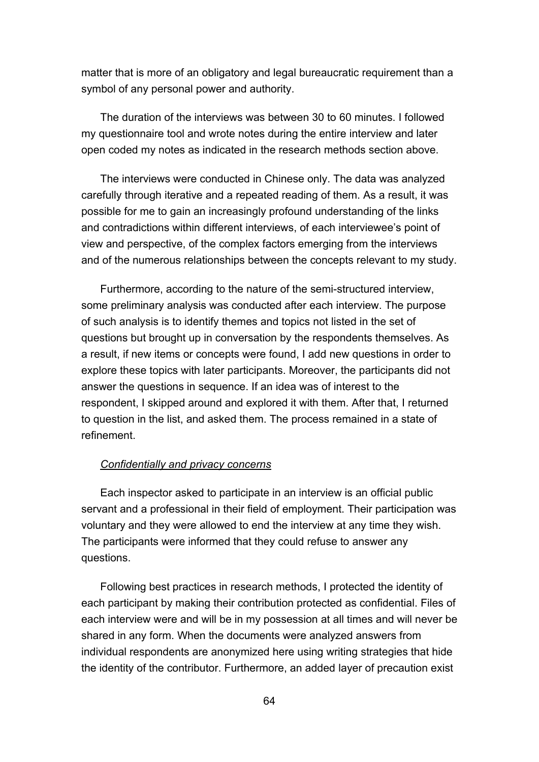matter that is more of an obligatory and legal bureaucratic requirement than a symbol of any personal power and authority.

The duration of the interviews was between 30 to 60 minutes. I followed my questionnaire tool and wrote notes during the entire interview and later open coded my notes as indicated in the research methods section above.

The interviews were conducted in Chinese only. The data was analyzed carefully through iterative and a repeated reading of them. As a result, it was possible for me to gain an increasingly profound understanding of the links and contradictions within different interviews, of each interviewee's point of view and perspective, of the complex factors emerging from the interviews and of the numerous relationships between the concepts relevant to my study.

Furthermore, according to the nature of the semi-structured interview, some preliminary analysis was conducted after each interview. The purpose of such analysis is to identify themes and topics not listed in the set of questions but brought up in conversation by the respondents themselves. As a result, if new items or concepts were found, I add new questions in order to explore these topics with later participants. Moreover, the participants did not answer the questions in sequence. If an idea was of interest to the respondent, I skipped around and explored it with them. After that, I returned to question in the list, and asked them. The process remained in a state of refinement.

*Confidentially and privacy concerns*

Each inspector asked to participate in an interview is an official public servant and a professional in their field of employment. Their participation was voluntary and they were allowed to end the interview at any time they wish. The participants were informed that they could refuse to answer any questions.

Following best practices in research methods, I protected the identity of each participant by making their contribution protected as confidential. Files of each interview were and will be in my possession at all times and will never be shared in any form. When the documents were analyzed answers from individual respondents are anonymized here using writing strategies that hide the identity of the contributor. Furthermore, an added layer of precaution exist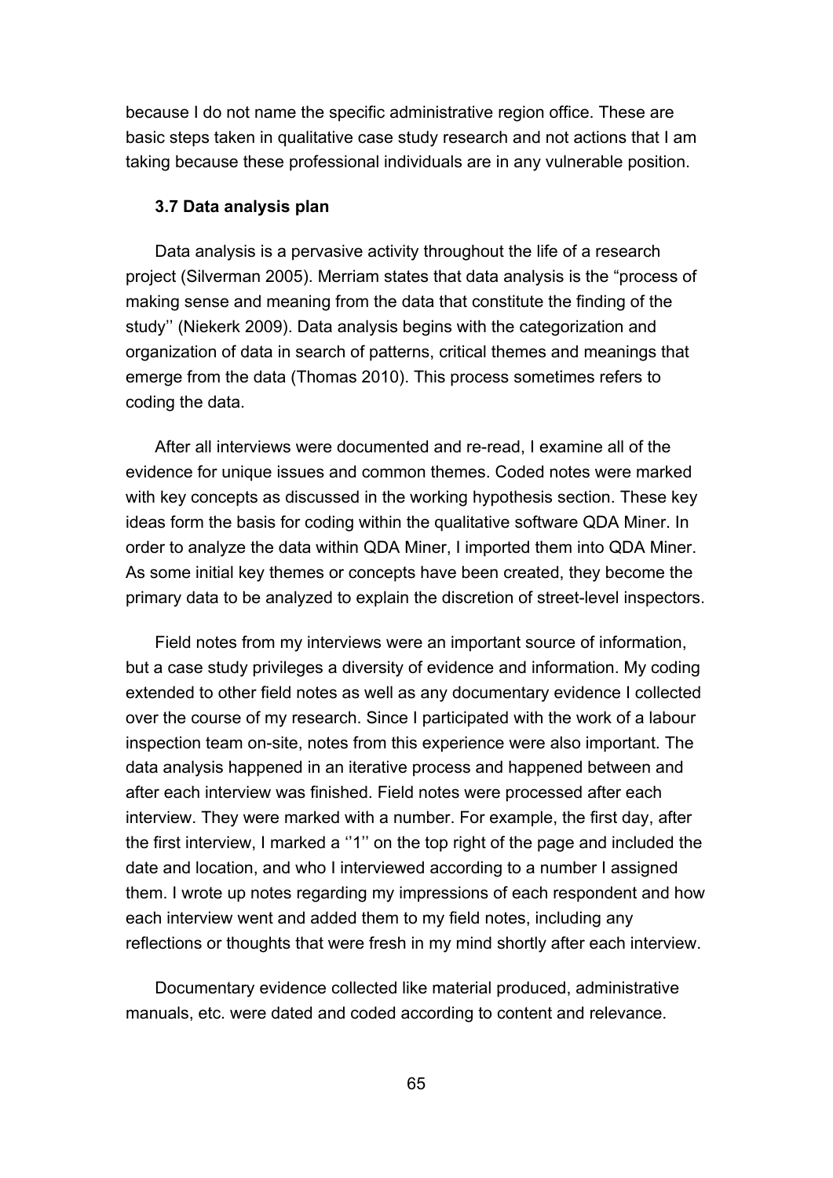because I do not name the specific administrative region office. These are basic steps taken in qualitative case study research and not actions that I am taking because these professional individuals are in any vulnerable position.

### 3.7 Data analysis plan

Data analysis is a pervasive activity throughout the life of a research project (Silverman 2005). Merriam states that data analysis is the "process of making sense and meaning from the data that constitute the finding of the study'' (Niekerk 2009). Data analysis begins with the categorization and organization of data in search of patterns, critical themes and meanings that emerge from the data (Thomas 2010). This process sometimes refers to coding the data.

After all interviews were documented and re-read, I examine all of the evidence for unique issues and common themes. Coded notes were marked with key concepts as discussed in the working hypothesis section. These key ideas form the basis for coding within the qualitative software QDA Miner. In order to analyze the data within QDA Miner, I imported them into QDA Miner. As some initial key themes or concepts have been created, they become the primary data to be analyzed to explain the discretion of street-level inspectors.

Field notes from my interviews were an important source of information, but a case study privileges a diversity of evidence and information. My coding extended to other field notes as well as any documentary evidence I collected over the course of my research. Since I participated with the work of a labour inspection team on-site, notes from this experience were also important. The data analysis happened in an iterative process and happened between and after each interview was finished. Field notes were processed after each interview. They were marked with a number. For example, the first day, after the first interview, I marked a ''1'' on the top right of the page and included the date and location, and who I interviewed according to a number I assigned them. I wrote up notes regarding my impressions of each respondent and how each interview went and added them to my field notes, including any reflections or thoughts that were fresh in my mind shortly after each interview.

Documentary evidence collected like material produced, administrative manuals, etc. were dated and coded according to content and relevance.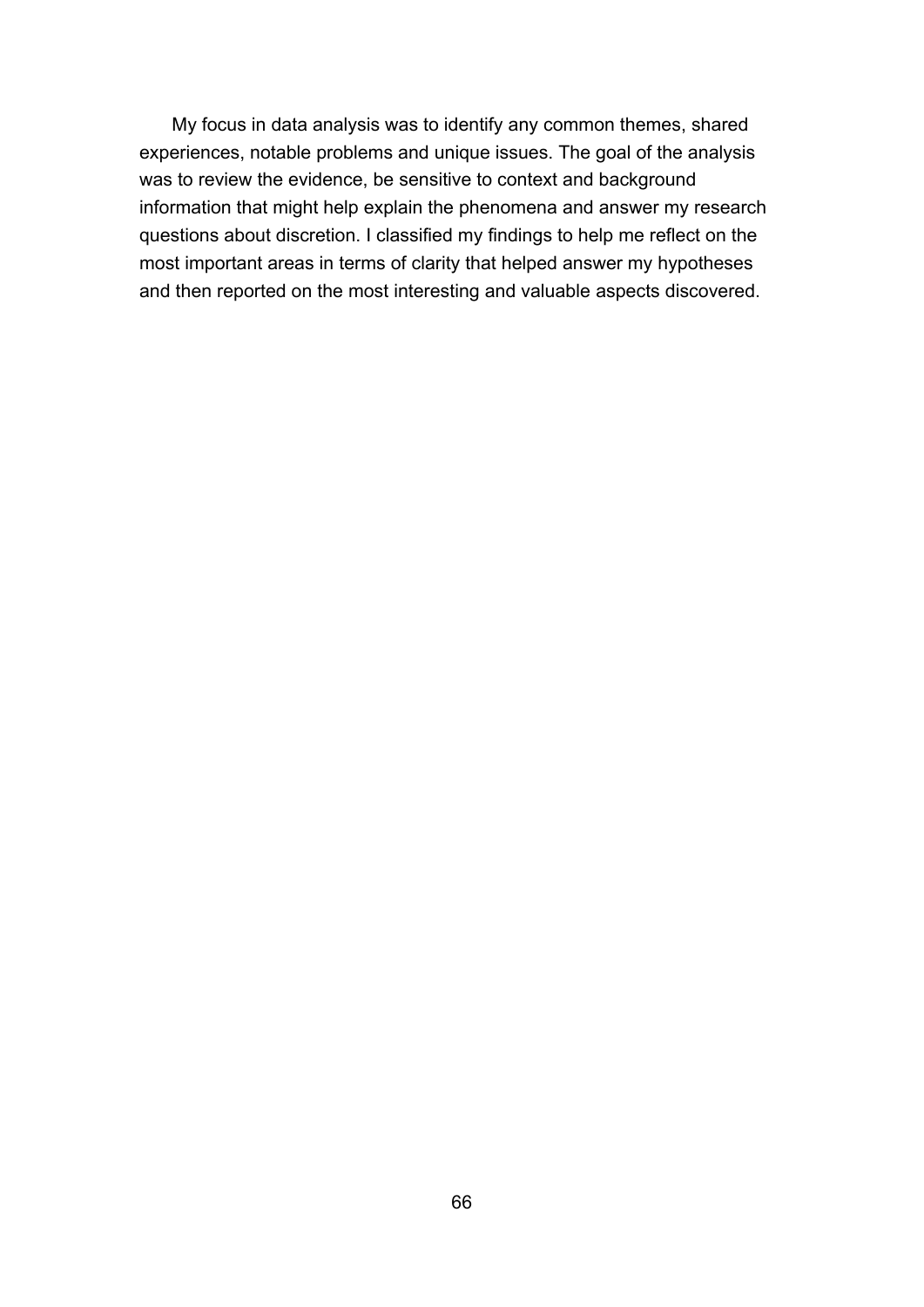My focus in data analysis was to identify any common themes, shared experiences, notable problems and unique issues. The goal of the analysis was to review the evidence, be sensitive to context and background information that might help explain the phenomena and answer my research questions about discretion. I classified my findings to help me reflect on the most important areas in terms of clarity that helped answer my hypotheses and then reported on the most interesting and valuable aspects discovered.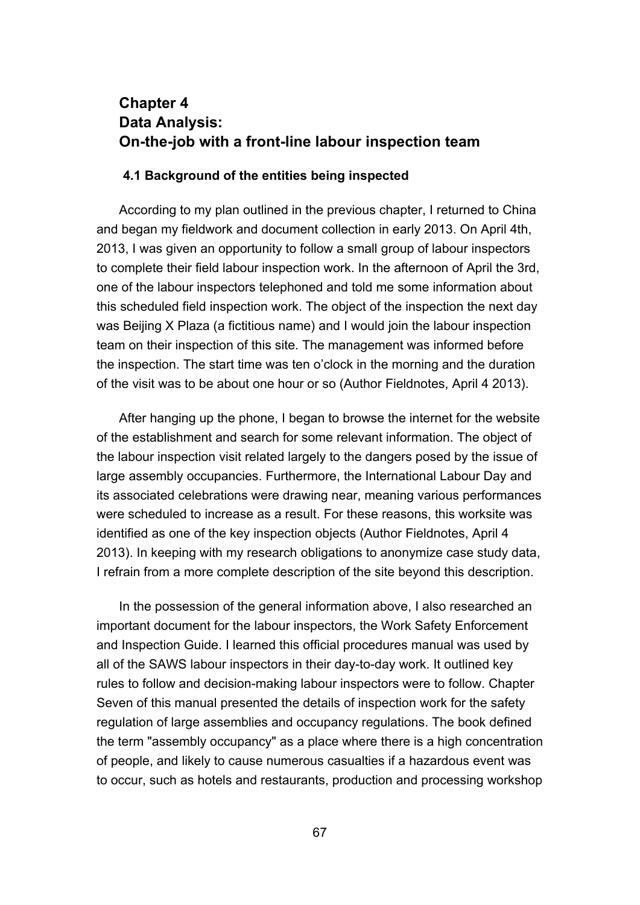# Chapter 4
# Data Analysis:
# On-the-job with a front-line labour inspection team

## 4.1 Background of the entities being inspected

According to my plan outlined in the previous chapter, I returned to China and began my fieldwork and document collection in early 2013. On April 4th, 2013, I was given an opportunity to follow a small group of labour inspectors to complete their field labour inspection work. In the afternoon of April the 3rd, one of the labour inspectors telephoned and told me some information about this scheduled field inspection work. The object of the inspection the next day was Beijing X Plaza (a fictitious name) and I would join the labour inspection team on their inspection of this site. The management was informed before the inspection. The start time was ten o'clock in the morning and the duration of the visit was to be about one hour or so (Author Fieldnotes, April 4 2013).

After hanging up the phone, I began to browse the internet for the website of the establishment and search for some relevant information. The object of the labour inspection visit related largely to the dangers posed by the issue of large assembly occupancies. Furthermore, the International Labour Day and its associated celebrations were drawing near, meaning various performances were scheduled to increase as a result. For these reasons, this worksite was identified as one of the key inspection objects (Author Fieldnotes, April 4 2013). In keeping with my research obligations to anonymize case study data, I refrain from a more complete description of the site beyond this description.

In the possession of the general information above, I also researched an important document for the labour inspectors, the Work Safety Enforcement and Inspection Guide. I learned this official procedures manual was used by all of the SAWS labour inspectors in their day-to-day work. It outlined key rules to follow and decision-making labour inspectors were to follow. Chapter Seven of this manual presented the details of inspection work for the safety regulation of large assemblies and occupancy regulations. The book defined the term "assembly occupancy" as a place where there is a high concentration of people, and likely to cause numerous casualties if a hazardous event was to occur, such as hotels and restaurants, production and processing workshop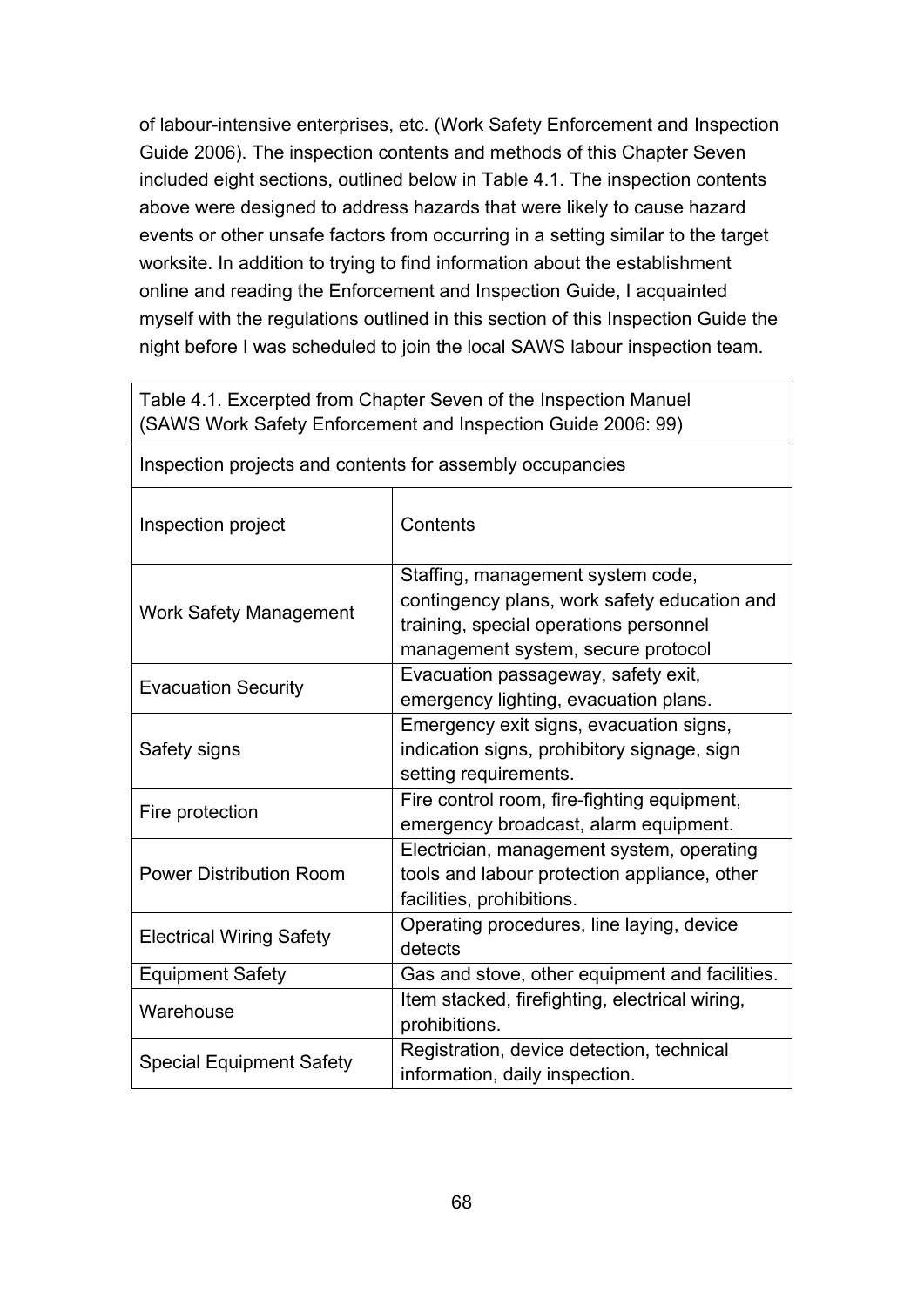of labour-intensive enterprises, etc. (Work Safety Enforcement and Inspection Guide 2006). The inspection contents and methods of this Chapter Seven included eight sections, outlined below in Table 4.1. The inspection contents above were designed to address hazards that were likely to cause hazard events or other unsafe factors from occurring in a setting similar to the target worksite. In addition to trying to find information about the establishment online and reading the Enforcement and Inspection Guide, I acquainted myself with the regulations outlined in this section of this Inspection Guide the night before I was scheduled to join the local SAWS labour inspection team.

Table 4.1. Excerpted from Chapter Seven of the Inspection Manuel (SAWS Work Safety Enforcement and Inspection Guide 2006: 99)

Inspection projects and contents for assembly occupancies

| Inspection project | Contents |
| --- | --- |
| Work Safety Management | Staffing, management system code, contingency plans, work safety education and training, special operations personnel management system, secure protocol |
| Evacuation Security | Evacuation passageway, safety exit, emergency lighting, evacuation plans. |
| Safety signs | Emergency exit signs, evacuation signs, indication signs, prohibitory signage, sign setting requirements. |
| Fire protection | Fire control room, fire-fighting equipment, emergency broadcast, alarm equipment. |
| Power Distribution Room | Electrician, management system, operating tools and labour protection appliance, other facilities, prohibitions. |
| Electrical Wiring Safety | Operating procedures, line laying, device detects |
| Equipment Safety | Gas and stove, other equipment and facilities. |
| Warehouse | Item stacked, firefighting, electrical wiring, prohibitions. |
| Special Equipment Safety | Registration, device detection, technical information, daily inspection. |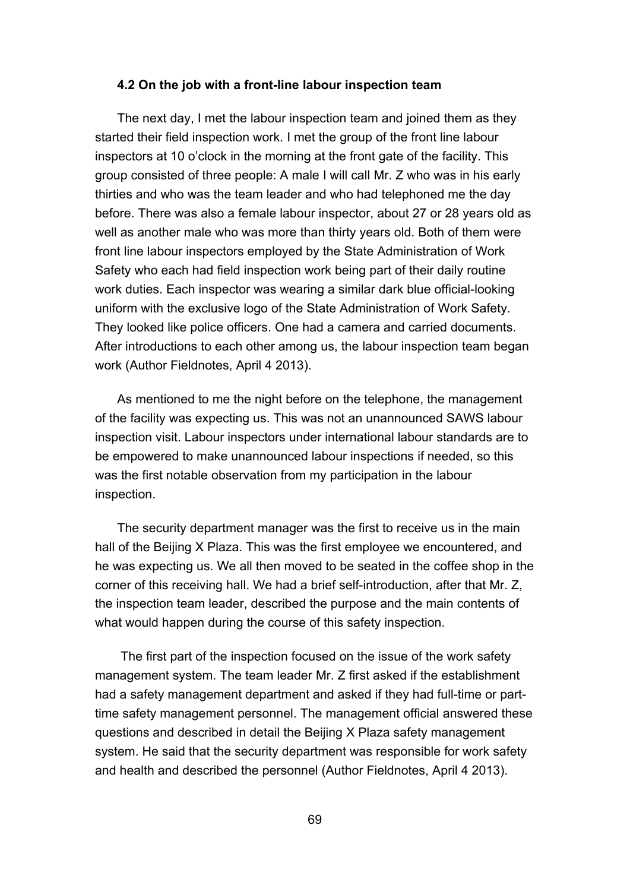### 4.2 On the job with a front-line labour inspection team

The next day, I met the labour inspection team and joined them as they started their field inspection work. I met the group of the front line labour inspectors at 10 o'clock in the morning at the front gate of the facility. This group consisted of three people: A male I will call Mr. Z who was in his early thirties and who was the team leader and who had telephoned me the day before. There was also a female labour inspector, about 27 or 28 years old as well as another male who was more than thirty years old. Both of them were front line labour inspectors employed by the State Administration of Work Safety who each had field inspection work being part of their daily routine work duties. Each inspector was wearing a similar dark blue official-looking uniform with the exclusive logo of the State Administration of Work Safety. They looked like police officers. One had a camera and carried documents. After introductions to each other among us, the labour inspection team began work (Author Fieldnotes, April 4 2013).

As mentioned to me the night before on the telephone, the management of the facility was expecting us. This was not an unannounced SAWS labour inspection visit. Labour inspectors under international labour standards are to be empowered to make unannounced labour inspections if needed, so this was the first notable observation from my participation in the labour inspection.

The security department manager was the first to receive us in the main hall of the Beijing X Plaza. This was the first employee we encountered, and he was expecting us. We all then moved to be seated in the coffee shop in the corner of this receiving hall. We had a brief self-introduction, after that Mr. Z, the inspection team leader, described the purpose and the main contents of what would happen during the course of this safety inspection.

The first part of the inspection focused on the issue of the work safety management system. The team leader Mr. Z first asked if the establishment had a safety management department and asked if they had full-time or part-time safety management personnel. The management official answered these questions and described in detail the Beijing X Plaza safety management system. He said that the security department was responsible for work safety and health and described the personnel (Author Fieldnotes, April 4 2013).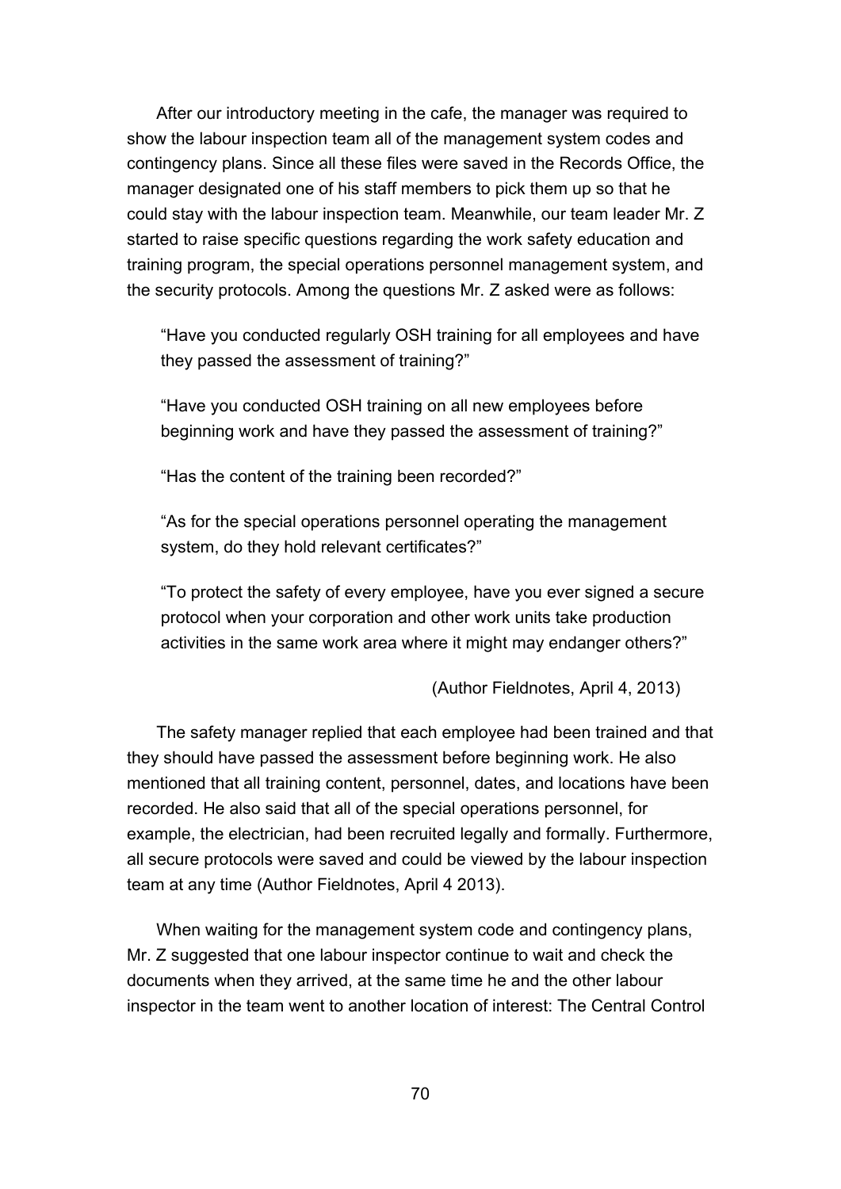After our introductory meeting in the cafe, the manager was required to show the labour inspection team all of the management system codes and contingency plans. Since all these files were saved in the Records Office, the manager designated one of his staff members to pick them up so that he could stay with the labour inspection team. Meanwhile, our team leader Mr. Z started to raise specific questions regarding the work safety education and training program, the special operations personnel management system, and the security protocols. Among the questions Mr. Z asked were as follows:

> "Have you conducted regularly OSH training for all employees and have they passed the assessment of training?"
>
> "Have you conducted OSH training on all new employees before beginning work and have they passed the assessment of training?"
>
> "Has the content of the training been recorded?"
>
> "As for the special operations personnel operating the management system, do they hold relevant certificates?"
>
> "To protect the safety of every employee, have you ever signed a secure protocol when your corporation and other work units take production activities in the same work area where it might may endanger others?"
>
> (Author Fieldnotes, April 4, 2013)

The safety manager replied that each employee had been trained and that they should have passed the assessment before beginning work. He also mentioned that all training content, personnel, dates, and locations have been recorded. He also said that all of the special operations personnel, for example, the electrician, had been recruited legally and formally. Furthermore, all secure protocols were saved and could be viewed by the labour inspection team at any time (Author Fieldnotes, April 4 2013).

When waiting for the management system code and contingency plans, Mr. Z suggested that one labour inspector continue to wait and check the documents when they arrived, at the same time he and the other labour inspector in the team went to another location of interest: The Central Control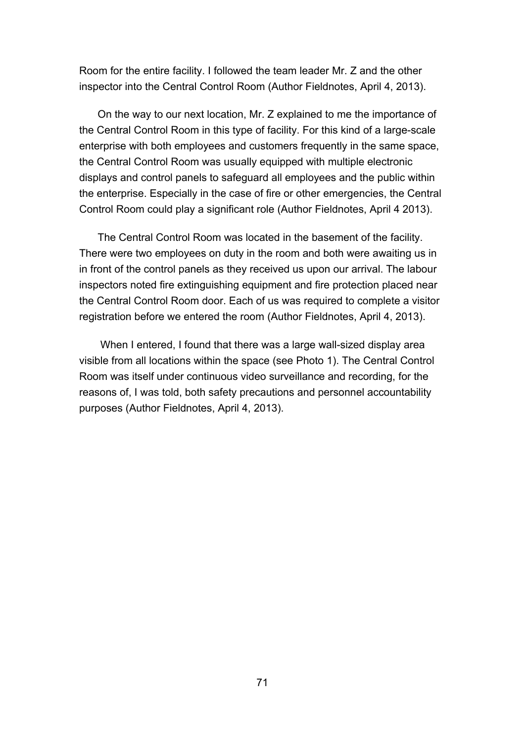Room for the entire facility. I followed the team leader Mr. Z and the other inspector into the Central Control Room (Author Fieldnotes, April 4, 2013).

On the way to our next location, Mr. Z explained to me the importance of the Central Control Room in this type of facility. For this kind of a large-scale enterprise with both employees and customers frequently in the same space, the Central Control Room was usually equipped with multiple electronic displays and control panels to safeguard all employees and the public within the enterprise. Especially in the case of fire or other emergencies, the Central Control Room could play a significant role (Author Fieldnotes, April 4 2013).

The Central Control Room was located in the basement of the facility. There were two employees on duty in the room and both were awaiting us in in front of the control panels as they received us upon our arrival. The labour inspectors noted fire extinguishing equipment and fire protection placed near the Central Control Room door. Each of us was required to complete a visitor registration before we entered the room (Author Fieldnotes, April 4, 2013).

When I entered, I found that there was a large wall-sized display area visible from all locations within the space (see Photo 1). The Central Control Room was itself under continuous video surveillance and recording, for the reasons of, I was told, both safety precautions and personnel accountability purposes (Author Fieldnotes, April 4, 2013).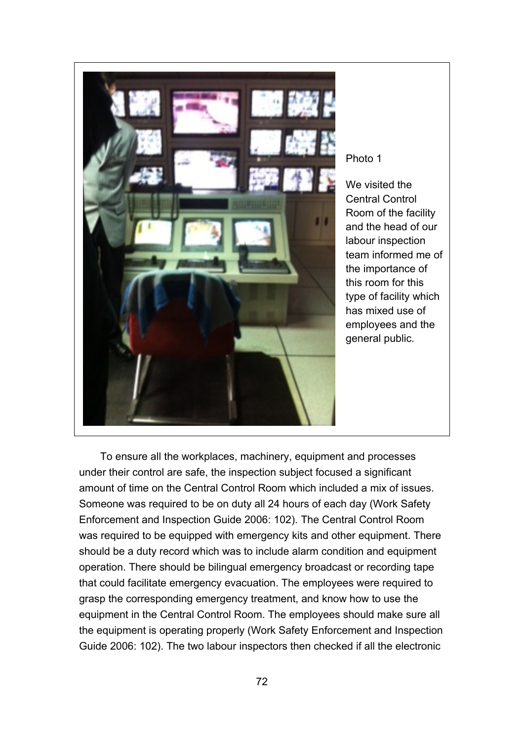Photo 1

We visited the Central Control Room of the facility and the head of our labour inspection team informed me of the importance of this room for this type of facility which has mixed use of employees and the general public.

To ensure all the workplaces, machinery, equipment and processes under their control are safe, the inspection subject focused a significant amount of time on the Central Control Room which included a mix of issues. Someone was required to be on duty all 24 hours of each day (Work Safety Enforcement and Inspection Guide 2006: 102). The Central Control Room was required to be equipped with emergency kits and other equipment. There should be a duty record which was to include alarm condition and equipment operation. There should be bilingual emergency broadcast or recording tape that could facilitate emergency evacuation. The employees were required to grasp the corresponding emergency treatment, and know how to use the equipment in the Central Control Room. The employees should make sure all the equipment is operating properly (Work Safety Enforcement and Inspection Guide 2006: 102). The two labour inspectors then checked if all the electronic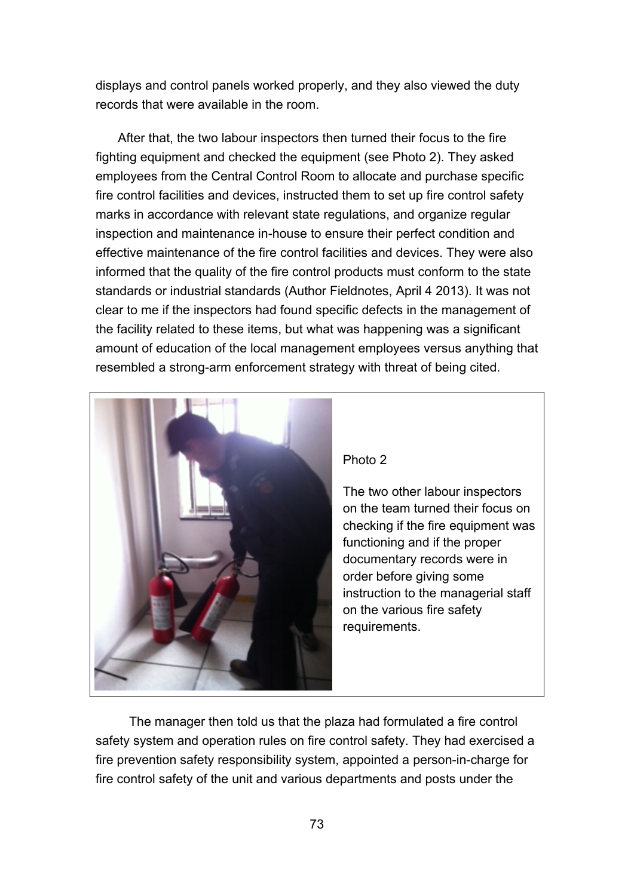displays and control panels worked properly, and they also viewed the duty records that were available in the room.

After that, the two labour inspectors then turned their focus to the fire fighting equipment and checked the equipment (see Photo 2). They asked employees from the Central Control Room to allocate and purchase specific fire control facilities and devices, instructed them to set up fire control safety marks in accordance with relevant state regulations, and organize regular inspection and maintenance in-house to ensure their perfect condition and effective maintenance of the fire control facilities and devices. They were also informed that the quality of the fire control products must conform to the state standards or industrial standards (Author Fieldnotes, April 4 2013). It was not clear to me if the inspectors had found specific defects in the management of the facility related to these items, but what was happening was a significant amount of education of the local management employees versus anything that resembled a strong-arm enforcement strategy with threat of being cited.

Photo 2

The two other labour inspectors on the team turned their focus on checking if the fire equipment was functioning and if the proper documentary records were in order before giving some instruction to the managerial staff on the various fire safety requirements.

The manager then told us that the plaza had formulated a fire control safety system and operation rules on fire control safety. They had exercised a fire prevention safety responsibility system, appointed a person-in-charge for fire control safety of the unit and various departments and posts under the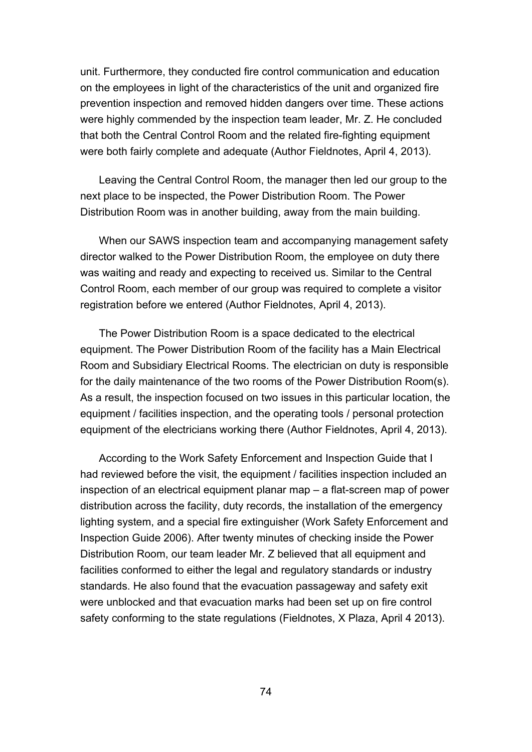unit. Furthermore, they conducted fire control communication and education on the employees in light of the characteristics of the unit and organized fire prevention inspection and removed hidden dangers over time. These actions were highly commended by the inspection team leader, Mr. Z. He concluded that both the Central Control Room and the related fire-fighting equipment were both fairly complete and adequate (Author Fieldnotes, April 4, 2013).

Leaving the Central Control Room, the manager then led our group to the next place to be inspected, the Power Distribution Room. The Power Distribution Room was in another building, away from the main building.

When our SAWS inspection team and accompanying management safety director walked to the Power Distribution Room, the employee on duty there was waiting and ready and expecting to received us. Similar to the Central Control Room, each member of our group was required to complete a visitor registration before we entered (Author Fieldnotes, April 4, 2013).

The Power Distribution Room is a space dedicated to the electrical equipment. The Power Distribution Room of the facility has a Main Electrical Room and Subsidiary Electrical Rooms. The electrician on duty is responsible for the daily maintenance of the two rooms of the Power Distribution Room(s). As a result, the inspection focused on two issues in this particular location, the equipment / facilities inspection, and the operating tools / personal protection equipment of the electricians working there (Author Fieldnotes, April 4, 2013).

According to the Work Safety Enforcement and Inspection Guide that I had reviewed before the visit, the equipment / facilities inspection included an inspection of an electrical equipment planar map – a flat-screen map of power distribution across the facility, duty records, the installation of the emergency lighting system, and a special fire extinguisher (Work Safety Enforcement and Inspection Guide 2006). After twenty minutes of checking inside the Power Distribution Room, our team leader Mr. Z believed that all equipment and facilities conformed to either the legal and regulatory standards or industry standards. He also found that the evacuation passageway and safety exit were unblocked and that evacuation marks had been set up on fire control safety conforming to the state regulations (Fieldnotes, X Plaza, April 4 2013).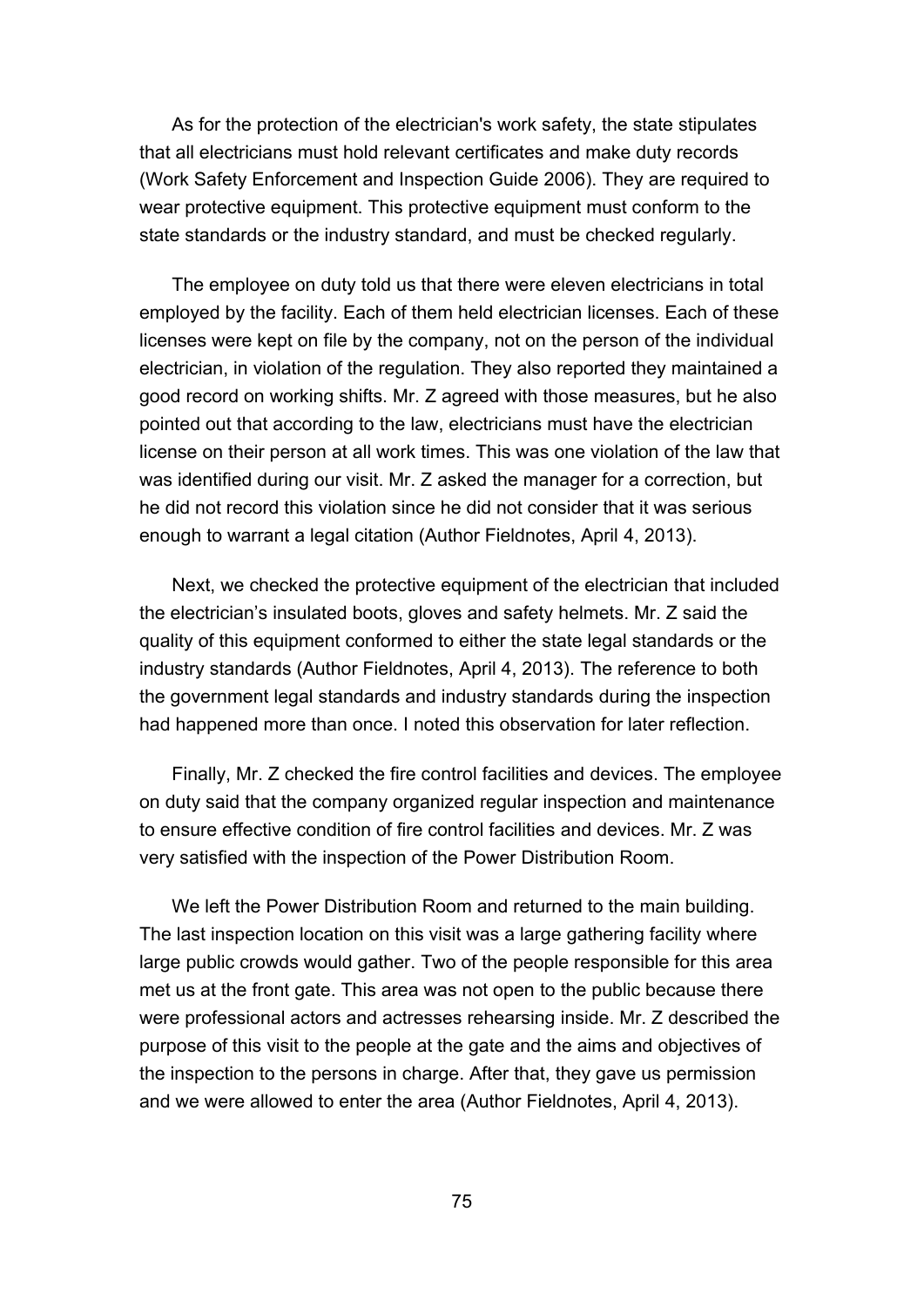As for the protection of the electrician's work safety, the state stipulates that all electricians must hold relevant certificates and make duty records (Work Safety Enforcement and Inspection Guide 2006). They are required to wear protective equipment. This protective equipment must conform to the state standards or the industry standard, and must be checked regularly.

The employee on duty told us that there were eleven electricians in total employed by the facility. Each of them held electrician licenses. Each of these licenses were kept on file by the company, not on the person of the individual electrician, in violation of the regulation. They also reported they maintained a good record on working shifts. Mr. Z agreed with those measures, but he also pointed out that according to the law, electricians must have the electrician license on their person at all work times. This was one violation of the law that was identified during our visit. Mr. Z asked the manager for a correction, but he did not record this violation since he did not consider that it was serious enough to warrant a legal citation (Author Fieldnotes, April 4, 2013).

Next, we checked the protective equipment of the electrician that included the electrician's insulated boots, gloves and safety helmets. Mr. Z said the quality of this equipment conformed to either the state legal standards or the industry standards (Author Fieldnotes, April 4, 2013). The reference to both the government legal standards and industry standards during the inspection had happened more than once. I noted this observation for later reflection.

Finally, Mr. Z checked the fire control facilities and devices. The employee on duty said that the company organized regular inspection and maintenance to ensure effective condition of fire control facilities and devices. Mr. Z was very satisfied with the inspection of the Power Distribution Room.

We left the Power Distribution Room and returned to the main building. The last inspection location on this visit was a large gathering facility where large public crowds would gather. Two of the people responsible for this area met us at the front gate. This area was not open to the public because there were professional actors and actresses rehearsing inside. Mr. Z described the purpose of this visit to the people at the gate and the aims and objectives of the inspection to the persons in charge. After that, they gave us permission and we were allowed to enter the area (Author Fieldnotes, April 4, 2013).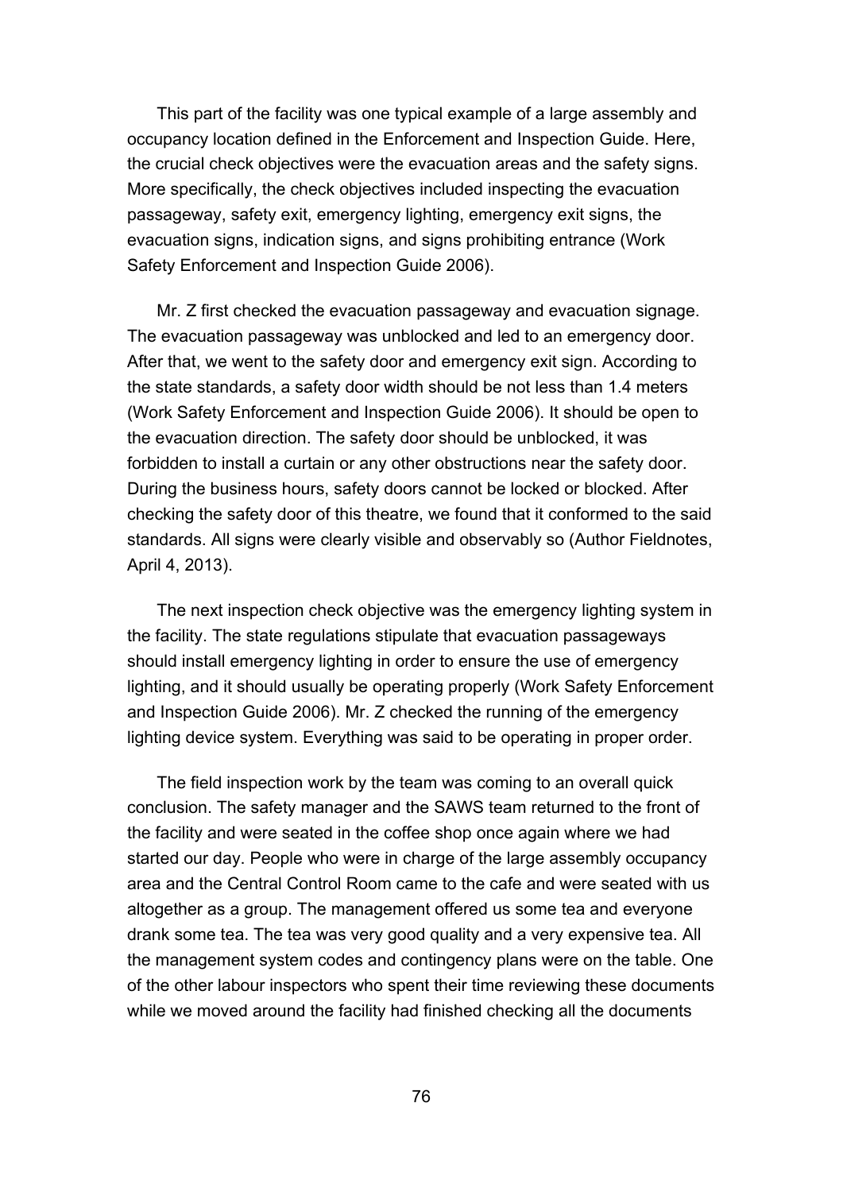This part of the facility was one typical example of a large assembly and occupancy location defined in the Enforcement and Inspection Guide. Here, the crucial check objectives were the evacuation areas and the safety signs. More specifically, the check objectives included inspecting the evacuation passageway, safety exit, emergency lighting, emergency exit signs, the evacuation signs, indication signs, and signs prohibiting entrance (Work Safety Enforcement and Inspection Guide 2006).

Mr. Z first checked the evacuation passageway and evacuation signage. The evacuation passageway was unblocked and led to an emergency door. After that, we went to the safety door and emergency exit sign. According to the state standards, a safety door width should be not less than 1.4 meters (Work Safety Enforcement and Inspection Guide 2006). It should be open to the evacuation direction. The safety door should be unblocked, it was forbidden to install a curtain or any other obstructions near the safety door. During the business hours, safety doors cannot be locked or blocked. After checking the safety door of this theatre, we found that it conformed to the said standards. All signs were clearly visible and observably so (Author Fieldnotes, April 4, 2013).

The next inspection check objective was the emergency lighting system in the facility. The state regulations stipulate that evacuation passageways should install emergency lighting in order to ensure the use of emergency lighting, and it should usually be operating properly (Work Safety Enforcement and Inspection Guide 2006). Mr. Z checked the running of the emergency lighting device system. Everything was said to be operating in proper order.

The field inspection work by the team was coming to an overall quick conclusion. The safety manager and the SAWS team returned to the front of the facility and were seated in the coffee shop once again where we had started our day. People who were in charge of the large assembly occupancy area and the Central Control Room came to the cafe and were seated with us altogether as a group. The management offered us some tea and everyone drank some tea. The tea was very good quality and a very expensive tea. All the management system codes and contingency plans were on the table. One of the other labour inspectors who spent their time reviewing these documents while we moved around the facility had finished checking all the documents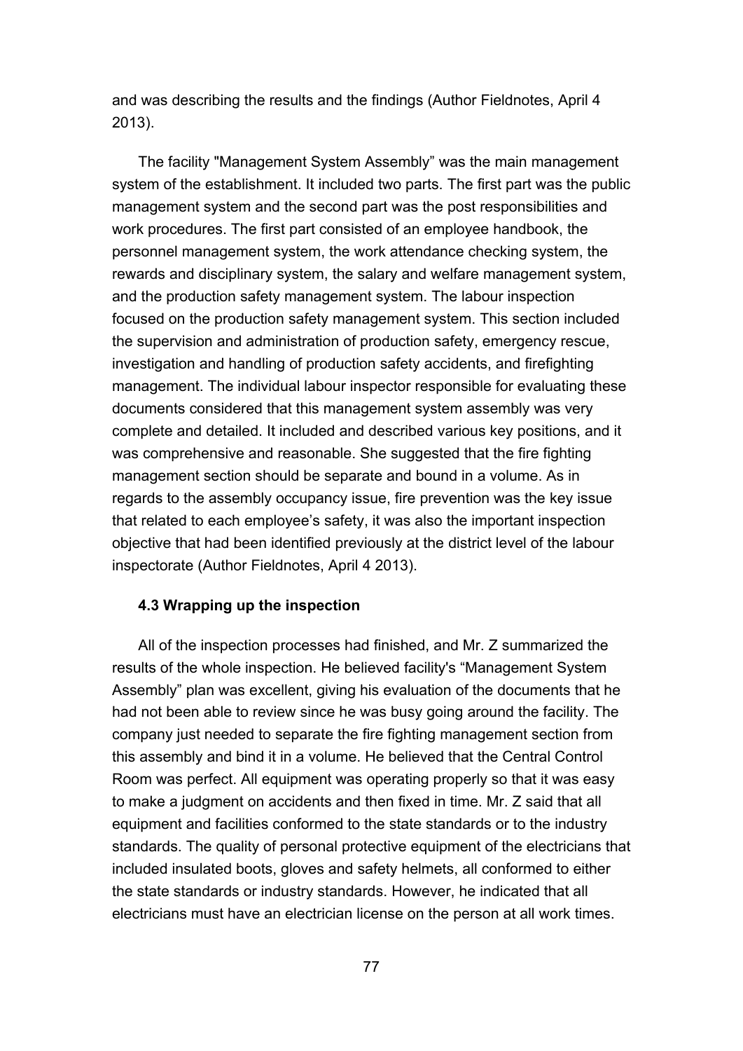and was describing the results and the findings (Author Fieldnotes, April 4 2013).

The facility "Management System Assembly" was the main management system of the establishment. It included two parts. The first part was the public management system and the second part was the post responsibilities and work procedures. The first part consisted of an employee handbook, the personnel management system, the work attendance checking system, the rewards and disciplinary system, the salary and welfare management system, and the production safety management system. The labour inspection focused on the production safety management system. This section included the supervision and administration of production safety, emergency rescue, investigation and handling of production safety accidents, and firefighting management. The individual labour inspector responsible for evaluating these documents considered that this management system assembly was very complete and detailed. It included and described various key positions, and it was comprehensive and reasonable. She suggested that the fire fighting management section should be separate and bound in a volume. As in regards to the assembly occupancy issue, fire prevention was the key issue that related to each employee's safety, it was also the important inspection objective that had been identified previously at the district level of the labour inspectorate (Author Fieldnotes, April 4 2013).

### 4.3 Wrapping up the inspection

All of the inspection processes had finished, and Mr. Z summarized the results of the whole inspection. He believed facility's "Management System Assembly" plan was excellent, giving his evaluation of the documents that he had not been able to review since he was busy going around the facility. The company just needed to separate the fire fighting management section from this assembly and bind it in a volume. He believed that the Central Control Room was perfect. All equipment was operating properly so that it was easy to make a judgment on accidents and then fixed in time. Mr. Z said that all equipment and facilities conformed to the state standards or to the industry standards. The quality of personal protective equipment of the electricians that included insulated boots, gloves and safety helmets, all conformed to either the state standards or industry standards. However, he indicated that all electricians must have an electrician license on the person at all work times.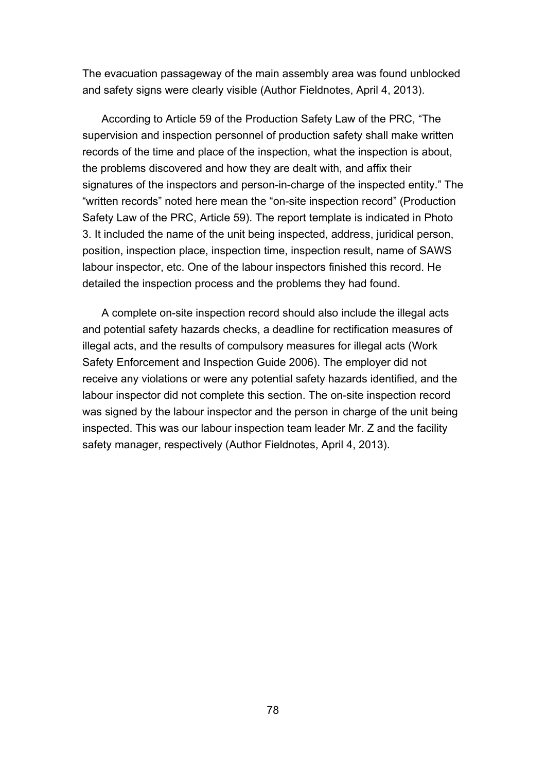The evacuation passageway of the main assembly area was found unblocked and safety signs were clearly visible (Author Fieldnotes, April 4, 2013).

According to Article 59 of the Production Safety Law of the PRC, "The supervision and inspection personnel of production safety shall make written records of the time and place of the inspection, what the inspection is about, the problems discovered and how they are dealt with, and affix their signatures of the inspectors and person-in-charge of the inspected entity." The "written records" noted here mean the "on-site inspection record" (Production Safety Law of the PRC, Article 59). The report template is indicated in Photo 3. It included the name of the unit being inspected, address, juridical person, position, inspection place, inspection time, inspection result, name of SAWS labour inspector, etc. One of the labour inspectors finished this record. He detailed the inspection process and the problems they had found.

A complete on-site inspection record should also include the illegal acts and potential safety hazards checks, a deadline for rectification measures of illegal acts, and the results of compulsory measures for illegal acts (Work Safety Enforcement and Inspection Guide 2006). The employer did not receive any violations or were any potential safety hazards identified, and the labour inspector did not complete this section. The on-site inspection record was signed by the labour inspector and the person in charge of the unit being inspected. This was our labour inspection team leader Mr. Z and the facility safety manager, respectively (Author Fieldnotes, April 4, 2013).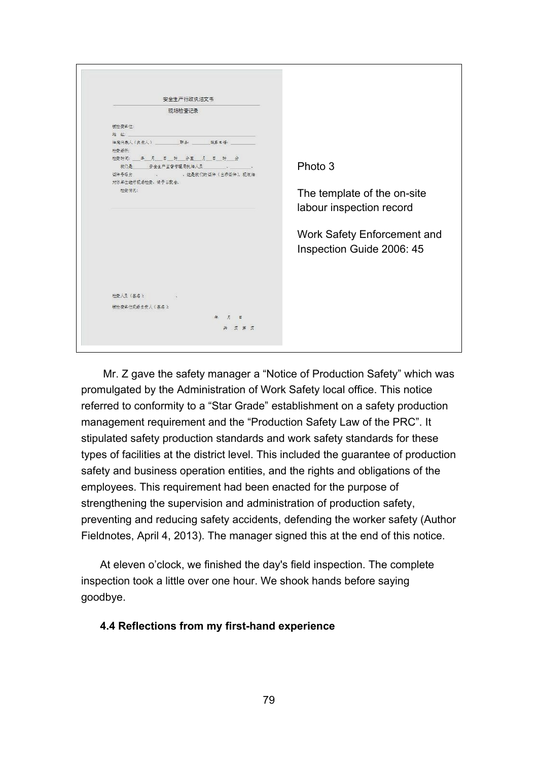Photo 3

The template of the on-site labour inspection record

Work Safety Enforcement and Inspection Guide 2006: 45

Mr. Z gave the safety manager a "Notice of Production Safety" which was promulgated by the Administration of Work Safety local office. This notice referred to conformity to a "Star Grade" establishment on a safety production management requirement and the "Production Safety Law of the PRC". It stipulated safety production standards and work safety standards for these types of facilities at the district level. This included the guarantee of production safety and business operation entities, and the rights and obligations of the employees. This requirement had been enacted for the purpose of strengthening the supervision and administration of production safety, preventing and reducing safety accidents, defending the worker safety (Author Fieldnotes, April 4, 2013). The manager signed this at the end of this notice.

At eleven o'clock, we finished the day's field inspection. The complete inspection took a little over one hour. We shook hands before saying goodbye.

### 4.4 Reflections from my first-hand experience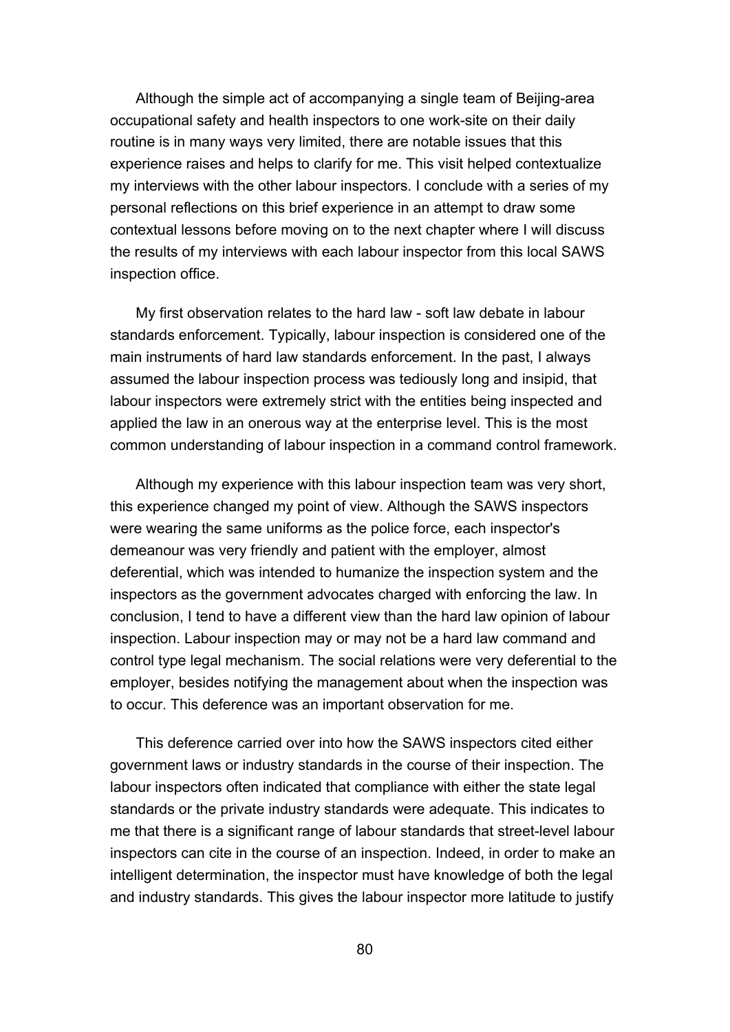Although the simple act of accompanying a single team of Beijing-area occupational safety and health inspectors to one work-site on their daily routine is in many ways very limited, there are notable issues that this experience raises and helps to clarify for me. This visit helped contextualize my interviews with the other labour inspectors. I conclude with a series of my personal reflections on this brief experience in an attempt to draw some contextual lessons before moving on to the next chapter where I will discuss the results of my interviews with each labour inspector from this local SAWS inspection office.

My first observation relates to the hard law - soft law debate in labour standards enforcement. Typically, labour inspection is considered one of the main instruments of hard law standards enforcement. In the past, I always assumed the labour inspection process was tediously long and insipid, that labour inspectors were extremely strict with the entities being inspected and applied the law in an onerous way at the enterprise level. This is the most common understanding of labour inspection in a command control framework.

Although my experience with this labour inspection team was very short, this experience changed my point of view. Although the SAWS inspectors were wearing the same uniforms as the police force, each inspector's demeanour was very friendly and patient with the employer, almost deferential, which was intended to humanize the inspection system and the inspectors as the government advocates charged with enforcing the law. In conclusion, I tend to have a different view than the hard law opinion of labour inspection. Labour inspection may or may not be a hard law command and control type legal mechanism. The social relations were very deferential to the employer, besides notifying the management about when the inspection was to occur. This deference was an important observation for me.

This deference carried over into how the SAWS inspectors cited either government laws or industry standards in the course of their inspection. The labour inspectors often indicated that compliance with either the state legal standards or the private industry standards were adequate. This indicates to me that there is a significant range of labour standards that street-level labour inspectors can cite in the course of an inspection. Indeed, in order to make an intelligent determination, the inspector must have knowledge of both the legal and industry standards. This gives the labour inspector more latitude to justify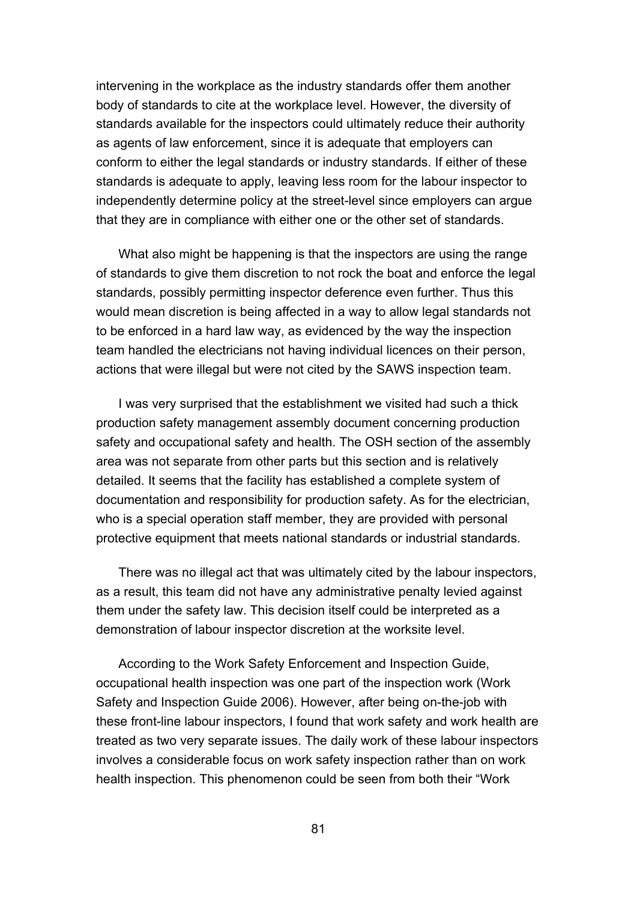intervening in the workplace as the industry standards offer them another body of standards to cite at the workplace level. However, the diversity of standards available for the inspectors could ultimately reduce their authority as agents of law enforcement, since it is adequate that employers can conform to either the legal standards or industry standards. If either of these standards is adequate to apply, leaving less room for the labour inspector to independently determine policy at the street-level since employers can argue that they are in compliance with either one or the other set of standards.

What also might be happening is that the inspectors are using the range of standards to give them discretion to not rock the boat and enforce the legal standards, possibly permitting inspector deference even further. Thus this would mean discretion is being affected in a way to allow legal standards not to be enforced in a hard law way, as evidenced by the way the inspection team handled the electricians not having individual licences on their person, actions that were illegal but were not cited by the SAWS inspection team.

I was very surprised that the establishment we visited had such a thick production safety management assembly document concerning production safety and occupational safety and health. The OSH section of the assembly area was not separate from other parts but this section and is relatively detailed. It seems that the facility has established a complete system of documentation and responsibility for production safety. As for the electrician, who is a special operation staff member, they are provided with personal protective equipment that meets national standards or industrial standards.

There was no illegal act that was ultimately cited by the labour inspectors, as a result, this team did not have any administrative penalty levied against them under the safety law. This decision itself could be interpreted as a demonstration of labour inspector discretion at the worksite level.

According to the Work Safety Enforcement and Inspection Guide, occupational health inspection was one part of the inspection work (Work Safety and Inspection Guide 2006). However, after being on-the-job with these front-line labour inspectors, I found that work safety and work health are treated as two very separate issues. The daily work of these labour inspectors involves a considerable focus on work safety inspection rather than on work health inspection. This phenomenon could be seen from both their "Work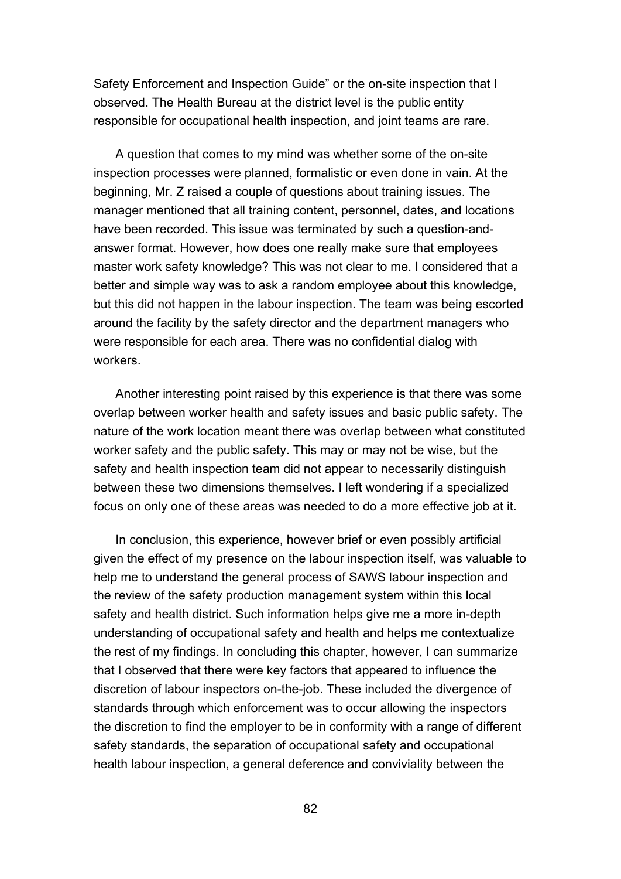Safety Enforcement and Inspection Guide" or the on-site inspection that I observed. The Health Bureau at the district level is the public entity responsible for occupational health inspection, and joint teams are rare.

A question that comes to my mind was whether some of the on-site inspection processes were planned, formalistic or even done in vain. At the beginning, Mr. Z raised a couple of questions about training issues. The manager mentioned that all training content, personnel, dates, and locations have been recorded. This issue was terminated by such a question-and-answer format. However, how does one really make sure that employees master work safety knowledge? This was not clear to me. I considered that a better and simple way was to ask a random employee about this knowledge, but this did not happen in the labour inspection. The team was being escorted around the facility by the safety director and the department managers who were responsible for each area. There was no confidential dialog with workers.

Another interesting point raised by this experience is that there was some overlap between worker health and safety issues and basic public safety. The nature of the work location meant there was overlap between what constituted worker safety and the public safety. This may or may not be wise, but the safety and health inspection team did not appear to necessarily distinguish between these two dimensions themselves. I left wondering if a specialized focus on only one of these areas was needed to do a more effective job at it.

In conclusion, this experience, however brief or even possibly artificial given the effect of my presence on the labour inspection itself, was valuable to help me to understand the general process of SAWS labour inspection and the review of the safety production management system within this local safety and health district. Such information helps give me a more in-depth understanding of occupational safety and health and helps me contextualize the rest of my findings. In concluding this chapter, however, I can summarize that I observed that there were key factors that appeared to influence the discretion of labour inspectors on-the-job. These included the divergence of standards through which enforcement was to occur allowing the inspectors the discretion to find the employer to be in conformity with a range of different safety standards, the separation of occupational safety and occupational health labour inspection, a general deference and conviviality between the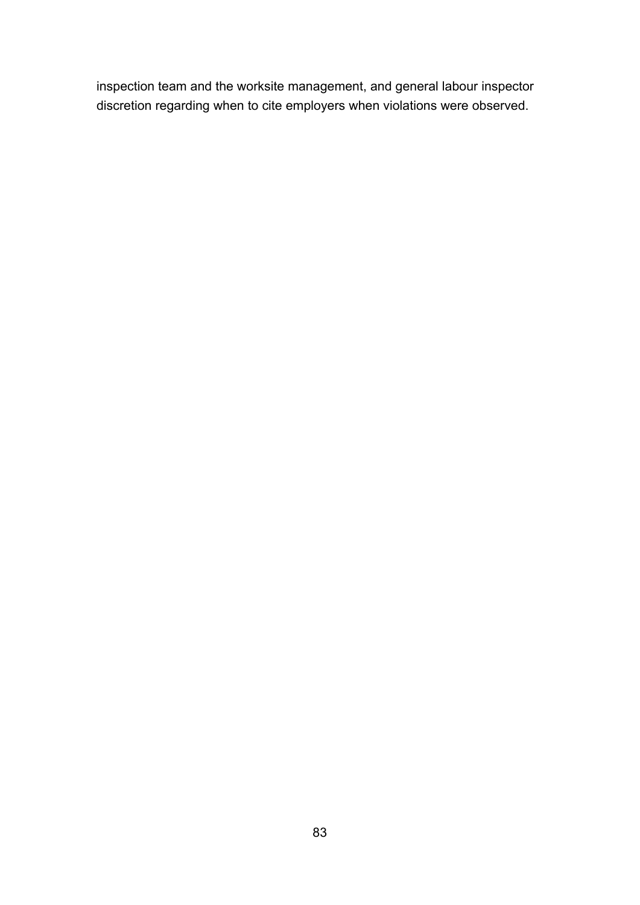inspection team and the worksite management, and general labour inspector discretion regarding when to cite employers when violations were observed.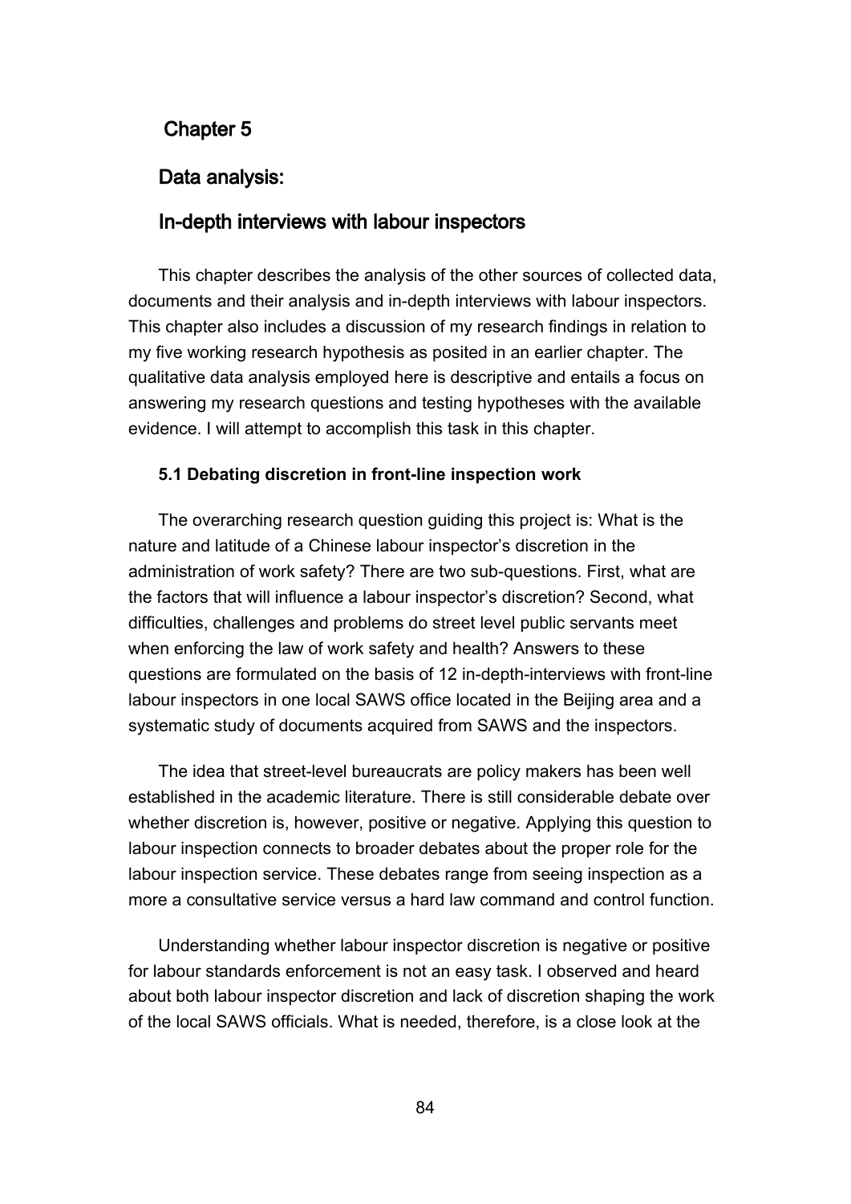# Chapter 5

## Data analysis:

## In-depth interviews with labour inspectors

This chapter describes the analysis of the other sources of collected data, documents and their analysis and in-depth interviews with labour inspectors. This chapter also includes a discussion of my research findings in relation to my five working research hypothesis as posited in an earlier chapter. The qualitative data analysis employed here is descriptive and entails a focus on answering my research questions and testing hypotheses with the available evidence. I will attempt to accomplish this task in this chapter.

### 5.1 Debating discretion in front-line inspection work

The overarching research question guiding this project is: What is the nature and latitude of a Chinese labour inspector's discretion in the administration of work safety? There are two sub-questions. First, what are the factors that will influence a labour inspector's discretion? Second, what difficulties, challenges and problems do street level public servants meet when enforcing the law of work safety and health? Answers to these questions are formulated on the basis of 12 in-depth-interviews with front-line labour inspectors in one local SAWS office located in the Beijing area and a systematic study of documents acquired from SAWS and the inspectors.

The idea that street-level bureaucrats are policy makers has been well established in the academic literature. There is still considerable debate over whether discretion is, however, positive or negative. Applying this question to labour inspection connects to broader debates about the proper role for the labour inspection service. These debates range from seeing inspection as a more a consultative service versus a hard law command and control function.

Understanding whether labour inspector discretion is negative or positive for labour standards enforcement is not an easy task. I observed and heard about both labour inspector discretion and lack of discretion shaping the work of the local SAWS officials. What is needed, therefore, is a close look at the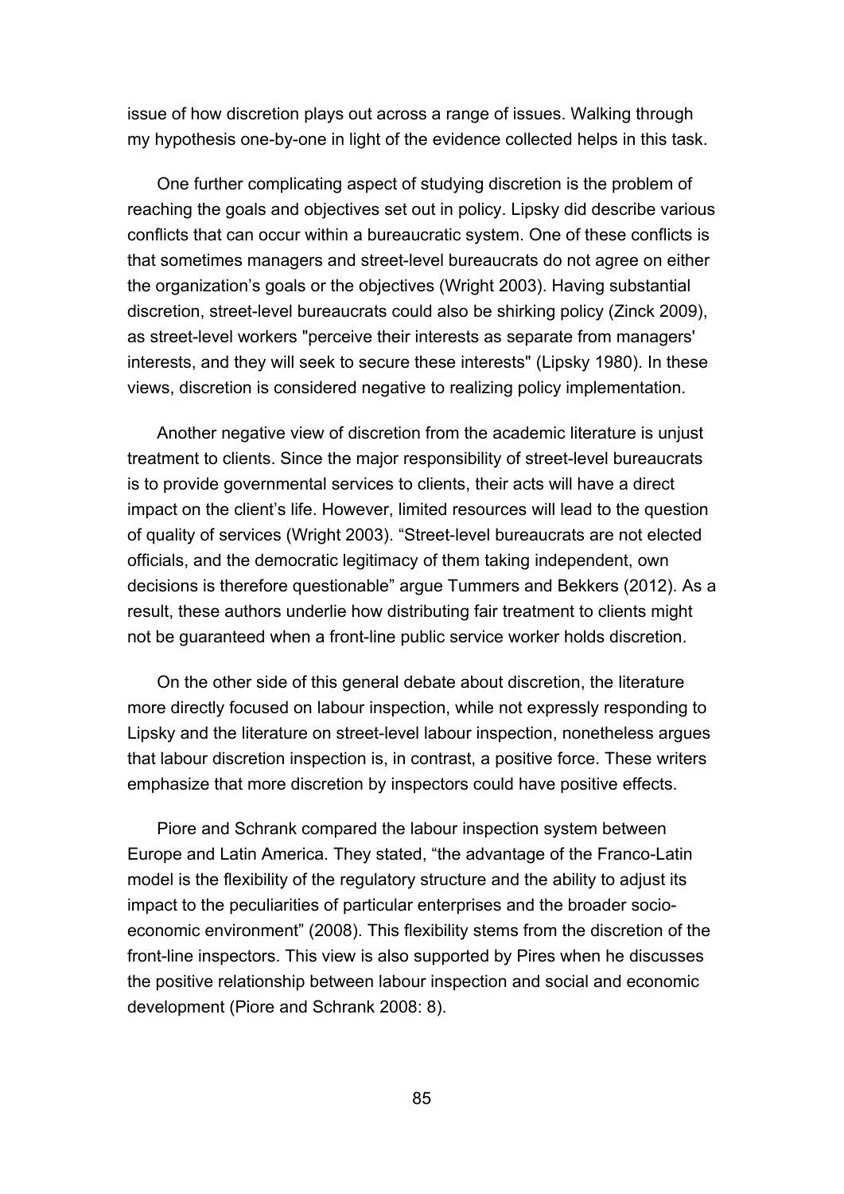issue of how discretion plays out across a range of issues. Walking through my hypothesis one-by-one in light of the evidence collected helps in this task.

One further complicating aspect of studying discretion is the problem of reaching the goals and objectives set out in policy. Lipsky did describe various conflicts that can occur within a bureaucratic system. One of these conflicts is that sometimes managers and street-level bureaucrats do not agree on either the organization's goals or the objectives (Wright 2003). Having substantial discretion, street-level bureaucrats could also be shirking policy (Zinck 2009), as street-level workers "perceive their interests as separate from managers' interests, and they will seek to secure these interests" (Lipsky 1980). In these views, discretion is considered negative to realizing policy implementation.

Another negative view of discretion from the academic literature is unjust treatment to clients. Since the major responsibility of street-level bureaucrats is to provide governmental services to clients, their acts will have a direct impact on the client's life. However, limited resources will lead to the question of quality of services (Wright 2003). "Street-level bureaucrats are not elected officials, and the democratic legitimacy of them taking independent, own decisions is therefore questionable" argue Tummers and Bekkers (2012). As a result, these authors underlie how distributing fair treatment to clients might not be guaranteed when a front-line public service worker holds discretion.

On the other side of this general debate about discretion, the literature more directly focused on labour inspection, while not expressly responding to Lipsky and the literature on street-level labour inspection, nonetheless argues that labour discretion inspection is, in contrast, a positive force. These writers emphasize that more discretion by inspectors could have positive effects.

Piore and Schrank compared the labour inspection system between Europe and Latin America. They stated, "the advantage of the Franco-Latin model is the flexibility of the regulatory structure and the ability to adjust its impact to the peculiarities of particular enterprises and the broader socio-economic environment" (2008). This flexibility stems from the discretion of the front-line inspectors. This view is also supported by Pires when he discusses the positive relationship between labour inspection and social and economic development (Piore and Schrank 2008: 8).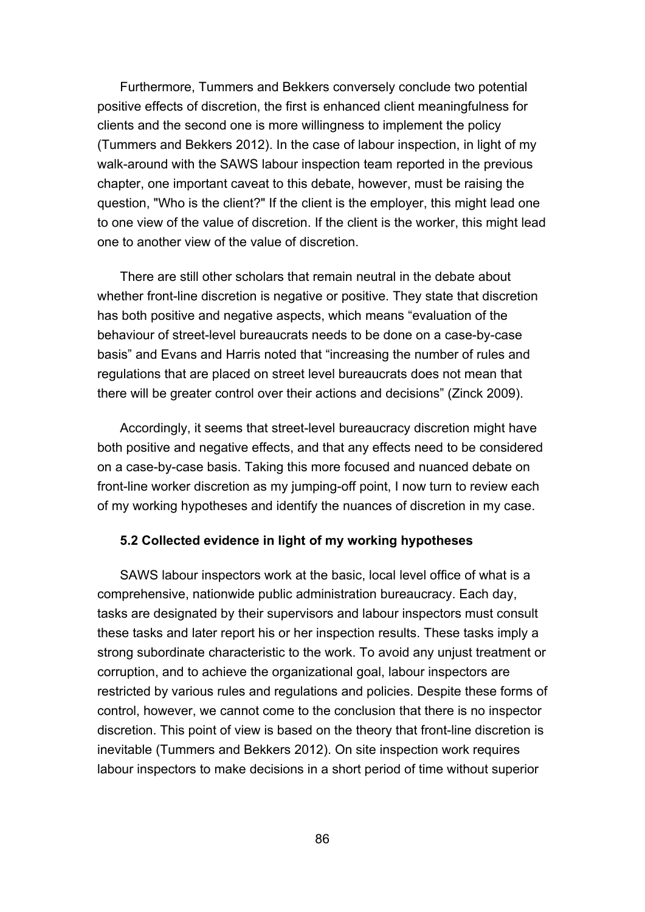Furthermore, Tummers and Bekkers conversely conclude two potential positive effects of discretion, the first is enhanced client meaningfulness for clients and the second one is more willingness to implement the policy (Tummers and Bekkers 2012). In the case of labour inspection, in light of my walk-around with the SAWS labour inspection team reported in the previous chapter, one important caveat to this debate, however, must be raising the question, "Who is the client?" If the client is the employer, this might lead one to one view of the value of discretion. If the client is the worker, this might lead one to another view of the value of discretion.

There are still other scholars that remain neutral in the debate about whether front-line discretion is negative or positive. They state that discretion has both positive and negative aspects, which means “evaluation of the behaviour of street-level bureaucrats needs to be done on a case-by-case basis” and Evans and Harris noted that “increasing the number of rules and regulations that are placed on street level bureaucrats does not mean that there will be greater control over their actions and decisions” (Zinck 2009).

Accordingly, it seems that street-level bureaucracy discretion might have both positive and negative effects, and that any effects need to be considered on a case-by-case basis. Taking this more focused and nuanced debate on front-line worker discretion as my jumping-off point, I now turn to review each of my working hypotheses and identify the nuances of discretion in my case.

### 5.2 Collected evidence in light of my working hypotheses

SAWS labour inspectors work at the basic, local level office of what is a comprehensive, nationwide public administration bureaucracy. Each day, tasks are designated by their supervisors and labour inspectors must consult these tasks and later report his or her inspection results. These tasks imply a strong subordinate characteristic to the work. To avoid any unjust treatment or corruption, and to achieve the organizational goal, labour inspectors are restricted by various rules and regulations and policies. Despite these forms of control, however, we cannot come to the conclusion that there is no inspector discretion. This point of view is based on the theory that front-line discretion is inevitable (Tummers and Bekkers 2012). On site inspection work requires labour inspectors to make decisions in a short period of time without superior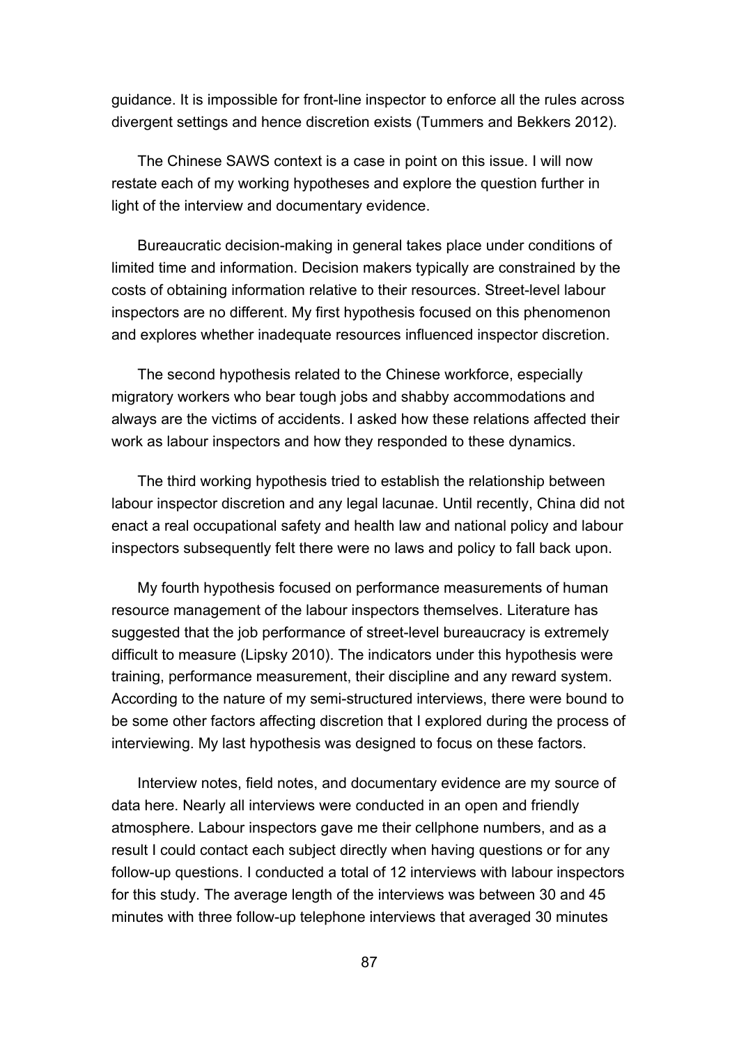guidance. It is impossible for front-line inspector to enforce all the rules across divergent settings and hence discretion exists (Tummers and Bekkers 2012).

The Chinese SAWS context is a case in point on this issue. I will now restate each of my working hypotheses and explore the question further in light of the interview and documentary evidence.

Bureaucratic decision-making in general takes place under conditions of limited time and information. Decision makers typically are constrained by the costs of obtaining information relative to their resources. Street-level labour inspectors are no different. My first hypothesis focused on this phenomenon and explores whether inadequate resources influenced inspector discretion.

The second hypothesis related to the Chinese workforce, especially migratory workers who bear tough jobs and shabby accommodations and always are the victims of accidents. I asked how these relations affected their work as labour inspectors and how they responded to these dynamics.

The third working hypothesis tried to establish the relationship between labour inspector discretion and any legal lacunae. Until recently, China did not enact a real occupational safety and health law and national policy and labour inspectors subsequently felt there were no laws and policy to fall back upon.

My fourth hypothesis focused on performance measurements of human resource management of the labour inspectors themselves. Literature has suggested that the job performance of street-level bureaucracy is extremely difficult to measure (Lipsky 2010). The indicators under this hypothesis were training, performance measurement, their discipline and any reward system. According to the nature of my semi-structured interviews, there were bound to be some other factors affecting discretion that I explored during the process of interviewing. My last hypothesis was designed to focus on these factors.

Interview notes, field notes, and documentary evidence are my source of data here. Nearly all interviews were conducted in an open and friendly atmosphere. Labour inspectors gave me their cellphone numbers, and as a result I could contact each subject directly when having questions or for any follow-up questions. I conducted a total of 12 interviews with labour inspectors for this study. The average length of the interviews was between 30 and 45 minutes with three follow-up telephone interviews that averaged 30 minutes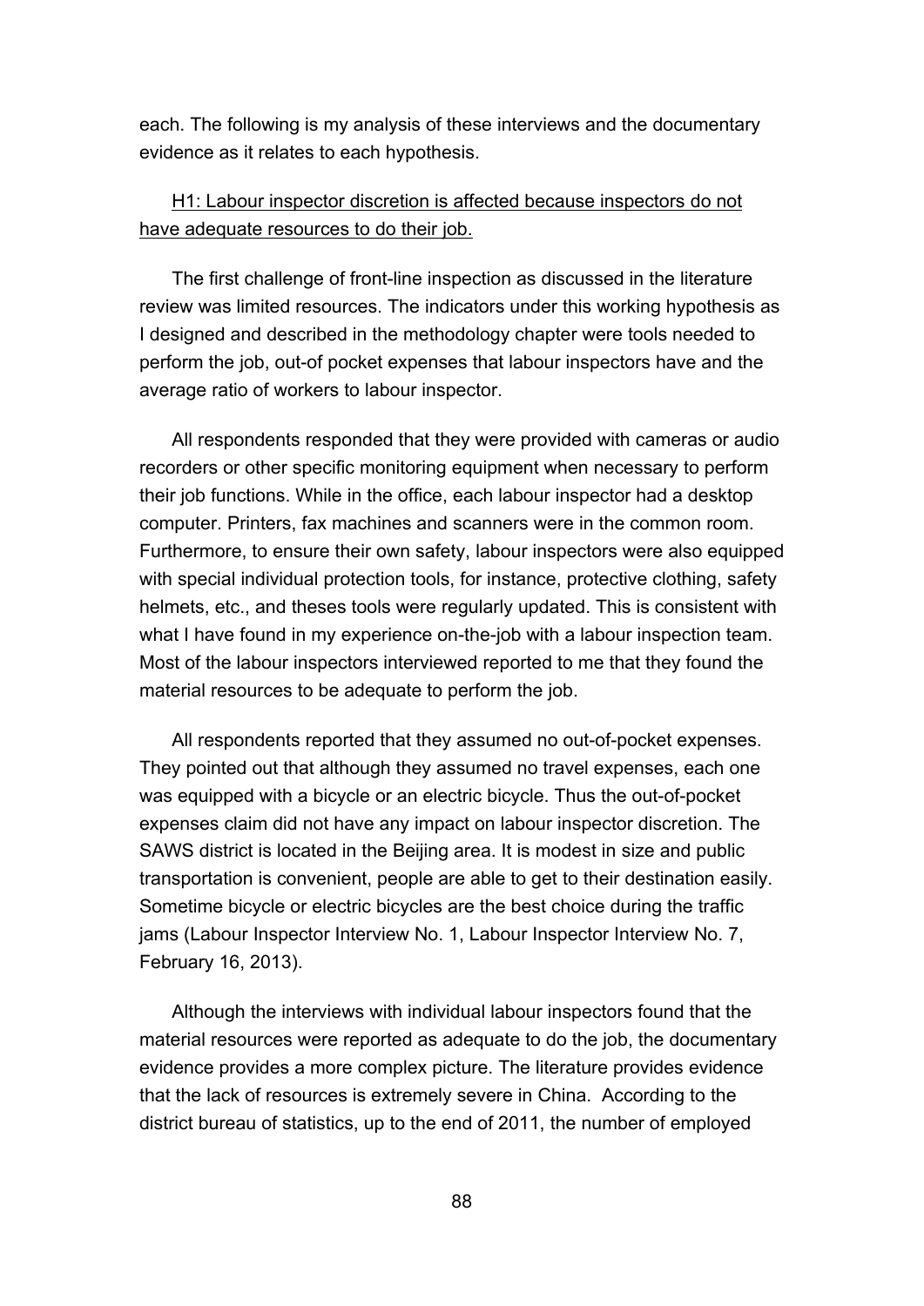each. The following is my analysis of these interviews and the documentary evidence as it relates to each hypothesis.

<u>H1: Labour inspector discretion is affected because inspectors do not have adequate resources to do their job.</u>

The first challenge of front-line inspection as discussed in the literature review was limited resources. The indicators under this working hypothesis as I designed and described in the methodology chapter were tools needed to perform the job, out-of pocket expenses that labour inspectors have and the average ratio of workers to labour inspector.

All respondents responded that they were provided with cameras or audio recorders or other specific monitoring equipment when necessary to perform their job functions. While in the office, each labour inspector had a desktop computer. Printers, fax machines and scanners were in the common room. Furthermore, to ensure their own safety, labour inspectors were also equipped with special individual protection tools, for instance, protective clothing, safety helmets, etc., and theses tools were regularly updated. This is consistent with what I have found in my experience on-the-job with a labour inspection team. Most of the labour inspectors interviewed reported to me that they found the material resources to be adequate to perform the job.

All respondents reported that they assumed no out-of-pocket expenses. They pointed out that although they assumed no travel expenses, each one was equipped with a bicycle or an electric bicycle. Thus the out-of-pocket expenses claim did not have any impact on labour inspector discretion. The SAWS district is located in the Beijing area. It is modest in size and public transportation is convenient, people are able to get to their destination easily. Sometime bicycle or electric bicycles are the best choice during the traffic jams (Labour Inspector Interview No. 1, Labour Inspector Interview No. 7, February 16, 2013).

Although the interviews with individual labour inspectors found that the material resources were reported as adequate to do the job, the documentary evidence provides a more complex picture. The literature provides evidence that the lack of resources is extremely severe in China. According to the district bureau of statistics, up to the end of 2011, the number of employed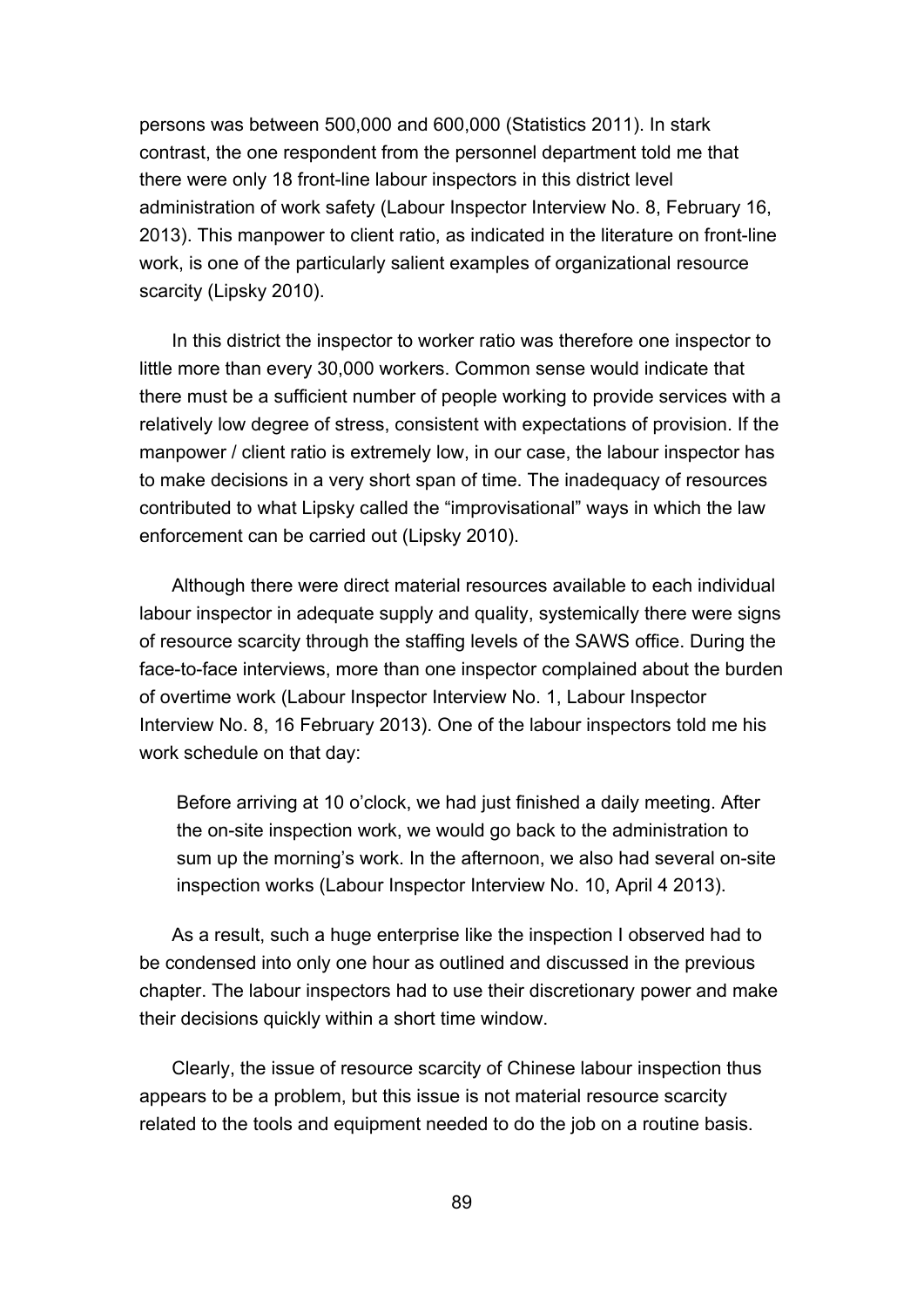persons was between 500,000 and 600,000 (Statistics 2011). In stark contrast, the one respondent from the personnel department told me that there were only 18 front-line labour inspectors in this district level administration of work safety (Labour Inspector Interview No. 8, February 16, 2013). This manpower to client ratio, as indicated in the literature on front-line work, is one of the particularly salient examples of organizational resource scarcity (Lipsky 2010).

In this district the inspector to worker ratio was therefore one inspector to little more than every 30,000 workers. Common sense would indicate that there must be a sufficient number of people working to provide services with a relatively low degree of stress, consistent with expectations of provision. If the manpower / client ratio is extremely low, in our case, the labour inspector has to make decisions in a very short span of time. The inadequacy of resources contributed to what Lipsky called the "improvisational" ways in which the law enforcement can be carried out (Lipsky 2010).

Although there were direct material resources available to each individual labour inspector in adequate supply and quality, systemically there were signs of resource scarcity through the staffing levels of the SAWS office. During the face-to-face interviews, more than one inspector complained about the burden of overtime work (Labour Inspector Interview No. 1, Labour Inspector Interview No. 8, 16 February 2013). One of the labour inspectors told me his work schedule on that day:

> Before arriving at 10 o'clock, we had just finished a daily meeting. After the on-site inspection work, we would go back to the administration to sum up the morning's work. In the afternoon, we also had several on-site inspection works (Labour Inspector Interview No. 10, April 4 2013).

As a result, such a huge enterprise like the inspection I observed had to be condensed into only one hour as outlined and discussed in the previous chapter. The labour inspectors had to use their discretionary power and make their decisions quickly within a short time window.

Clearly, the issue of resource scarcity of Chinese labour inspection thus appears to be a problem, but this issue is not material resource scarcity related to the tools and equipment needed to do the job on a routine basis.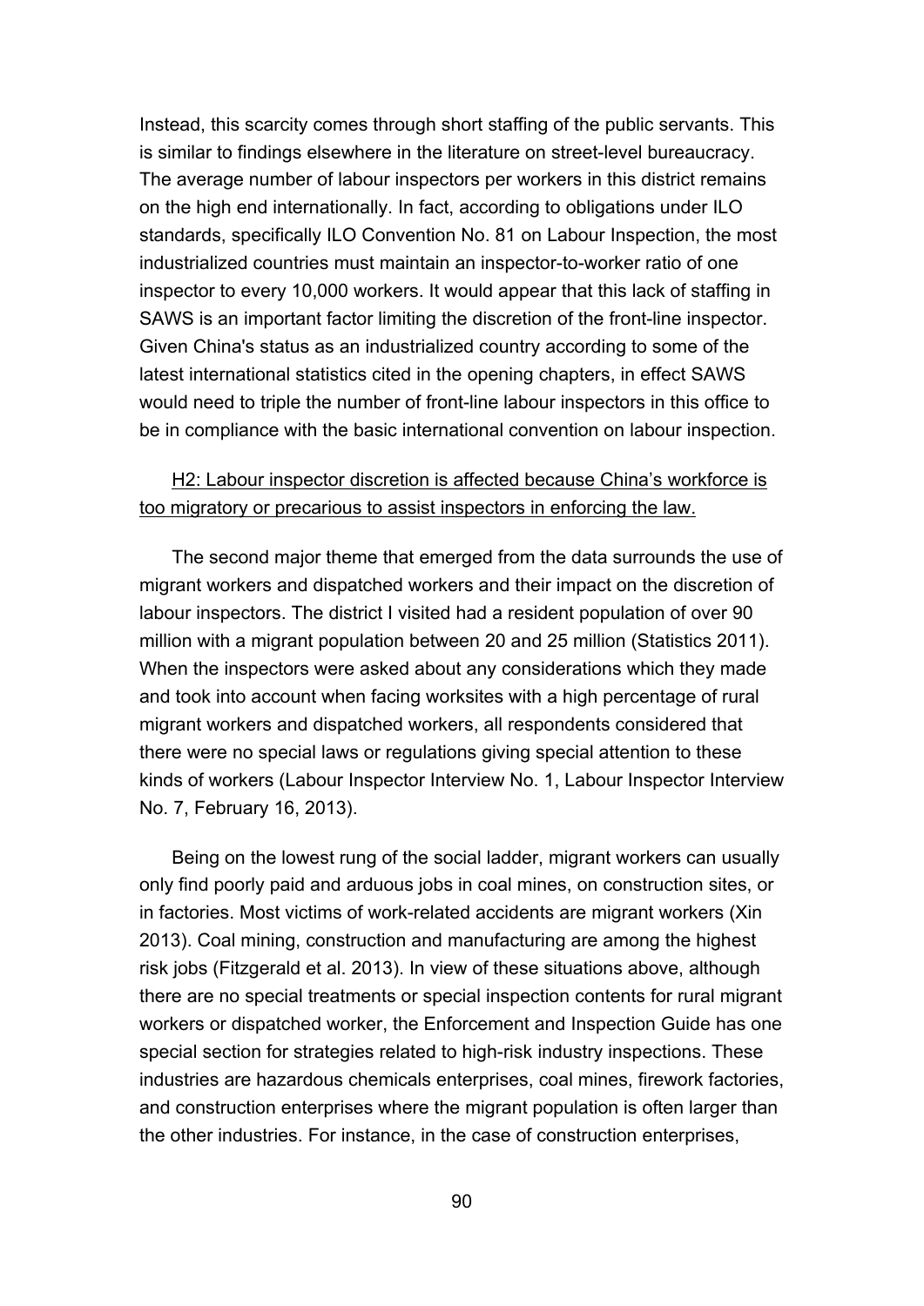Instead, this scarcity comes through short staffing of the public servants. This is similar to findings elsewhere in the literature on street-level bureaucracy. The average number of labour inspectors per workers in this district remains on the high end internationally. In fact, according to obligations under ILO standards, specifically ILO Convention No. 81 on Labour Inspection, the most industrialized countries must maintain an inspector-to-worker ratio of one inspector to every 10,000 workers. It would appear that this lack of staffing in SAWS is an important factor limiting the discretion of the front-line inspector. Given China's status as an industrialized country according to some of the latest international statistics cited in the opening chapters, in effect SAWS would need to triple the number of front-line labour inspectors in this office to be in compliance with the basic international convention on labour inspection.

<u>H2: Labour inspector discretion is affected because China's workforce is too migratory or precarious to assist inspectors in enforcing the law.</u>

The second major theme that emerged from the data surrounds the use of migrant workers and dispatched workers and their impact on the discretion of labour inspectors. The district I visited had a resident population of over 90 million with a migrant population between 20 and 25 million (Statistics 2011). When the inspectors were asked about any considerations which they made and took into account when facing worksites with a high percentage of rural migrant workers and dispatched workers, all respondents considered that there were no special laws or regulations giving special attention to these kinds of workers (Labour Inspector Interview No. 1, Labour Inspector Interview No. 7, February 16, 2013).

Being on the lowest rung of the social ladder, migrant workers can usually only find poorly paid and arduous jobs in coal mines, on construction sites, or in factories. Most victims of work-related accidents are migrant workers (Xin 2013). Coal mining, construction and manufacturing are among the highest risk jobs (Fitzgerald et al. 2013). In view of these situations above, although there are no special treatments or special inspection contents for rural migrant workers or dispatched worker, the Enforcement and Inspection Guide has one special section for strategies related to high-risk industry inspections. These industries are hazardous chemicals enterprises, coal mines, firework factories, and construction enterprises where the migrant population is often larger than the other industries. For instance, in the case of construction enterprises,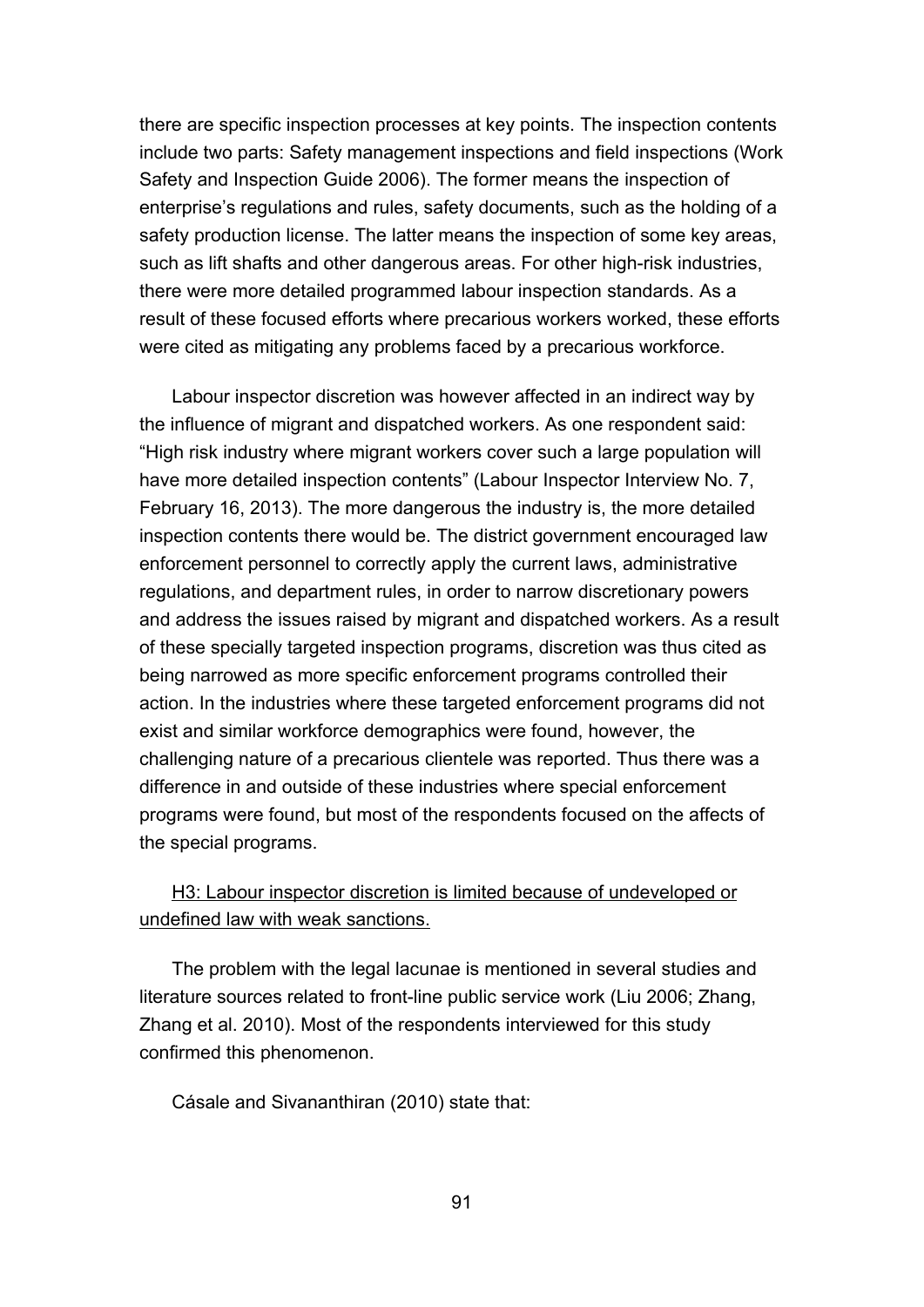there are specific inspection processes at key points. The inspection contents include two parts: Safety management inspections and field inspections (Work Safety and Inspection Guide 2006). The former means the inspection of enterprise's regulations and rules, safety documents, such as the holding of a safety production license. The latter means the inspection of some key areas, such as lift shafts and other dangerous areas. For other high-risk industries, there were more detailed programmed labour inspection standards. As a result of these focused efforts where precarious workers worked, these efforts were cited as mitigating any problems faced by a precarious workforce.

Labour inspector discretion was however affected in an indirect way by the influence of migrant and dispatched workers. As one respondent said: "High risk industry where migrant workers cover such a large population will have more detailed inspection contents" (Labour Inspector Interview No. 7, February 16, 2013). The more dangerous the industry is, the more detailed inspection contents there would be. The district government encouraged law enforcement personnel to correctly apply the current laws, administrative regulations, and department rules, in order to narrow discretionary powers and address the issues raised by migrant and dispatched workers. As a result of these specially targeted inspection programs, discretion was thus cited as being narrowed as more specific enforcement programs controlled their action. In the industries where these targeted enforcement programs did not exist and similar workforce demographics were found, however, the challenging nature of a precarious clientele was reported. Thus there was a difference in and outside of these industries where special enforcement programs were found, but most of the respondents focused on the affects of the special programs.

<u>H3: Labour inspector discretion is limited because of undeveloped or undefined law with weak sanctions.</u>

The problem with the legal lacunae is mentioned in several studies and literature sources related to front-line public service work (Liu 2006; Zhang, Zhang et al. 2010). Most of the respondents interviewed for this study confirmed this phenomenon.

Cásale and Sivananthiran (2010) state that: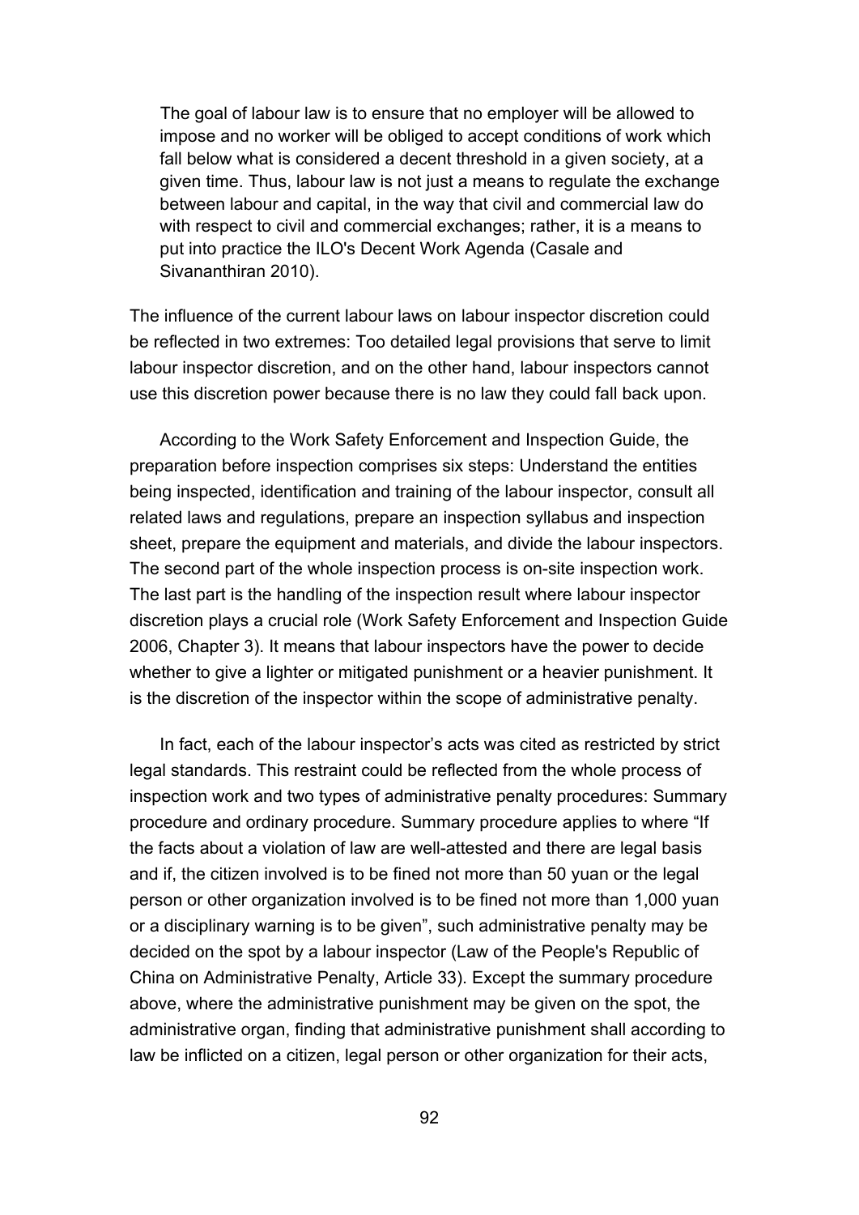> The goal of labour law is to ensure that no employer will be allowed to impose and no worker will be obliged to accept conditions of work which fall below what is considered a decent threshold in a given society, at a given time. Thus, labour law is not just a means to regulate the exchange between labour and capital, in the way that civil and commercial law do with respect to civil and commercial exchanges; rather, it is a means to put into practice the ILO's Decent Work Agenda (Casale and Sivananthiran 2010).

The influence of the current labour laws on labour inspector discretion could be reflected in two extremes: Too detailed legal provisions that serve to limit labour inspector discretion, and on the other hand, labour inspectors cannot use this discretion power because there is no law they could fall back upon.

According to the Work Safety Enforcement and Inspection Guide, the preparation before inspection comprises six steps: Understand the entities being inspected, identification and training of the labour inspector, consult all related laws and regulations, prepare an inspection syllabus and inspection sheet, prepare the equipment and materials, and divide the labour inspectors. The second part of the whole inspection process is on-site inspection work. The last part is the handling of the inspection result where labour inspector discretion plays a crucial role (Work Safety Enforcement and Inspection Guide 2006, Chapter 3). It means that labour inspectors have the power to decide whether to give a lighter or mitigated punishment or a heavier punishment. It is the discretion of the inspector within the scope of administrative penalty.

In fact, each of the labour inspector's acts was cited as restricted by strict legal standards. This restraint could be reflected from the whole process of inspection work and two types of administrative penalty procedures: Summary procedure and ordinary procedure. Summary procedure applies to where "If the facts about a violation of law are well-attested and there are legal basis and if, the citizen involved is to be fined not more than 50 yuan or the legal person or other organization involved is to be fined not more than 1,000 yuan or a disciplinary warning is to be given", such administrative penalty may be decided on the spot by a labour inspector (Law of the People's Republic of China on Administrative Penalty, Article 33). Except the summary procedure above, where the administrative punishment may be given on the spot, the administrative organ, finding that administrative punishment shall according to law be inflicted on a citizen, legal person or other organization for their acts,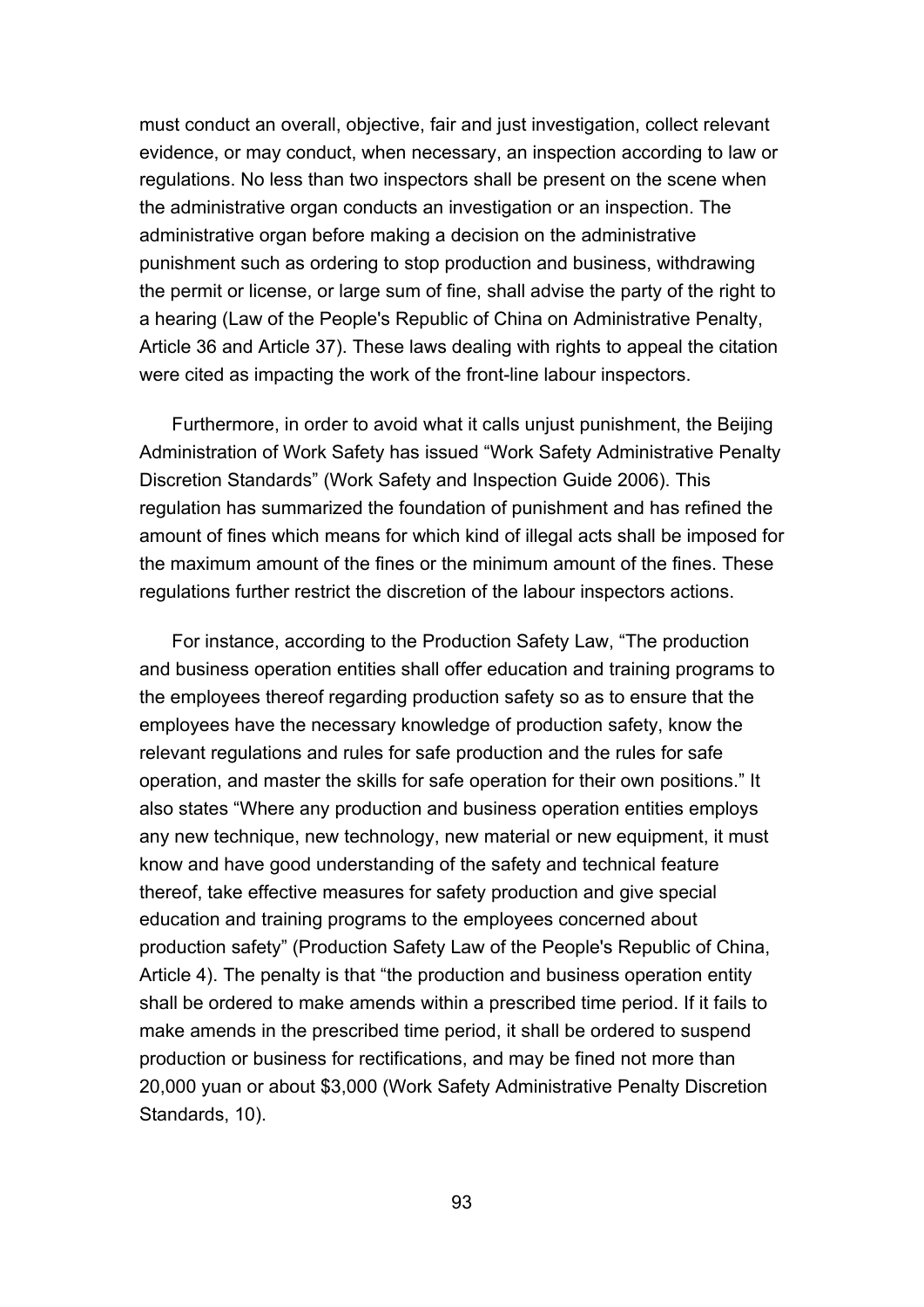must conduct an overall, objective, fair and just investigation, collect relevant evidence, or may conduct, when necessary, an inspection according to law or regulations. No less than two inspectors shall be present on the scene when the administrative organ conducts an investigation or an inspection. The administrative organ before making a decision on the administrative punishment such as ordering to stop production and business, withdrawing the permit or license, or large sum of fine, shall advise the party of the right to a hearing (Law of the People's Republic of China on Administrative Penalty, Article 36 and Article 37). These laws dealing with rights to appeal the citation were cited as impacting the work of the front-line labour inspectors.

Furthermore, in order to avoid what it calls unjust punishment, the Beijing Administration of Work Safety has issued "Work Safety Administrative Penalty Discretion Standards" (Work Safety and Inspection Guide 2006). This regulation has summarized the foundation of punishment and has refined the amount of fines which means for which kind of illegal acts shall be imposed for the maximum amount of the fines or the minimum amount of the fines. These regulations further restrict the discretion of the labour inspectors actions.

For instance, according to the Production Safety Law, "The production and business operation entities shall offer education and training programs to the employees thereof regarding production safety so as to ensure that the employees have the necessary knowledge of production safety, know the relevant regulations and rules for safe production and the rules for safe operation, and master the skills for safe operation for their own positions." It also states "Where any production and business operation entities employs any new technique, new technology, new material or new equipment, it must know and have good understanding of the safety and technical feature thereof, take effective measures for safety production and give special education and training programs to the employees concerned about production safety" (Production Safety Law of the People's Republic of China, Article 4). The penalty is that "the production and business operation entity shall be ordered to make amends within a prescribed time period. If it fails to make amends in the prescribed time period, it shall be ordered to suspend production or business for rectifications, and may be fined not more than 20,000 yuan or about $3,000 (Work Safety Administrative Penalty Discretion Standards, 10).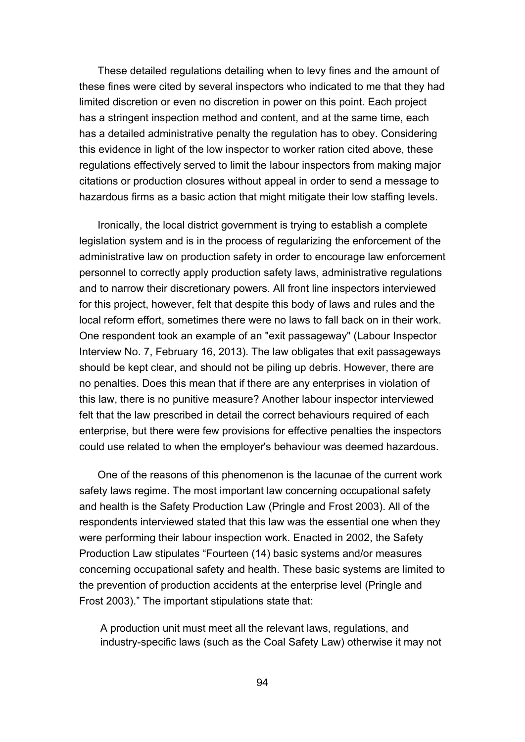These detailed regulations detailing when to levy fines and the amount of these fines were cited by several inspectors who indicated to me that they had limited discretion or even no discretion in power on this point. Each project has a stringent inspection method and content, and at the same time, each has a detailed administrative penalty the regulation has to obey. Considering this evidence in light of the low inspector to worker ration cited above, these regulations effectively served to limit the labour inspectors from making major citations or production closures without appeal in order to send a message to hazardous firms as a basic action that might mitigate their low staffing levels.

Ironically, the local district government is trying to establish a complete legislation system and is in the process of regularizing the enforcement of the administrative law on production safety in order to encourage law enforcement personnel to correctly apply production safety laws, administrative regulations and to narrow their discretionary powers. All front line inspectors interviewed for this project, however, felt that despite this body of laws and rules and the local reform effort, sometimes there were no laws to fall back on in their work. One respondent took an example of an "exit passageway" (Labour Inspector Interview No. 7, February 16, 2013). The law obligates that exit passageways should be kept clear, and should not be piling up debris. However, there are no penalties. Does this mean that if there are any enterprises in violation of this law, there is no punitive measure? Another labour inspector interviewed felt that the law prescribed in detail the correct behaviours required of each enterprise, but there were few provisions for effective penalties the inspectors could use related to when the employer's behaviour was deemed hazardous.

One of the reasons of this phenomenon is the lacunae of the current work safety laws regime. The most important law concerning occupational safety and health is the Safety Production Law (Pringle and Frost 2003). All of the respondents interviewed stated that this law was the essential one when they were performing their labour inspection work. Enacted in 2002, the Safety Production Law stipulates "Fourteen (14) basic systems and/or measures concerning occupational safety and health. These basic systems are limited to the prevention of production accidents at the enterprise level (Pringle and Frost 2003)." The important stipulations state that:

> A production unit must meet all the relevant laws, regulations, and industry-specific laws (such as the Coal Safety Law) otherwise it may not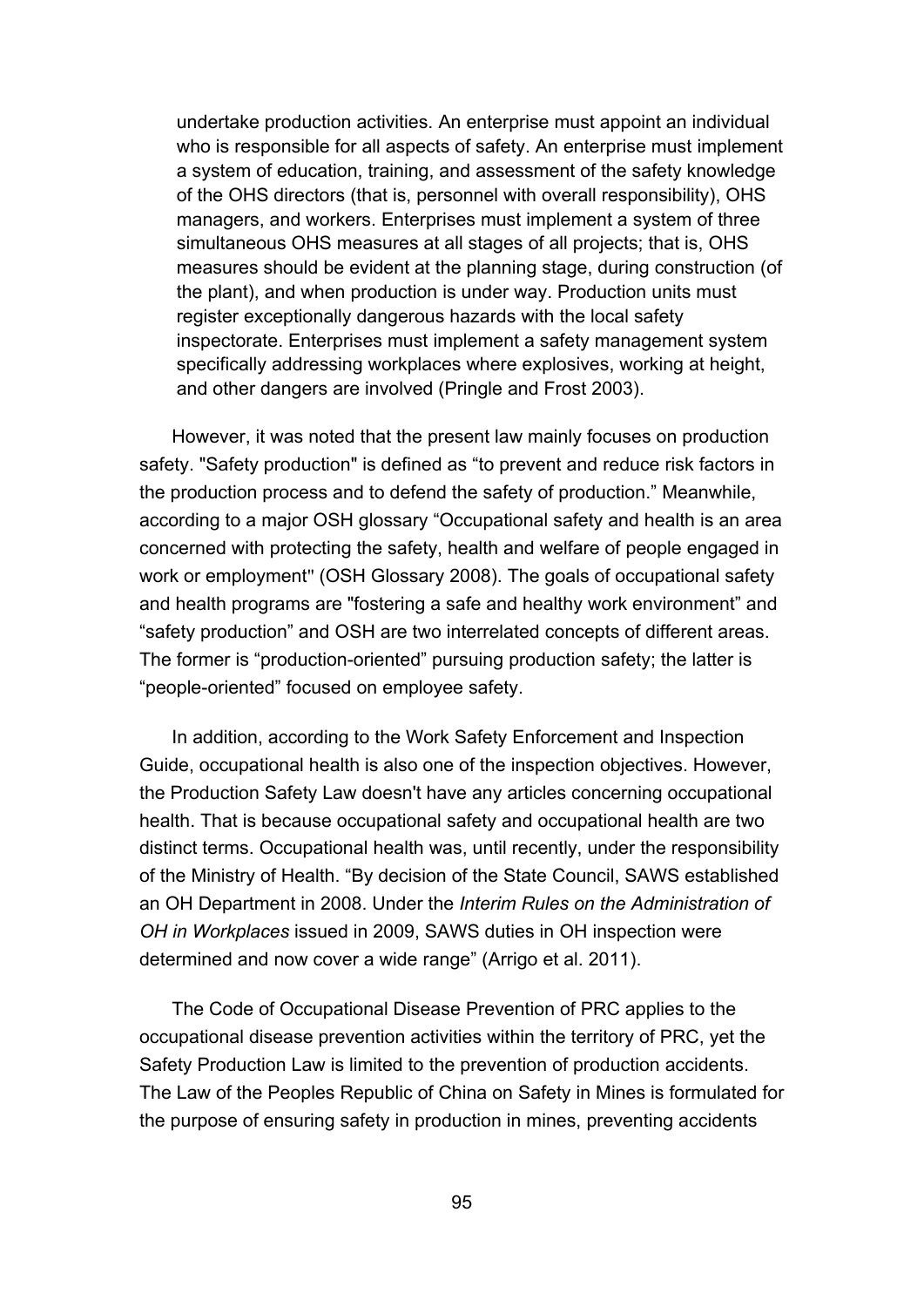> undertake production activities. An enterprise must appoint an individual who is responsible for all aspects of safety. An enterprise must implement a system of education, training, and assessment of the safety knowledge of the OHS directors (that is, personnel with overall responsibility), OHS managers, and workers. Enterprises must implement a system of three simultaneous OHS measures at all stages of all projects; that is, OHS measures should be evident at the planning stage, during construction (of the plant), and when production is under way. Production units must register exceptionally dangerous hazards with the local safety inspectorate. Enterprises must implement a safety management system specifically addressing workplaces where explosives, working at height, and other dangers are involved (Pringle and Frost 2003).

However, it was noted that the present law mainly focuses on production safety. "Safety production" is defined as "to prevent and reduce risk factors in the production process and to defend the safety of production." Meanwhile, according to a major OSH glossary "Occupational safety and health is an area concerned with protecting the safety, health and welfare of people engaged in work or employment" (OSH Glossary 2008). The goals of occupational safety and health programs are "fostering a safe and healthy work environment" and "safety production" and OSH are two interrelated concepts of different areas. The former is "production-oriented" pursuing production safety; the latter is "people-oriented" focused on employee safety.

In addition, according to the Work Safety Enforcement and Inspection Guide, occupational health is also one of the inspection objectives. However, the Production Safety Law doesn't have any articles concerning occupational health. That is because occupational safety and occupational health are two distinct terms. Occupational health was, until recently, under the responsibility of the Ministry of Health. "By decision of the State Council, SAWS established an OH Department in 2008. Under the *Interim Rules on the Administration of OH in Workplaces* issued in 2009, SAWS duties in OH inspection were determined and now cover a wide range" (Arrigo et al. 2011).

The Code of Occupational Disease Prevention of PRC applies to the occupational disease prevention activities within the territory of PRC, yet the Safety Production Law is limited to the prevention of production accidents. The Law of the Peoples Republic of China on Safety in Mines is formulated for the purpose of ensuring safety in production in mines, preventing accidents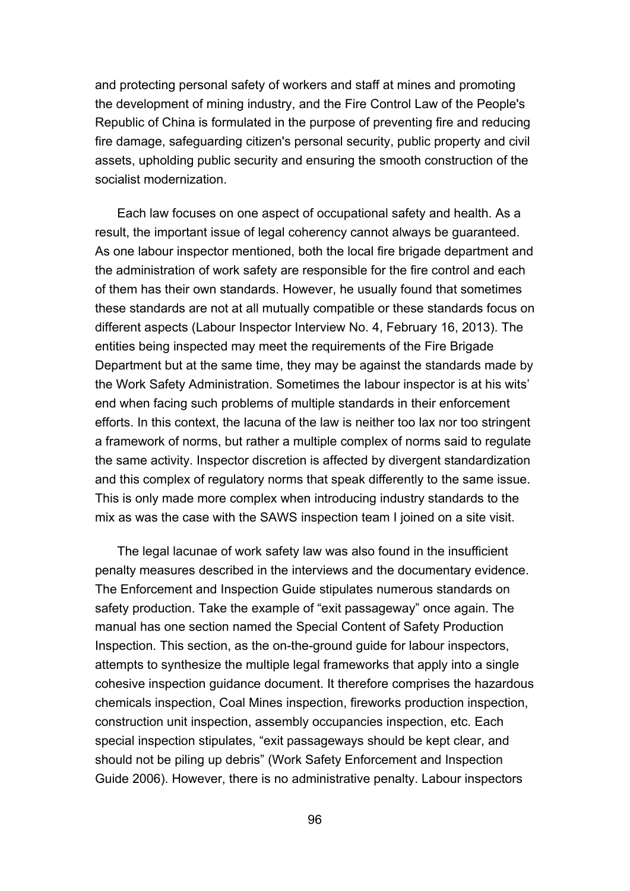and protecting personal safety of workers and staff at mines and promoting the development of mining industry, and the Fire Control Law of the People's Republic of China is formulated in the purpose of preventing fire and reducing fire damage, safeguarding citizen's personal security, public property and civil assets, upholding public security and ensuring the smooth construction of the socialist modernization.

Each law focuses on one aspect of occupational safety and health. As a result, the important issue of legal coherency cannot always be guaranteed. As one labour inspector mentioned, both the local fire brigade department and the administration of work safety are responsible for the fire control and each of them has their own standards. However, he usually found that sometimes these standards are not at all mutually compatible or these standards focus on different aspects (Labour Inspector Interview No. 4, February 16, 2013). The entities being inspected may meet the requirements of the Fire Brigade Department but at the same time, they may be against the standards made by the Work Safety Administration. Sometimes the labour inspector is at his wits' end when facing such problems of multiple standards in their enforcement efforts. In this context, the lacuna of the law is neither too lax nor too stringent a framework of norms, but rather a multiple complex of norms said to regulate the same activity. Inspector discretion is affected by divergent standardization and this complex of regulatory norms that speak differently to the same issue. This is only made more complex when introducing industry standards to the mix as was the case with the SAWS inspection team I joined on a site visit.

The legal lacunae of work safety law was also found in the insufficient penalty measures described in the interviews and the documentary evidence. The Enforcement and Inspection Guide stipulates numerous standards on safety production. Take the example of "exit passageway" once again. The manual has one section named the Special Content of Safety Production Inspection. This section, as the on-the-ground guide for labour inspectors, attempts to synthesize the multiple legal frameworks that apply into a single cohesive inspection guidance document. It therefore comprises the hazardous chemicals inspection, Coal Mines inspection, fireworks production inspection, construction unit inspection, assembly occupancies inspection, etc. Each special inspection stipulates, "exit passageways should be kept clear, and should not be piling up debris" (Work Safety Enforcement and Inspection Guide 2006). However, there is no administrative penalty. Labour inspectors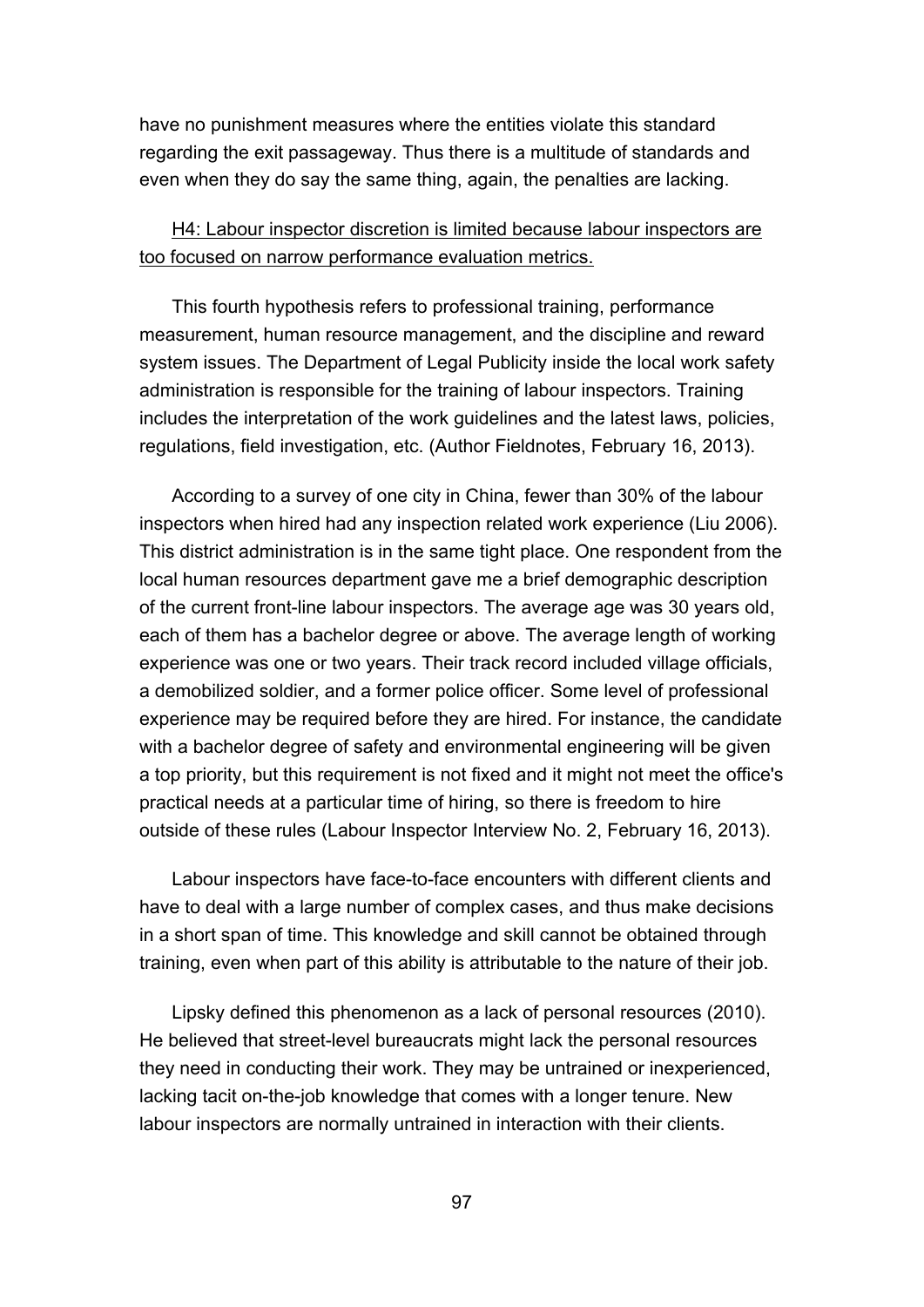have no punishment measures where the entities violate this standard regarding the exit passageway. Thus there is a multitude of standards and even when they do say the same thing, again, the penalties are lacking.

<u>H4: Labour inspector discretion is limited because labour inspectors are too focused on narrow performance evaluation metrics.</u>

This fourth hypothesis refers to professional training, performance measurement, human resource management, and the discipline and reward system issues. The Department of Legal Publicity inside the local work safety administration is responsible for the training of labour inspectors. Training includes the interpretation of the work guidelines and the latest laws, policies, regulations, field investigation, etc. (Author Fieldnotes, February 16, 2013).

According to a survey of one city in China, fewer than 30% of the labour inspectors when hired had any inspection related work experience (Liu 2006). This district administration is in the same tight place. One respondent from the local human resources department gave me a brief demographic description of the current front-line labour inspectors. The average age was 30 years old, each of them has a bachelor degree or above. The average length of working experience was one or two years. Their track record included village officials, a demobilized soldier, and a former police officer. Some level of professional experience may be required before they are hired. For instance, the candidate with a bachelor degree of safety and environmental engineering will be given a top priority, but this requirement is not fixed and it might not meet the office's practical needs at a particular time of hiring, so there is freedom to hire outside of these rules (Labour Inspector Interview No. 2, February 16, 2013).

Labour inspectors have face-to-face encounters with different clients and have to deal with a large number of complex cases, and thus make decisions in a short span of time. This knowledge and skill cannot be obtained through training, even when part of this ability is attributable to the nature of their job.

Lipsky defined this phenomenon as a lack of personal resources (2010). He believed that street-level bureaucrats might lack the personal resources they need in conducting their work. They may be untrained or inexperienced, lacking tacit on-the-job knowledge that comes with a longer tenure. New labour inspectors are normally untrained in interaction with their clients.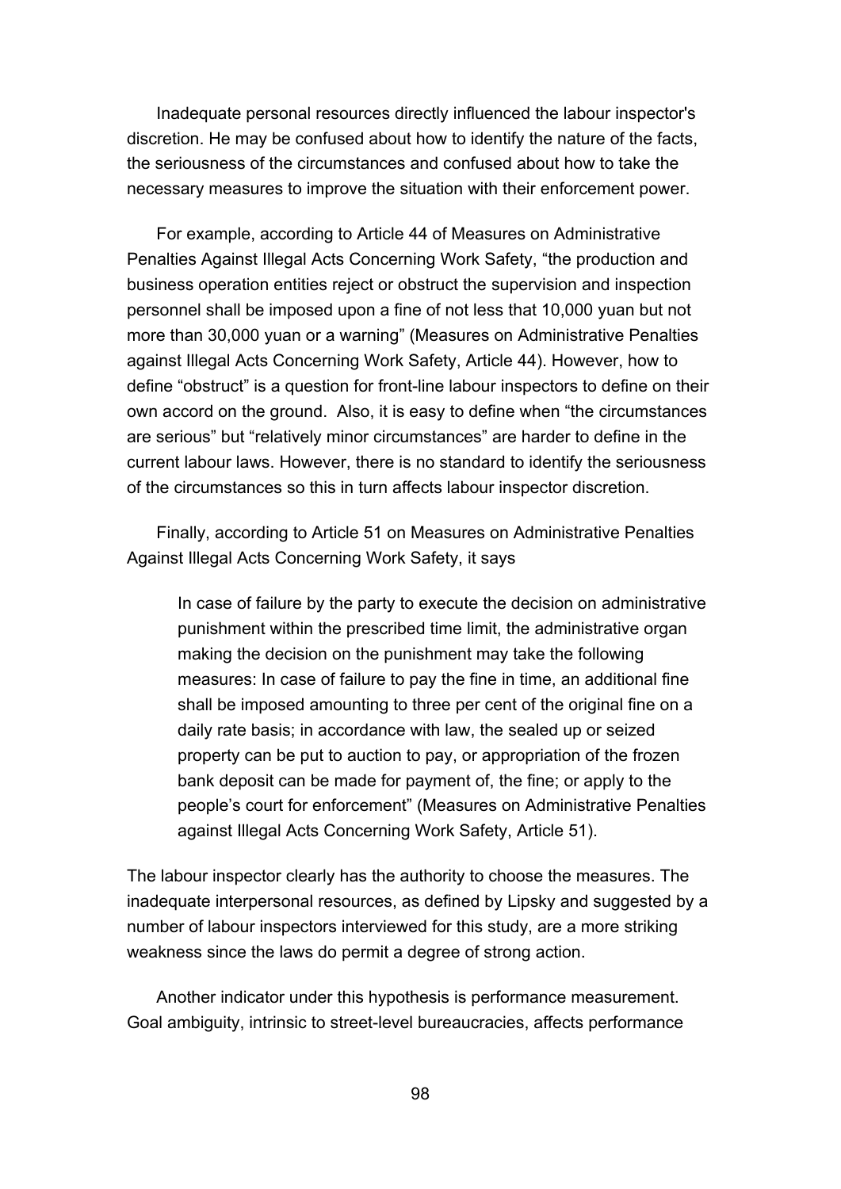Inadequate personal resources directly influenced the labour inspector's discretion. He may be confused about how to identify the nature of the facts, the seriousness of the circumstances and confused about how to take the necessary measures to improve the situation with their enforcement power.

For example, according to Article 44 of Measures on Administrative Penalties Against Illegal Acts Concerning Work Safety, "the production and business operation entities reject or obstruct the supervision and inspection personnel shall be imposed upon a fine of not less that 10,000 yuan but not more than 30,000 yuan or a warning" (Measures on Administrative Penalties against Illegal Acts Concerning Work Safety, Article 44). However, how to define "obstruct" is a question for front-line labour inspectors to define on their own accord on the ground. Also, it is easy to define when "the circumstances are serious" but "relatively minor circumstances" are harder to define in the current labour laws. However, there is no standard to identify the seriousness of the circumstances so this in turn affects labour inspector discretion.

Finally, according to Article 51 on Measures on Administrative Penalties Against Illegal Acts Concerning Work Safety, it says

> In case of failure by the party to execute the decision on administrative punishment within the prescribed time limit, the administrative organ making the decision on the punishment may take the following measures: In case of failure to pay the fine in time, an additional fine shall be imposed amounting to three per cent of the original fine on a daily rate basis; in accordance with law, the sealed up or seized property can be put to auction to pay, or appropriation of the frozen bank deposit can be made for payment of, the fine; or apply to the people's court for enforcement" (Measures on Administrative Penalties against Illegal Acts Concerning Work Safety, Article 51).

The labour inspector clearly has the authority to choose the measures. The inadequate interpersonal resources, as defined by Lipsky and suggested by a number of labour inspectors interviewed for this study, are a more striking weakness since the laws do permit a degree of strong action.

Another indicator under this hypothesis is performance measurement. Goal ambiguity, intrinsic to street-level bureaucracies, affects performance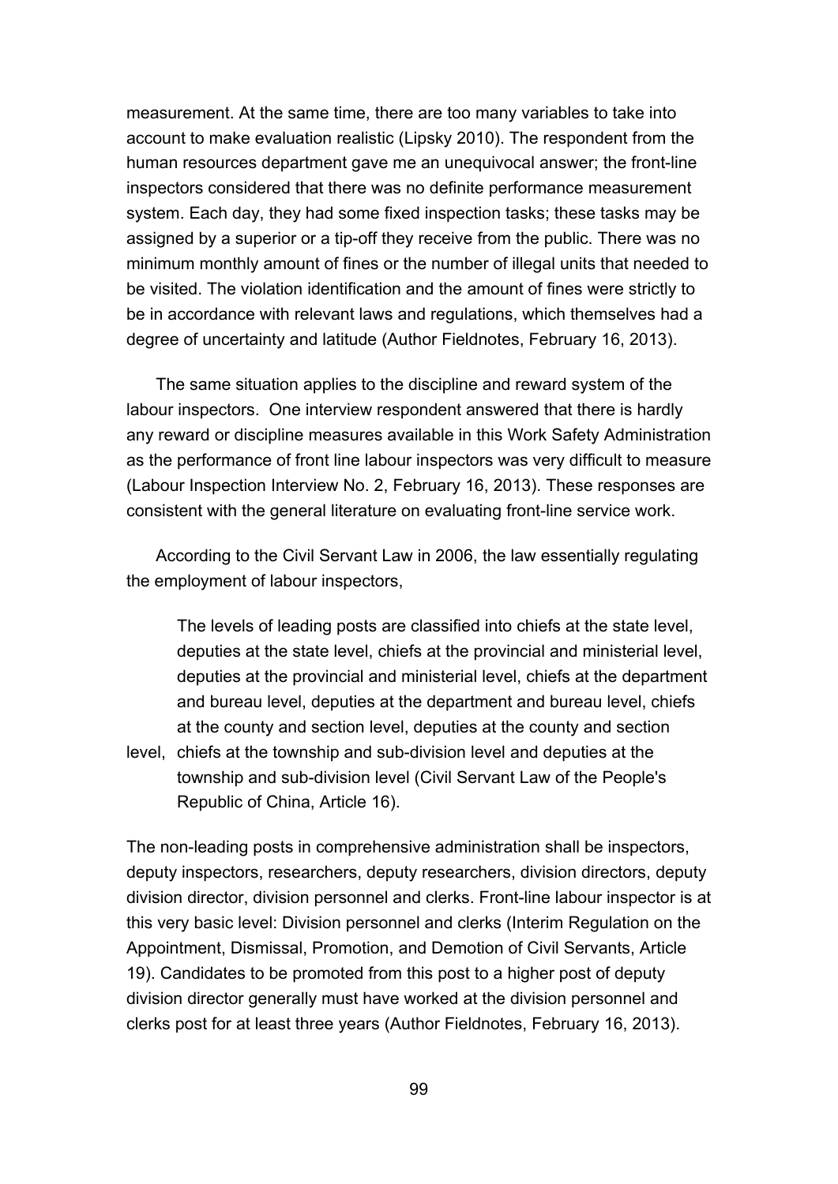measurement. At the same time, there are too many variables to take into account to make evaluation realistic (Lipsky 2010). The respondent from the human resources department gave me an unequivocal answer; the front-line inspectors considered that there was no definite performance measurement system. Each day, they had some fixed inspection tasks; these tasks may be assigned by a superior or a tip-off they receive from the public. There was no minimum monthly amount of fines or the number of illegal units that needed to be visited. The violation identification and the amount of fines were strictly to be in accordance with relevant laws and regulations, which themselves had a degree of uncertainty and latitude (Author Fieldnotes, February 16, 2013).

The same situation applies to the discipline and reward system of the labour inspectors. One interview respondent answered that there is hardly any reward or discipline measures available in this Work Safety Administration as the performance of front line labour inspectors was very difficult to measure (Labour Inspection Interview No. 2, February 16, 2013). These responses are consistent with the general literature on evaluating front-line service work.

According to the Civil Servant Law in 2006, the law essentially regulating the employment of labour inspectors,

> The levels of leading posts are classified into chiefs at the state level, deputies at the state level, chiefs at the provincial and ministerial level, deputies at the provincial and ministerial level, chiefs at the department and bureau level, deputies at the department and bureau level, chiefs at the county and section level, deputies at the county and section level, chiefs at the township and sub-division level and deputies at the township and sub-division level (Civil Servant Law of the People's Republic of China, Article 16).

The non-leading posts in comprehensive administration shall be inspectors, deputy inspectors, researchers, deputy researchers, division directors, deputy division director, division personnel and clerks. Front-line labour inspector is at this very basic level: Division personnel and clerks (Interim Regulation on the Appointment, Dismissal, Promotion, and Demotion of Civil Servants, Article 19). Candidates to be promoted from this post to a higher post of deputy division director generally must have worked at the division personnel and clerks post for at least three years (Author Fieldnotes, February 16, 2013).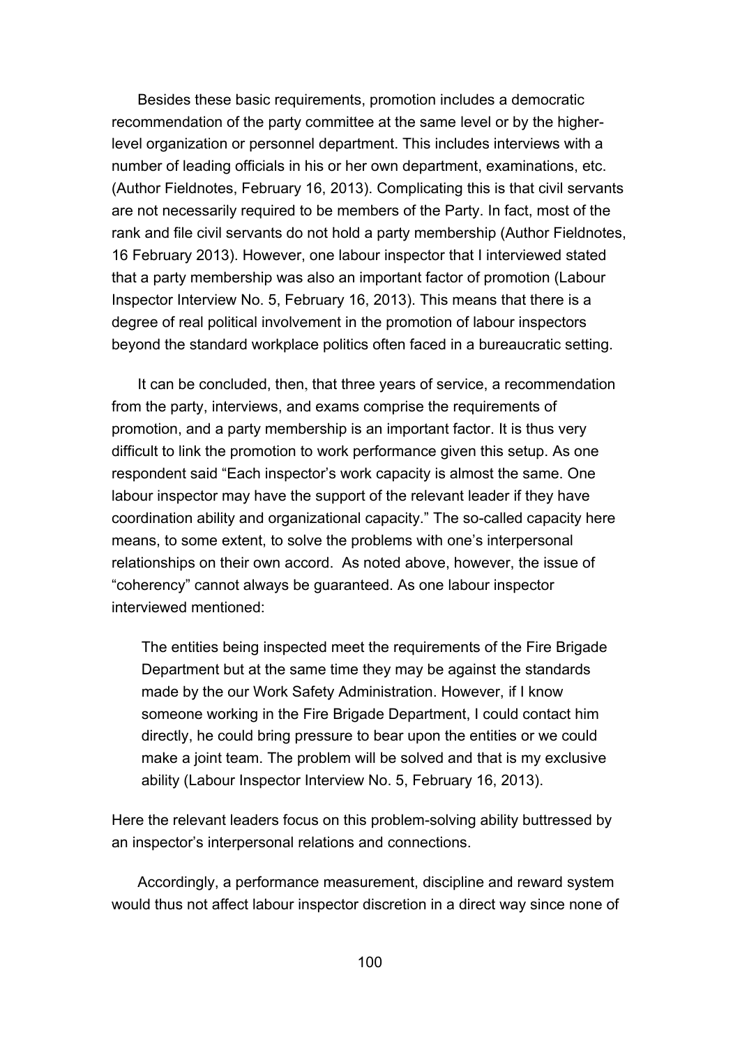Besides these basic requirements, promotion includes a democratic recommendation of the party committee at the same level or by the higher-level organization or personnel department. This includes interviews with a number of leading officials in his or her own department, examinations, etc. (Author Fieldnotes, February 16, 2013). Complicating this is that civil servants are not necessarily required to be members of the Party. In fact, most of the rank and file civil servants do not hold a party membership (Author Fieldnotes, 16 February 2013). However, one labour inspector that I interviewed stated that a party membership was also an important factor of promotion (Labour Inspector Interview No. 5, February 16, 2013). This means that there is a degree of real political involvement in the promotion of labour inspectors beyond the standard workplace politics often faced in a bureaucratic setting.

It can be concluded, then, that three years of service, a recommendation from the party, interviews, and exams comprise the requirements of promotion, and a party membership is an important factor. It is thus very difficult to link the promotion to work performance given this setup. As one respondent said "Each inspector's work capacity is almost the same. One labour inspector may have the support of the relevant leader if they have coordination ability and organizational capacity." The so-called capacity here means, to some extent, to solve the problems with one's interpersonal relationships on their own accord. As noted above, however, the issue of "coherency" cannot always be guaranteed. As one labour inspector interviewed mentioned:

> The entities being inspected meet the requirements of the Fire Brigade Department but at the same time they may be against the standards made by the our Work Safety Administration. However, if I know someone working in the Fire Brigade Department, I could contact him directly, he could bring pressure to bear upon the entities or we could make a joint team. The problem will be solved and that is my exclusive ability (Labour Inspector Interview No. 5, February 16, 2013).

Here the relevant leaders focus on this problem-solving ability buttressed by an inspector's interpersonal relations and connections.

Accordingly, a performance measurement, discipline and reward system would thus not affect labour inspector discretion in a direct way since none of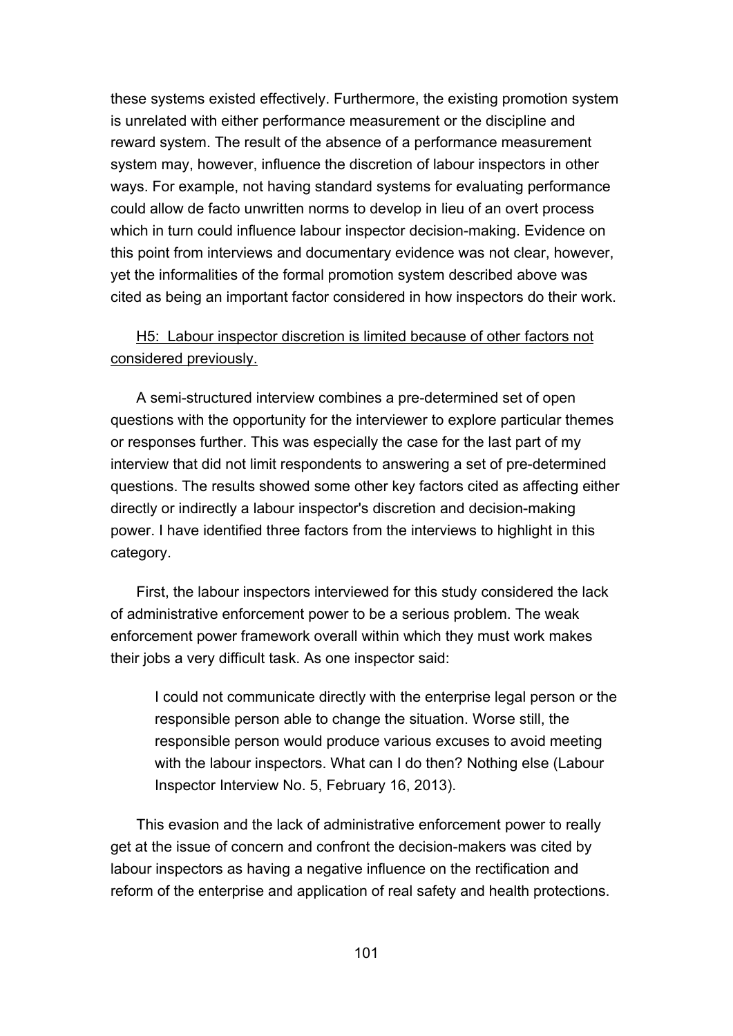these systems existed effectively. Furthermore, the existing promotion system is unrelated with either performance measurement or the discipline and reward system. The result of the absence of a performance measurement system may, however, influence the discretion of labour inspectors in other ways. For example, not having standard systems for evaluating performance could allow de facto unwritten norms to develop in lieu of an overt process which in turn could influence labour inspector decision-making. Evidence on this point from interviews and documentary evidence was not clear, however, yet the informalities of the formal promotion system described above was cited as being an important factor considered in how inspectors do their work.

<u>H5: Labour inspector discretion is limited because of other factors not considered previously.</u>

A semi-structured interview combines a pre-determined set of open questions with the opportunity for the interviewer to explore particular themes or responses further. This was especially the case for the last part of my interview that did not limit respondents to answering a set of pre-determined questions. The results showed some other key factors cited as affecting either directly or indirectly a labour inspector's discretion and decision-making power. I have identified three factors from the interviews to highlight in this category.

First, the labour inspectors interviewed for this study considered the lack of administrative enforcement power to be a serious problem. The weak enforcement power framework overall within which they must work makes their jobs a very difficult task. As one inspector said:

> I could not communicate directly with the enterprise legal person or the responsible person able to change the situation. Worse still, the responsible person would produce various excuses to avoid meeting with the labour inspectors. What can I do then? Nothing else (Labour Inspector Interview No. 5, February 16, 2013).

This evasion and the lack of administrative enforcement power to really get at the issue of concern and confront the decision-makers was cited by labour inspectors as having a negative influence on the rectification and reform of the enterprise and application of real safety and health protections.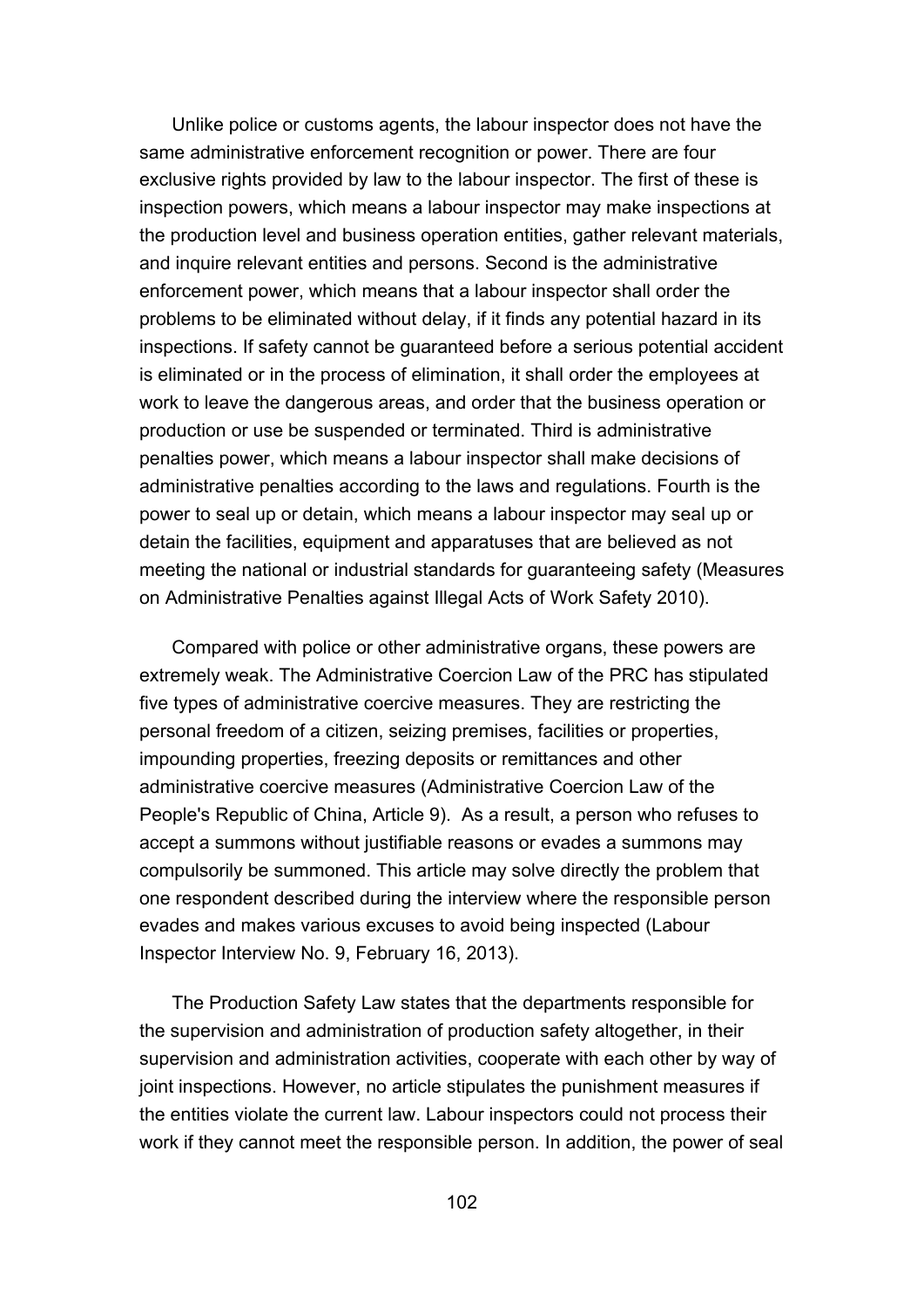Unlike police or customs agents, the labour inspector does not have the same administrative enforcement recognition or power. There are four exclusive rights provided by law to the labour inspector. The first of these is inspection powers, which means a labour inspector may make inspections at the production level and business operation entities, gather relevant materials, and inquire relevant entities and persons. Second is the administrative enforcement power, which means that a labour inspector shall order the problems to be eliminated without delay, if it finds any potential hazard in its inspections. If safety cannot be guaranteed before a serious potential accident is eliminated or in the process of elimination, it shall order the employees at work to leave the dangerous areas, and order that the business operation or production or use be suspended or terminated. Third is administrative penalties power, which means a labour inspector shall make decisions of administrative penalties according to the laws and regulations. Fourth is the power to seal up or detain, which means a labour inspector may seal up or detain the facilities, equipment and apparatuses that are believed as not meeting the national or industrial standards for guaranteeing safety (Measures on Administrative Penalties against Illegal Acts of Work Safety 2010).

Compared with police or other administrative organs, these powers are extremely weak. The Administrative Coercion Law of the PRC has stipulated five types of administrative coercive measures. They are restricting the personal freedom of a citizen, seizing premises, facilities or properties, impounding properties, freezing deposits or remittances and other administrative coercive measures (Administrative Coercion Law of the People's Republic of China, Article 9). As a result, a person who refuses to accept a summons without justifiable reasons or evades a summons may compulsorily be summoned. This article may solve directly the problem that one respondent described during the interview where the responsible person evades and makes various excuses to avoid being inspected (Labour Inspector Interview No. 9, February 16, 2013).

The Production Safety Law states that the departments responsible for the supervision and administration of production safety altogether, in their supervision and administration activities, cooperate with each other by way of joint inspections. However, no article stipulates the punishment measures if the entities violate the current law. Labour inspectors could not process their work if they cannot meet the responsible person. In addition, the power of seal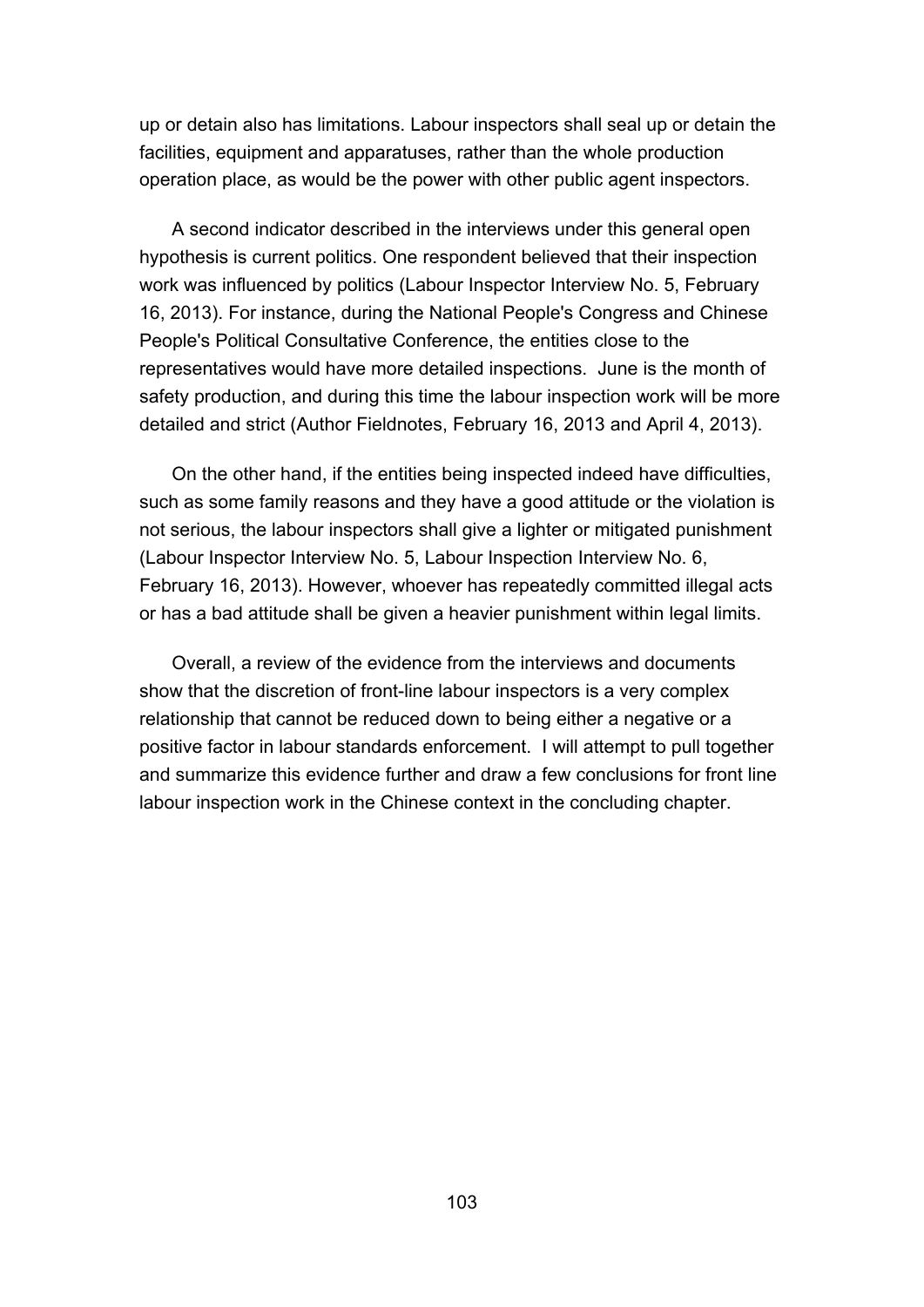up or detain also has limitations. Labour inspectors shall seal up or detain the facilities, equipment and apparatuses, rather than the whole production operation place, as would be the power with other public agent inspectors.

A second indicator described in the interviews under this general open hypothesis is current politics. One respondent believed that their inspection work was influenced by politics (Labour Inspector Interview No. 5, February 16, 2013). For instance, during the National People's Congress and Chinese People's Political Consultative Conference, the entities close to the representatives would have more detailed inspections. June is the month of safety production, and during this time the labour inspection work will be more detailed and strict (Author Fieldnotes, February 16, 2013 and April 4, 2013).

On the other hand, if the entities being inspected indeed have difficulties, such as some family reasons and they have a good attitude or the violation is not serious, the labour inspectors shall give a lighter or mitigated punishment (Labour Inspector Interview No. 5, Labour Inspection Interview No. 6, February 16, 2013). However, whoever has repeatedly committed illegal acts or has a bad attitude shall be given a heavier punishment within legal limits.

Overall, a review of the evidence from the interviews and documents show that the discretion of front-line labour inspectors is a very complex relationship that cannot be reduced down to being either a negative or a positive factor in labour standards enforcement. I will attempt to pull together and summarize this evidence further and draw a few conclusions for front line labour inspection work in the Chinese context in the concluding chapter.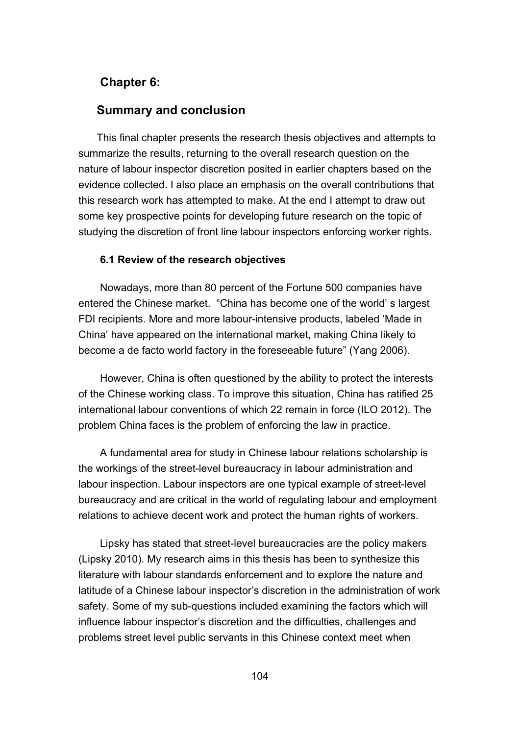# Chapter 6:

## Summary and conclusion

This final chapter presents the research thesis objectives and attempts to summarize the results, returning to the overall research question on the nature of labour inspector discretion posited in earlier chapters based on the evidence collected. I also place an emphasis on the overall contributions that this research work has attempted to make. At the end I attempt to draw out some key prospective points for developing future research on the topic of studying the discretion of front line labour inspectors enforcing worker rights.

### 6.1 Review of the research objectives

Nowadays, more than 80 percent of the Fortune 500 companies have entered the Chinese market. "China has become one of the world' s largest FDI recipients. More and more labour-intensive products, labeled 'Made in China' have appeared on the international market, making China likely to become a de facto world factory in the foreseeable future" (Yang 2006).

However, China is often questioned by the ability to protect the interests of the Chinese working class. To improve this situation, China has ratified 25 international labour conventions of which 22 remain in force (ILO 2012). The problem China faces is the problem of enforcing the law in practice.

A fundamental area for study in Chinese labour relations scholarship is the workings of the street-level bureaucracy in labour administration and labour inspection. Labour inspectors are one typical example of street-level bureaucracy and are critical in the world of regulating labour and employment relations to achieve decent work and protect the human rights of workers.

Lipsky has stated that street-level bureaucracies are the policy makers (Lipsky 2010). My research aims in this thesis has been to synthesize this literature with labour standards enforcement and to explore the nature and latitude of a Chinese labour inspector's discretion in the administration of work safety. Some of my sub-questions included examining the factors which will influence labour inspector's discretion and the difficulties, challenges and problems street level public servants in this Chinese context meet when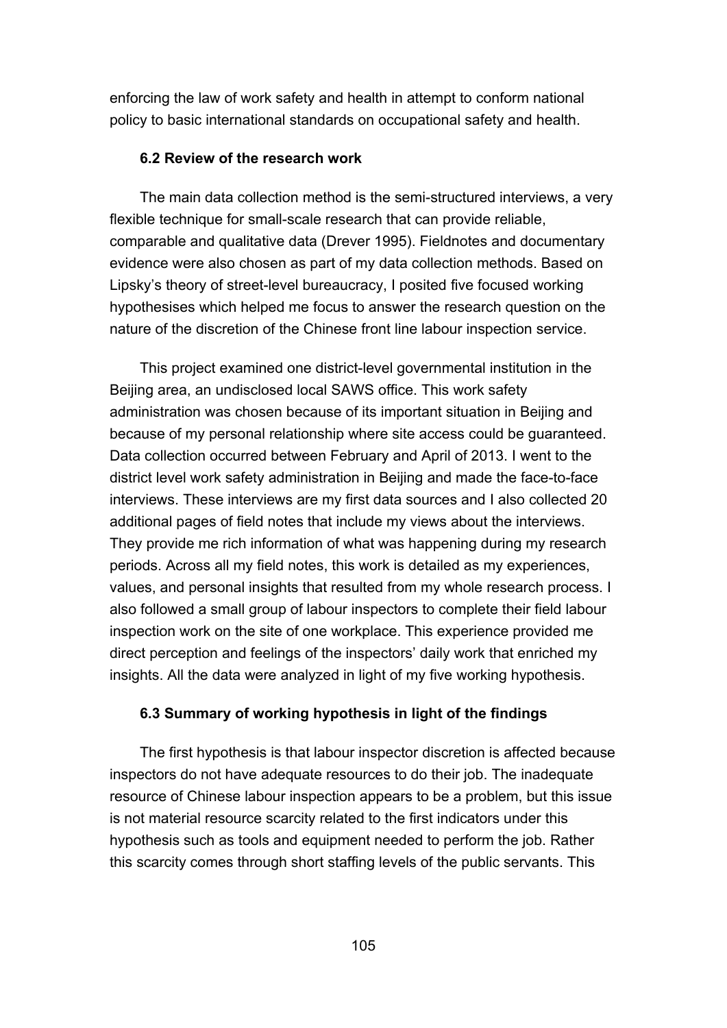enforcing the law of work safety and health in attempt to conform national policy to basic international standards on occupational safety and health.

### 6.2 Review of the research work

The main data collection method is the semi-structured interviews, a very flexible technique for small-scale research that can provide reliable, comparable and qualitative data (Drever 1995). Fieldnotes and documentary evidence were also chosen as part of my data collection methods. Based on Lipsky's theory of street-level bureaucracy, I posited five focused working hypothesises which helped me focus to answer the research question on the nature of the discretion of the Chinese front line labour inspection service.

This project examined one district-level governmental institution in the Beijing area, an undisclosed local SAWS office. This work safety administration was chosen because of its important situation in Beijing and because of my personal relationship where site access could be guaranteed. Data collection occurred between February and April of 2013. I went to the district level work safety administration in Beijing and made the face-to-face interviews. These interviews are my first data sources and I also collected 20 additional pages of field notes that include my views about the interviews. They provide me rich information of what was happening during my research periods. Across all my field notes, this work is detailed as my experiences, values, and personal insights that resulted from my whole research process. I also followed a small group of labour inspectors to complete their field labour inspection work on the site of one workplace. This experience provided me direct perception and feelings of the inspectors' daily work that enriched my insights. All the data were analyzed in light of my five working hypothesis.

### 6.3 Summary of working hypothesis in light of the findings

The first hypothesis is that labour inspector discretion is affected because inspectors do not have adequate resources to do their job. The inadequate resource of Chinese labour inspection appears to be a problem, but this issue is not material resource scarcity related to the first indicators under this hypothesis such as tools and equipment needed to perform the job. Rather this scarcity comes through short staffing levels of the public servants. This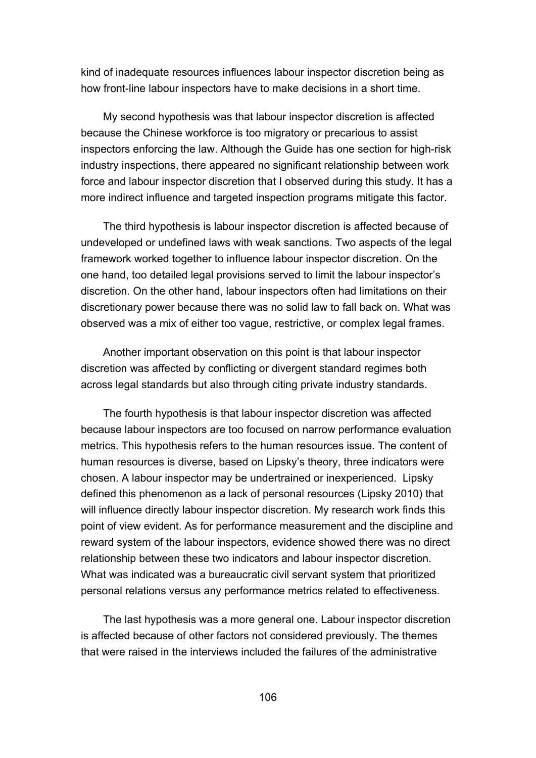kind of inadequate resources influences labour inspector discretion being as how front-line labour inspectors have to make decisions in a short time.

My second hypothesis was that labour inspector discretion is affected because the Chinese workforce is too migratory or precarious to assist inspectors enforcing the law. Although the Guide has one section for high-risk industry inspections, there appeared no significant relationship between work force and labour inspector discretion that I observed during this study. It has a more indirect influence and targeted inspection programs mitigate this factor.

The third hypothesis is labour inspector discretion is affected because of undeveloped or undefined laws with weak sanctions. Two aspects of the legal framework worked together to influence labour inspector discretion. On the one hand, too detailed legal provisions served to limit the labour inspector's discretion. On the other hand, labour inspectors often had limitations on their discretionary power because there was no solid law to fall back on. What was observed was a mix of either too vague, restrictive, or complex legal frames.

Another important observation on this point is that labour inspector discretion was affected by conflicting or divergent standard regimes both across legal standards but also through citing private industry standards.

The fourth hypothesis is that labour inspector discretion was affected because labour inspectors are too focused on narrow performance evaluation metrics. This hypothesis refers to the human resources issue. The content of human resources is diverse, based on Lipsky's theory, three indicators were chosen. A labour inspector may be undertrained or inexperienced. Lipsky defined this phenomenon as a lack of personal resources (Lipsky 2010) that will influence directly labour inspector discretion. My research work finds this point of view evident. As for performance measurement and the discipline and reward system of the labour inspectors, evidence showed there was no direct relationship between these two indicators and labour inspector discretion. What was indicated was a bureaucratic civil servant system that prioritized personal relations versus any performance metrics related to effectiveness.

The last hypothesis was a more general one. Labour inspector discretion is affected because of other factors not considered previously. The themes that were raised in the interviews included the failures of the administrative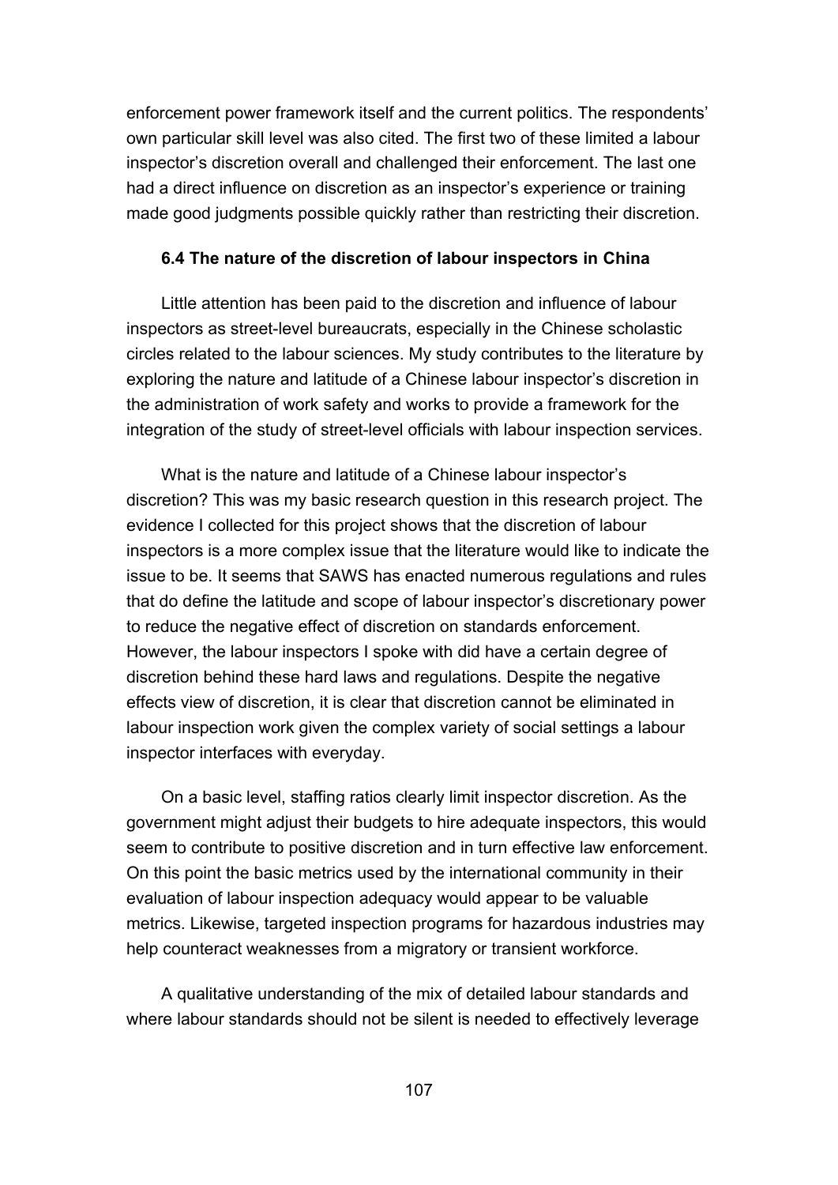enforcement power framework itself and the current politics. The respondents' own particular skill level was also cited. The first two of these limited a labour inspector's discretion overall and challenged their enforcement. The last one had a direct influence on discretion as an inspector's experience or training made good judgments possible quickly rather than restricting their discretion.

### 6.4 The nature of the discretion of labour inspectors in China

Little attention has been paid to the discretion and influence of labour inspectors as street-level bureaucrats, especially in the Chinese scholastic circles related to the labour sciences. My study contributes to the literature by exploring the nature and latitude of a Chinese labour inspector's discretion in the administration of work safety and works to provide a framework for the integration of the study of street-level officials with labour inspection services.

What is the nature and latitude of a Chinese labour inspector's discretion? This was my basic research question in this research project. The evidence I collected for this project shows that the discretion of labour inspectors is a more complex issue that the literature would like to indicate the issue to be. It seems that SAWS has enacted numerous regulations and rules that do define the latitude and scope of labour inspector's discretionary power to reduce the negative effect of discretion on standards enforcement. However, the labour inspectors I spoke with did have a certain degree of discretion behind these hard laws and regulations. Despite the negative effects view of discretion, it is clear that discretion cannot be eliminated in labour inspection work given the complex variety of social settings a labour inspector interfaces with everyday.

On a basic level, staffing ratios clearly limit inspector discretion. As the government might adjust their budgets to hire adequate inspectors, this would seem to contribute to positive discretion and in turn effective law enforcement. On this point the basic metrics used by the international community in their evaluation of labour inspection adequacy would appear to be valuable metrics. Likewise, targeted inspection programs for hazardous industries may help counteract weaknesses from a migratory or transient workforce.

A qualitative understanding of the mix of detailed labour standards and where labour standards should not be silent is needed to effectively leverage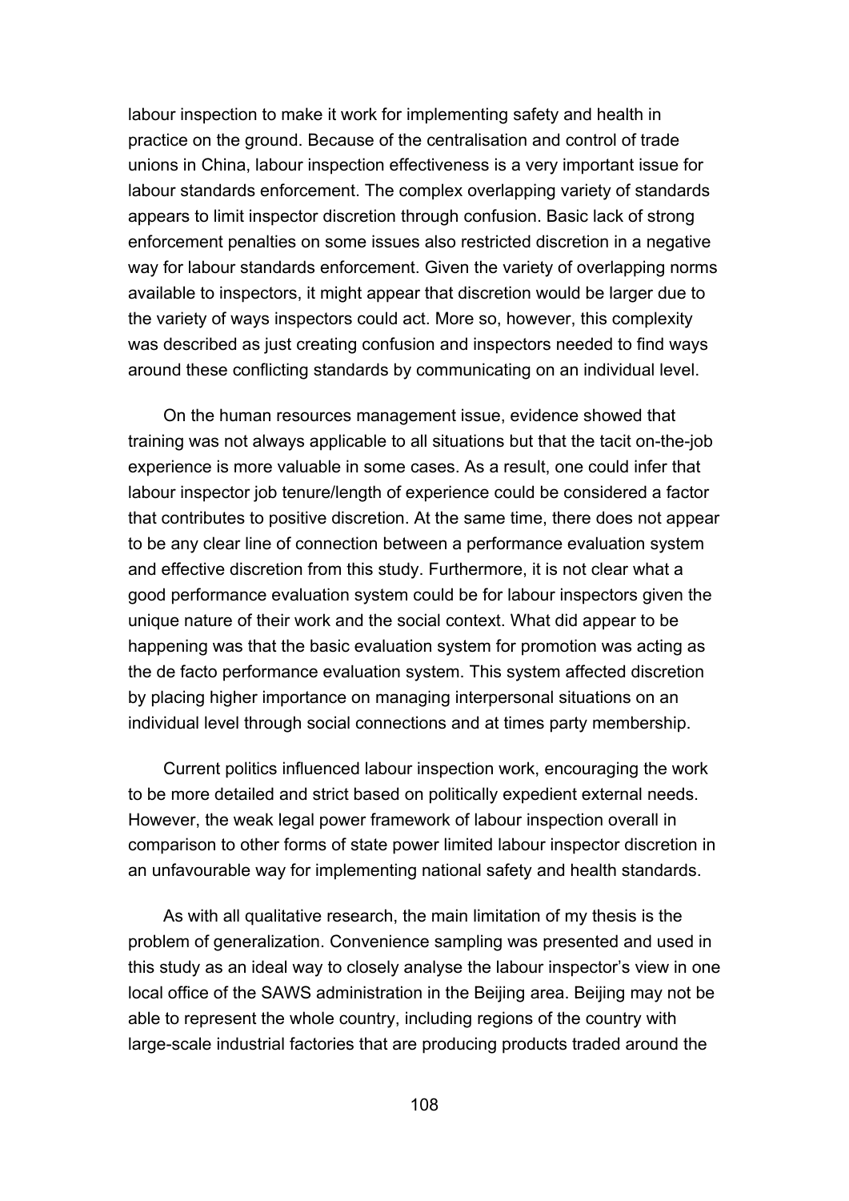labour inspection to make it work for implementing safety and health in practice on the ground. Because of the centralisation and control of trade unions in China, labour inspection effectiveness is a very important issue for labour standards enforcement. The complex overlapping variety of standards appears to limit inspector discretion through confusion. Basic lack of strong enforcement penalties on some issues also restricted discretion in a negative way for labour standards enforcement. Given the variety of overlapping norms available to inspectors, it might appear that discretion would be larger due to the variety of ways inspectors could act. More so, however, this complexity was described as just creating confusion and inspectors needed to find ways around these conflicting standards by communicating on an individual level.

On the human resources management issue, evidence showed that training was not always applicable to all situations but that the tacit on-the-job experience is more valuable in some cases. As a result, one could infer that labour inspector job tenure/length of experience could be considered a factor that contributes to positive discretion. At the same time, there does not appear to be any clear line of connection between a performance evaluation system and effective discretion from this study. Furthermore, it is not clear what a good performance evaluation system could be for labour inspectors given the unique nature of their work and the social context. What did appear to be happening was that the basic evaluation system for promotion was acting as the de facto performance evaluation system. This system affected discretion by placing higher importance on managing interpersonal situations on an individual level through social connections and at times party membership.

Current politics influenced labour inspection work, encouraging the work to be more detailed and strict based on politically expedient external needs. However, the weak legal power framework of labour inspection overall in comparison to other forms of state power limited labour inspector discretion in an unfavourable way for implementing national safety and health standards.

As with all qualitative research, the main limitation of my thesis is the problem of generalization. Convenience sampling was presented and used in this study as an ideal way to closely analyse the labour inspector's view in one local office of the SAWS administration in the Beijing area. Beijing may not be able to represent the whole country, including regions of the country with large-scale industrial factories that are producing products traded around the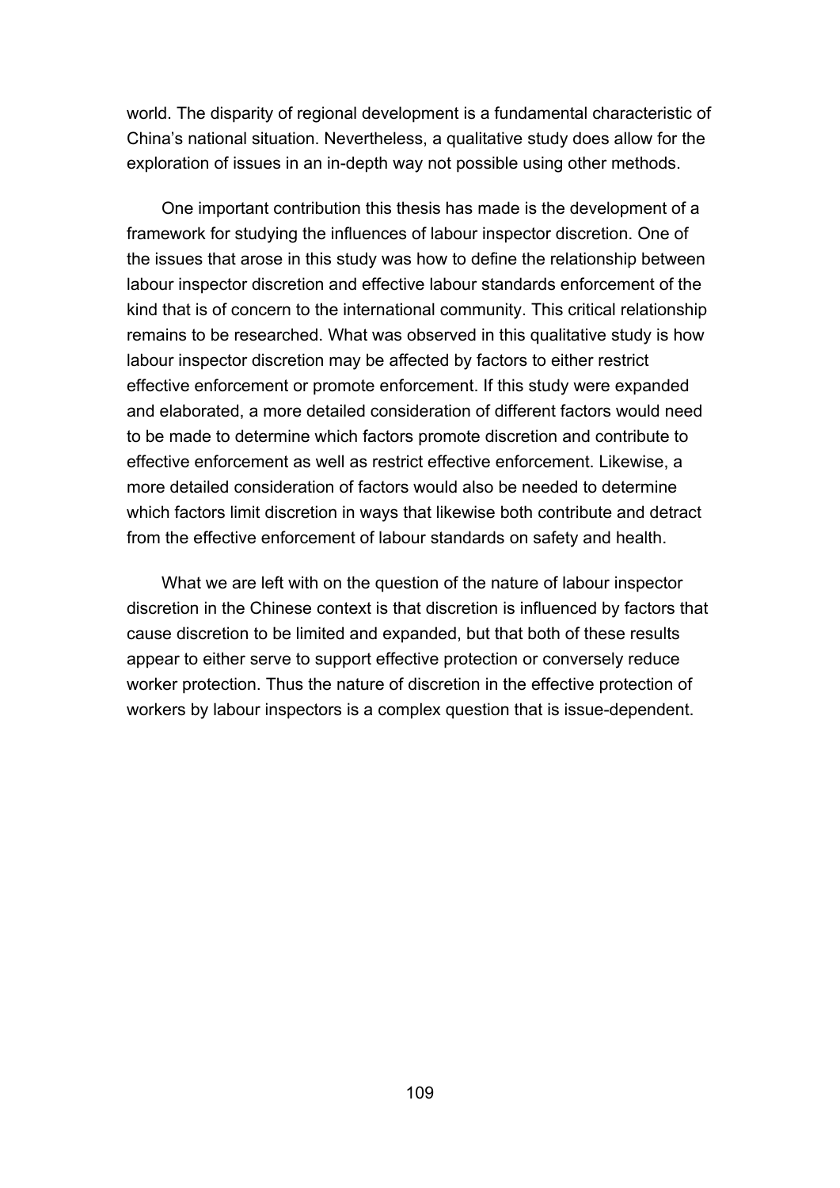world. The disparity of regional development is a fundamental characteristic of China's national situation. Nevertheless, a qualitative study does allow for the exploration of issues in an in-depth way not possible using other methods.

One important contribution this thesis has made is the development of a framework for studying the influences of labour inspector discretion. One of the issues that arose in this study was how to define the relationship between labour inspector discretion and effective labour standards enforcement of the kind that is of concern to the international community. This critical relationship remains to be researched. What was observed in this qualitative study is how labour inspector discretion may be affected by factors to either restrict effective enforcement or promote enforcement. If this study were expanded and elaborated, a more detailed consideration of different factors would need to be made to determine which factors promote discretion and contribute to effective enforcement as well as restrict effective enforcement. Likewise, a more detailed consideration of factors would also be needed to determine which factors limit discretion in ways that likewise both contribute and detract from the effective enforcement of labour standards on safety and health.

What we are left with on the question of the nature of labour inspector discretion in the Chinese context is that discretion is influenced by factors that cause discretion to be limited and expanded, but that both of these results appear to either serve to support effective protection or conversely reduce worker protection. Thus the nature of discretion in the effective protection of workers by labour inspectors is a complex question that is issue-dependent.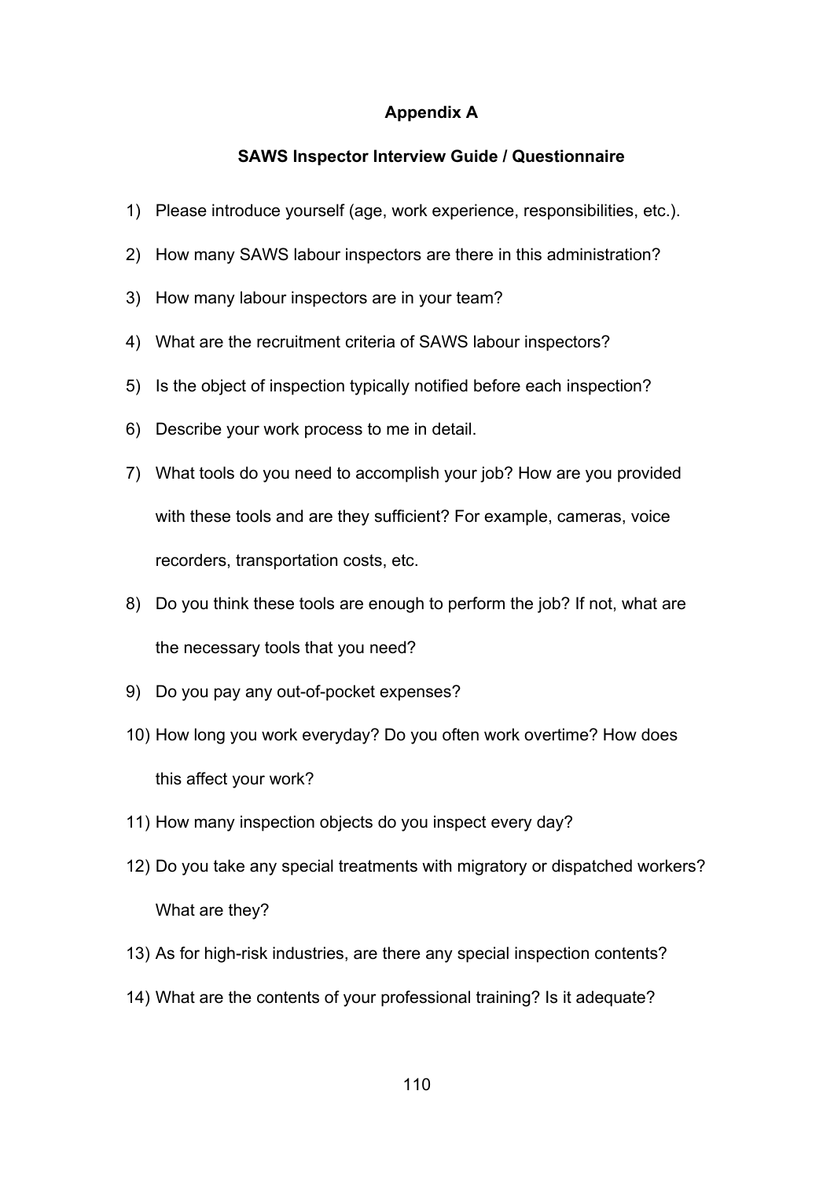# Appendix A

## SAWS Inspector Interview Guide / Questionnaire

1) Please introduce yourself (age, work experience, responsibilities, etc.).
2) How many SAWS labour inspectors are there in this administration?
3) How many labour inspectors are in your team?
4) What are the recruitment criteria of SAWS labour inspectors?
5) Is the object of inspection typically notified before each inspection?
6) Describe your work process to me in detail.
7) What tools do you need to accomplish your job? How are you provided with these tools and are they sufficient? For example, cameras, voice recorders, transportation costs, etc.
8) Do you think these tools are enough to perform the job? If not, what are the necessary tools that you need?
9) Do you pay any out-of-pocket expenses?
10) How long you work everyday? Do you often work overtime? How does this affect your work?
11) How many inspection objects do you inspect every day?
12) Do you take any special treatments with migratory or dispatched workers? What are they?
13) As for high-risk industries, are there any special inspection contents?
14) What are the contents of your professional training? Is it adequate?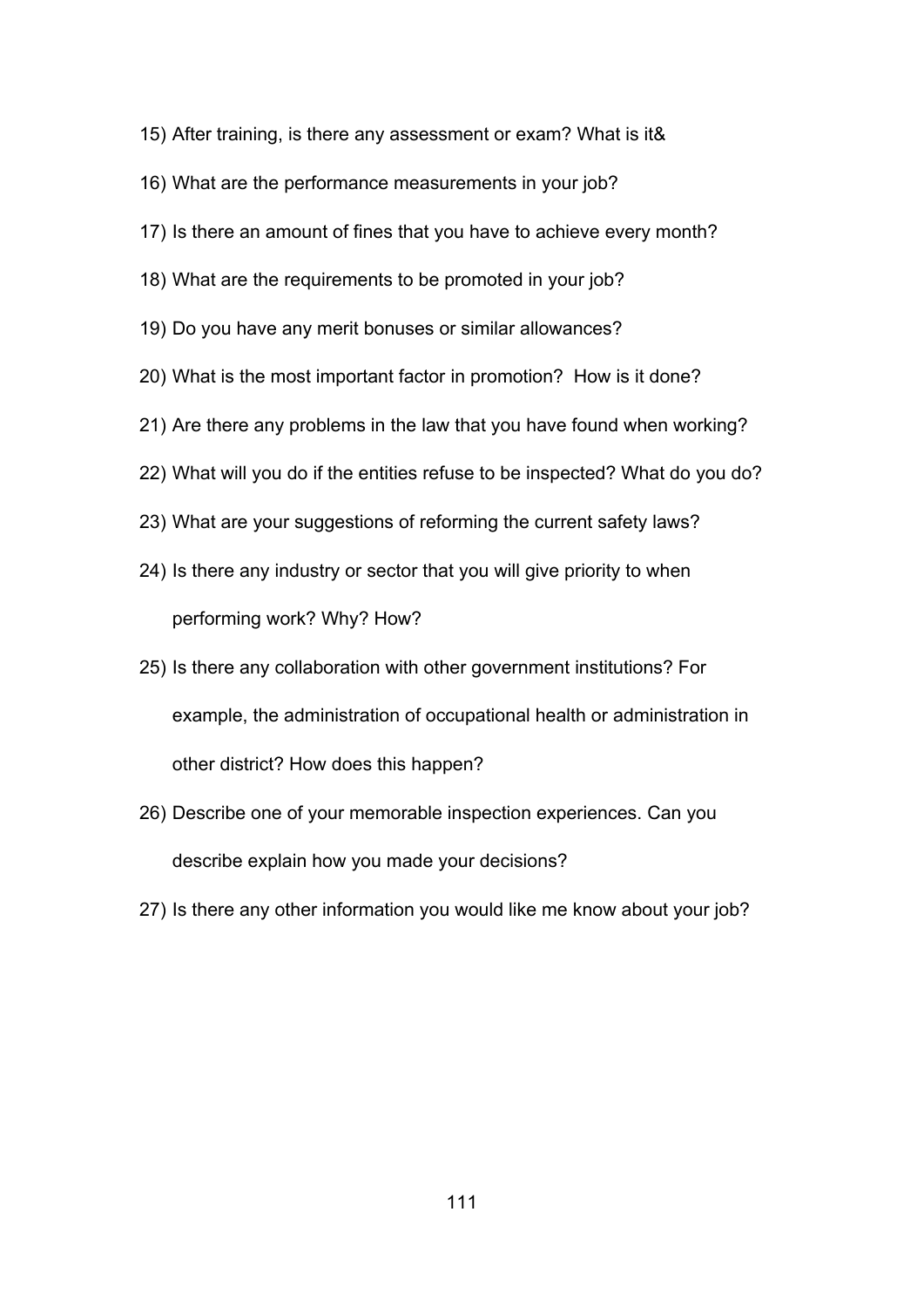15) After training, is there any assessment or exam? What is it&

16) What are the performance measurements in your job?

17) Is there an amount of fines that you have to achieve every month?

18) What are the requirements to be promoted in your job?

19) Do you have any merit bonuses or similar allowances?

20) What is the most important factor in promotion?  How is it done?

21) Are there any problems in the law that you have found when working?

22) What will you do if the entities refuse to be inspected? What do you do?

23) What are your suggestions of reforming the current safety laws?

24) Is there any industry or sector that you will give priority to when performing work? Why? How?

25) Is there any collaboration with other government institutions? For example, the administration of occupational health or administration in other district? How does this happen?

26) Describe one of your memorable inspection experiences. Can you describe explain how you made your decisions?

27) Is there any other information you would like me know about your job?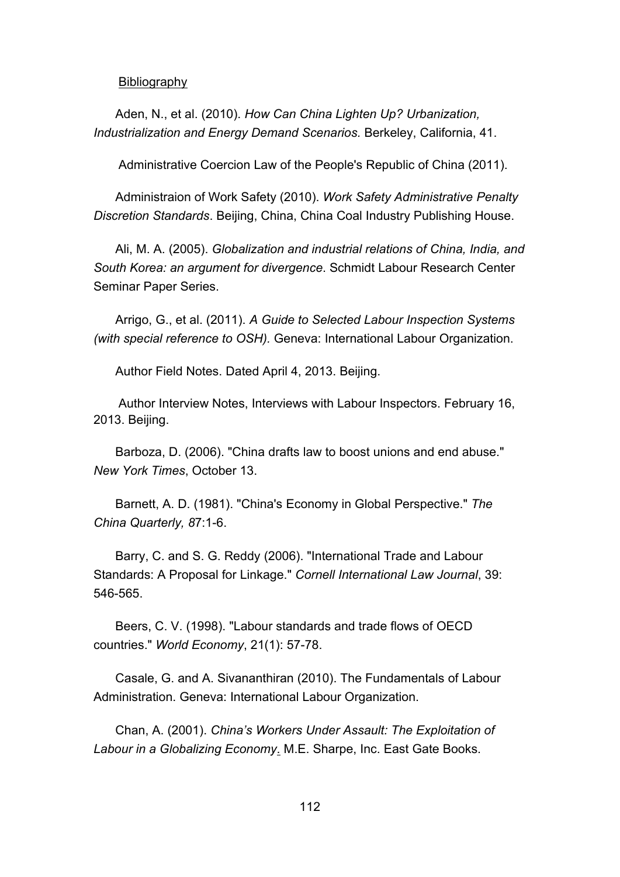Bibliography

Aden, N., et al. (2010). *How Can China Lighten Up? Urbanization, Industrialization and Energy Demand Scenarios.* Berkeley, California, 41.

Administrative Coercion Law of the People's Republic of China (2011).

Administraion of Work Safety (2010). *Work Safety Administrative Penalty Discretion Standards*. Beijing, China, China Coal Industry Publishing House.

Ali, M. A. (2005). *Globalization and industrial relations of China, India, and South Korea: an argument for divergence*. Schmidt Labour Research Center Seminar Paper Series.

Arrigo, G., et al. (2011). *A Guide to Selected Labour Inspection Systems (with special reference to OSH).* Geneva: International Labour Organization.

Author Field Notes. Dated April 4, 2013. Beijing.

Author Interview Notes, Interviews with Labour Inspectors. February 16, 2013. Beijing.

Barboza, D. (2006). "China drafts law to boost unions and end abuse." *New York Times*, October 13.

Barnett, A. D. (1981). "China's Economy in Global Perspective." *The China Quarterly, 8*7:1-6.

Barry, C. and S. G. Reddy (2006). "International Trade and Labour Standards: A Proposal for Linkage." *Cornell International Law Journal*, 39: 546-565.

Beers, C. V. (1998). "Labour standards and trade flows of OECD countries." *World Economy*, 21(1): 57-78.

Casale, G. and A. Sivananthiran (2010). The Fundamentals of Labour Administration. Geneva: International Labour Organization.

Chan, A. (2001). *China's Workers Under Assault: The Exploitation of Labour in a Globalizing Economy*. M.E. Sharpe, Inc. East Gate Books.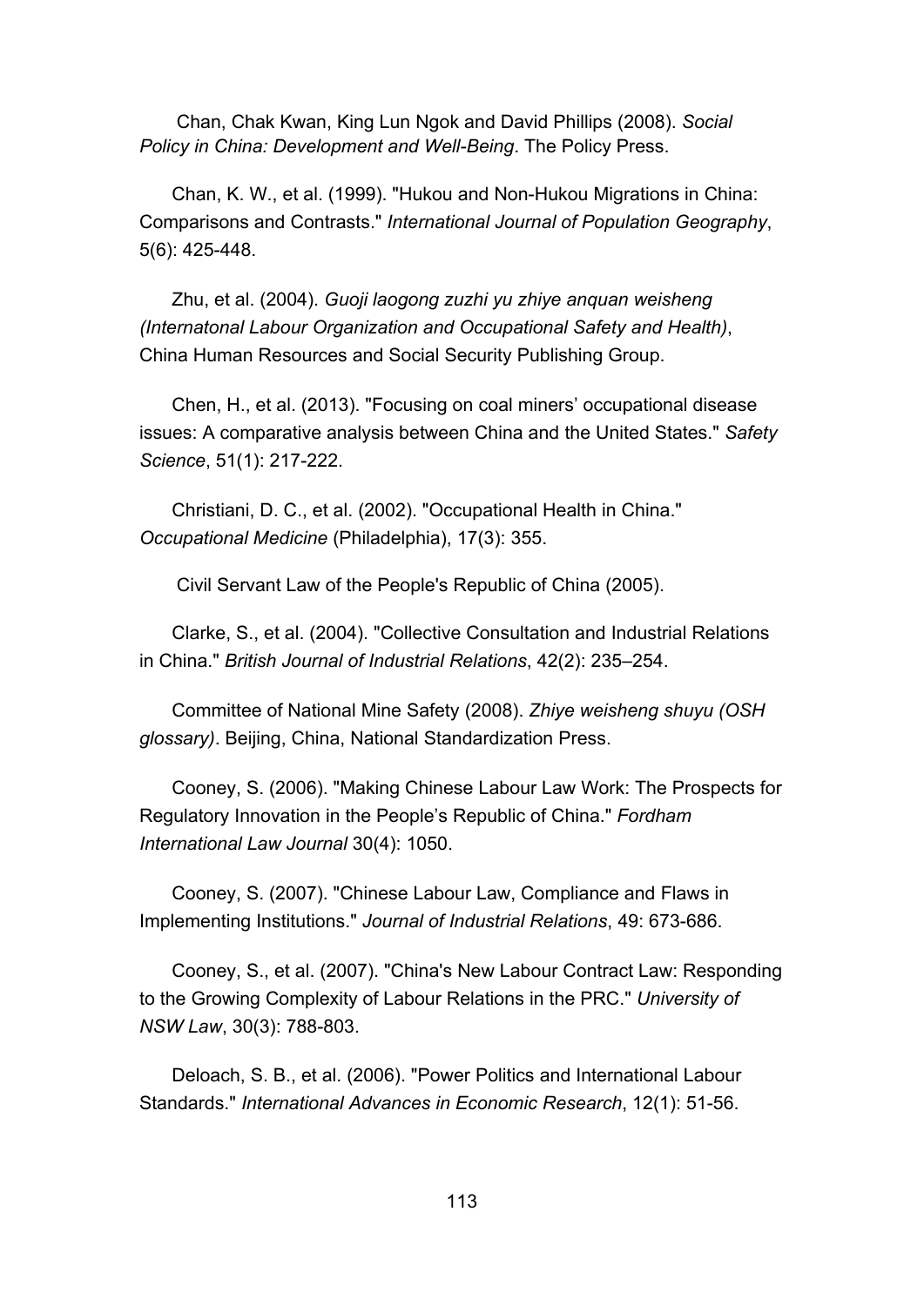Chan, Chak Kwan, King Lun Ngok and David Phillips (2008). *Social Policy in China: Development and Well-Being*. The Policy Press.

Chan, K. W., et al. (1999). "Hukou and Non-Hukou Migrations in China: Comparisons and Contrasts." *International Journal of Population Geography*, 5(6): 425-448.

Zhu, et al. (2004). *Guoji laogong zuzhi yu zhiye anquan weisheng (Internatonal Labour Organization and Occupational Safety and Health)*, China Human Resources and Social Security Publishing Group.

Chen, H., et al. (2013). "Focusing on coal miners' occupational disease issues: A comparative analysis between China and the United States." *Safety Science*, 51(1): 217-222.

Christiani, D. C., et al. (2002). "Occupational Health in China." *Occupational Medicine* (Philadelphia), 17(3): 355.

Civil Servant Law of the People's Republic of China (2005).

Clarke, S., et al. (2004). "Collective Consultation and Industrial Relations in China." *British Journal of Industrial Relations*, 42(2): 235–254.

Committee of National Mine Safety (2008). *Zhiye weisheng shuyu (OSH glossary)*. Beijing, China, National Standardization Press.

Cooney, S. (2006). "Making Chinese Labour Law Work: The Prospects for Regulatory Innovation in the People's Republic of China." *Fordham International Law Journal* 30(4): 1050.

Cooney, S. (2007). "Chinese Labour Law, Compliance and Flaws in Implementing Institutions." *Journal of Industrial Relations*, 49: 673-686.

Cooney, S., et al. (2007). "China's New Labour Contract Law: Responding to the Growing Complexity of Labour Relations in the PRC." *University of NSW Law*, 30(3): 788-803.

Deloach, S. B., et al. (2006). "Power Politics and International Labour Standards." *International Advances in Economic Research*, 12(1): 51-56.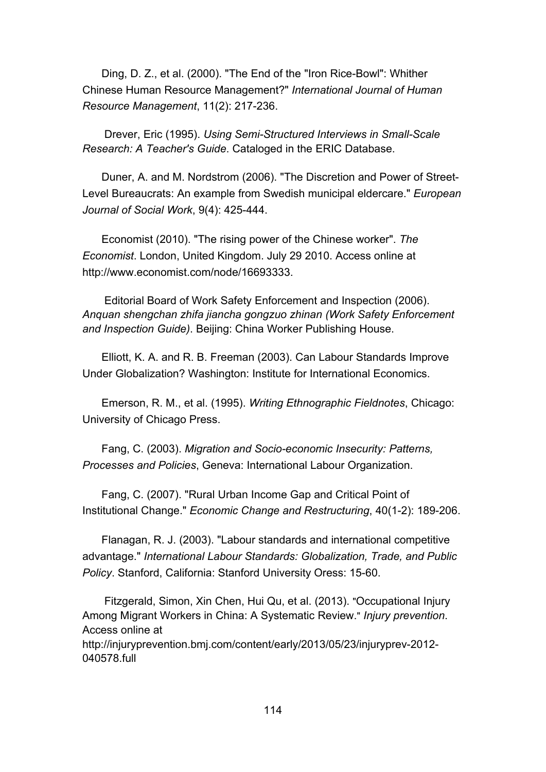Ding, D. Z., et al. (2000). "The End of the "Iron Rice-Bowl": Whither Chinese Human Resource Management?" *International Journal of Human Resource Management*, 11(2): 217-236.

Drever, Eric (1995). *Using Semi-Structured Interviews in Small-Scale Research: A Teacher's Guide*. Cataloged in the ERIC Database.

Duner, A. and M. Nordstrom (2006). "The Discretion and Power of Street-Level Bureaucrats: An example from Swedish municipal eldercare." *European Journal of Social Work*, 9(4): 425-444.

Economist (2010). "The rising power of the Chinese worker". *The Economist*. London, United Kingdom. July 29 2010. Access online at http://www.economist.com/node/16693333.

Editorial Board of Work Safety Enforcement and Inspection (2006). *Anquan shengchan zhifa jiancha gongzuo zhinan (Work Safety Enforcement and Inspection Guide)*. Beijing: China Worker Publishing House.

Elliott, K. A. and R. B. Freeman (2003). Can Labour Standards Improve Under Globalization? Washington: Institute for International Economics.

Emerson, R. M., et al. (1995). *Writing Ethnographic Fieldnotes*, Chicago: University of Chicago Press.

Fang, C. (2003). *Migration and Socio-economic Insecurity: Patterns, Processes and Policies*, Geneva: International Labour Organization.

Fang, C. (2007). "Rural Urban Income Gap and Critical Point of Institutional Change." *Economic Change and Restructuring*, 40(1-2): 189-206.

Flanagan, R. J. (2003). "Labour standards and international competitive advantage." *International Labour Standards: Globalization, Trade, and Public Policy*. Stanford, California: Stanford University Oress: 15-60.

Fitzgerald, Simon, Xin Chen, Hui Qu, et al. (2013). "Occupational Injury Among Migrant Workers in China: A Systematic Review." *Injury prevention*. Access online at http://injuryprevention.bmj.com/content/early/2013/05/23/injuryprev-2012-040578.full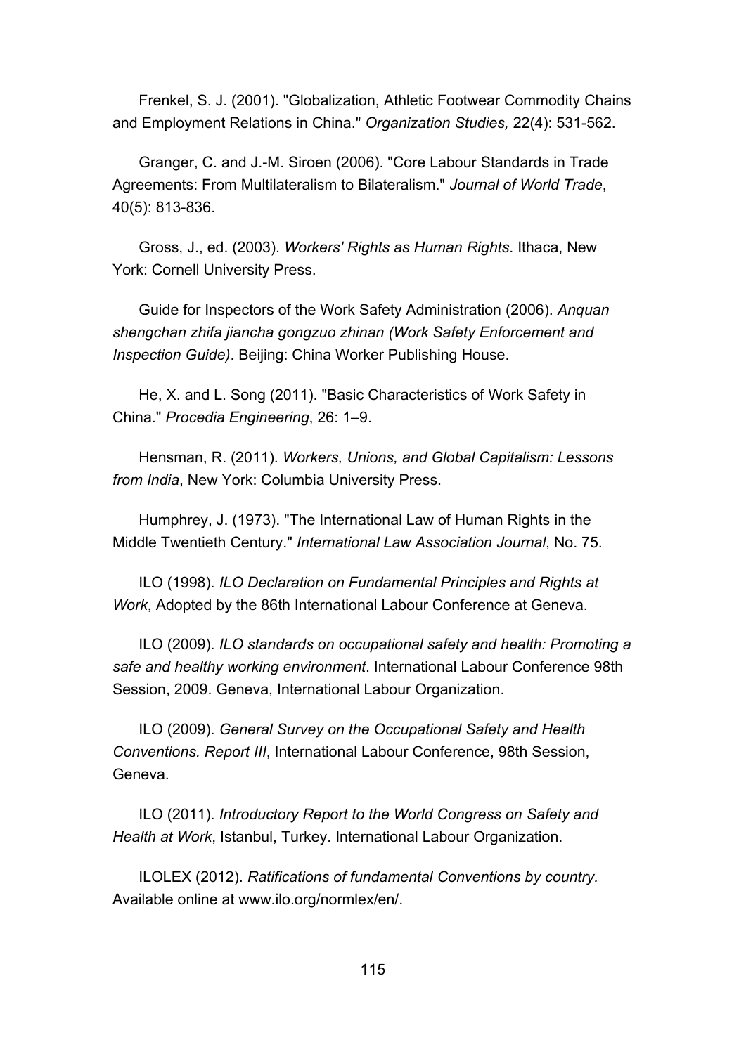Frenkel, S. J. (2001). "Globalization, Athletic Footwear Commodity Chains and Employment Relations in China." *Organization Studies,* 22(4): 531-562.

Granger, C. and J.-M. Siroen (2006). "Core Labour Standards in Trade Agreements: From Multilateralism to Bilateralism." *Journal of World Trade*, 40(5): 813-836.

Gross, J., ed. (2003). *Workers' Rights as Human Rights*. Ithaca, New York: Cornell University Press.

Guide for Inspectors of the Work Safety Administration (2006). *Anquan shengchan zhifa jiancha gongzuo zhinan (Work Safety Enforcement and Inspection Guide)*. Beijing: China Worker Publishing House.

He, X. and L. Song (2011). "Basic Characteristics of Work Safety in China." *Procedia Engineering*, 26: 1–9.

Hensman, R. (2011). *Workers, Unions, and Global Capitalism: Lessons from India*, New York: Columbia University Press.

Humphrey, J. (1973). "The International Law of Human Rights in the Middle Twentieth Century." *International Law Association Journal*, No. 75.

ILO (1998). *ILO Declaration on Fundamental Principles and Rights at Work*, Adopted by the 86th International Labour Conference at Geneva.

ILO (2009). *ILO standards on occupational safety and health: Promoting a safe and healthy working environment*. International Labour Conference 98th Session, 2009. Geneva, International Labour Organization.

ILO (2009). *General Survey on the Occupational Safety and Health Conventions. Report III*, International Labour Conference, 98th Session, Geneva.

ILO (2011). *Introductory Report to the World Congress on Safety and Health at Work*, Istanbul, Turkey. International Labour Organization.

ILOLEX (2012). *Ratifications of fundamental Conventions by country.* Available online at www.ilo.org/normlex/en/.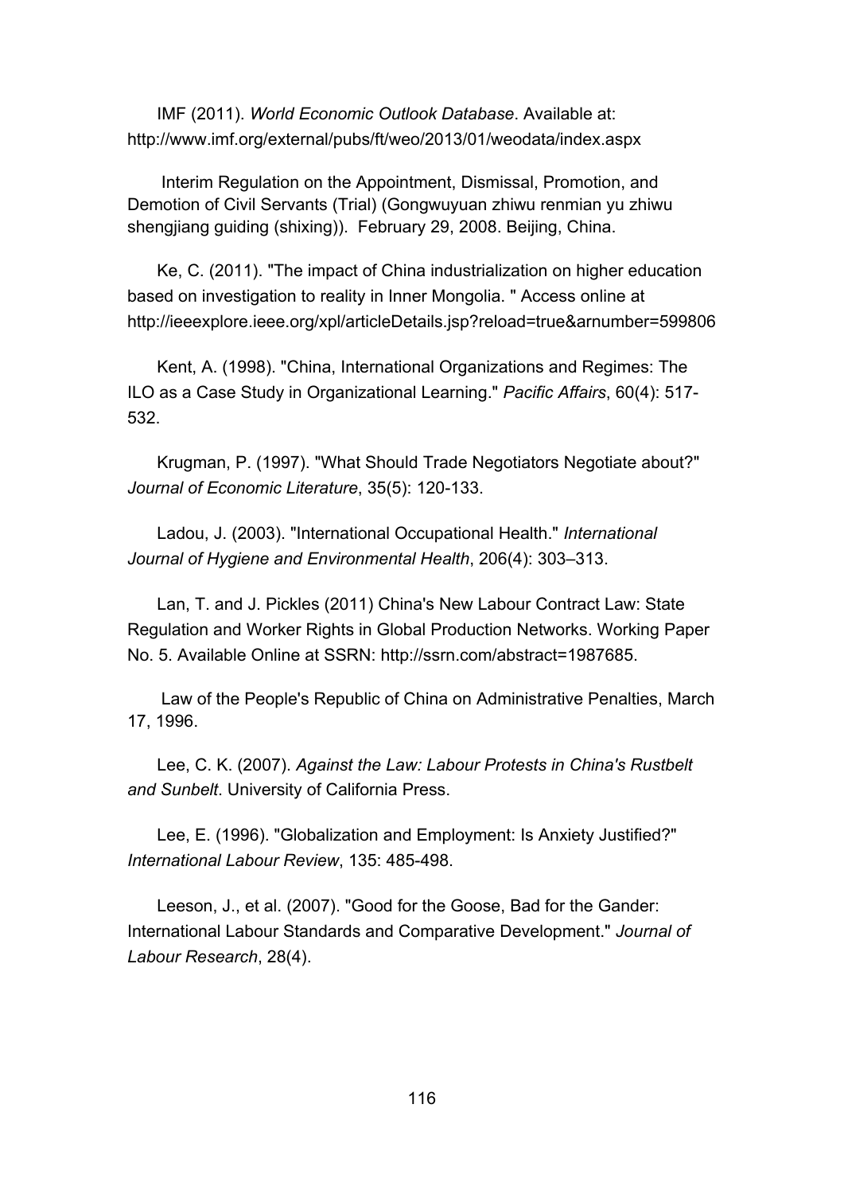IMF (2011). *World Economic Outlook Database*. Available at: http://www.imf.org/external/pubs/ft/weo/2013/01/weodata/index.aspx

Interim Regulation on the Appointment, Dismissal, Promotion, and Demotion of Civil Servants (Trial) (Gongwuyuan zhiwu renmian yu zhiwu shengjiang guiding (shixing)). February 29, 2008. Beijing, China.

Ke, C. (2011). "The impact of China industrialization on higher education based on investigation to reality in Inner Mongolia. " Access online at http://ieeexplore.ieee.org/xpl/articleDetails.jsp?reload=true&arnumber=599806

Kent, A. (1998). "China, International Organizations and Regimes: The ILO as a Case Study in Organizational Learning." *Pacific Affairs*, 60(4): 517-532.

Krugman, P. (1997). "What Should Trade Negotiators Negotiate about?" *Journal of Economic Literature*, 35(5): 120-133.

Ladou, J. (2003). "International Occupational Health." *International Journal of Hygiene and Environmental Health*, 206(4): 303–313.

Lan, T. and J. Pickles (2011) China's New Labour Contract Law: State Regulation and Worker Rights in Global Production Networks. Working Paper No. 5. Available Online at SSRN: http://ssrn.com/abstract=1987685.

Law of the People's Republic of China on Administrative Penalties, March 17, 1996.

Lee, C. K. (2007). *Against the Law: Labour Protests in China's Rustbelt and Sunbelt*. University of California Press.

Lee, E. (1996). "Globalization and Employment: Is Anxiety Justified?" *International Labour Review*, 135: 485-498.

Leeson, J., et al. (2007). "Good for the Goose, Bad for the Gander: International Labour Standards and Comparative Development." *Journal of Labour Research*, 28(4).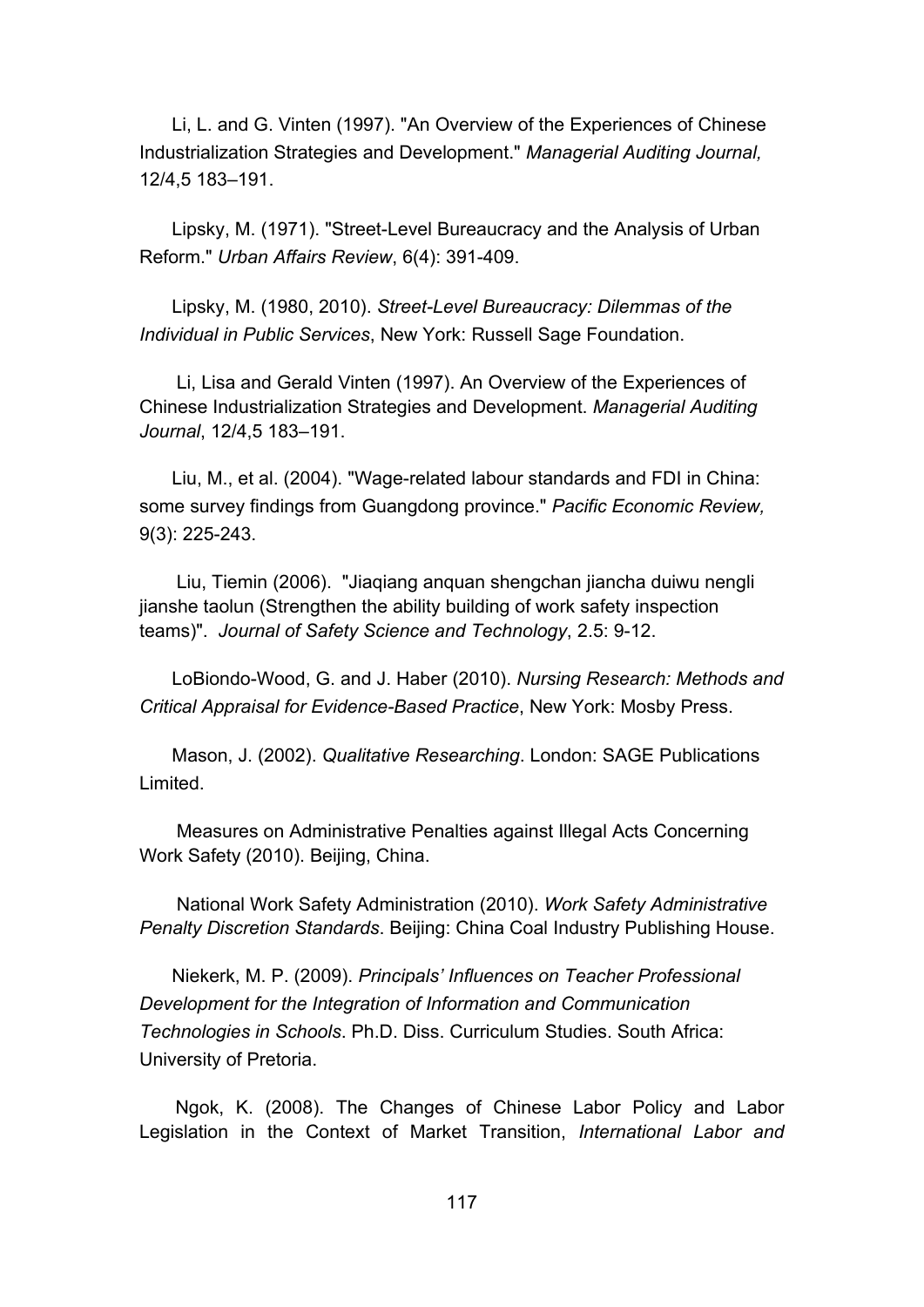Li, L. and G. Vinten (1997). "An Overview of the Experiences of Chinese Industrialization Strategies and Development." *Managerial Auditing Journal,* 12/4,5 183–191.

Lipsky, M. (1971). "Street-Level Bureaucracy and the Analysis of Urban Reform." *Urban Affairs Review*, 6(4): 391-409.

Lipsky, M. (1980, 2010). *Street-Level Bureaucracy: Dilemmas of the Individual in Public Services*, New York: Russell Sage Foundation.

Li, Lisa and Gerald Vinten (1997). An Overview of the Experiences of Chinese Industrialization Strategies and Development. *Managerial Auditing Journal*, 12/4,5 183–191.

Liu, M., et al. (2004). "Wage-related labour standards and FDI in China: some survey findings from Guangdong province." *Pacific Economic Review,* 9(3): 225-243.

Liu, Tiemin (2006). "Jiaqiang anquan shengchan jiancha duiwu nengli jianshe taolun (Strengthen the ability building of work safety inspection teams)". *Journal of Safety Science and Technology*, 2.5: 9-12.

LoBiondo-Wood, G. and J. Haber (2010). *Nursing Research: Methods and Critical Appraisal for Evidence-Based Practice*, New York: Mosby Press.

Mason, J. (2002). *Qualitative Researching*. London: SAGE Publications Limited.

Measures on Administrative Penalties against Illegal Acts Concerning Work Safety (2010). Beijing, China.

National Work Safety Administration (2010). *Work Safety Administrative Penalty Discretion Standards*. Beijing: China Coal Industry Publishing House.

Niekerk, M. P. (2009). *Principals' Influences on Teacher Professional Development for the Integration of Information and Communication Technologies in Schools*. Ph.D. Diss. Curriculum Studies. South Africa: University of Pretoria.

Ngok, K. (2008). The Changes of Chinese Labor Policy and Labor Legislation in the Context of Market Transition, *International Labor and*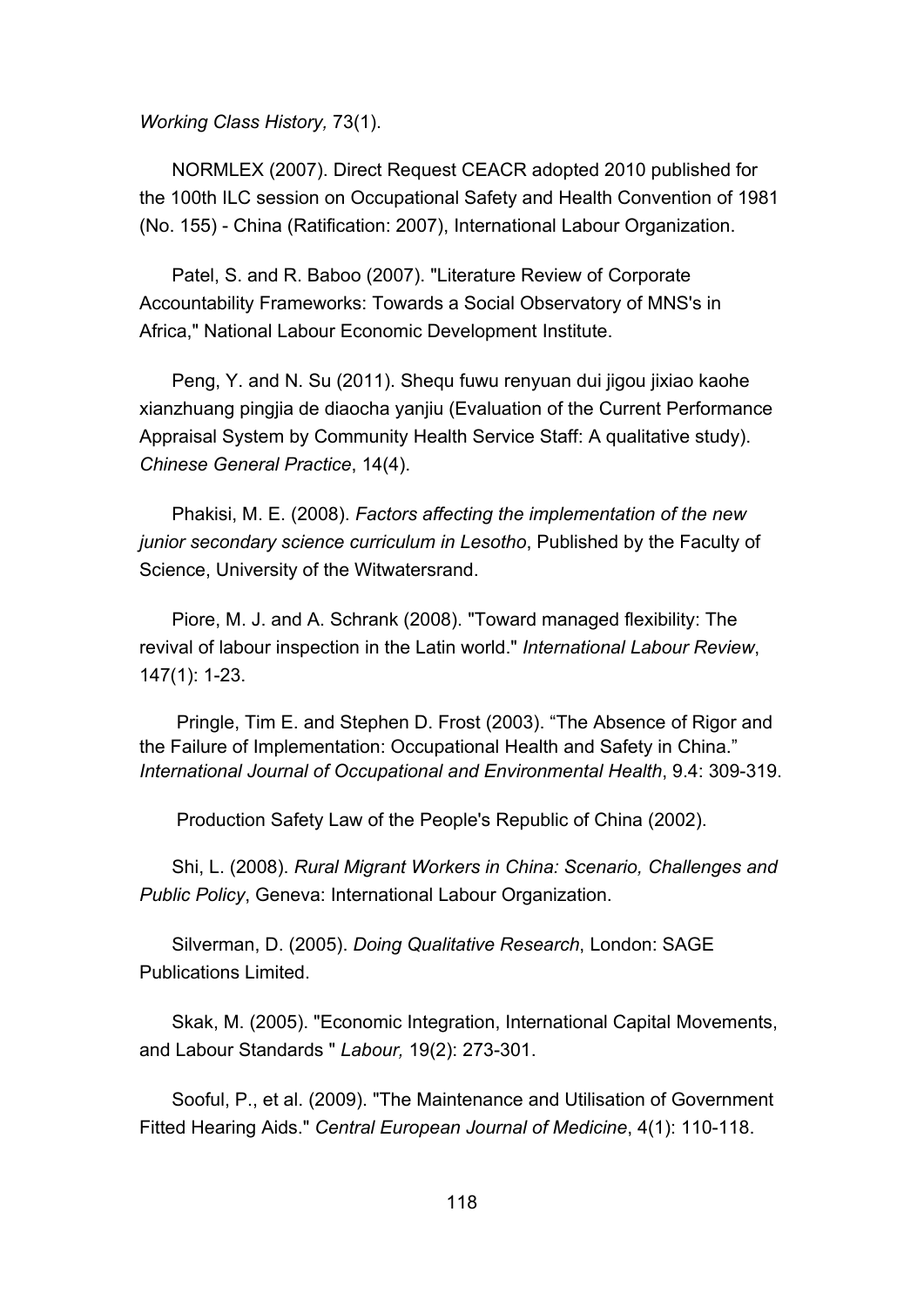*Working Class History,* 73(1).

NORMLEX (2007). Direct Request CEACR adopted 2010 published for the 100th ILC session on Occupational Safety and Health Convention of 1981 (No. 155) - China (Ratification: 2007), International Labour Organization.

Patel, S. and R. Baboo (2007). "Literature Review of Corporate Accountability Frameworks: Towards a Social Observatory of MNS's in Africa," National Labour Economic Development Institute.

Peng, Y. and N. Su (2011). Shequ fuwu renyuan dui jigou jixiao kaohe xianzhuang pingjia de diaocha yanjiu (Evaluation of the Current Performance Appraisal System by Community Health Service Staff: A qualitative study). *Chinese General Practice*, 14(4).

Phakisi, M. E. (2008). *Factors affecting the implementation of the new junior secondary science curriculum in Lesotho*, Published by the Faculty of Science, University of the Witwatersrand.

Piore, M. J. and A. Schrank (2008). "Toward managed flexibility: The revival of labour inspection in the Latin world." *International Labour Review*, 147(1): 1-23.

Pringle, Tim E. and Stephen D. Frost (2003). "The Absence of Rigor and the Failure of Implementation: Occupational Health and Safety in China." *International Journal of Occupational and Environmental Health*, 9.4: 309-319.

Production Safety Law of the People's Republic of China (2002).

Shi, L. (2008). *Rural Migrant Workers in China: Scenario, Challenges and Public Policy*, Geneva: International Labour Organization.

Silverman, D. (2005). *Doing Qualitative Research*, London: SAGE Publications Limited.

Skak, M. (2005). "Economic Integration, International Capital Movements, and Labour Standards " *Labour,* 19(2): 273-301.

Sooful, P., et al. (2009). "The Maintenance and Utilisation of Government Fitted Hearing Aids." *Central European Journal of Medicine*, 4(1): 110-118.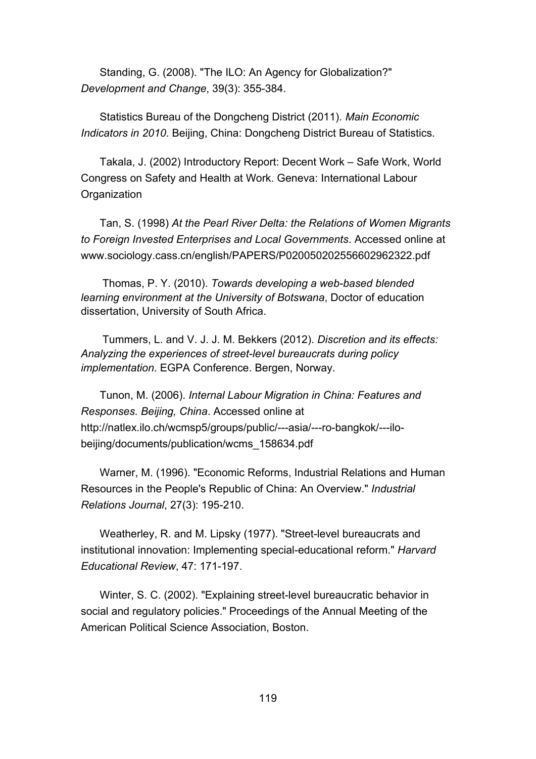Standing, G. (2008). "The ILO: An Agency for Globalization?" *Development and Change*, 39(3): 355-384.

Statistics Bureau of the Dongcheng District (2011). *Main Economic Indicators in 2010*. Beijing, China: Dongcheng District Bureau of Statistics.

Takala, J. (2002) Introductory Report: Decent Work – Safe Work, World Congress on Safety and Health at Work. Geneva: International Labour Organization

Tan, S. (1998) *At the Pearl River Delta: the Relations of Women Migrants to Foreign Invested Enterprises and Local Governments*. Accessed online at www.sociology.cass.cn/english/PAPERS/P020050202556602962322.pdf

Thomas, P. Y. (2010). *Towards developing a web-based blended learning environment at the University of Botswana*, Doctor of education dissertation, University of South Africa.

Tummers, L. and V. J. J. M. Bekkers (2012). *Discretion and its effects: Analyzing the experiences of street-level bureaucrats during policy implementation*. EGPA Conference. Bergen, Norway.

Tunon, M. (2006). *Internal Labour Migration in China: Features and Responses. Beijing, China*. Accessed online at http://natlex.ilo.ch/wcmsp5/groups/public/---asia/---ro-bangkok/---ilo-beijing/documents/publication/wcms_158634.pdf

Warner, M. (1996). "Economic Reforms, Industrial Relations and Human Resources in the People's Republic of China: An Overview." *Industrial Relations Journal*, 27(3): 195-210.

Weatherley, R. and M. Lipsky (1977). "Street-level bureaucrats and institutional innovation: Implementing special-educational reform." *Harvard Educational Review*, 47: 171-197.

Winter, S. C. (2002). "Explaining street-level bureaucratic behavior in social and regulatory policies." Proceedings of the Annual Meeting of the American Political Science Association, Boston.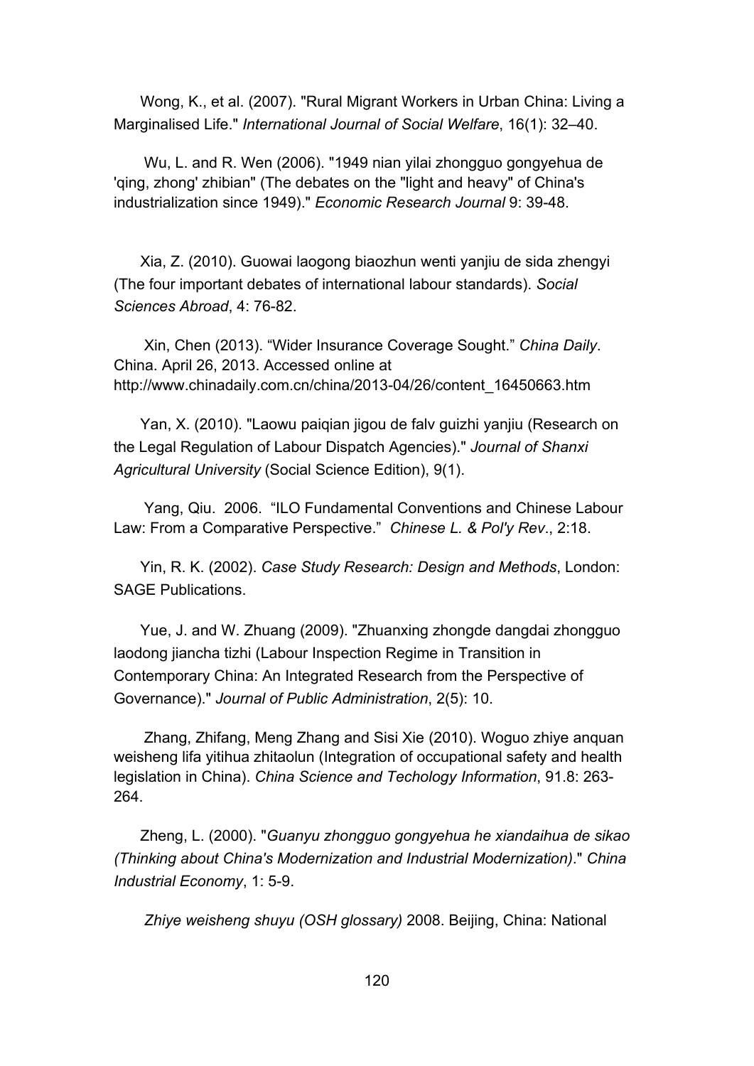Wong, K., et al. (2007). "Rural Migrant Workers in Urban China: Living a Marginalised Life." *International Journal of Social Welfare*, 16(1): 32–40.

Wu, L. and R. Wen (2006). "1949 nian yilai zhongguo gongyehua de 'qing, zhong' zhibian" (The debates on the "light and heavy" of China's industrialization since 1949)." *Economic Research Journal* 9: 39-48.

Xia, Z. (2010). Guowai laogong biaozhun wenti yanjiu de sida zhengyi (The four important debates of international labour standards). *Social Sciences Abroad*, 4: 76-82.

Xin, Chen (2013). "Wider Insurance Coverage Sought." *China Daily*. China. April 26, 2013. Accessed online at http://www.chinadaily.com.cn/china/2013-04/26/content_16450663.htm

Yan, X. (2010). "Laowu paiqian jigou de falv guizhi yanjiu (Research on the Legal Regulation of Labour Dispatch Agencies)." *Journal of Shanxi Agricultural University* (Social Science Edition), 9(1).

Yang, Qiu. 2006. "ILO Fundamental Conventions and Chinese Labour Law: From a Comparative Perspective." *Chinese L. & Pol'y Rev*., 2:18.

Yin, R. K. (2002). *Case Study Research: Design and Methods*, London: SAGE Publications.

Yue, J. and W. Zhuang (2009). "Zhuanxing zhongde dangdai zhongguo laodong jiancha tizhi (Labour Inspection Regime in Transition in Contemporary China: An Integrated Research from the Perspective of Governance)." *Journal of Public Administration*, 2(5): 10.

Zhang, Zhifang, Meng Zhang and Sisi Xie (2010). Woguo zhiye anquan weisheng lifa yitihua zhitaolun (Integration of occupational safety and health legislation in China). *China Science and Techology Information*, 91.8: 263-264.

Zheng, L. (2000). "*Guanyu zhongguo gongyehua he xiandaihua de sikao (Thinking about China's Modernization and Industrial Modernization)*." *China Industrial Economy*, 1: 5-9.

*Zhiye weisheng shuyu (OSH glossary)* 2008. Beijing, China: National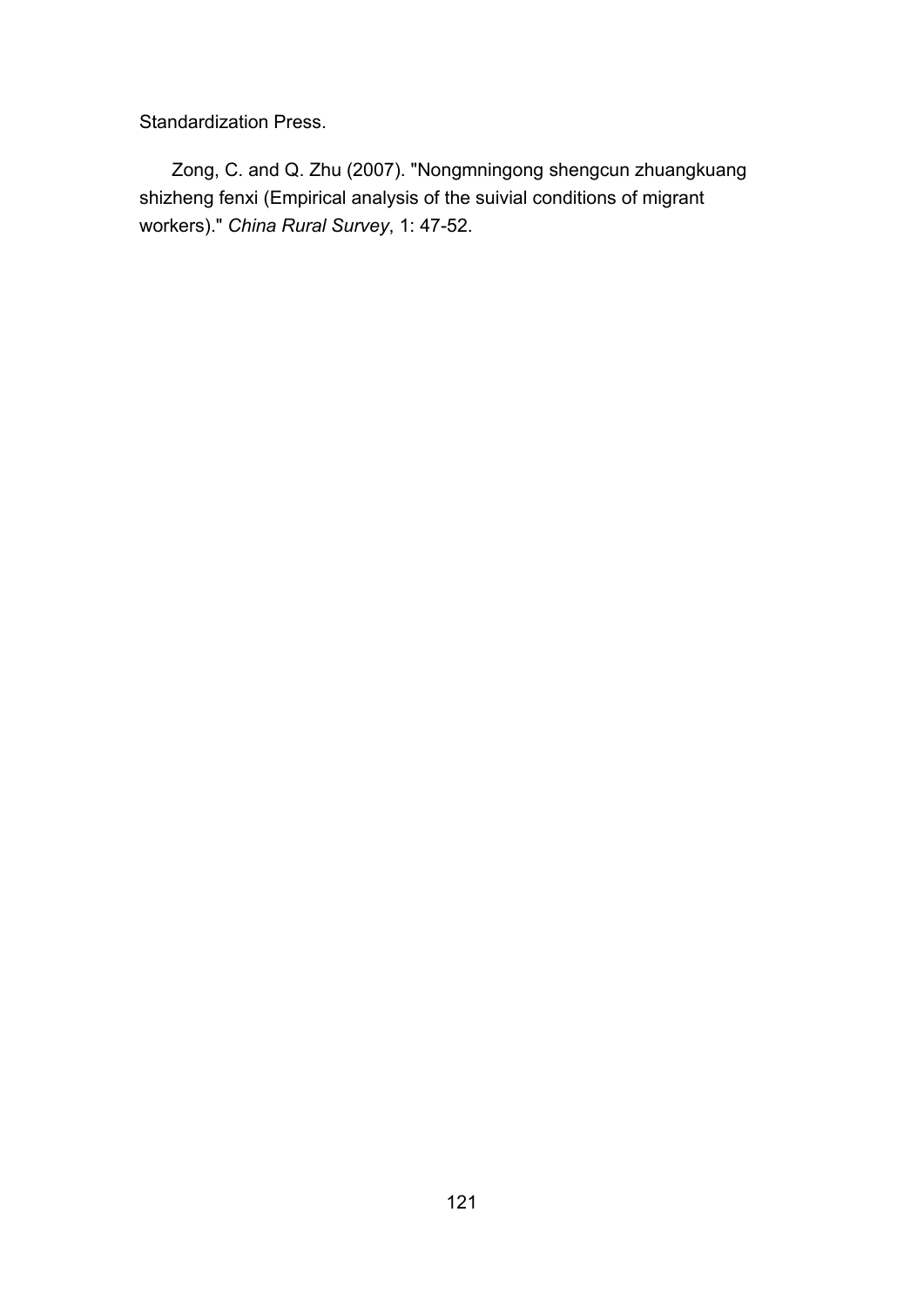Standardization Press.

Zong, C. and Q. Zhu (2007). "Nongmningong shengcun zhuangkuang shizheng fenxi (Empirical analysis of the suivial conditions of migrant workers)." *China Rural Survey*, 1: 47-52.